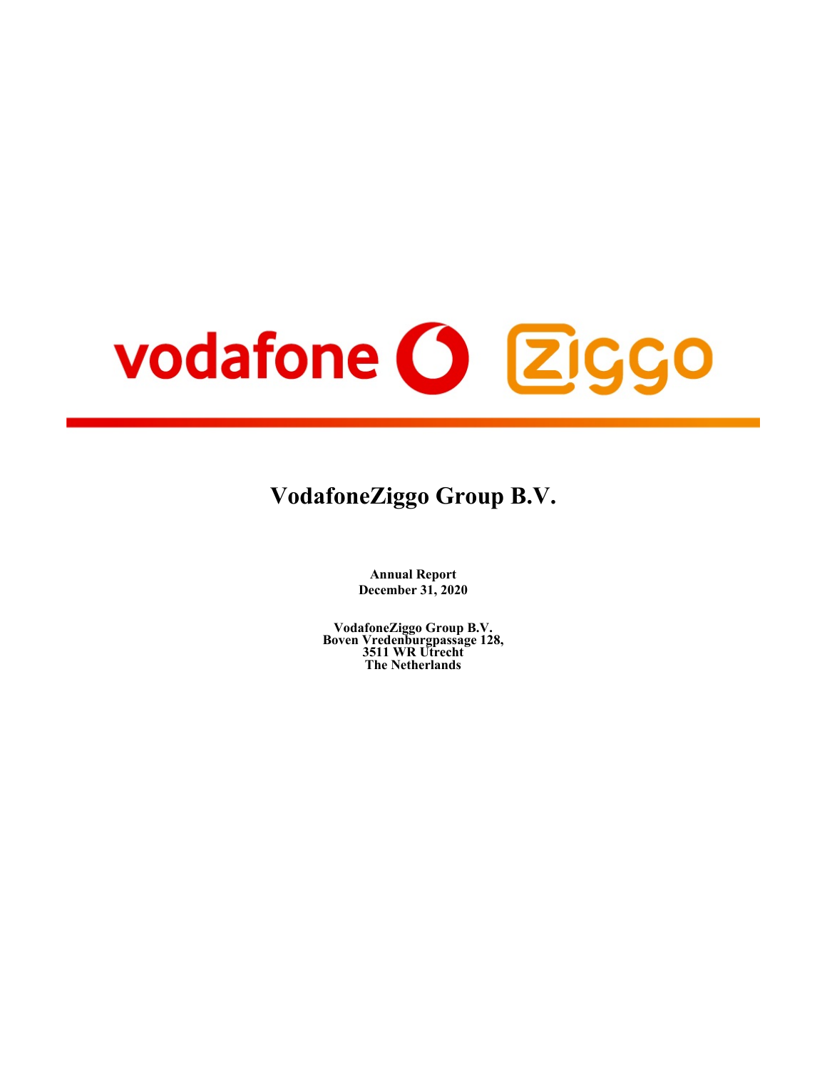# VodafoneZiggo Group B.V.

**Annual Report**
**December 31, 2020**

**VodafoneZiggo Group B.V.**
**Boven Vredenburgpassage 128,**
**3511 WR Utrecht**
**The Netherlands**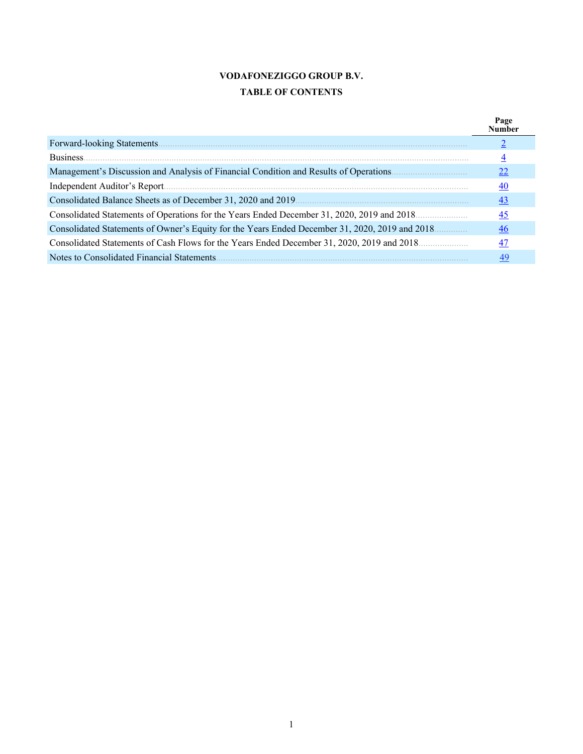**VODAFONEZIGGO GROUP B.V.**

**TABLE OF CONTENTS**

| | Page Number |
|---|---|
| Forward-looking Statements | 2 |
| Business | 4 |
| Management’s Discussion and Analysis of Financial Condition and Results of Operations | 22 |
| Independent Auditor’s Report | 40 |
| Consolidated Balance Sheets as of December 31, 2020 and 2019 | 43 |
| Consolidated Statements of Operations for the Years Ended December 31, 2020, 2019 and 2018 | 45 |
| Consolidated Statements of Owner’s Equity for the Years Ended December 31, 2020, 2019 and 2018 | 46 |
| Consolidated Statements of Cash Flows for the Years Ended December 31, 2020, 2019 and 2018 | 47 |
| Notes to Consolidated Financial Statements | 49 |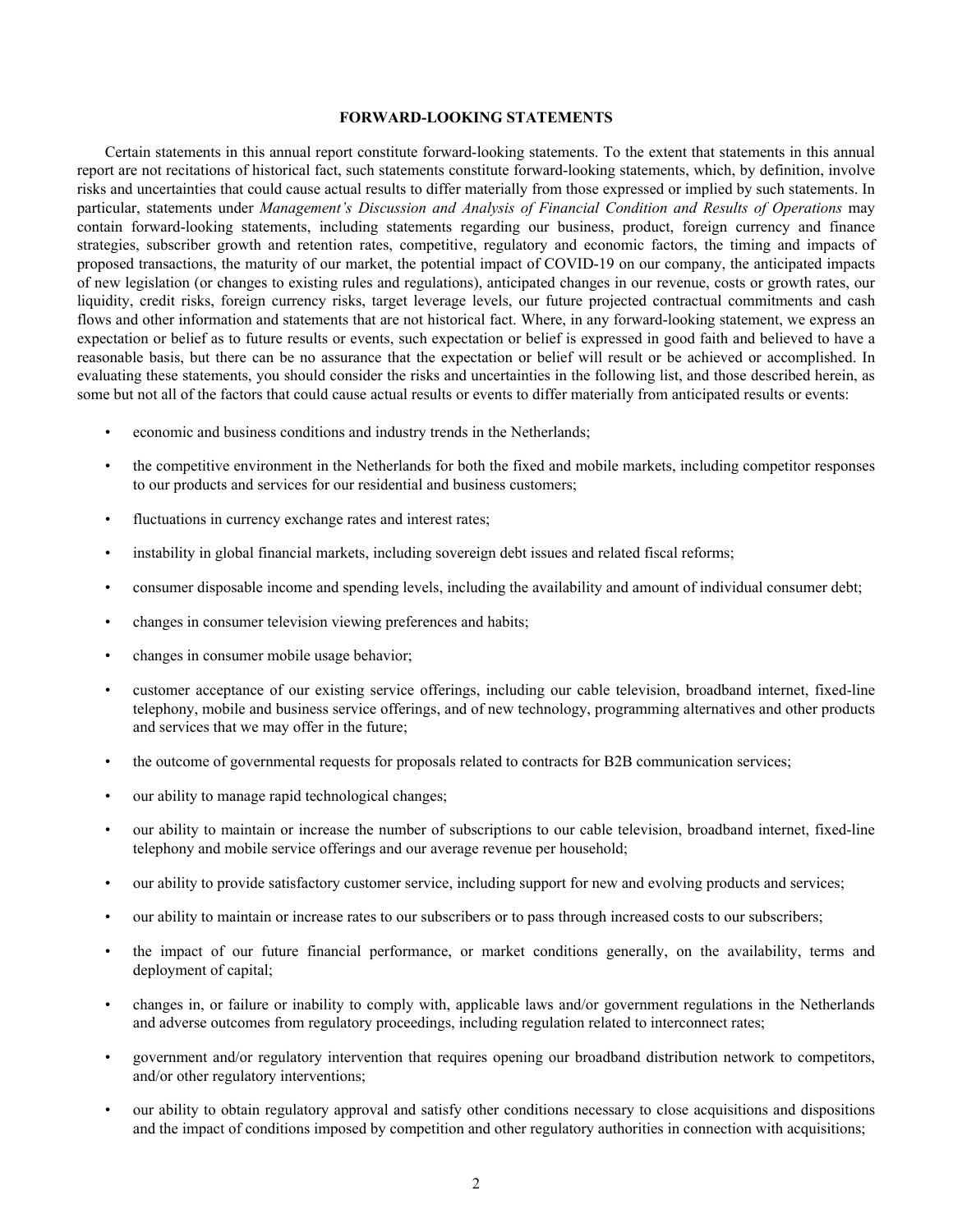## FORWARD-LOOKING STATEMENTS

Certain statements in this annual report constitute forward-looking statements. To the extent that statements in this annual report are not recitations of historical fact, such statements constitute forward-looking statements, which, by definition, involve risks and uncertainties that could cause actual results to differ materially from those expressed or implied by such statements. In particular, statements under *Management's Discussion and Analysis of Financial Condition and Results of Operations* may contain forward-looking statements, including statements regarding our business, product, foreign currency and finance strategies, subscriber growth and retention rates, competitive, regulatory and economic factors, the timing and impacts of proposed transactions, the maturity of our market, the potential impact of COVID-19 on our company, the anticipated impacts of new legislation (or changes to existing rules and regulations), anticipated changes in our revenue, costs or growth rates, our liquidity, credit risks, foreign currency risks, target leverage levels, our future projected contractual commitments and cash flows and other information and statements that are not historical fact. Where, in any forward-looking statement, we express an expectation or belief as to future results or events, such expectation or belief is expressed in good faith and believed to have a reasonable basis, but there can be no assurance that the expectation or belief will result or be achieved or accomplished. In evaluating these statements, you should consider the risks and uncertainties in the following list, and those described herein, as some but not all of the factors that could cause actual results or events to differ materially from anticipated results or events:

- economic and business conditions and industry trends in the Netherlands;
- the competitive environment in the Netherlands for both the fixed and mobile markets, including competitor responses to our products and services for our residential and business customers;
- fluctuations in currency exchange rates and interest rates;
- instability in global financial markets, including sovereign debt issues and related fiscal reforms;
- consumer disposable income and spending levels, including the availability and amount of individual consumer debt;
- changes in consumer television viewing preferences and habits;
- changes in consumer mobile usage behavior;
- customer acceptance of our existing service offerings, including our cable television, broadband internet, fixed-line telephony, mobile and business service offerings, and of new technology, programming alternatives and other products and services that we may offer in the future;
- the outcome of governmental requests for proposals related to contracts for B2B communication services;
- our ability to manage rapid technological changes;
- our ability to maintain or increase the number of subscriptions to our cable television, broadband internet, fixed-line telephony and mobile service offerings and our average revenue per household;
- our ability to provide satisfactory customer service, including support for new and evolving products and services;
- our ability to maintain or increase rates to our subscribers or to pass through increased costs to our subscribers;
- the impact of our future financial performance, or market conditions generally, on the availability, terms and deployment of capital;
- changes in, or failure or inability to comply with, applicable laws and/or government regulations in the Netherlands and adverse outcomes from regulatory proceedings, including regulation related to interconnect rates;
- government and/or regulatory intervention that requires opening our broadband distribution network to competitors, and/or other regulatory interventions;
- our ability to obtain regulatory approval and satisfy other conditions necessary to close acquisitions and dispositions and the impact of conditions imposed by competition and other regulatory authorities in connection with acquisitions;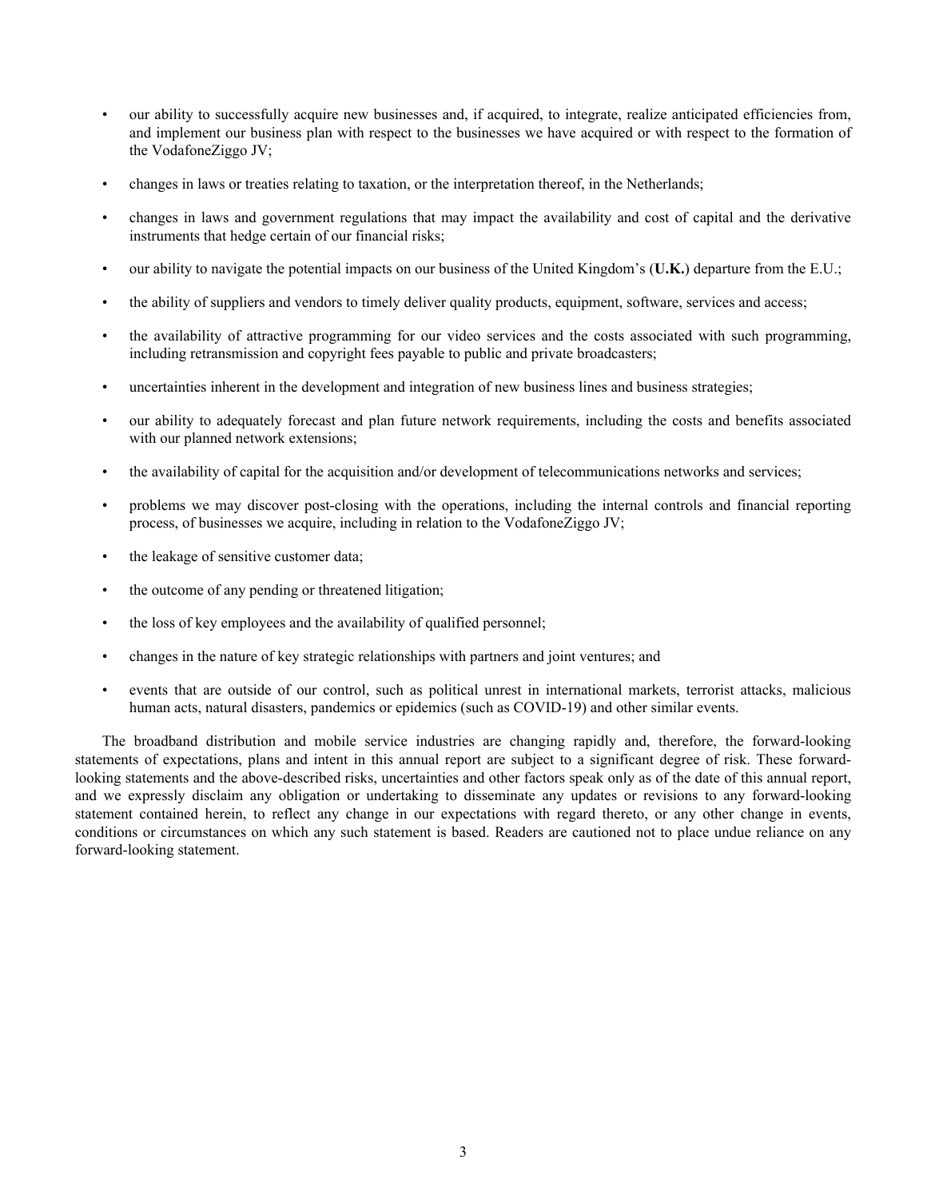- our ability to successfully acquire new businesses and, if acquired, to integrate, realize anticipated efficiencies from, and implement our business plan with respect to the businesses we have acquired or with respect to the formation of the VodafoneZiggo JV;
- changes in laws or treaties relating to taxation, or the interpretation thereof, in the Netherlands;
- changes in laws and government regulations that may impact the availability and cost of capital and the derivative instruments that hedge certain of our financial risks;
- our ability to navigate the potential impacts on our business of the United Kingdom's (**U.K.**) departure from the E.U.;
- the ability of suppliers and vendors to timely deliver quality products, equipment, software, services and access;
- the availability of attractive programming for our video services and the costs associated with such programming, including retransmission and copyright fees payable to public and private broadcasters;
- uncertainties inherent in the development and integration of new business lines and business strategies;
- our ability to adequately forecast and plan future network requirements, including the costs and benefits associated with our planned network extensions;
- the availability of capital for the acquisition and/or development of telecommunications networks and services;
- problems we may discover post-closing with the operations, including the internal controls and financial reporting process, of businesses we acquire, including in relation to the VodafoneZiggo JV;
- the leakage of sensitive customer data;
- the outcome of any pending or threatened litigation;
- the loss of key employees and the availability of qualified personnel;
- changes in the nature of key strategic relationships with partners and joint ventures; and
- events that are outside of our control, such as political unrest in international markets, terrorist attacks, malicious human acts, natural disasters, pandemics or epidemics (such as COVID-19) and other similar events.

The broadband distribution and mobile service industries are changing rapidly and, therefore, the forward-looking statements of expectations, plans and intent in this annual report are subject to a significant degree of risk. These forward-looking statements and the above-described risks, uncertainties and other factors speak only as of the date of this annual report, and we expressly disclaim any obligation or undertaking to disseminate any updates or revisions to any forward-looking statement contained herein, to reflect any change in our expectations with regard thereto, or any other change in events, conditions or circumstances on which any such statement is based. Readers are cautioned not to place undue reliance on any forward-looking statement.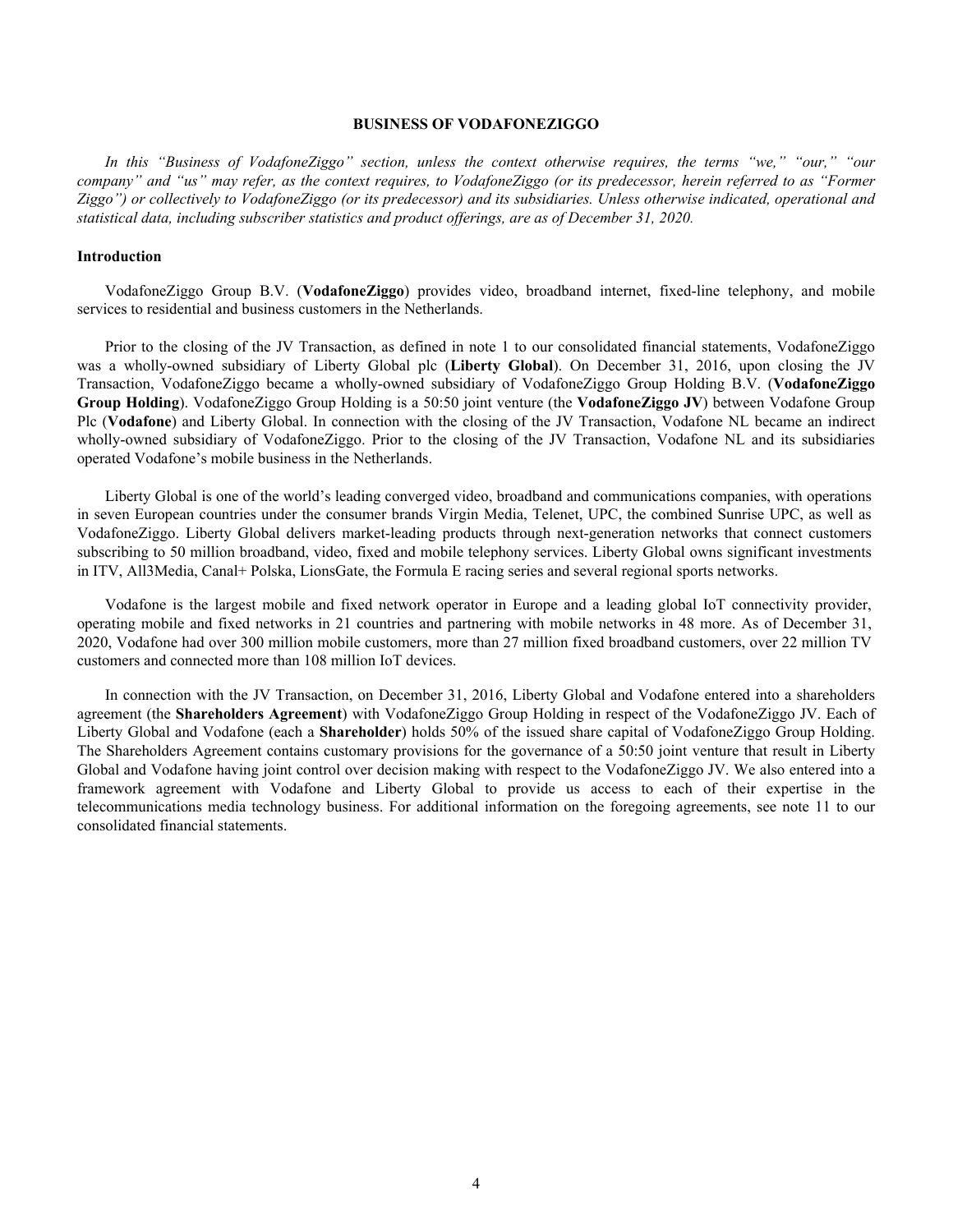# BUSINESS OF VODAFONEZIGGO

*In this "Business of VodafoneZiggo" section, unless the context otherwise requires, the terms "we," "our," "our company" and "us" may refer, as the context requires, to VodafoneZiggo (or its predecessor, herein referred to as "Former Ziggo") or collectively to VodafoneZiggo (or its predecessor) and its subsidiaries. Unless otherwise indicated, operational and statistical data, including subscriber statistics and product offerings, are as of December 31, 2020.*

## Introduction

VodafoneZiggo Group B.V. (**VodafoneZiggo**) provides video, broadband internet, fixed-line telephony, and mobile services to residential and business customers in the Netherlands.

Prior to the closing of the JV Transaction, as defined in note 1 to our consolidated financial statements, VodafoneZiggo was a wholly-owned subsidiary of Liberty Global plc (**Liberty Global**). On December 31, 2016, upon closing the JV Transaction, VodafoneZiggo became a wholly-owned subsidiary of VodafoneZiggo Group Holding B.V. (**VodafoneZiggo Group Holding**). VodafoneZiggo Group Holding is a 50:50 joint venture (the **VodafoneZiggo JV**) between Vodafone Group Plc (**Vodafone**) and Liberty Global. In connection with the closing of the JV Transaction, Vodafone NL became an indirect wholly-owned subsidiary of VodafoneZiggo. Prior to the closing of the JV Transaction, Vodafone NL and its subsidiaries operated Vodafone's mobile business in the Netherlands.

Liberty Global is one of the world's leading converged video, broadband and communications companies, with operations in seven European countries under the consumer brands Virgin Media, Telenet, UPC, the combined Sunrise UPC, as well as VodafoneZiggo. Liberty Global delivers market-leading products through next-generation networks that connect customers subscribing to 50 million broadband, video, fixed and mobile telephony services. Liberty Global owns significant investments in ITV, All3Media, Canal+ Polska, LionsGate, the Formula E racing series and several regional sports networks.

Vodafone is the largest mobile and fixed network operator in Europe and a leading global IoT connectivity provider, operating mobile and fixed networks in 21 countries and partnering with mobile networks in 48 more. As of December 31, 2020, Vodafone had over 300 million mobile customers, more than 27 million fixed broadband customers, over 22 million TV customers and connected more than 108 million IoT devices.

In connection with the JV Transaction, on December 31, 2016, Liberty Global and Vodafone entered into a shareholders agreement (the **Shareholders Agreement**) with VodafoneZiggo Group Holding in respect of the VodafoneZiggo JV. Each of Liberty Global and Vodafone (each a **Shareholder**) holds 50% of the issued share capital of VodafoneZiggo Group Holding. The Shareholders Agreement contains customary provisions for the governance of a 50:50 joint venture that result in Liberty Global and Vodafone having joint control over decision making with respect to the VodafoneZiggo JV. We also entered into a framework agreement with Vodafone and Liberty Global to provide us access to each of their expertise in the telecommunications media technology business. For additional information on the foregoing agreements, see note 11 to our consolidated financial statements.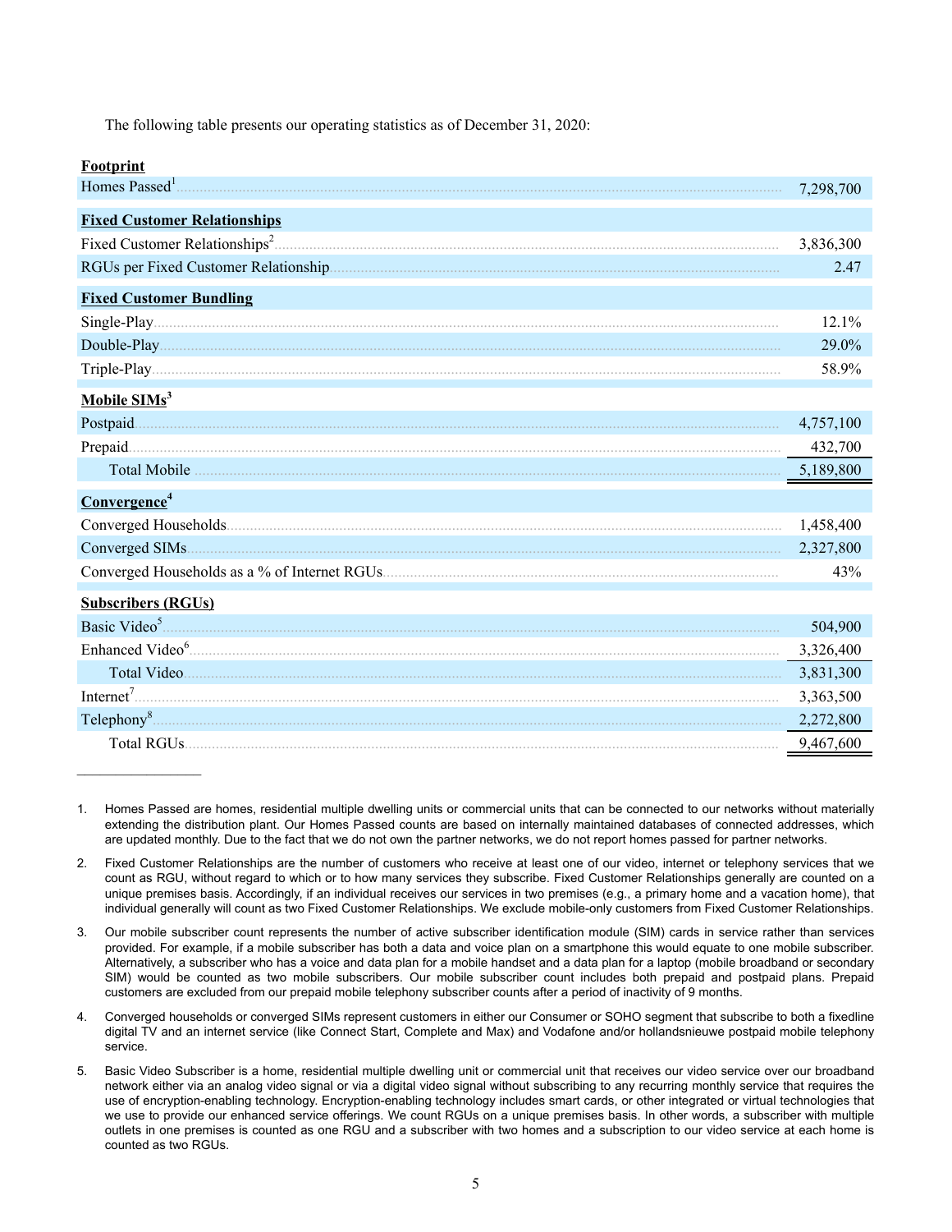The following table presents our operating statistics as of December 31, 2020:

| | |
|---|---|
| **Footprint** | |
| Homes Passed[1] | 7,298,700 |
| **Fixed Customer Relationships** | |
| Fixed Customer Relationships[2] | 3,836,300 |
| RGUs per Fixed Customer Relationship | 2.47 |
| **Fixed Customer Bundling** | |
| Single-Play | 12.1% |
| Double-Play | 29.0% |
| Triple-Play | 58.9% |
| **Mobile SIMs[3]** | |
| Postpaid | 4,757,100 |
| Prepaid | 432,700 |
| Total Mobile | 5,189,800 |
| **Convergence[4]** | |
| Converged Households | 1,458,400 |
| Converged SIMs | 2,327,800 |
| Converged Households as a % of Internet RGUs | 43% |
| **Subscribers (RGUs)** | |
| Basic Video[5] | 504,900 |
| Enhanced Video[6] | 3,326,400 |
| Total Video | 3,831,300 |
| Internet[7] | 3,363,500 |
| Telephony[8] | 2,272,800 |
| Total RGUs | 9,467,600 |

1. Homes Passed are homes, residential multiple dwelling units or commercial units that can be connected to our networks without materially extending the distribution plant. Our Homes Passed counts are based on internally maintained databases of connected addresses, which are updated monthly. Due to the fact that we do not own the partner networks, we do not report homes passed for partner networks.

2. Fixed Customer Relationships are the number of customers who receive at least one of our video, internet or telephony services that we count as RGU, without regard to which or to how many services they subscribe. Fixed Customer Relationships generally are counted on a unique premises basis. Accordingly, if an individual receives our services in two premises (e.g., a primary home and a vacation home), that individual generally will count as two Fixed Customer Relationships. We exclude mobile-only customers from Fixed Customer Relationships.

3. Our mobile subscriber count represents the number of active subscriber identification module (SIM) cards in service rather than services provided. For example, if a mobile subscriber has both a data and voice plan on a smartphone this would equate to one mobile subscriber. Alternatively, a subscriber who has a voice and data plan for a mobile handset and a data plan for a laptop (mobile broadband or secondary SIM) would be counted as two mobile subscribers. Our mobile subscriber count includes both prepaid and postpaid plans. Prepaid customers are excluded from our prepaid mobile telephony subscriber counts after a period of inactivity of 9 months.

4. Converged households or converged SIMs represent customers in either our Consumer or SOHO segment that subscribe to both a fixedline digital TV and an internet service (like Connect Start, Complete and Max) and Vodafone and/or hollandsnieuwe postpaid mobile telephony service.

5. Basic Video Subscriber is a home, residential multiple dwelling unit or commercial unit that receives our video service over our broadband network either via an analog video signal or via a digital video signal without subscribing to any recurring monthly service that requires the use of encryption-enabling technology. Encryption-enabling technology includes smart cards, or other integrated or virtual technologies that we use to provide our enhanced service offerings. We count RGUs on a unique premises basis. In other words, a subscriber with multiple outlets in one premises is counted as one RGU and a subscriber with two homes and a subscription to our video service at each home is counted as two RGUs.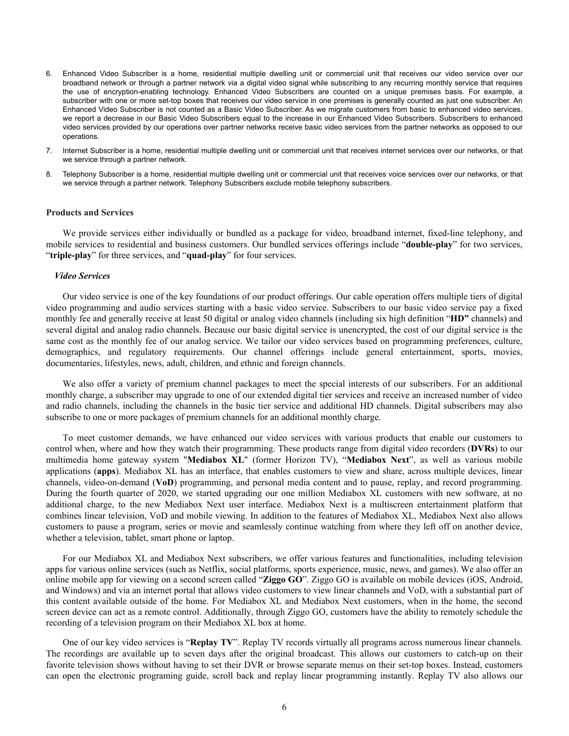6. Enhanced Video Subscriber is a home, residential multiple dwelling unit or commercial unit that receives our video service over our broadband network or through a partner network via a digital video signal while subscribing to any recurring monthly service that requires the use of encryption-enabling technology. Enhanced Video Subscribers are counted on a unique premises basis. For example, a subscriber with one or more set-top boxes that receives our video service in one premises is generally counted as just one subscriber. An Enhanced Video Subscriber is not counted as a Basic Video Subscriber. As we migrate customers from basic to enhanced video services, we report a decrease in our Basic Video Subscribers equal to the increase in our Enhanced Video Subscribers. Subscribers to enhanced video services provided by our operations over partner networks receive basic video services from the partner networks as opposed to our operations.
7. Internet Subscriber is a home, residential multiple dwelling unit or commercial unit that receives internet services over our networks, or that we service through a partner network.
8. Telephony Subscriber is a home, residential multiple dwelling unit or commercial unit that receives voice services over our networks, or that we service through a partner network. Telephony Subscribers exclude mobile telephony subscribers.

**Products and Services**

We provide services either individually or bundled as a package for video, broadband internet, fixed-line telephony, and mobile services to residential and business customers. Our bundled services offerings include "**double-play**" for two services, "**triple-play**" for three services, and "**quad-play**" for four services.

***Video Services***

Our video service is one of the key foundations of our product offerings. Our cable operation offers multiple tiers of digital video programming and audio services starting with a basic video service. Subscribers to our basic video service pay a fixed monthly fee and generally receive at least 50 digital or analog video channels (including six high definition "**HD"** channels) and several digital and analog radio channels. Because our basic digital service is unencrypted, the cost of our digital service is the same cost as the monthly fee of our analog service. We tailor our video services based on programming preferences, culture, demographics, and regulatory requirements. Our channel offerings include general entertainment, sports, movies, documentaries, lifestyles, news, adult, children, and ethnic and foreign channels.

We also offer a variety of premium channel packages to meet the special interests of our subscribers. For an additional monthly charge, a subscriber may upgrade to one of our extended digital tier services and receive an increased number of video and radio channels, including the channels in the basic tier service and additional HD channels. Digital subscribers may also subscribe to one or more packages of premium channels for an additional monthly charge.

To meet customer demands, we have enhanced our video services with various products that enable our customers to control when, where and how they watch their programming. These products range from digital video recorders (**DVRs**) to our multimedia home gateway system "**Mediabox XL**" (former Horizon TV), "**Mediabox Next**", as well as various mobile applications (**apps**). Mediabox XL has an interface, that enables customers to view and share, across multiple devices, linear channels, video-on-demand (**VoD**) programming, and personal media content and to pause, replay, and record programming. During the fourth quarter of 2020, we started upgrading our one million Mediabox XL customers with new software, at no additional charge, to the new Mediabox Next user interface. Mediabox Next is a multiscreen entertainment platform that combines linear television, VoD and mobile viewing. In addition to the features of Mediabox XL, Mediabox Next also allows customers to pause a program, series or movie and seamlessly continue watching from where they left off on another device, whether a television, tablet, smart phone or laptop.

For our Mediabox XL and Mediabox Next subscribers, we offer various features and functionalities, including television apps for various online services (such as Netflix, social platforms, sports experience, music, news, and games). We also offer an online mobile app for viewing on a second screen called "**Ziggo GO**". Ziggo GO is available on mobile devices (iOS, Android, and Windows) and via an internet portal that allows video customers to view linear channels and VoD, with a substantial part of this content available outside of the home. For Mediabox XL and Mediabox Next customers, when in the home, the second screen device can act as a remote control. Additionally, through Ziggo GO, customers have the ability to remotely schedule the recording of a television program on their Mediabox XL box at home.

One of our key video services is "**Replay TV**". Replay TV records virtually all programs across numerous linear channels. The recordings are available up to seven days after the original broadcast. This allows our customers to catch-up on their favorite television shows without having to set their DVR or browse separate menus on their set-top boxes. Instead, customers can open the electronic programing guide, scroll back and replay linear programming instantly. Replay TV also allows our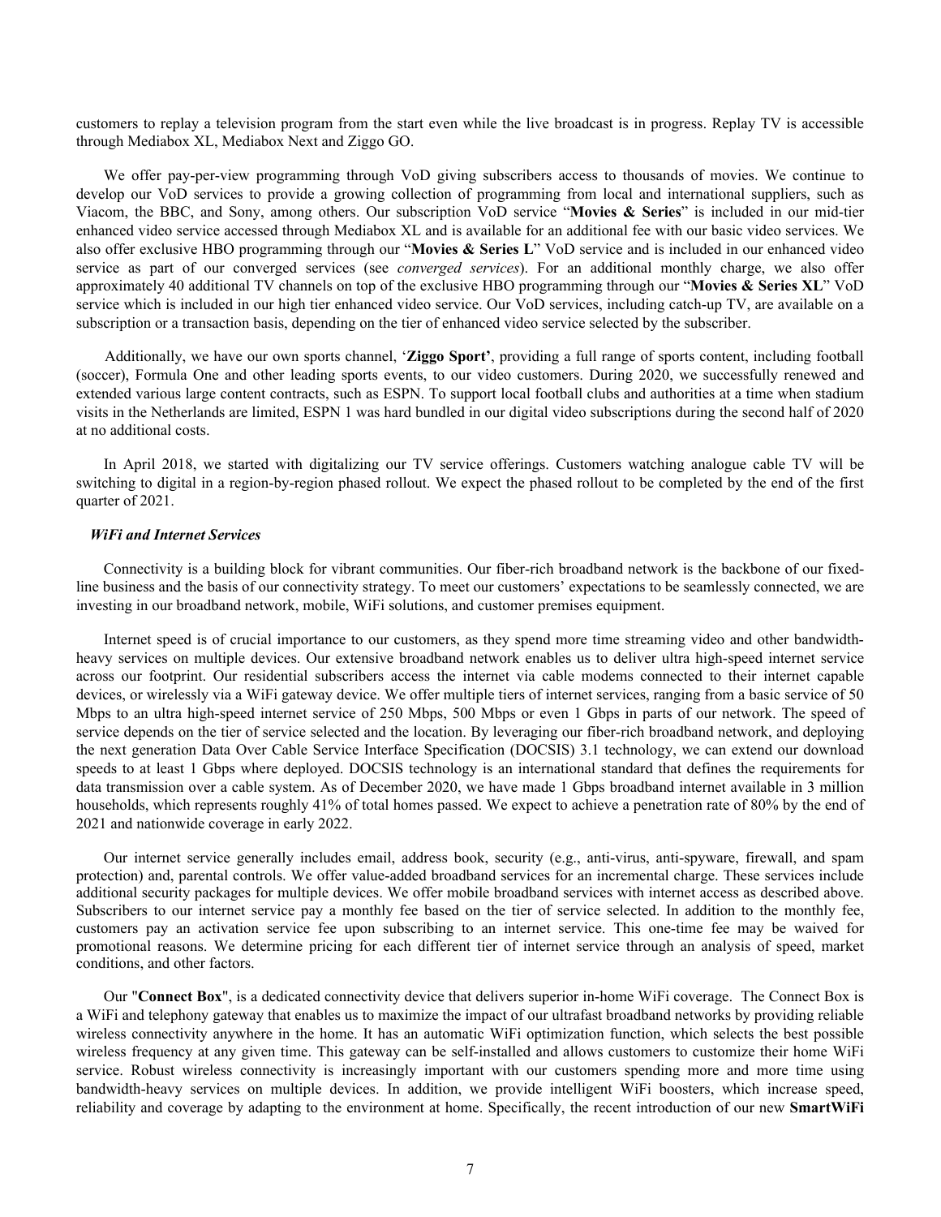customers to replay a television program from the start even while the live broadcast is in progress. Replay TV is accessible through Mediabox XL, Mediabox Next and Ziggo GO.

We offer pay-per-view programming through VoD giving subscribers access to thousands of movies. We continue to develop our VoD services to provide a growing collection of programming from local and international suppliers, such as Viacom, the BBC, and Sony, among others. Our subscription VoD service "**Movies & Series**" is included in our mid-tier enhanced video service accessed through Mediabox XL and is available for an additional fee with our basic video services. We also offer exclusive HBO programming through our "**Movies & Series L**" VoD service and is included in our enhanced video service as part of our converged services (see *converged services*). For an additional monthly charge, we also offer approximately 40 additional TV channels on top of the exclusive HBO programming through our "**Movies & Series XL**" VoD service which is included in our high tier enhanced video service. Our VoD services, including catch-up TV, are available on a subscription or a transaction basis, depending on the tier of enhanced video service selected by the subscriber.

Additionally, we have our own sports channel, '**Ziggo Sport'**, providing a full range of sports content, including football (soccer), Formula One and other leading sports events, to our video customers. During 2020, we successfully renewed and extended various large content contracts, such as ESPN. To support local football clubs and authorities at a time when stadium visits in the Netherlands are limited, ESPN 1 was hard bundled in our digital video subscriptions during the second half of 2020 at no additional costs.

In April 2018, we started with digitalizing our TV service offerings. Customers watching analogue cable TV will be switching to digital in a region-by-region phased rollout. We expect the phased rollout to be completed by the end of the first quarter of 2021.

### *WiFi and Internet Services*

Connectivity is a building block for vibrant communities. Our fiber-rich broadband network is the backbone of our fixed-line business and the basis of our connectivity strategy. To meet our customers' expectations to be seamlessly connected, we are investing in our broadband network, mobile, WiFi solutions, and customer premises equipment.

Internet speed is of crucial importance to our customers, as they spend more time streaming video and other bandwidth-heavy services on multiple devices. Our extensive broadband network enables us to deliver ultra high-speed internet service across our footprint. Our residential subscribers access the internet via cable modems connected to their internet capable devices, or wirelessly via a WiFi gateway device. We offer multiple tiers of internet services, ranging from a basic service of 50 Mbps to an ultra high-speed internet service of 250 Mbps, 500 Mbps or even 1 Gbps in parts of our network. The speed of service depends on the tier of service selected and the location. By leveraging our fiber-rich broadband network, and deploying the next generation Data Over Cable Service Interface Specification (DOCSIS) 3.1 technology, we can extend our download speeds to at least 1 Gbps where deployed. DOCSIS technology is an international standard that defines the requirements for data transmission over a cable system. As of December 2020, we have made 1 Gbps broadband internet available in 3 million households, which represents roughly 41% of total homes passed. We expect to achieve a penetration rate of 80% by the end of 2021 and nationwide coverage in early 2022.

Our internet service generally includes email, address book, security (e.g., anti-virus, anti-spyware, firewall, and spam protection) and, parental controls. We offer value-added broadband services for an incremental charge. These services include additional security packages for multiple devices. We offer mobile broadband services with internet access as described above. Subscribers to our internet service pay a monthly fee based on the tier of service selected. In addition to the monthly fee, customers pay an activation service fee upon subscribing to an internet service. This one-time fee may be waived for promotional reasons. We determine pricing for each different tier of internet service through an analysis of speed, market conditions, and other factors.

Our "**Connect Box**", is a dedicated connectivity device that delivers superior in-home WiFi coverage. The Connect Box is a WiFi and telephony gateway that enables us to maximize the impact of our ultrafast broadband networks by providing reliable wireless connectivity anywhere in the home. It has an automatic WiFi optimization function, which selects the best possible wireless frequency at any given time. This gateway can be self-installed and allows customers to customize their home WiFi service. Robust wireless connectivity is increasingly important with our customers spending more and more time using bandwidth-heavy services on multiple devices. In addition, we provide intelligent WiFi boosters, which increase speed, reliability and coverage by adapting to the environment at home. Specifically, the recent introduction of our new **SmartWiFi**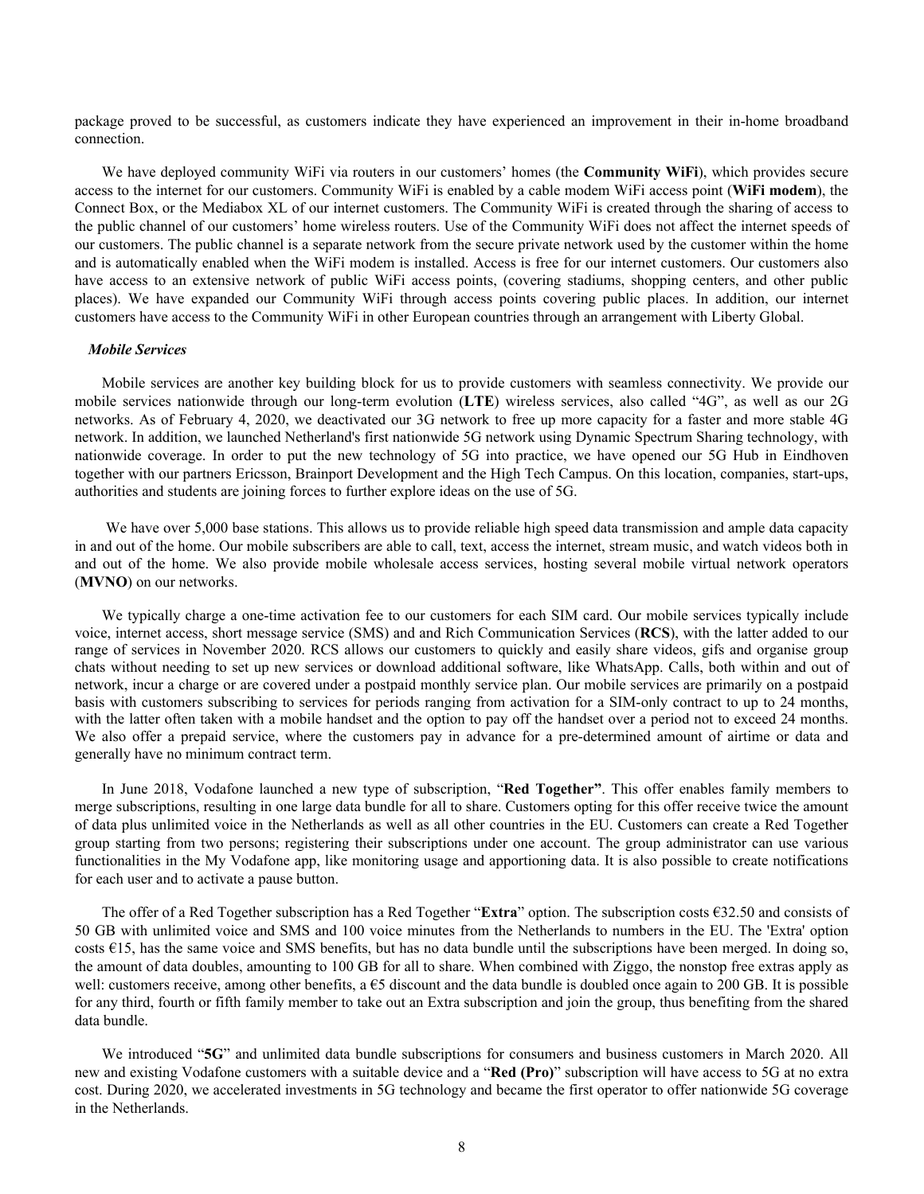package proved to be successful, as customers indicate they have experienced an improvement in their in-home broadband connection.

We have deployed community WiFi via routers in our customers' homes (the **Community WiFi**), which provides secure access to the internet for our customers. Community WiFi is enabled by a cable modem WiFi access point (**WiFi modem**), the Connect Box, or the Mediabox XL of our internet customers. The Community WiFi is created through the sharing of access to the public channel of our customers' home wireless routers. Use of the Community WiFi does not affect the internet speeds of our customers. The public channel is a separate network from the secure private network used by the customer within the home and is automatically enabled when the WiFi modem is installed. Access is free for our internet customers. Our customers also have access to an extensive network of public WiFi access points, (covering stadiums, shopping centers, and other public places). We have expanded our Community WiFi through access points covering public places. In addition, our internet customers have access to the Community WiFi in other European countries through an arrangement with Liberty Global.

***Mobile Services***

Mobile services are another key building block for us to provide customers with seamless connectivity. We provide our mobile services nationwide through our long-term evolution (**LTE**) wireless services, also called "4G", as well as our 2G networks. As of February 4, 2020, we deactivated our 3G network to free up more capacity for a faster and more stable 4G network. In addition, we launched Netherland's first nationwide 5G network using Dynamic Spectrum Sharing technology, with nationwide coverage. In order to put the new technology of 5G into practice, we have opened our 5G Hub in Eindhoven together with our partners Ericsson, Brainport Development and the High Tech Campus. On this location, companies, start-ups, authorities and students are joining forces to further explore ideas on the use of 5G.

We have over 5,000 base stations. This allows us to provide reliable high speed data transmission and ample data capacity in and out of the home. Our mobile subscribers are able to call, text, access the internet, stream music, and watch videos both in and out of the home. We also provide mobile wholesale access services, hosting several mobile virtual network operators (**MVNO**) on our networks.

We typically charge a one-time activation fee to our customers for each SIM card. Our mobile services typically include voice, internet access, short message service (SMS) and and Rich Communication Services (**RCS**), with the latter added to our range of services in November 2020. RCS allows our customers to quickly and easily share videos, gifs and organise group chats without needing to set up new services or download additional software, like WhatsApp. Calls, both within and out of network, incur a charge or are covered under a postpaid monthly service plan. Our mobile services are primarily on a postpaid basis with customers subscribing to services for periods ranging from activation for a SIM-only contract to up to 24 months, with the latter often taken with a mobile handset and the option to pay off the handset over a period not to exceed 24 months. We also offer a prepaid service, where the customers pay in advance for a pre-determined amount of airtime or data and generally have no minimum contract term.

In June 2018, Vodafone launched a new type of subscription, "**Red Together"**. This offer enables family members to merge subscriptions, resulting in one large data bundle for all to share. Customers opting for this offer receive twice the amount of data plus unlimited voice in the Netherlands as well as all other countries in the EU. Customers can create a Red Together group starting from two persons; registering their subscriptions under one account. The group administrator can use various functionalities in the My Vodafone app, like monitoring usage and apportioning data. It is also possible to create notifications for each user and to activate a pause button.

The offer of a Red Together subscription has a Red Together "**Extra**" option. The subscription costs €32.50 and consists of 50 GB with unlimited voice and SMS and 100 voice minutes from the Netherlands to numbers in the EU. The 'Extra' option costs €15, has the same voice and SMS benefits, but has no data bundle until the subscriptions have been merged. In doing so, the amount of data doubles, amounting to 100 GB for all to share. When combined with Ziggo, the nonstop free extras apply as well: customers receive, among other benefits, a €5 discount and the data bundle is doubled once again to 200 GB. It is possible for any third, fourth or fifth family member to take out an Extra subscription and join the group, thus benefiting from the shared data bundle.

We introduced "**5G**" and unlimited data bundle subscriptions for consumers and business customers in March 2020. All new and existing Vodafone customers with a suitable device and a "**Red (Pro)**" subscription will have access to 5G at no extra cost. During 2020, we accelerated investments in 5G technology and became the first operator to offer nationwide 5G coverage in the Netherlands.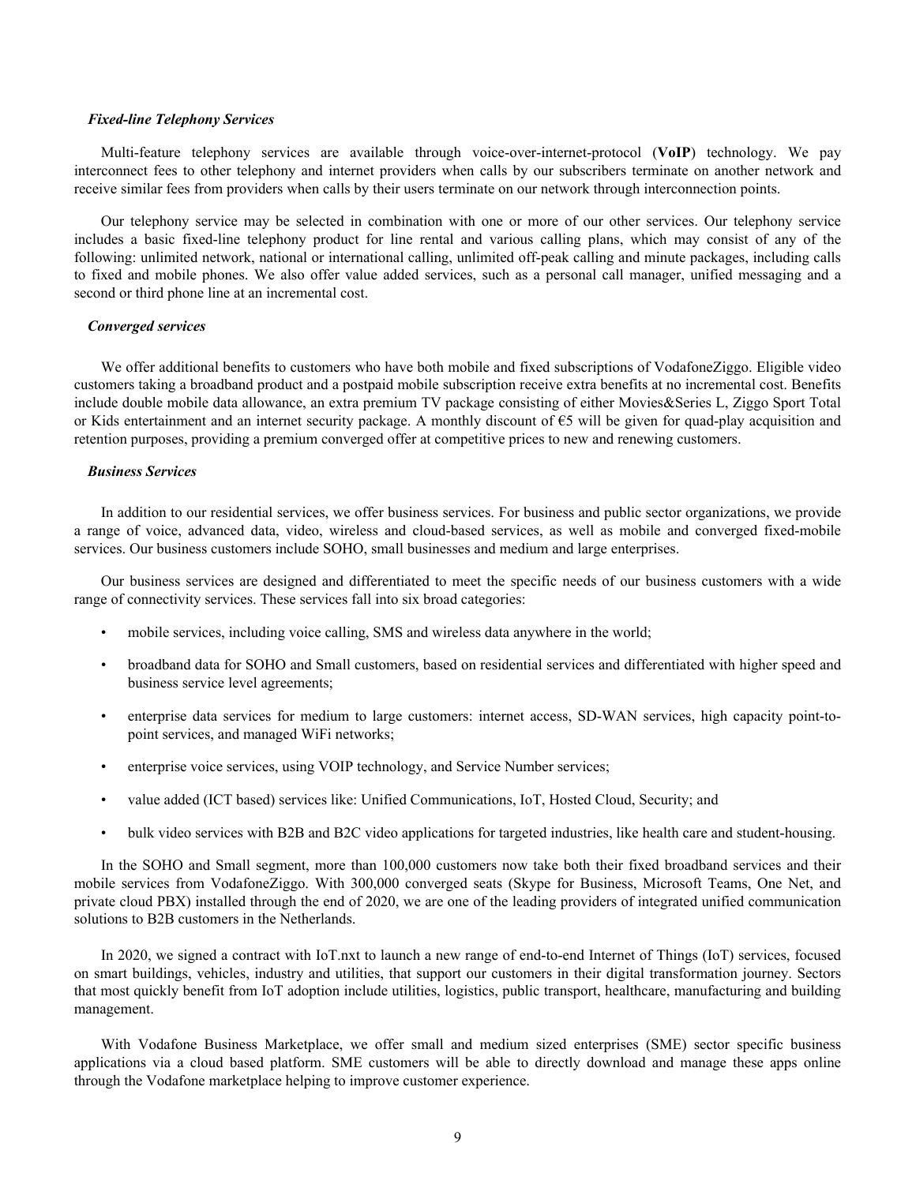***Fixed-line Telephony Services***

Multi-feature telephony services are available through voice-over-internet-protocol (**VoIP**) technology. We pay interconnect fees to other telephony and internet providers when calls by our subscribers terminate on another network and receive similar fees from providers when calls by their users terminate on our network through interconnection points.

Our telephony service may be selected in combination with one or more of our other services. Our telephony service includes a basic fixed-line telephony product for line rental and various calling plans, which may consist of any of the following: unlimited network, national or international calling, unlimited off-peak calling and minute packages, including calls to fixed and mobile phones. We also offer value added services, such as a personal call manager, unified messaging and a second or third phone line at an incremental cost.

***Converged services***

We offer additional benefits to customers who have both mobile and fixed subscriptions of VodafoneZiggo. Eligible video customers taking a broadband product and a postpaid mobile subscription receive extra benefits at no incremental cost. Benefits include double mobile data allowance, an extra premium TV package consisting of either Movies&Series L, Ziggo Sport Total or Kids entertainment and an internet security package. A monthly discount of €5 will be given for quad-play acquisition and retention purposes, providing a premium converged offer at competitive prices to new and renewing customers.

***Business Services***

In addition to our residential services, we offer business services. For business and public sector organizations, we provide a range of voice, advanced data, video, wireless and cloud-based services, as well as mobile and converged fixed-mobile services. Our business customers include SOHO, small businesses and medium and large enterprises.

Our business services are designed and differentiated to meet the specific needs of our business customers with a wide range of connectivity services. These services fall into six broad categories:

- mobile services, including voice calling, SMS and wireless data anywhere in the world;
- broadband data for SOHO and Small customers, based on residential services and differentiated with higher speed and business service level agreements;
- enterprise data services for medium to large customers: internet access, SD-WAN services, high capacity point-to-point services, and managed WiFi networks;
- enterprise voice services, using VOIP technology, and Service Number services;
- value added (ICT based) services like: Unified Communications, IoT, Hosted Cloud, Security; and
- bulk video services with B2B and B2C video applications for targeted industries, like health care and student-housing.

In the SOHO and Small segment, more than 100,000 customers now take both their fixed broadband services and their mobile services from VodafoneZiggo. With 300,000 converged seats (Skype for Business, Microsoft Teams, One Net, and private cloud PBX) installed through the end of 2020, we are one of the leading providers of integrated unified communication solutions to B2B customers in the Netherlands.

In 2020, we signed a contract with IoT.nxt to launch a new range of end-to-end Internet of Things (IoT) services, focused on smart buildings, vehicles, industry and utilities, that support our customers in their digital transformation journey. Sectors that most quickly benefit from IoT adoption include utilities, logistics, public transport, healthcare, manufacturing and building management.

With Vodafone Business Marketplace, we offer small and medium sized enterprises (SME) sector specific business applications via a cloud based platform. SME customers will be able to directly download and manage these apps online through the Vodafone marketplace helping to improve customer experience.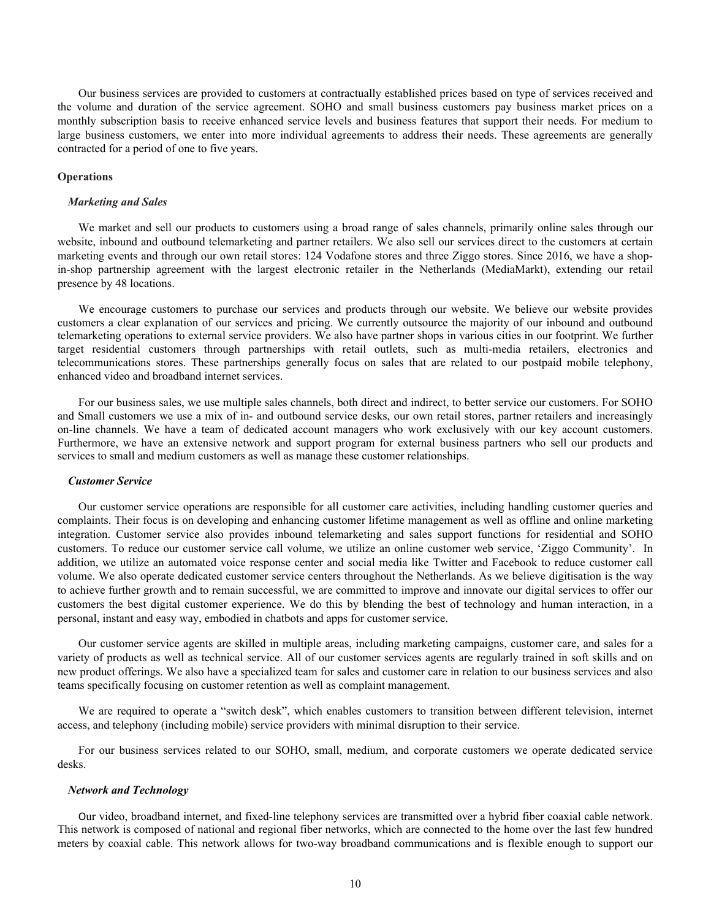Our business services are provided to customers at contractually established prices based on type of services received and the volume and duration of the service agreement. SOHO and small business customers pay business market prices on a monthly subscription basis to receive enhanced service levels and business features that support their needs. For medium to large business customers, we enter into more individual agreements to address their needs. These agreements are generally contracted for a period of one to five years.

**Operations**

***Marketing and Sales***

We market and sell our products to customers using a broad range of sales channels, primarily online sales through our website, inbound and outbound telemarketing and partner retailers. We also sell our services direct to the customers at certain marketing events and through our own retail stores: 124 Vodafone stores and three Ziggo stores. Since 2016, we have a shop-in-shop partnership agreement with the largest electronic retailer in the Netherlands (MediaMarkt), extending our retail presence by 48 locations.

We encourage customers to purchase our services and products through our website. We believe our website provides customers a clear explanation of our services and pricing. We currently outsource the majority of our inbound and outbound telemarketing operations to external service providers. We also have partner shops in various cities in our footprint. We further target residential customers through partnerships with retail outlets, such as multi-media retailers, electronics and telecommunications stores. These partnerships generally focus on sales that are related to our postpaid mobile telephony, enhanced video and broadband internet services.

For our business sales, we use multiple sales channels, both direct and indirect, to better service our customers. For SOHO and Small customers we use a mix of in- and outbound service desks, our own retail stores, partner retailers and increasingly on-line channels. We have a team of dedicated account managers who work exclusively with our key account customers. Furthermore, we have an extensive network and support program for external business partners who sell our products and services to small and medium customers as well as manage these customer relationships.

***Customer Service***

Our customer service operations are responsible for all customer care activities, including handling customer queries and complaints. Their focus is on developing and enhancing customer lifetime management as well as offline and online marketing integration. Customer service also provides inbound telemarketing and sales support functions for residential and SOHO customers. To reduce our customer service call volume, we utilize an online customer web service, 'Ziggo Community'. In addition, we utilize an automated voice response center and social media like Twitter and Facebook to reduce customer call volume. We also operate dedicated customer service centers throughout the Netherlands. As we believe digitisation is the way to achieve further growth and to remain successful, we are committed to improve and innovate our digital services to offer our customers the best digital customer experience. We do this by blending the best of technology and human interaction, in a personal, instant and easy way, embodied in chatbots and apps for customer service.

Our customer service agents are skilled in multiple areas, including marketing campaigns, customer care, and sales for a variety of products as well as technical service. All of our customer services agents are regularly trained in soft skills and on new product offerings. We also have a specialized team for sales and customer care in relation to our business services and also teams specifically focusing on customer retention as well as complaint management.

We are required to operate a "switch desk", which enables customers to transition between different television, internet access, and telephony (including mobile) service providers with minimal disruption to their service.

For our business services related to our SOHO, small, medium, and corporate customers we operate dedicated service desks.

***Network and Technology***

Our video, broadband internet, and fixed-line telephony services are transmitted over a hybrid fiber coaxial cable network. This network is composed of national and regional fiber networks, which are connected to the home over the last few hundred meters by coaxial cable. This network allows for two-way broadband communications and is flexible enough to support our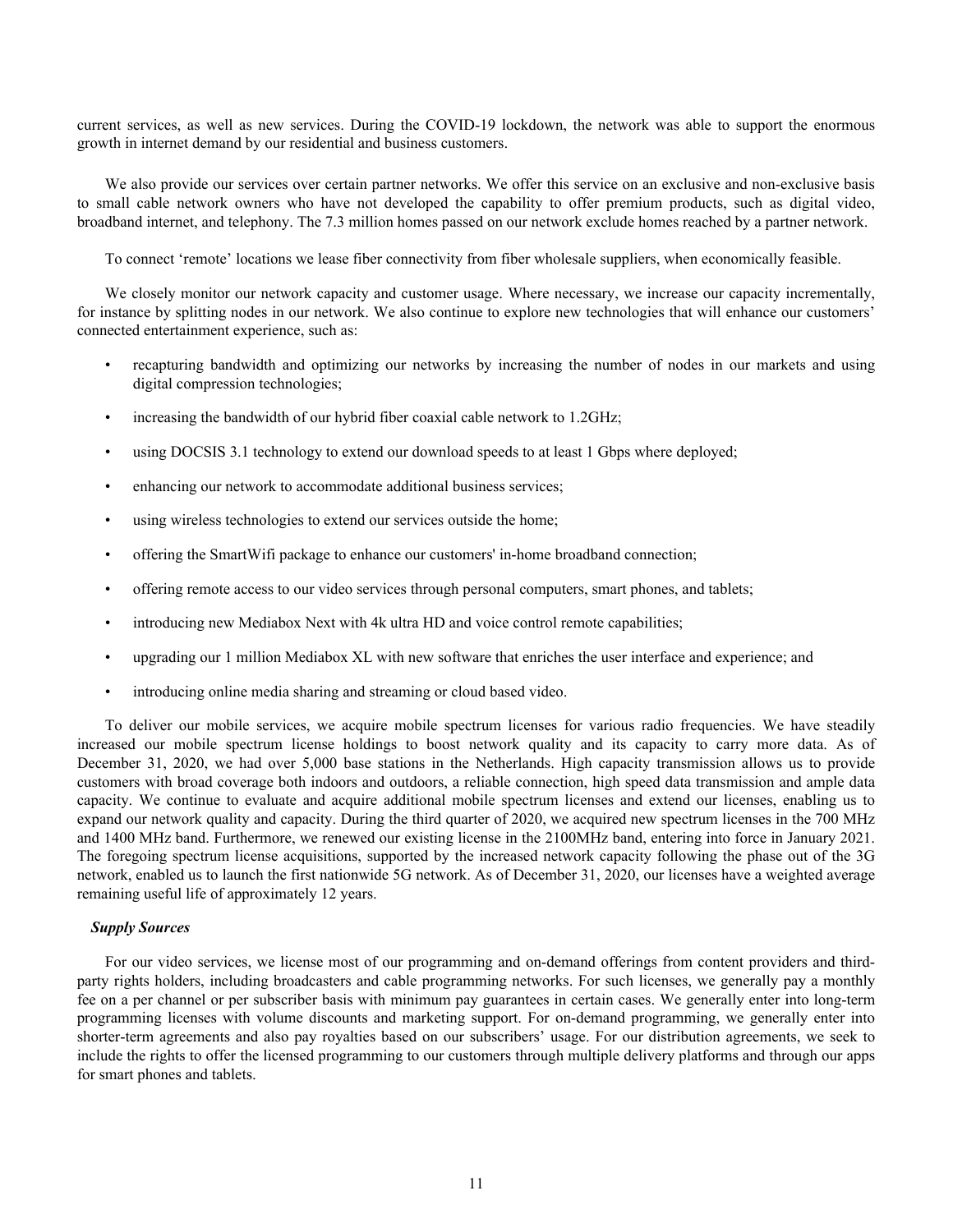current services, as well as new services. During the COVID-19 lockdown, the network was able to support the enormous growth in internet demand by our residential and business customers.

We also provide our services over certain partner networks. We offer this service on an exclusive and non-exclusive basis to small cable network owners who have not developed the capability to offer premium products, such as digital video, broadband internet, and telephony. The 7.3 million homes passed on our network exclude homes reached by a partner network.

To connect 'remote' locations we lease fiber connectivity from fiber wholesale suppliers, when economically feasible.

We closely monitor our network capacity and customer usage. Where necessary, we increase our capacity incrementally, for instance by splitting nodes in our network. We also continue to explore new technologies that will enhance our customers' connected entertainment experience, such as:

- recapturing bandwidth and optimizing our networks by increasing the number of nodes in our markets and using digital compression technologies;
- increasing the bandwidth of our hybrid fiber coaxial cable network to 1.2GHz;
- using DOCSIS 3.1 technology to extend our download speeds to at least 1 Gbps where deployed;
- enhancing our network to accommodate additional business services;
- using wireless technologies to extend our services outside the home;
- offering the SmartWifi package to enhance our customers' in-home broadband connection;
- offering remote access to our video services through personal computers, smart phones, and tablets;
- introducing new Mediabox Next with 4k ultra HD and voice control remote capabilities;
- upgrading our 1 million Mediabox XL with new software that enriches the user interface and experience; and
- introducing online media sharing and streaming or cloud based video.

To deliver our mobile services, we acquire mobile spectrum licenses for various radio frequencies. We have steadily increased our mobile spectrum license holdings to boost network quality and its capacity to carry more data. As of December 31, 2020, we had over 5,000 base stations in the Netherlands. High capacity transmission allows us to provide customers with broad coverage both indoors and outdoors, a reliable connection, high speed data transmission and ample data capacity. We continue to evaluate and acquire additional mobile spectrum licenses and extend our licenses, enabling us to expand our network quality and capacity. During the third quarter of 2020, we acquired new spectrum licenses in the 700 MHz and 1400 MHz band. Furthermore, we renewed our existing license in the 2100MHz band, entering into force in January 2021. The foregoing spectrum license acquisitions, supported by the increased network capacity following the phase out of the 3G network, enabled us to launch the first nationwide 5G network. As of December 31, 2020, our licenses have a weighted average remaining useful life of approximately 12 years.

### *Supply Sources*

For our video services, we license most of our programming and on-demand offerings from content providers and third-party rights holders, including broadcasters and cable programming networks. For such licenses, we generally pay a monthly fee on a per channel or per subscriber basis with minimum pay guarantees in certain cases. We generally enter into long-term programming licenses with volume discounts and marketing support. For on-demand programming, we generally enter into shorter-term agreements and also pay royalties based on our subscribers' usage. For our distribution agreements, we seek to include the rights to offer the licensed programming to our customers through multiple delivery platforms and through our apps for smart phones and tablets.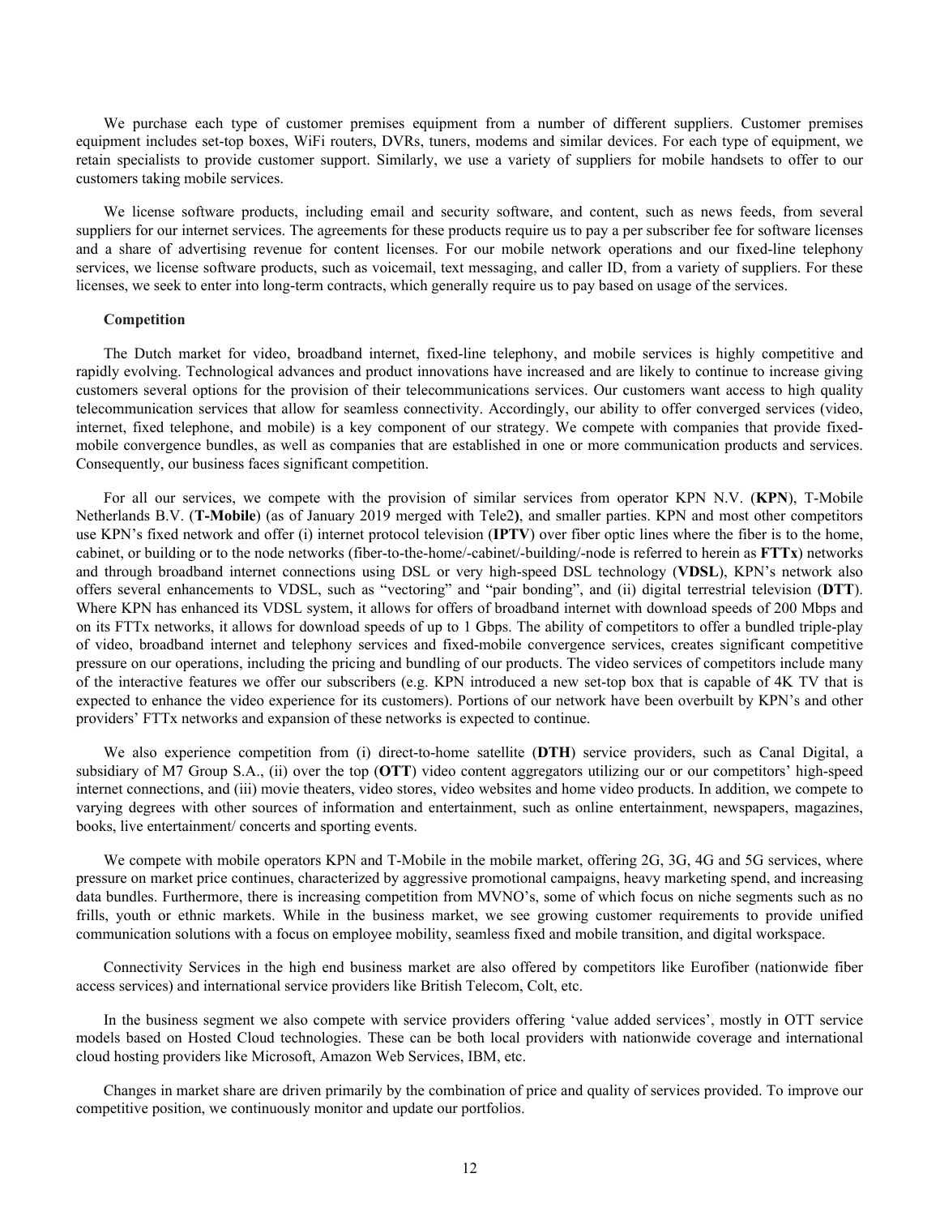We purchase each type of customer premises equipment from a number of different suppliers. Customer premises equipment includes set-top boxes, WiFi routers, DVRs, tuners, modems and similar devices. For each type of equipment, we retain specialists to provide customer support. Similarly, we use a variety of suppliers for mobile handsets to offer to our customers taking mobile services.

We license software products, including email and security software, and content, such as news feeds, from several suppliers for our internet services. The agreements for these products require us to pay a per subscriber fee for software licenses and a share of advertising revenue for content licenses. For our mobile network operations and our fixed-line telephony services, we license software products, such as voicemail, text messaging, and caller ID, from a variety of suppliers. For these licenses, we seek to enter into long-term contracts, which generally require us to pay based on usage of the services.

**Competition**

The Dutch market for video, broadband internet, fixed-line telephony, and mobile services is highly competitive and rapidly evolving. Technological advances and product innovations have increased and are likely to continue to increase giving customers several options for the provision of their telecommunications services. Our customers want access to high quality telecommunication services that allow for seamless connectivity. Accordingly, our ability to offer converged services (video, internet, fixed telephone, and mobile) is a key component of our strategy. We compete with companies that provide fixed-mobile convergence bundles, as well as companies that are established in one or more communication products and services. Consequently, our business faces significant competition.

For all our services, we compete with the provision of similar services from operator KPN N.V. (**KPN**), T-Mobile Netherlands B.V. (**T-Mobile**) (as of January 2019 merged with Tele2**)**, and smaller parties. KPN and most other competitors use KPN's fixed network and offer (i) internet protocol television (**IPTV**) over fiber optic lines where the fiber is to the home, cabinet, or building or to the node networks (fiber-to-the-home/-cabinet/-building/-node is referred to herein as **FTTx**) networks and through broadband internet connections using DSL or very high-speed DSL technology (**VDSL**), KPN's network also offers several enhancements to VDSL, such as "vectoring" and "pair bonding", and (ii) digital terrestrial television (**DTT**). Where KPN has enhanced its VDSL system, it allows for offers of broadband internet with download speeds of 200 Mbps and on its FTTx networks, it allows for download speeds of up to 1 Gbps. The ability of competitors to offer a bundled triple-play of video, broadband internet and telephony services and fixed-mobile convergence services, creates significant competitive pressure on our operations, including the pricing and bundling of our products. The video services of competitors include many of the interactive features we offer our subscribers (e.g. KPN introduced a new set-top box that is capable of 4K TV that is expected to enhance the video experience for its customers). Portions of our network have been overbuilt by KPN's and other providers' FTTx networks and expansion of these networks is expected to continue.

We also experience competition from (i) direct-to-home satellite (**DTH**) service providers, such as Canal Digital, a subsidiary of M7 Group S.A., (ii) over the top (**OTT**) video content aggregators utilizing our or our competitors' high-speed internet connections, and (iii) movie theaters, video stores, video websites and home video products. In addition, we compete to varying degrees with other sources of information and entertainment, such as online entertainment, newspapers, magazines, books, live entertainment/ concerts and sporting events.

We compete with mobile operators KPN and T-Mobile in the mobile market, offering 2G, 3G, 4G and 5G services, where pressure on market price continues, characterized by aggressive promotional campaigns, heavy marketing spend, and increasing data bundles. Furthermore, there is increasing competition from MVNO's, some of which focus on niche segments such as no frills, youth or ethnic markets. While in the business market, we see growing customer requirements to provide unified communication solutions with a focus on employee mobility, seamless fixed and mobile transition, and digital workspace.

Connectivity Services in the high end business market are also offered by competitors like Eurofiber (nationwide fiber access services) and international service providers like British Telecom, Colt, etc.

In the business segment we also compete with service providers offering 'value added services', mostly in OTT service models based on Hosted Cloud technologies. These can be both local providers with nationwide coverage and international cloud hosting providers like Microsoft, Amazon Web Services, IBM, etc.

Changes in market share are driven primarily by the combination of price and quality of services provided. To improve our competitive position, we continuously monitor and update our portfolios.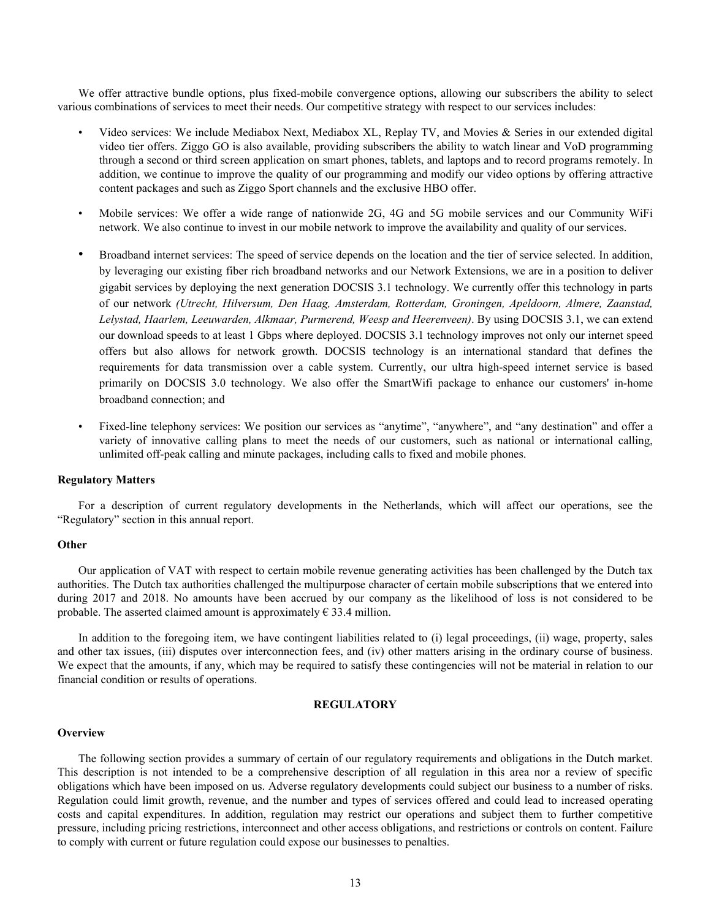We offer attractive bundle options, plus fixed-mobile convergence options, allowing our subscribers the ability to select various combinations of services to meet their needs. Our competitive strategy with respect to our services includes:

- Video services: We include Mediabox Next, Mediabox XL, Replay TV, and Movies & Series in our extended digital video tier offers. Ziggo GO is also available, providing subscribers the ability to watch linear and VoD programming through a second or third screen application on smart phones, tablets, and laptops and to record programs remotely. In addition, we continue to improve the quality of our programming and modify our video options by offering attractive content packages and such as Ziggo Sport channels and the exclusive HBO offer.
- Mobile services: We offer a wide range of nationwide 2G, 4G and 5G mobile services and our Community WiFi network. We also continue to invest in our mobile network to improve the availability and quality of our services.
- Broadband internet services: The speed of service depends on the location and the tier of service selected. In addition, by leveraging our existing fiber rich broadband networks and our Network Extensions, we are in a position to deliver gigabit services by deploying the next generation DOCSIS 3.1 technology. We currently offer this technology in parts of our network *(Utrecht, Hilversum, Den Haag, Amsterdam, Rotterdam, Groningen, Apeldoorn, Almere, Zaanstad, Lelystad, Haarlem, Leeuwarden, Alkmaar, Purmerend, Weesp and Heerenveen)*. By using DOCSIS 3.1, we can extend our download speeds to at least 1 Gbps where deployed. DOCSIS 3.1 technology improves not only our internet speed offers but also allows for network growth. DOCSIS technology is an international standard that defines the requirements for data transmission over a cable system. Currently, our ultra high-speed internet service is based primarily on DOCSIS 3.0 technology. We also offer the SmartWifi package to enhance our customers' in-home broadband connection; and
- Fixed-line telephony services: We position our services as "anytime", "anywhere", and "any destination" and offer a variety of innovative calling plans to meet the needs of our customers, such as national or international calling, unlimited off-peak calling and minute packages, including calls to fixed and mobile phones.

**Regulatory Matters**

For a description of current regulatory developments in the Netherlands, which will affect our operations, see the "Regulatory" section in this annual report.

**Other**

Our application of VAT with respect to certain mobile revenue generating activities has been challenged by the Dutch tax authorities. The Dutch tax authorities challenged the multipurpose character of certain mobile subscriptions that we entered into during 2017 and 2018. No amounts have been accrued by our company as the likelihood of loss is not considered to be probable. The asserted claimed amount is approximately € 33.4 million.

In addition to the foregoing item, we have contingent liabilities related to (i) legal proceedings, (ii) wage, property, sales and other tax issues, (iii) disputes over interconnection fees, and (iv) other matters arising in the ordinary course of business. We expect that the amounts, if any, which may be required to satisfy these contingencies will not be material in relation to our financial condition or results of operations.

## REGULATORY

**Overview**

The following section provides a summary of certain of our regulatory requirements and obligations in the Dutch market. This description is not intended to be a comprehensive description of all regulation in this area nor a review of specific obligations which have been imposed on us. Adverse regulatory developments could subject our business to a number of risks. Regulation could limit growth, revenue, and the number and types of services offered and could lead to increased operating costs and capital expenditures. In addition, regulation may restrict our operations and subject them to further competitive pressure, including pricing restrictions, interconnect and other access obligations, and restrictions or controls on content. Failure to comply with current or future regulation could expose our businesses to penalties.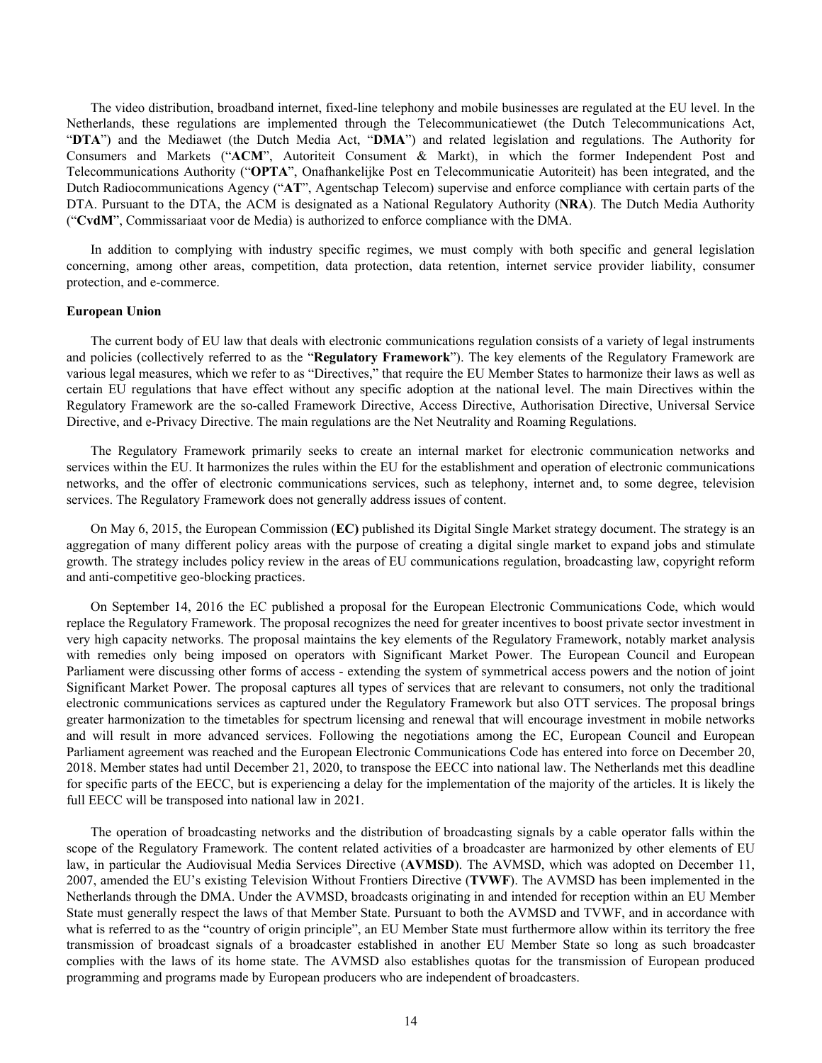The video distribution, broadband internet, fixed-line telephony and mobile businesses are regulated at the EU level. In the Netherlands, these regulations are implemented through the Telecommunicatiewet (the Dutch Telecommunications Act, "**DTA**") and the Mediawet (the Dutch Media Act, "**DMA**") and related legislation and regulations. The Authority for Consumers and Markets ("**ACM**", Autoriteit Consument & Markt), in which the former Independent Post and Telecommunications Authority ("**OPTA**", Onafhankelijke Post en Telecommunicatie Autoriteit) has been integrated, and the Dutch Radiocommunications Agency ("**AT**", Agentschap Telecom) supervise and enforce compliance with certain parts of the DTA. Pursuant to the DTA, the ACM is designated as a National Regulatory Authority (**NRA**). The Dutch Media Authority ("**CvdM**", Commissariaat voor de Media) is authorized to enforce compliance with the DMA.

In addition to complying with industry specific regimes, we must comply with both specific and general legislation concerning, among other areas, competition, data protection, data retention, internet service provider liability, consumer protection, and e-commerce.

**European Union**

The current body of EU law that deals with electronic communications regulation consists of a variety of legal instruments and policies (collectively referred to as the "**Regulatory Framework**"). The key elements of the Regulatory Framework are various legal measures, which we refer to as "Directives," that require the EU Member States to harmonize their laws as well as certain EU regulations that have effect without any specific adoption at the national level. The main Directives within the Regulatory Framework are the so-called Framework Directive, Access Directive, Authorisation Directive, Universal Service Directive, and e-Privacy Directive. The main regulations are the Net Neutrality and Roaming Regulations.

The Regulatory Framework primarily seeks to create an internal market for electronic communication networks and services within the EU. It harmonizes the rules within the EU for the establishment and operation of electronic communications networks, and the offer of electronic communications services, such as telephony, internet and, to some degree, television services. The Regulatory Framework does not generally address issues of content.

On May 6, 2015, the European Commission (**EC)** published its Digital Single Market strategy document. The strategy is an aggregation of many different policy areas with the purpose of creating a digital single market to expand jobs and stimulate growth. The strategy includes policy review in the areas of EU communications regulation, broadcasting law, copyright reform and anti-competitive geo-blocking practices.

On September 14, 2016 the EC published a proposal for the European Electronic Communications Code, which would replace the Regulatory Framework. The proposal recognizes the need for greater incentives to boost private sector investment in very high capacity networks. The proposal maintains the key elements of the Regulatory Framework, notably market analysis with remedies only being imposed on operators with Significant Market Power. The European Council and European Parliament were discussing other forms of access - extending the system of symmetrical access powers and the notion of joint Significant Market Power. The proposal captures all types of services that are relevant to consumers, not only the traditional electronic communications services as captured under the Regulatory Framework but also OTT services. The proposal brings greater harmonization to the timetables for spectrum licensing and renewal that will encourage investment in mobile networks and will result in more advanced services. Following the negotiations among the EC, European Council and European Parliament agreement was reached and the European Electronic Communications Code has entered into force on December 20, 2018. Member states had until December 21, 2020, to transpose the EECC into national law. The Netherlands met this deadline for specific parts of the EECC, but is experiencing a delay for the implementation of the majority of the articles. It is likely the full EECC will be transposed into national law in 2021.

The operation of broadcasting networks and the distribution of broadcasting signals by a cable operator falls within the scope of the Regulatory Framework. The content related activities of a broadcaster are harmonized by other elements of EU law, in particular the Audiovisual Media Services Directive (**AVMSD**). The AVMSD, which was adopted on December 11, 2007, amended the EU's existing Television Without Frontiers Directive (**TVWF**). The AVMSD has been implemented in the Netherlands through the DMA. Under the AVMSD, broadcasts originating in and intended for reception within an EU Member State must generally respect the laws of that Member State. Pursuant to both the AVMSD and TVWF, and in accordance with what is referred to as the "country of origin principle", an EU Member State must furthermore allow within its territory the free transmission of broadcast signals of a broadcaster established in another EU Member State so long as such broadcaster complies with the laws of its home state. The AVMSD also establishes quotas for the transmission of European produced programming and programs made by European producers who are independent of broadcasters.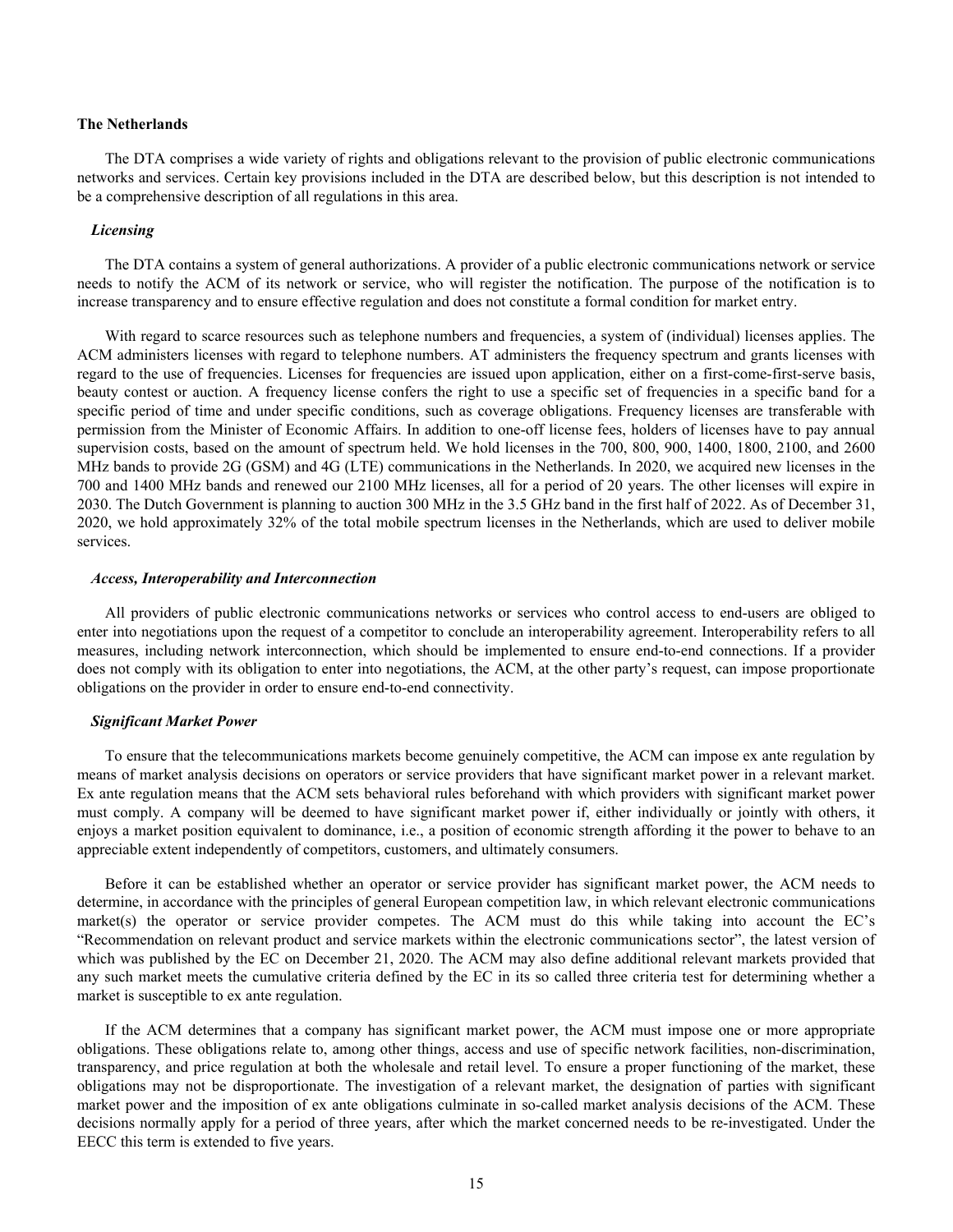## The Netherlands

The DTA comprises a wide variety of rights and obligations relevant to the provision of public electronic communications networks and services. Certain key provisions included in the DTA are described below, but this description is not intended to be a comprehensive description of all regulations in this area.

### *Licensing*

The DTA contains a system of general authorizations. A provider of a public electronic communications network or service needs to notify the ACM of its network or service, who will register the notification. The purpose of the notification is to increase transparency and to ensure effective regulation and does not constitute a formal condition for market entry.

With regard to scarce resources such as telephone numbers and frequencies, a system of (individual) licenses applies. The ACM administers licenses with regard to telephone numbers. AT administers the frequency spectrum and grants licenses with regard to the use of frequencies. Licenses for frequencies are issued upon application, either on a first-come-first-serve basis, beauty contest or auction. A frequency license confers the right to use a specific set of frequencies in a specific band for a specific period of time and under specific conditions, such as coverage obligations. Frequency licenses are transferable with permission from the Minister of Economic Affairs. In addition to one-off license fees, holders of licenses have to pay annual supervision costs, based on the amount of spectrum held. We hold licenses in the 700, 800, 900, 1400, 1800, 2100, and 2600 MHz bands to provide 2G (GSM) and 4G (LTE) communications in the Netherlands. In 2020, we acquired new licenses in the 700 and 1400 MHz bands and renewed our 2100 MHz licenses, all for a period of 20 years. The other licenses will expire in 2030. The Dutch Government is planning to auction 300 MHz in the 3.5 GHz band in the first half of 2022. As of December 31, 2020, we hold approximately 32% of the total mobile spectrum licenses in the Netherlands, which are used to deliver mobile services.

### *Access, Interoperability and Interconnection*

All providers of public electronic communications networks or services who control access to end-users are obliged to enter into negotiations upon the request of a competitor to conclude an interoperability agreement. Interoperability refers to all measures, including network interconnection, which should be implemented to ensure end-to-end connections. If a provider does not comply with its obligation to enter into negotiations, the ACM, at the other party's request, can impose proportionate obligations on the provider in order to ensure end-to-end connectivity.

### *Significant Market Power*

To ensure that the telecommunications markets become genuinely competitive, the ACM can impose ex ante regulation by means of market analysis decisions on operators or service providers that have significant market power in a relevant market. Ex ante regulation means that the ACM sets behavioral rules beforehand with which providers with significant market power must comply. A company will be deemed to have significant market power if, either individually or jointly with others, it enjoys a market position equivalent to dominance, i.e., a position of economic strength affording it the power to behave to an appreciable extent independently of competitors, customers, and ultimately consumers.

Before it can be established whether an operator or service provider has significant market power, the ACM needs to determine, in accordance with the principles of general European competition law, in which relevant electronic communications market(s) the operator or service provider competes. The ACM must do this while taking into account the EC's "Recommendation on relevant product and service markets within the electronic communications sector", the latest version of which was published by the EC on December 21, 2020. The ACM may also define additional relevant markets provided that any such market meets the cumulative criteria defined by the EC in its so called three criteria test for determining whether a market is susceptible to ex ante regulation.

If the ACM determines that a company has significant market power, the ACM must impose one or more appropriate obligations. These obligations relate to, among other things, access and use of specific network facilities, non-discrimination, transparency, and price regulation at both the wholesale and retail level. To ensure a proper functioning of the market, these obligations may not be disproportionate. The investigation of a relevant market, the designation of parties with significant market power and the imposition of ex ante obligations culminate in so-called market analysis decisions of the ACM. These decisions normally apply for a period of three years, after which the market concerned needs to be re-investigated. Under the EECC this term is extended to five years.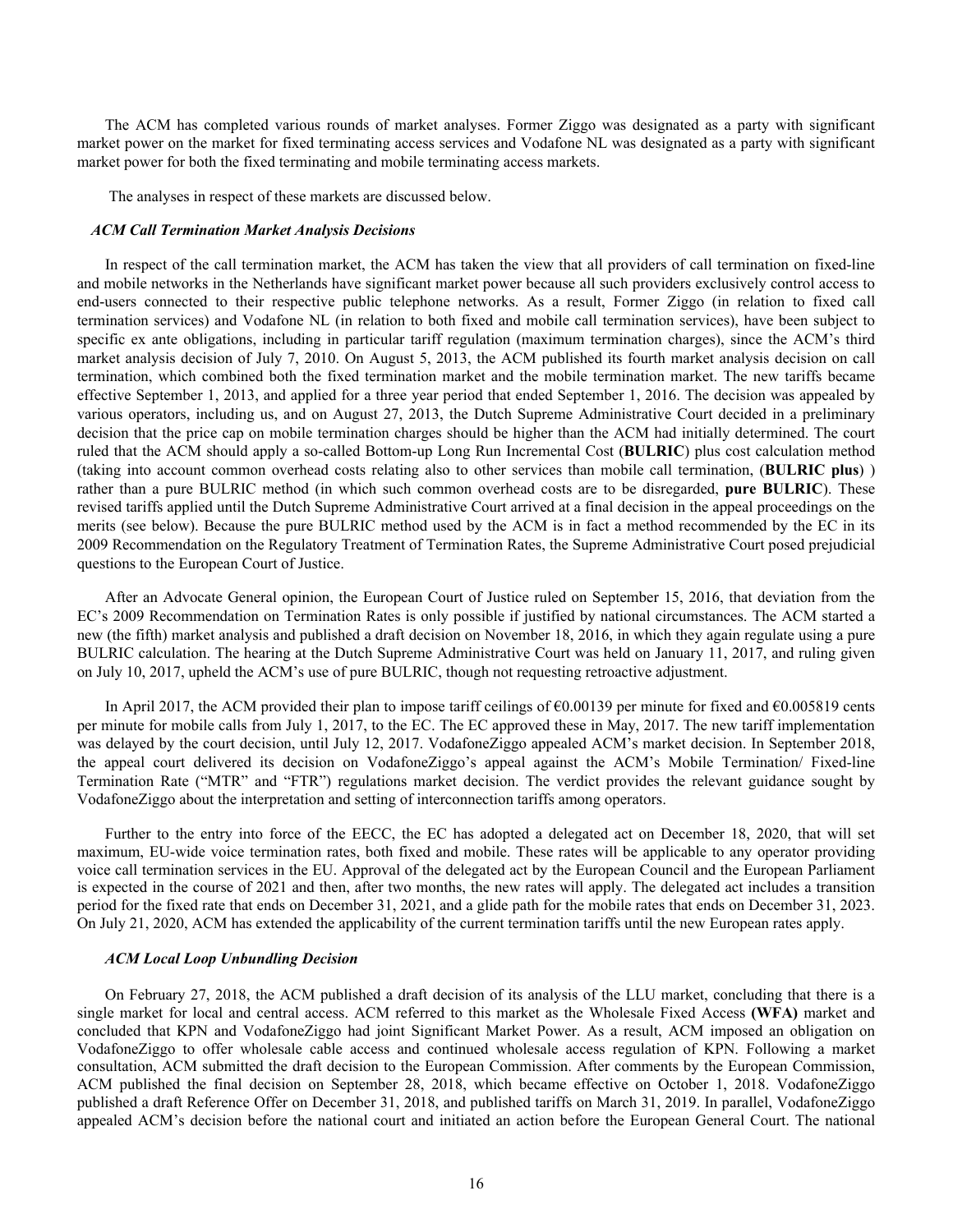The ACM has completed various rounds of market analyses. Former Ziggo was designated as a party with significant market power on the market for fixed terminating access services and Vodafone NL was designated as a party with significant market power for both the fixed terminating and mobile terminating access markets.

The analyses in respect of these markets are discussed below.

***ACM Call Termination Market Analysis Decisions***

In respect of the call termination market, the ACM has taken the view that all providers of call termination on fixed-line and mobile networks in the Netherlands have significant market power because all such providers exclusively control access to end-users connected to their respective public telephone networks. As a result, Former Ziggo (in relation to fixed call termination services) and Vodafone NL (in relation to both fixed and mobile call termination services), have been subject to specific ex ante obligations, including in particular tariff regulation (maximum termination charges), since the ACM's third market analysis decision of July 7, 2010. On August 5, 2013, the ACM published its fourth market analysis decision on call termination, which combined both the fixed termination market and the mobile termination market. The new tariffs became effective September 1, 2013, and applied for a three year period that ended September 1, 2016. The decision was appealed by various operators, including us, and on August 27, 2013, the Dutch Supreme Administrative Court decided in a preliminary decision that the price cap on mobile termination charges should be higher than the ACM had initially determined. The court ruled that the ACM should apply a so-called Bottom-up Long Run Incremental Cost (**BULRIC**) plus cost calculation method (taking into account common overhead costs relating also to other services than mobile call termination, (**BULRIC plus**) ) rather than a pure BULRIC method (in which such common overhead costs are to be disregarded, **pure BULRIC**). These revised tariffs applied until the Dutch Supreme Administrative Court arrived at a final decision in the appeal proceedings on the merits (see below). Because the pure BULRIC method used by the ACM is in fact a method recommended by the EC in its 2009 Recommendation on the Regulatory Treatment of Termination Rates, the Supreme Administrative Court posed prejudicial questions to the European Court of Justice.

After an Advocate General opinion, the European Court of Justice ruled on September 15, 2016, that deviation from the EC's 2009 Recommendation on Termination Rates is only possible if justified by national circumstances. The ACM started a new (the fifth) market analysis and published a draft decision on November 18, 2016, in which they again regulate using a pure BULRIC calculation. The hearing at the Dutch Supreme Administrative Court was held on January 11, 2017, and ruling given on July 10, 2017, upheld the ACM's use of pure BULRIC, though not requesting retroactive adjustment.

In April 2017, the ACM provided their plan to impose tariff ceilings of €0.00139 per minute for fixed and €0.005819 cents per minute for mobile calls from July 1, 2017, to the EC. The EC approved these in May, 2017. The new tariff implementation was delayed by the court decision, until July 12, 2017. VodafoneZiggo appealed ACM's market decision. In September 2018, the appeal court delivered its decision on VodafoneZiggo's appeal against the ACM's Mobile Termination/ Fixed-line Termination Rate ("MTR" and "FTR") regulations market decision. The verdict provides the relevant guidance sought by VodafoneZiggo about the interpretation and setting of interconnection tariffs among operators.

Further to the entry into force of the EECC, the EC has adopted a delegated act on December 18, 2020, that will set maximum, EU-wide voice termination rates, both fixed and mobile. These rates will be applicable to any operator providing voice call termination services in the EU. Approval of the delegated act by the European Council and the European Parliament is expected in the course of 2021 and then, after two months, the new rates will apply. The delegated act includes a transition period for the fixed rate that ends on December 31, 2021, and a glide path for the mobile rates that ends on December 31, 2023. On July 21, 2020, ACM has extended the applicability of the current termination tariffs until the new European rates apply.

***ACM Local Loop Unbundling Decision***

On February 27, 2018, the ACM published a draft decision of its analysis of the LLU market, concluding that there is a single market for local and central access. ACM referred to this market as the Wholesale Fixed Access **(WFA)** market and concluded that KPN and VodafoneZiggo had joint Significant Market Power. As a result, ACM imposed an obligation on VodafoneZiggo to offer wholesale cable access and continued wholesale access regulation of KPN. Following a market consultation, ACM submitted the draft decision to the European Commission. After comments by the European Commission, ACM published the final decision on September 28, 2018, which became effective on October 1, 2018. VodafoneZiggo published a draft Reference Offer on December 31, 2018, and published tariffs on March 31, 2019. In parallel, VodafoneZiggo appealed ACM's decision before the national court and initiated an action before the European General Court. The national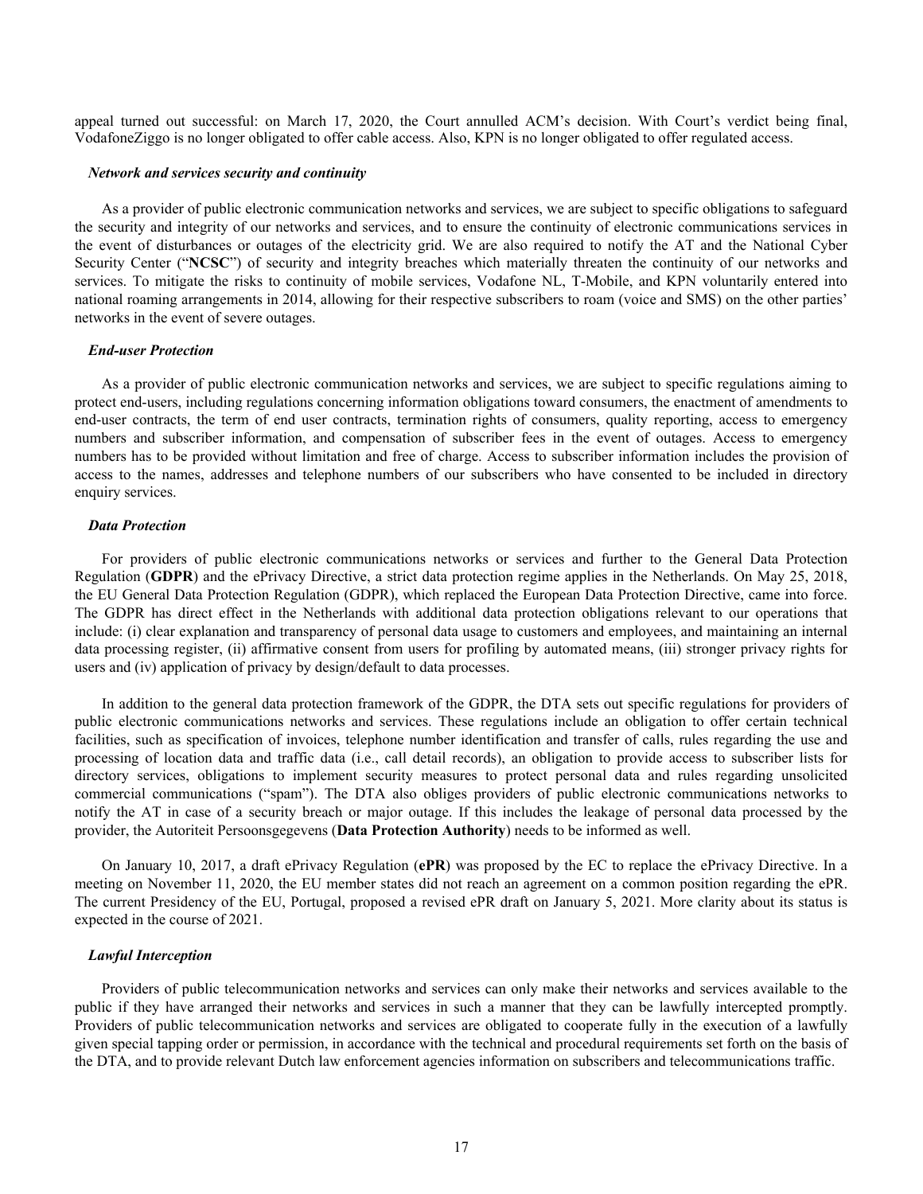appeal turned out successful: on March 17, 2020, the Court annulled ACM's decision. With Court's verdict being final, VodafoneZiggo is no longer obligated to offer cable access. Also, KPN is no longer obligated to offer regulated access.

***Network and services security and continuity***

As a provider of public electronic communication networks and services, we are subject to specific obligations to safeguard the security and integrity of our networks and services, and to ensure the continuity of electronic communications services in the event of disturbances or outages of the electricity grid. We are also required to notify the AT and the National Cyber Security Center ("**NCSC**") of security and integrity breaches which materially threaten the continuity of our networks and services. To mitigate the risks to continuity of mobile services, Vodafone NL, T-Mobile, and KPN voluntarily entered into national roaming arrangements in 2014, allowing for their respective subscribers to roam (voice and SMS) on the other parties' networks in the event of severe outages.

***End-user Protection***

As a provider of public electronic communication networks and services, we are subject to specific regulations aiming to protect end-users, including regulations concerning information obligations toward consumers, the enactment of amendments to end-user contracts, the term of end user contracts, termination rights of consumers, quality reporting, access to emergency numbers and subscriber information, and compensation of subscriber fees in the event of outages. Access to emergency numbers has to be provided without limitation and free of charge. Access to subscriber information includes the provision of access to the names, addresses and telephone numbers of our subscribers who have consented to be included in directory enquiry services.

***Data Protection***

For providers of public electronic communications networks or services and further to the General Data Protection Regulation (**GDPR**) and the ePrivacy Directive, a strict data protection regime applies in the Netherlands. On May 25, 2018, the EU General Data Protection Regulation (GDPR), which replaced the European Data Protection Directive, came into force. The GDPR has direct effect in the Netherlands with additional data protection obligations relevant to our operations that include: (i) clear explanation and transparency of personal data usage to customers and employees, and maintaining an internal data processing register, (ii) affirmative consent from users for profiling by automated means, (iii) stronger privacy rights for users and (iv) application of privacy by design/default to data processes.

In addition to the general data protection framework of the GDPR, the DTA sets out specific regulations for providers of public electronic communications networks and services. These regulations include an obligation to offer certain technical facilities, such as specification of invoices, telephone number identification and transfer of calls, rules regarding the use and processing of location data and traffic data (i.e., call detail records), an obligation to provide access to subscriber lists for directory services, obligations to implement security measures to protect personal data and rules regarding unsolicited commercial communications ("spam"). The DTA also obliges providers of public electronic communications networks to notify the AT in case of a security breach or major outage. If this includes the leakage of personal data processed by the provider, the Autoriteit Persoonsgegevens (**Data Protection Authority**) needs to be informed as well.

On January 10, 2017, a draft ePrivacy Regulation (**ePR**) was proposed by the EC to replace the ePrivacy Directive. In a meeting on November 11, 2020, the EU member states did not reach an agreement on a common position regarding the ePR. The current Presidency of the EU, Portugal, proposed a revised ePR draft on January 5, 2021. More clarity about its status is expected in the course of 2021.

***Lawful Interception***

Providers of public telecommunication networks and services can only make their networks and services available to the public if they have arranged their networks and services in such a manner that they can be lawfully intercepted promptly. Providers of public telecommunication networks and services are obligated to cooperate fully in the execution of a lawfully given special tapping order or permission, in accordance with the technical and procedural requirements set forth on the basis of the DTA, and to provide relevant Dutch law enforcement agencies information on subscribers and telecommunications traffic.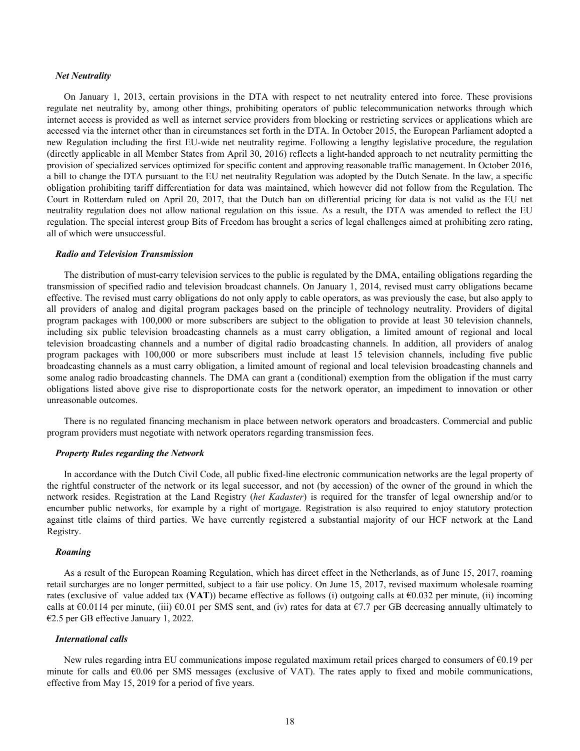***Net Neutrality***

On January 1, 2013, certain provisions in the DTA with respect to net neutrality entered into force. These provisions regulate net neutrality by, among other things, prohibiting operators of public telecommunication networks through which internet access is provided as well as internet service providers from blocking or restricting services or applications which are accessed via the internet other than in circumstances set forth in the DTA. In October 2015, the European Parliament adopted a new Regulation including the first EU-wide net neutrality regime. Following a lengthy legislative procedure, the regulation (directly applicable in all Member States from April 30, 2016) reflects a light-handed approach to net neutrality permitting the provision of specialized services optimized for specific content and approving reasonable traffic management. In October 2016, a bill to change the DTA pursuant to the EU net neutrality Regulation was adopted by the Dutch Senate. In the law, a specific obligation prohibiting tariff differentiation for data was maintained, which however did not follow from the Regulation. The Court in Rotterdam ruled on April 20, 2017, that the Dutch ban on differential pricing for data is not valid as the EU net neutrality regulation does not allow national regulation on this issue. As a result, the DTA was amended to reflect the EU regulation. The special interest group Bits of Freedom has brought a series of legal challenges aimed at prohibiting zero rating, all of which were unsuccessful.

***Radio and Television Transmission***

The distribution of must-carry television services to the public is regulated by the DMA, entailing obligations regarding the transmission of specified radio and television broadcast channels. On January 1, 2014, revised must carry obligations became effective. The revised must carry obligations do not only apply to cable operators, as was previously the case, but also apply to all providers of analog and digital program packages based on the principle of technology neutrality. Providers of digital program packages with 100,000 or more subscribers are subject to the obligation to provide at least 30 television channels, including six public television broadcasting channels as a must carry obligation, a limited amount of regional and local television broadcasting channels and a number of digital radio broadcasting channels. In addition, all providers of analog program packages with 100,000 or more subscribers must include at least 15 television channels, including five public broadcasting channels as a must carry obligation, a limited amount of regional and local television broadcasting channels and some analog radio broadcasting channels. The DMA can grant a (conditional) exemption from the obligation if the must carry obligations listed above give rise to disproportionate costs for the network operator, an impediment to innovation or other unreasonable outcomes.

There is no regulated financing mechanism in place between network operators and broadcasters. Commercial and public program providers must negotiate with network operators regarding transmission fees.

***Property Rules regarding the Network***

In accordance with the Dutch Civil Code, all public fixed-line electronic communication networks are the legal property of the rightful constructer of the network or its legal successor, and not (by accession) of the owner of the ground in which the network resides. Registration at the Land Registry (*het Kadaster*) is required for the transfer of legal ownership and/or to encumber public networks, for example by a right of mortgage. Registration is also required to enjoy statutory protection against title claims of third parties. We have currently registered a substantial majority of our HCF network at the Land Registry.

***Roaming***

As a result of the European Roaming Regulation, which has direct effect in the Netherlands, as of June 15, 2017, roaming retail surcharges are no longer permitted, subject to a fair use policy. On June 15, 2017, revised maximum wholesale roaming rates (exclusive of value added tax (**VAT**)) became effective as follows (i) outgoing calls at €0.032 per minute, (ii) incoming calls at €0.0114 per minute, (iii) €0.01 per SMS sent, and (iv) rates for data at €7.7 per GB decreasing annually ultimately to €2.5 per GB effective January 1, 2022.

***International calls***

New rules regarding intra EU communications impose regulated maximum retail prices charged to consumers of €0.19 per minute for calls and €0.06 per SMS messages (exclusive of VAT). The rates apply to fixed and mobile communications, effective from May 15, 2019 for a period of five years.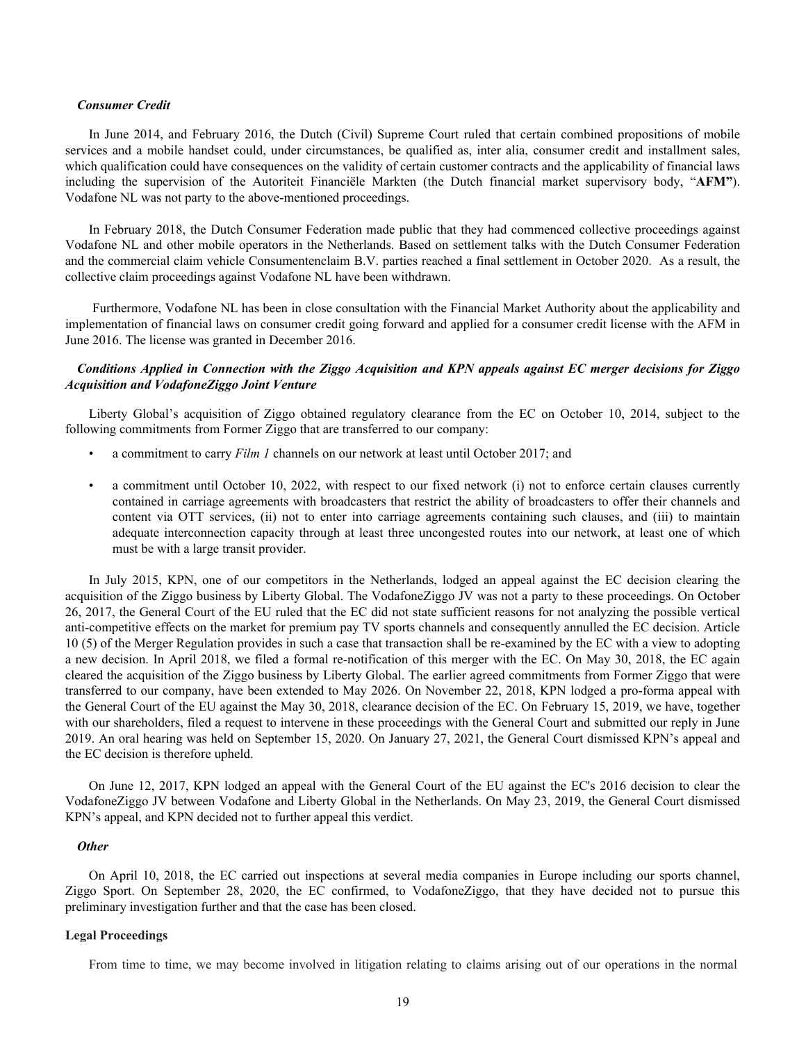### *Consumer Credit*

In June 2014, and February 2016, the Dutch (Civil) Supreme Court ruled that certain combined propositions of mobile services and a mobile handset could, under circumstances, be qualified as, inter alia, consumer credit and installment sales, which qualification could have consequences on the validity of certain customer contracts and the applicability of financial laws including the supervision of the Autoriteit Financiële Markten (the Dutch financial market supervisory body, "**AFM"**). Vodafone NL was not party to the above-mentioned proceedings.

In February 2018, the Dutch Consumer Federation made public that they had commenced collective proceedings against Vodafone NL and other mobile operators in the Netherlands. Based on settlement talks with the Dutch Consumer Federation and the commercial claim vehicle Consumentenclaim B.V. parties reached a final settlement in October 2020. As a result, the collective claim proceedings against Vodafone NL have been withdrawn.

Furthermore, Vodafone NL has been in close consultation with the Financial Market Authority about the applicability and implementation of financial laws on consumer credit going forward and applied for a consumer credit license with the AFM in June 2016. The license was granted in December 2016.

### *Conditions Applied in Connection with the Ziggo Acquisition and KPN appeals against EC merger decisions for Ziggo Acquisition and VodafoneZiggo Joint Venture*

Liberty Global's acquisition of Ziggo obtained regulatory clearance from the EC on October 10, 2014, subject to the following commitments from Former Ziggo that are transferred to our company:

- a commitment to carry *Film 1* channels on our network at least until October 2017; and
- a commitment until October 10, 2022, with respect to our fixed network (i) not to enforce certain clauses currently contained in carriage agreements with broadcasters that restrict the ability of broadcasters to offer their channels and content via OTT services, (ii) not to enter into carriage agreements containing such clauses, and (iii) to maintain adequate interconnection capacity through at least three uncongested routes into our network, at least one of which must be with a large transit provider.

In July 2015, KPN, one of our competitors in the Netherlands, lodged an appeal against the EC decision clearing the acquisition of the Ziggo business by Liberty Global. The VodafoneZiggo JV was not a party to these proceedings. On October 26, 2017, the General Court of the EU ruled that the EC did not state sufficient reasons for not analyzing the possible vertical anti-competitive effects on the market for premium pay TV sports channels and consequently annulled the EC decision. Article 10 (5) of the Merger Regulation provides in such a case that transaction shall be re-examined by the EC with a view to adopting a new decision. In April 2018, we filed a formal re-notification of this merger with the EC. On May 30, 2018, the EC again cleared the acquisition of the Ziggo business by Liberty Global. The earlier agreed commitments from Former Ziggo that were transferred to our company, have been extended to May 2026. On November 22, 2018, KPN lodged a pro-forma appeal with the General Court of the EU against the May 30, 2018, clearance decision of the EC. On February 15, 2019, we have, together with our shareholders, filed a request to intervene in these proceedings with the General Court and submitted our reply in June 2019. An oral hearing was held on September 15, 2020. On January 27, 2021, the General Court dismissed KPN's appeal and the EC decision is therefore upheld.

On June 12, 2017, KPN lodged an appeal with the General Court of the EU against the EC's 2016 decision to clear the VodafoneZiggo JV between Vodafone and Liberty Global in the Netherlands. On May 23, 2019, the General Court dismissed KPN's appeal, and KPN decided not to further appeal this verdict.

### *Other*

On April 10, 2018, the EC carried out inspections at several media companies in Europe including our sports channel, Ziggo Sport. On September 28, 2020, the EC confirmed, to VodafoneZiggo, that they have decided not to pursue this preliminary investigation further and that the case has been closed.

### **Legal Proceedings**

From time to time, we may become involved in litigation relating to claims arising out of our operations in the normal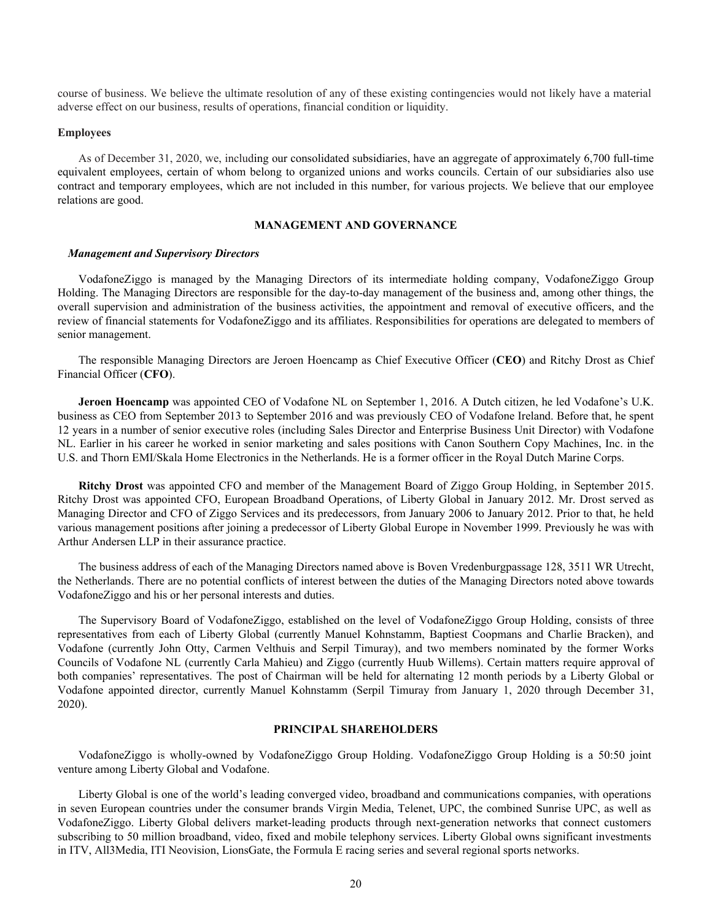course of business. We believe the ultimate resolution of any of these existing contingencies would not likely have a material adverse effect on our business, results of operations, financial condition or liquidity.

**Employees**

As of December 31, 2020, we, including our consolidated subsidiaries, have an aggregate of approximately 6,700 full-time equivalent employees, certain of whom belong to organized unions and works councils. Certain of our subsidiaries also use contract and temporary employees, which are not included in this number, for various projects. We believe that our employee relations are good.

## MANAGEMENT AND GOVERNANCE

***Management and Supervisory Directors***

VodafoneZiggo is managed by the Managing Directors of its intermediate holding company, VodafoneZiggo Group Holding. The Managing Directors are responsible for the day-to-day management of the business and, among other things, the overall supervision and administration of the business activities, the appointment and removal of executive officers, and the review of financial statements for VodafoneZiggo and its affiliates. Responsibilities for operations are delegated to members of senior management.

The responsible Managing Directors are Jeroen Hoencamp as Chief Executive Officer (**CEO**) and Ritchy Drost as Chief Financial Officer (**CFO**).

**Jeroen Hoencamp** was appointed CEO of Vodafone NL on September 1, 2016. A Dutch citizen, he led Vodafone's U.K. business as CEO from September 2013 to September 2016 and was previously CEO of Vodafone Ireland. Before that, he spent 12 years in a number of senior executive roles (including Sales Director and Enterprise Business Unit Director) with Vodafone NL. Earlier in his career he worked in senior marketing and sales positions with Canon Southern Copy Machines, Inc. in the U.S. and Thorn EMI/Skala Home Electronics in the Netherlands. He is a former officer in the Royal Dutch Marine Corps.

**Ritchy Drost** was appointed CFO and member of the Management Board of Ziggo Group Holding, in September 2015. Ritchy Drost was appointed CFO, European Broadband Operations, of Liberty Global in January 2012. Mr. Drost served as Managing Director and CFO of Ziggo Services and its predecessors, from January 2006 to January 2012. Prior to that, he held various management positions after joining a predecessor of Liberty Global Europe in November 1999. Previously he was with Arthur Andersen LLP in their assurance practice.

The business address of each of the Managing Directors named above is Boven Vredenburgpassage 128, 3511 WR Utrecht, the Netherlands. There are no potential conflicts of interest between the duties of the Managing Directors noted above towards VodafoneZiggo and his or her personal interests and duties.

The Supervisory Board of VodafoneZiggo, established on the level of VodafoneZiggo Group Holding, consists of three representatives from each of Liberty Global (currently Manuel Kohnstamm, Baptiest Coopmans and Charlie Bracken), and Vodafone (currently John Otty, Carmen Velthuis and Serpil Timuray), and two members nominated by the former Works Councils of Vodafone NL (currently Carla Mahieu) and Ziggo (currently Huub Willems). Certain matters require approval of both companies' representatives. The post of Chairman will be held for alternating 12 month periods by a Liberty Global or Vodafone appointed director, currently Manuel Kohnstamm (Serpil Timuray from January 1, 2020 through December 31, 2020).

## PRINCIPAL SHAREHOLDERS

VodafoneZiggo is wholly-owned by VodafoneZiggo Group Holding. VodafoneZiggo Group Holding is a 50:50 joint venture among Liberty Global and Vodafone.

Liberty Global is one of the world's leading converged video, broadband and communications companies, with operations in seven European countries under the consumer brands Virgin Media, Telenet, UPC, the combined Sunrise UPC, as well as VodafoneZiggo. Liberty Global delivers market-leading products through next-generation networks that connect customers subscribing to 50 million broadband, video, fixed and mobile telephony services. Liberty Global owns significant investments in ITV, All3Media, ITI Neovision, LionsGate, the Formula E racing series and several regional sports networks.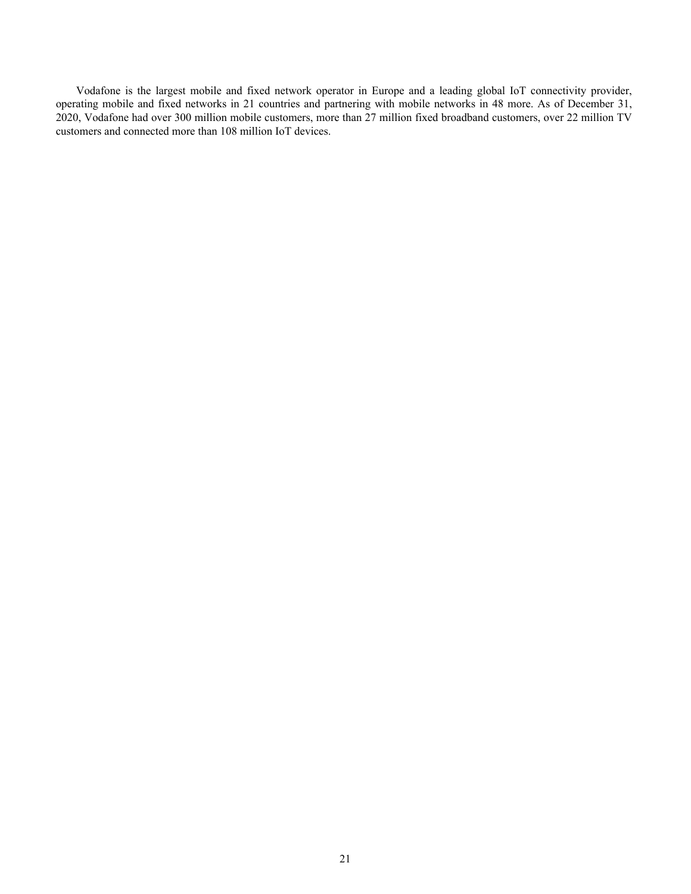Vodafone is the largest mobile and fixed network operator in Europe and a leading global IoT connectivity provider, operating mobile and fixed networks in 21 countries and partnering with mobile networks in 48 more. As of December 31, 2020, Vodafone had over 300 million mobile customers, more than 27 million fixed broadband customers, over 22 million TV customers and connected more than 108 million IoT devices.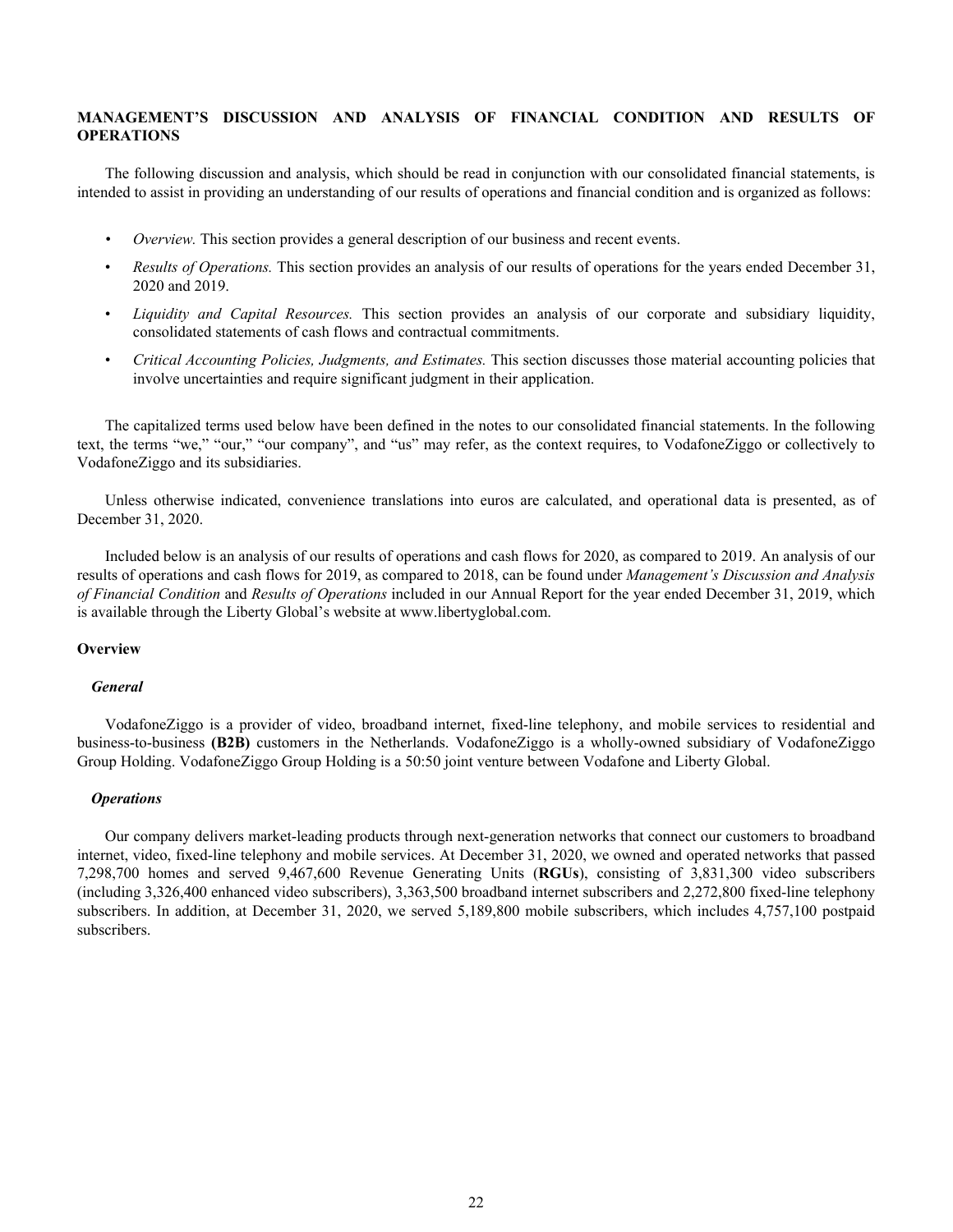## MANAGEMENT'S DISCUSSION AND ANALYSIS OF FINANCIAL CONDITION AND RESULTS OF OPERATIONS

The following discussion and analysis, which should be read in conjunction with our consolidated financial statements, is intended to assist in providing an understanding of our results of operations and financial condition and is organized as follows:

- *Overview.* This section provides a general description of our business and recent events.
- *Results of Operations.* This section provides an analysis of our results of operations for the years ended December 31, 2020 and 2019.
- *Liquidity and Capital Resources.* This section provides an analysis of our corporate and subsidiary liquidity, consolidated statements of cash flows and contractual commitments.
- *Critical Accounting Policies, Judgments, and Estimates.* This section discusses those material accounting policies that involve uncertainties and require significant judgment in their application.

The capitalized terms used below have been defined in the notes to our consolidated financial statements. In the following text, the terms "we," "our," "our company", and "us" may refer, as the context requires, to VodafoneZiggo or collectively to VodafoneZiggo and its subsidiaries.

Unless otherwise indicated, convenience translations into euros are calculated, and operational data is presented, as of December 31, 2020.

Included below is an analysis of our results of operations and cash flows for 2020, as compared to 2019. An analysis of our results of operations and cash flows for 2019, as compared to 2018, can be found under *Management's Discussion and Analysis of Financial Condition* and *Results of Operations* included in our Annual Report for the year ended December 31, 2019, which is available through the Liberty Global's website at www.libertyglobal.com.

### Overview

#### *General*

VodafoneZiggo is a provider of video, broadband internet, fixed-line telephony, and mobile services to residential and business-to-business **(B2B)** customers in the Netherlands. VodafoneZiggo is a wholly-owned subsidiary of VodafoneZiggo Group Holding. VodafoneZiggo Group Holding is a 50:50 joint venture between Vodafone and Liberty Global.

#### *Operations*

Our company delivers market-leading products through next-generation networks that connect our customers to broadband internet, video, fixed-line telephony and mobile services. At December 31, 2020, we owned and operated networks that passed 7,298,700 homes and served 9,467,600 Revenue Generating Units (**RGUs**), consisting of 3,831,300 video subscribers (including 3,326,400 enhanced video subscribers), 3,363,500 broadband internet subscribers and 2,272,800 fixed-line telephony subscribers. In addition, at December 31, 2020, we served 5,189,800 mobile subscribers, which includes 4,757,100 postpaid subscribers.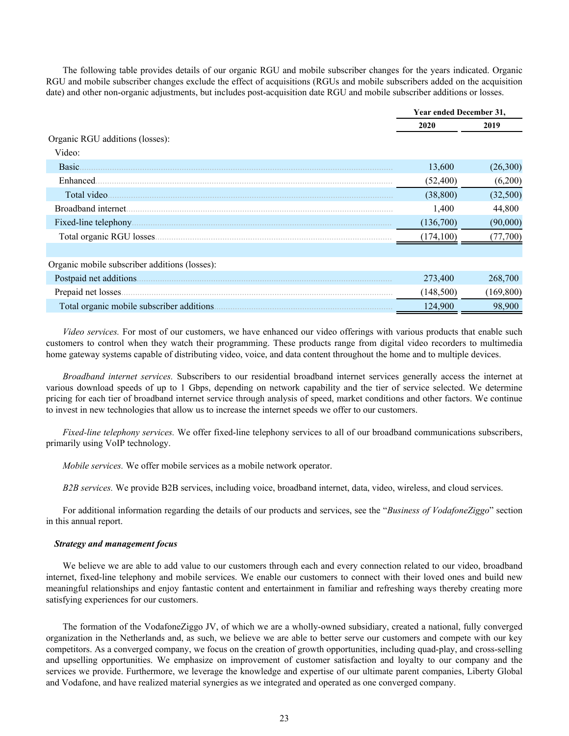The following table provides details of our organic RGU and mobile subscriber changes for the years indicated. Organic RGU and mobile subscriber changes exclude the effect of acquisitions (RGUs and mobile subscribers added on the acquisition date) and other non-organic adjustments, but includes post-acquisition date RGU and mobile subscriber additions or losses.

| | Year ended December 31, | |
|---|---|---|
| | 2020 | 2019 |
| Organic RGU additions (losses): | | |
| Video: | | |
| Basic | 13,600 | (26,300) |
| Enhanced | (52,400) | (6,200) |
| Total video | (38,800) | (32,500) |
| Broadband internet | 1,400 | 44,800 |
| Fixed-line telephony | (136,700) | (90,000) |
| Total organic RGU losses | (174,100) | (77,700) |
| | | |
| Organic mobile subscriber additions (losses): | | |
| Postpaid net additions | 273,400 | 268,700 |
| Prepaid net losses | (148,500) | (169,800) |
| Total organic mobile subscriber additions | 124,900 | 98,900 |

*Video services.* For most of our customers, we have enhanced our video offerings with various products that enable such customers to control when they watch their programming. These products range from digital video recorders to multimedia home gateway systems capable of distributing video, voice, and data content throughout the home and to multiple devices.

*Broadband internet services.* Subscribers to our residential broadband internet services generally access the internet at various download speeds of up to 1 Gbps, depending on network capability and the tier of service selected. We determine pricing for each tier of broadband internet service through analysis of speed, market conditions and other factors. We continue to invest in new technologies that allow us to increase the internet speeds we offer to our customers.

*Fixed-line telephony services.* We offer fixed-line telephony services to all of our broadband communications subscribers, primarily using VoIP technology.

*Mobile services.* We offer mobile services as a mobile network operator.

*B2B services.* We provide B2B services, including voice, broadband internet, data, video, wireless, and cloud services.

For additional information regarding the details of our products and services, see the "*Business of VodafoneZiggo*" section in this annual report.

***Strategy and management focus***

We believe we are able to add value to our customers through each and every connection related to our video, broadband internet, fixed-line telephony and mobile services. We enable our customers to connect with their loved ones and build new meaningful relationships and enjoy fantastic content and entertainment in familiar and refreshing ways thereby creating more satisfying experiences for our customers.

The formation of the VodafoneZiggo JV, of which we are a wholly-owned subsidiary, created a national, fully converged organization in the Netherlands and, as such, we believe we are able to better serve our customers and compete with our key competitors. As a converged company, we focus on the creation of growth opportunities, including quad-play, and cross-selling and upselling opportunities. We emphasize on improvement of customer satisfaction and loyalty to our company and the services we provide. Furthermore, we leverage the knowledge and expertise of our ultimate parent companies, Liberty Global and Vodafone, and have realized material synergies as we integrated and operated as one converged company.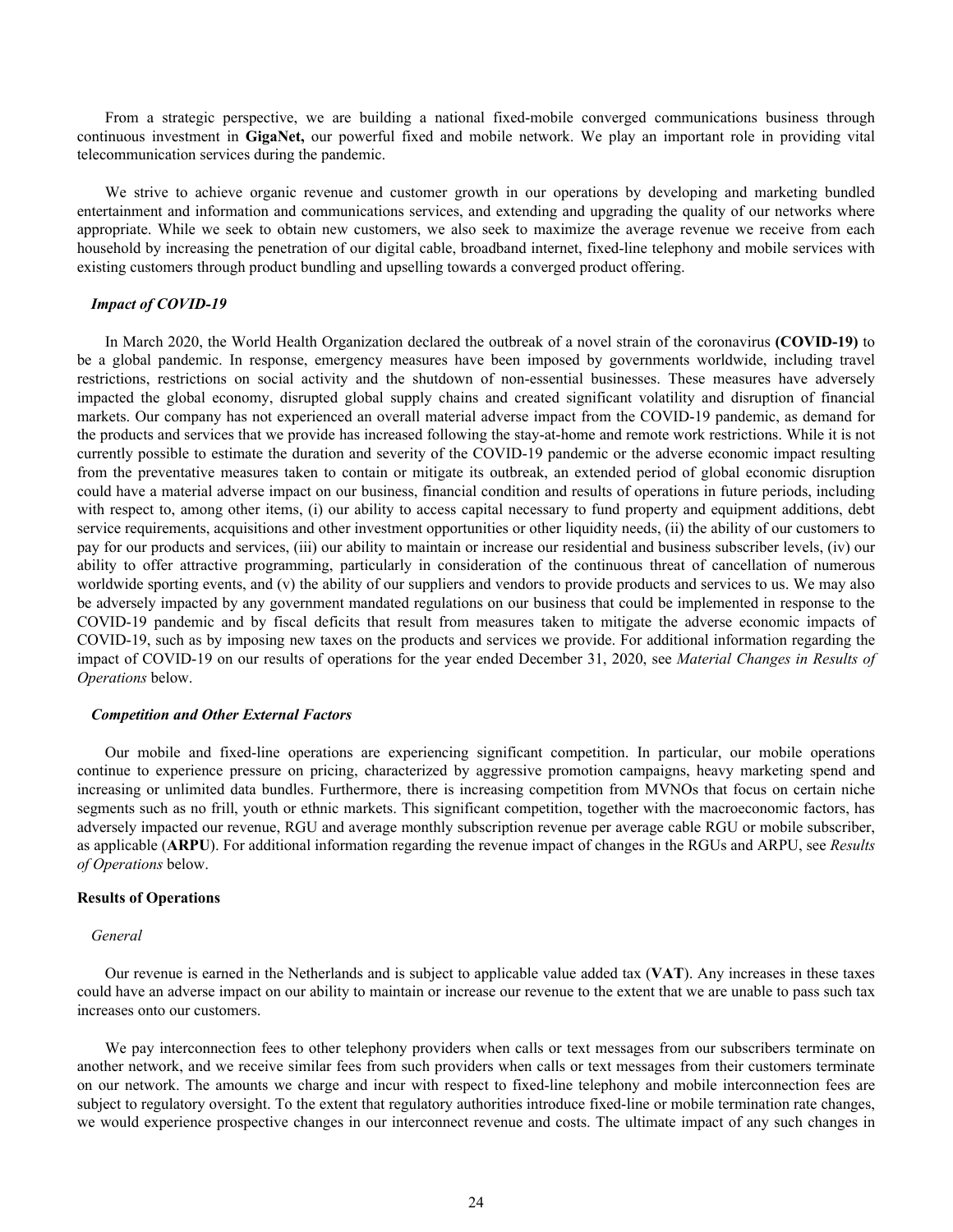From a strategic perspective, we are building a national fixed-mobile converged communications business through continuous investment in **GigaNet,** our powerful fixed and mobile network. We play an important role in providing vital telecommunication services during the pandemic.

We strive to achieve organic revenue and customer growth in our operations by developing and marketing bundled entertainment and information and communications services, and extending and upgrading the quality of our networks where appropriate. While we seek to obtain new customers, we also seek to maximize the average revenue we receive from each household by increasing the penetration of our digital cable, broadband internet, fixed-line telephony and mobile services with existing customers through product bundling and upselling towards a converged product offering.

### *Impact of COVID-19*

In March 2020, the World Health Organization declared the outbreak of a novel strain of the coronavirus **(COVID-19)** to be a global pandemic. In response, emergency measures have been imposed by governments worldwide, including travel restrictions, restrictions on social activity and the shutdown of non-essential businesses. These measures have adversely impacted the global economy, disrupted global supply chains and created significant volatility and disruption of financial markets. Our company has not experienced an overall material adverse impact from the COVID-19 pandemic, as demand for the products and services that we provide has increased following the stay-at-home and remote work restrictions. While it is not currently possible to estimate the duration and severity of the COVID-19 pandemic or the adverse economic impact resulting from the preventative measures taken to contain or mitigate its outbreak, an extended period of global economic disruption could have a material adverse impact on our business, financial condition and results of operations in future periods, including with respect to, among other items, (i) our ability to access capital necessary to fund property and equipment additions, debt service requirements, acquisitions and other investment opportunities or other liquidity needs, (ii) the ability of our customers to pay for our products and services, (iii) our ability to maintain or increase our residential and business subscriber levels, (iv) our ability to offer attractive programming, particularly in consideration of the continuous threat of cancellation of numerous worldwide sporting events, and (v) the ability of our suppliers and vendors to provide products and services to us. We may also be adversely impacted by any government mandated regulations on our business that could be implemented in response to the COVID-19 pandemic and by fiscal deficits that result from measures taken to mitigate the adverse economic impacts of COVID-19, such as by imposing new taxes on the products and services we provide. For additional information regarding the impact of COVID-19 on our results of operations for the year ended December 31, 2020, see *Material Changes in Results of Operations* below.

### *Competition and Other External Factors*

Our mobile and fixed-line operations are experiencing significant competition. In particular, our mobile operations continue to experience pressure on pricing, characterized by aggressive promotion campaigns, heavy marketing spend and increasing or unlimited data bundles. Furthermore, there is increasing competition from MVNOs that focus on certain niche segments such as no frill, youth or ethnic markets. This significant competition, together with the macroeconomic factors, has adversely impacted our revenue, RGU and average monthly subscription revenue per average cable RGU or mobile subscriber, as applicable (**ARPU**). For additional information regarding the revenue impact of changes in the RGUs and ARPU, see *Results of Operations* below.

## Results of Operations

### *General*

Our revenue is earned in the Netherlands and is subject to applicable value added tax (**VAT**). Any increases in these taxes could have an adverse impact on our ability to maintain or increase our revenue to the extent that we are unable to pass such tax increases onto our customers.

We pay interconnection fees to other telephony providers when calls or text messages from our subscribers terminate on another network, and we receive similar fees from such providers when calls or text messages from their customers terminate on our network. The amounts we charge and incur with respect to fixed-line telephony and mobile interconnection fees are subject to regulatory oversight. To the extent that regulatory authorities introduce fixed-line or mobile termination rate changes, we would experience prospective changes in our interconnect revenue and costs. The ultimate impact of any such changes in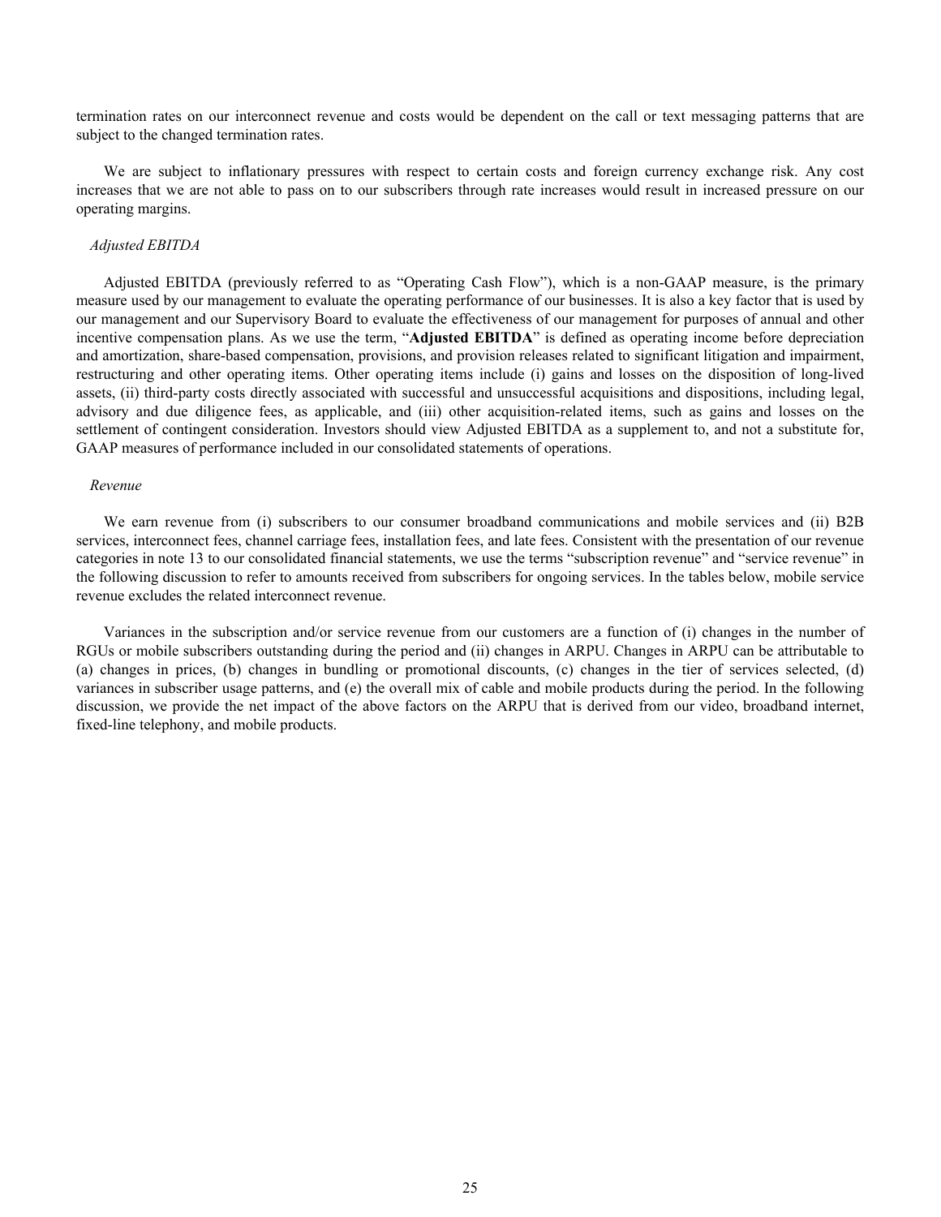termination rates on our interconnect revenue and costs would be dependent on the call or text messaging patterns that are subject to the changed termination rates.

We are subject to inflationary pressures with respect to certain costs and foreign currency exchange risk. Any cost increases that we are not able to pass on to our subscribers through rate increases would result in increased pressure on our operating margins.

*Adjusted EBITDA*

Adjusted EBITDA (previously referred to as "Operating Cash Flow"), which is a non-GAAP measure, is the primary measure used by our management to evaluate the operating performance of our businesses. It is also a key factor that is used by our management and our Supervisory Board to evaluate the effectiveness of our management for purposes of annual and other incentive compensation plans. As we use the term, "**Adjusted EBITDA**" is defined as operating income before depreciation and amortization, share-based compensation, provisions, and provision releases related to significant litigation and impairment, restructuring and other operating items. Other operating items include (i) gains and losses on the disposition of long-lived assets, (ii) third-party costs directly associated with successful and unsuccessful acquisitions and dispositions, including legal, advisory and due diligence fees, as applicable, and (iii) other acquisition-related items, such as gains and losses on the settlement of contingent consideration. Investors should view Adjusted EBITDA as a supplement to, and not a substitute for, GAAP measures of performance included in our consolidated statements of operations.

*Revenue*

We earn revenue from (i) subscribers to our consumer broadband communications and mobile services and (ii) B2B services, interconnect fees, channel carriage fees, installation fees, and late fees. Consistent with the presentation of our revenue categories in note 13 to our consolidated financial statements, we use the terms "subscription revenue" and "service revenue" in the following discussion to refer to amounts received from subscribers for ongoing services. In the tables below, mobile service revenue excludes the related interconnect revenue.

Variances in the subscription and/or service revenue from our customers are a function of (i) changes in the number of RGUs or mobile subscribers outstanding during the period and (ii) changes in ARPU. Changes in ARPU can be attributable to (a) changes in prices, (b) changes in bundling or promotional discounts, (c) changes in the tier of services selected, (d) variances in subscriber usage patterns, and (e) the overall mix of cable and mobile products during the period. In the following discussion, we provide the net impact of the above factors on the ARPU that is derived from our video, broadband internet, fixed-line telephony, and mobile products.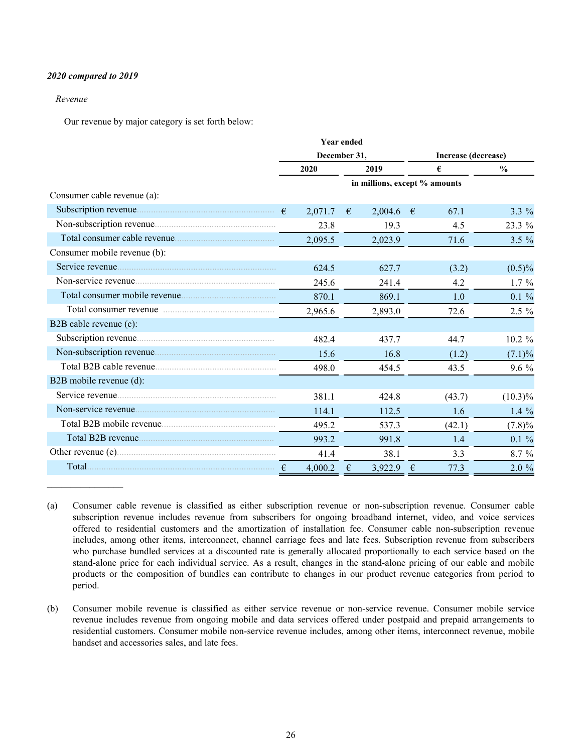***2020 compared to 2019***

*Revenue*

Our revenue by major category is set forth below:

| | Year ended December 31, | | Increase (decrease) | |
|---|---|---|---|---|
| | 2020 | 2019 | € | % |
| | in millions, except % amounts | | | |
| Consumer cable revenue (a): | | | | |
| Subscription revenue | € 2,071.7 | € 2,004.6 | € 67.1 | 3.3 % |
| Non-subscription revenue | 23.8 | 19.3 | 4.5 | 23.3 % |
| Total consumer cable revenue | 2,095.5 | 2,023.9 | 71.6 | 3.5 % |
| Consumer mobile revenue (b): | | | | |
| Service revenue | 624.5 | 627.7 | (3.2) | (0.5)% |
| Non-service revenue | 245.6 | 241.4 | 4.2 | 1.7 % |
| Total consumer mobile revenue | 870.1 | 869.1 | 1.0 | 0.1 % |
| Total consumer revenue | 2,965.6 | 2,893.0 | 72.6 | 2.5 % |
| B2B cable revenue (c): | | | | |
| Subscription revenue | 482.4 | 437.7 | 44.7 | 10.2 % |
| Non-subscription revenue | 15.6 | 16.8 | (1.2) | (7.1)% |
| Total B2B cable revenue | 498.0 | 454.5 | 43.5 | 9.6 % |
| B2B mobile revenue (d): | | | | |
| Service revenue | 381.1 | 424.8 | (43.7) | (10.3)% |
| Non-service revenue | 114.1 | 112.5 | 1.6 | 1.4 % |
| Total B2B mobile revenue | 495.2 | 537.3 | (42.1) | (7.8)% |
| Total B2B revenue | 993.2 | 991.8 | 1.4 | 0.1 % |
| Other revenue (e) | 41.4 | 38.1 | 3.3 | 8.7 % |
| Total | € 4,000.2 | € 3,922.9 | € 77.3 | 2.0 % |

_______________

(a) Consumer cable revenue is classified as either subscription revenue or non-subscription revenue. Consumer cable subscription revenue includes revenue from subscribers for ongoing broadband internet, video, and voice services offered to residential customers and the amortization of installation fee. Consumer cable non-subscription revenue includes, among other items, interconnect, channel carriage fees and late fees. Subscription revenue from subscribers who purchase bundled services at a discounted rate is generally allocated proportionally to each service based on the stand-alone price for each individual service. As a result, changes in the stand-alone pricing of our cable and mobile products or the composition of bundles can contribute to changes in our product revenue categories from period to period.

(b) Consumer mobile revenue is classified as either service revenue or non-service revenue. Consumer mobile service revenue includes revenue from ongoing mobile and data services offered under postpaid and prepaid arrangements to residential customers. Consumer mobile non-service revenue includes, among other items, interconnect revenue, mobile handset and accessories sales, and late fees.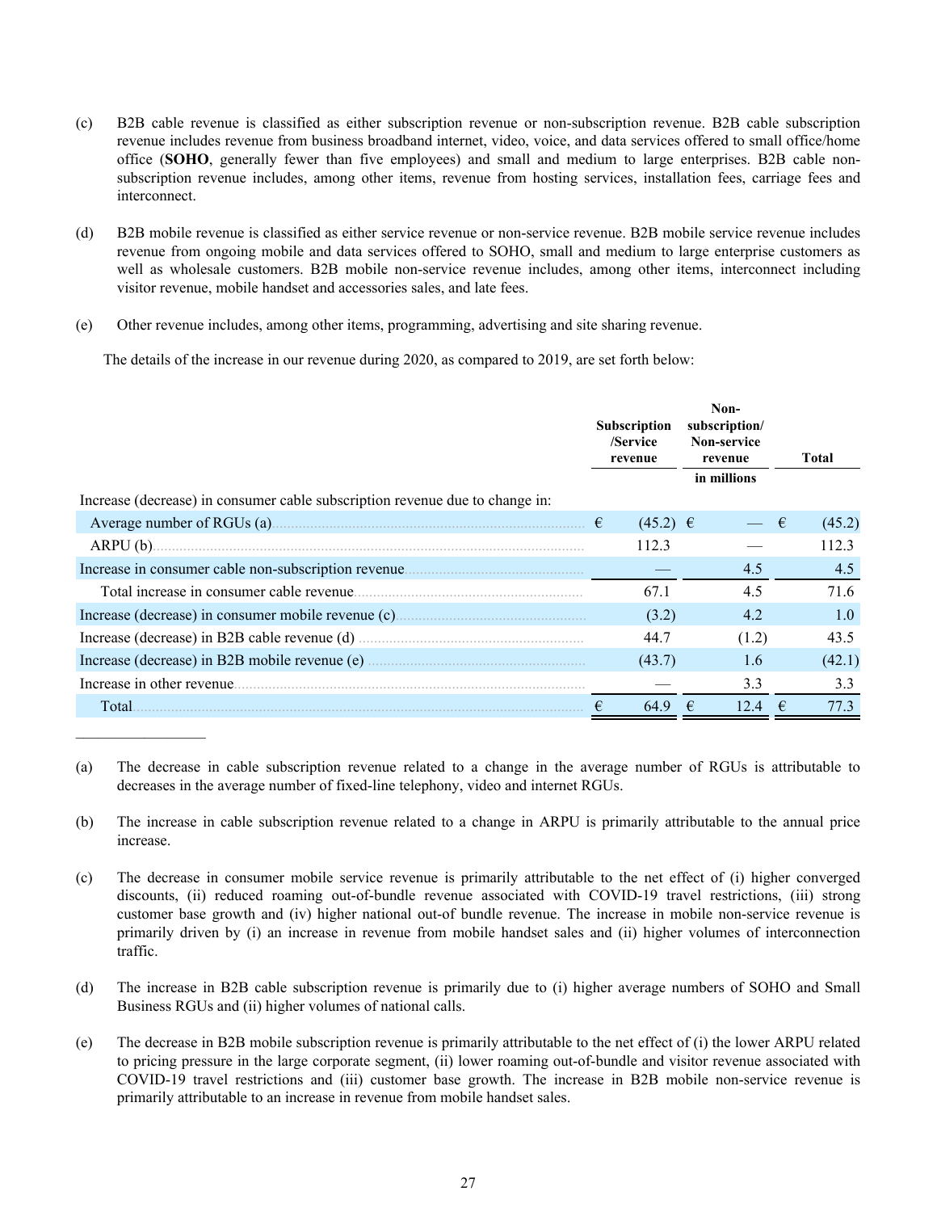(c) B2B cable revenue is classified as either subscription revenue or non-subscription revenue. B2B cable subscription revenue includes revenue from business broadband internet, video, voice, and data services offered to small office/home office (**SOHO**, generally fewer than five employees) and small and medium to large enterprises. B2B cable non-subscription revenue includes, among other items, revenue from hosting services, installation fees, carriage fees and interconnect.

(d) B2B mobile revenue is classified as either service revenue or non-service revenue. B2B mobile service revenue includes revenue from ongoing mobile and data services offered to SOHO, small and medium to large enterprise customers as well as wholesale customers. B2B mobile non-service revenue includes, among other items, interconnect including visitor revenue, mobile handset and accessories sales, and late fees.

(e) Other revenue includes, among other items, programming, advertising and site sharing revenue.

The details of the increase in our revenue during 2020, as compared to 2019, are set forth below:

| | Subscription /Service revenue | Non-subscription/ Non-service revenue | Total |
|---|---|---|---|
| | | in millions | |
| Increase (decrease) in consumer cable subscription revenue due to change in: | | | |
| Average number of RGUs (a) | € (45.2) | € — | € (45.2) |
| ARPU (b) | 112.3 | — | 112.3 |
| Increase in consumer cable non-subscription revenue | — | 4.5 | 4.5 |
| Total increase in consumer cable revenue | 67.1 | 4.5 | 71.6 |
| Increase (decrease) in consumer mobile revenue (c) | (3.2) | 4.2 | 1.0 |
| Increase (decrease) in B2B cable revenue (d) | 44.7 | (1.2) | 43.5 |
| Increase (decrease) in B2B mobile revenue (e) | (43.7) | 1.6 | (42.1) |
| Increase in other revenue | — | 3.3 | 3.3 |
| Total | € 64.9 | € 12.4 | € 77.3 |

(a) The decrease in cable subscription revenue related to a change in the average number of RGUs is attributable to decreases in the average number of fixed-line telephony, video and internet RGUs.

(b) The increase in cable subscription revenue related to a change in ARPU is primarily attributable to the annual price increase.

(c) The decrease in consumer mobile service revenue is primarily attributable to the net effect of (i) higher converged discounts, (ii) reduced roaming out-of-bundle revenue associated with COVID-19 travel restrictions, (iii) strong customer base growth and (iv) higher national out-of bundle revenue. The increase in mobile non-service revenue is primarily driven by (i) an increase in revenue from mobile handset sales and (ii) higher volumes of interconnection traffic.

(d) The increase in B2B cable subscription revenue is primarily due to (i) higher average numbers of SOHO and Small Business RGUs and (ii) higher volumes of national calls.

(e) The decrease in B2B mobile subscription revenue is primarily attributable to the net effect of (i) the lower ARPU related to pricing pressure in the large corporate segment, (ii) lower roaming out-of-bundle and visitor revenue associated with COVID-19 travel restrictions and (iii) customer base growth. The increase in B2B mobile non-service revenue is primarily attributable to an increase in revenue from mobile handset sales.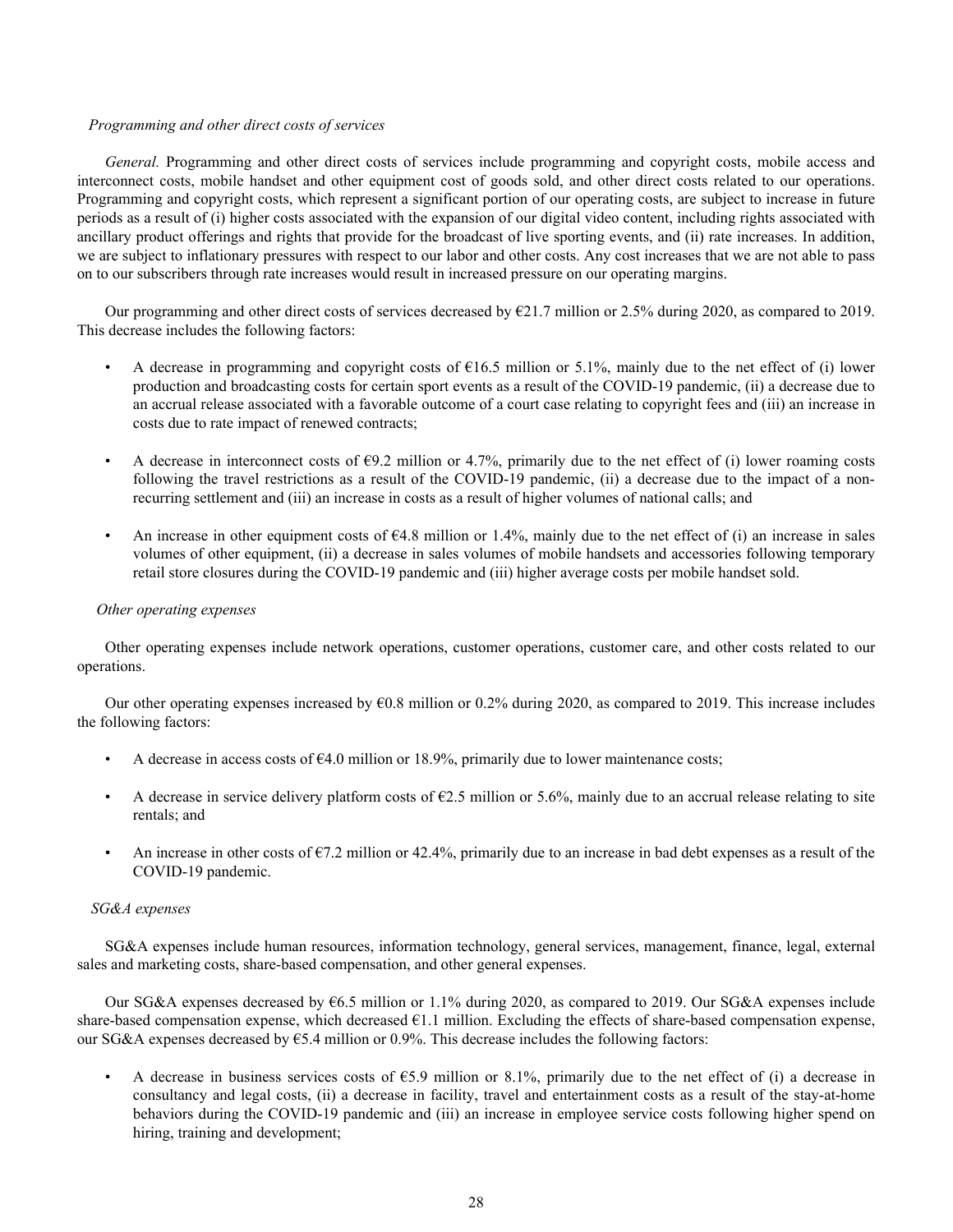*Programming and other direct costs of services*

*General.* Programming and other direct costs of services include programming and copyright costs, mobile access and interconnect costs, mobile handset and other equipment cost of goods sold, and other direct costs related to our operations. Programming and copyright costs, which represent a significant portion of our operating costs, are subject to increase in future periods as a result of (i) higher costs associated with the expansion of our digital video content, including rights associated with ancillary product offerings and rights that provide for the broadcast of live sporting events, and (ii) rate increases. In addition, we are subject to inflationary pressures with respect to our labor and other costs. Any cost increases that we are not able to pass on to our subscribers through rate increases would result in increased pressure on our operating margins.

Our programming and other direct costs of services decreased by €21.7 million or 2.5% during 2020, as compared to 2019. This decrease includes the following factors:

- A decrease in programming and copyright costs of €16.5 million or 5.1%, mainly due to the net effect of (i) lower production and broadcasting costs for certain sport events as a result of the COVID-19 pandemic, (ii) a decrease due to an accrual release associated with a favorable outcome of a court case relating to copyright fees and (iii) an increase in costs due to rate impact of renewed contracts;

- A decrease in interconnect costs of €9.2 million or 4.7%, primarily due to the net effect of (i) lower roaming costs following the travel restrictions as a result of the COVID-19 pandemic, (ii) a decrease due to the impact of a non-recurring settlement and (iii) an increase in costs as a result of higher volumes of national calls; and

- An increase in other equipment costs of €4.8 million or 1.4%, mainly due to the net effect of (i) an increase in sales volumes of other equipment, (ii) a decrease in sales volumes of mobile handsets and accessories following temporary retail store closures during the COVID-19 pandemic and (iii) higher average costs per mobile handset sold.

*Other operating expenses*

Other operating expenses include network operations, customer operations, customer care, and other costs related to our operations.

Our other operating expenses increased by €0.8 million or 0.2% during 2020, as compared to 2019. This increase includes the following factors:

- A decrease in access costs of €4.0 million or 18.9%, primarily due to lower maintenance costs;

- A decrease in service delivery platform costs of €2.5 million or 5.6%, mainly due to an accrual release relating to site rentals; and

- An increase in other costs of €7.2 million or 42.4%, primarily due to an increase in bad debt expenses as a result of the COVID-19 pandemic.

*SG&A expenses*

SG&A expenses include human resources, information technology, general services, management, finance, legal, external sales and marketing costs, share-based compensation, and other general expenses.

Our SG&A expenses decreased by €6.5 million or 1.1% during 2020, as compared to 2019. Our SG&A expenses include share-based compensation expense, which decreased €1.1 million. Excluding the effects of share-based compensation expense, our SG&A expenses decreased by €5.4 million or 0.9%. This decrease includes the following factors:

- A decrease in business services costs of €5.9 million or 8.1%, primarily due to the net effect of (i) a decrease in consultancy and legal costs, (ii) a decrease in facility, travel and entertainment costs as a result of the stay-at-home behaviors during the COVID-19 pandemic and (iii) an increase in employee service costs following higher spend on hiring, training and development;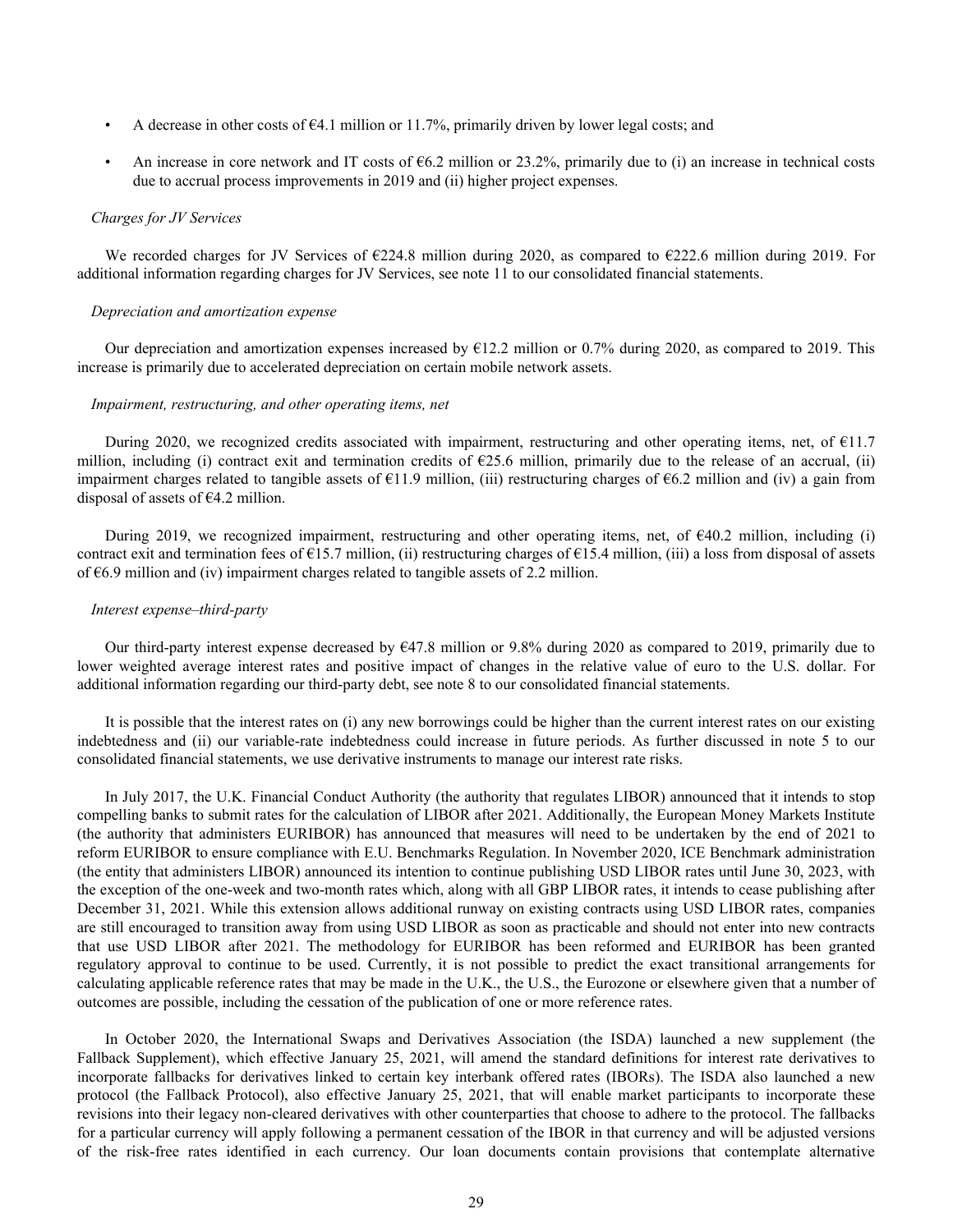- A decrease in other costs of €4.1 million or 11.7%, primarily driven by lower legal costs; and
- An increase in core network and IT costs of €6.2 million or 23.2%, primarily due to (i) an increase in technical costs due to accrual process improvements in 2019 and (ii) higher project expenses.

*Charges for JV Services*

We recorded charges for JV Services of €224.8 million during 2020, as compared to €222.6 million during 2019. For additional information regarding charges for JV Services, see note 11 to our consolidated financial statements.

*Depreciation and amortization expense*

Our depreciation and amortization expenses increased by €12.2 million or 0.7% during 2020, as compared to 2019. This increase is primarily due to accelerated depreciation on certain mobile network assets.

*Impairment, restructuring, and other operating items, net*

During 2020, we recognized credits associated with impairment, restructuring and other operating items, net, of €11.7 million, including (i) contract exit and termination credits of €25.6 million, primarily due to the release of an accrual, (ii) impairment charges related to tangible assets of €11.9 million, (iii) restructuring charges of €6.2 million and (iv) a gain from disposal of assets of €4.2 million.

During 2019, we recognized impairment, restructuring and other operating items, net, of €40.2 million, including (i) contract exit and termination fees of €15.7 million, (ii) restructuring charges of €15.4 million, (iii) a loss from disposal of assets of €6.9 million and (iv) impairment charges related to tangible assets of 2.2 million.

*Interest expense–third-party*

Our third-party interest expense decreased by €47.8 million or 9.8% during 2020 as compared to 2019, primarily due to lower weighted average interest rates and positive impact of changes in the relative value of euro to the U.S. dollar. For additional information regarding our third-party debt, see note 8 to our consolidated financial statements.

It is possible that the interest rates on (i) any new borrowings could be higher than the current interest rates on our existing indebtedness and (ii) our variable-rate indebtedness could increase in future periods. As further discussed in note 5 to our consolidated financial statements, we use derivative instruments to manage our interest rate risks.

In July 2017, the U.K. Financial Conduct Authority (the authority that regulates LIBOR) announced that it intends to stop compelling banks to submit rates for the calculation of LIBOR after 2021. Additionally, the European Money Markets Institute (the authority that administers EURIBOR) has announced that measures will need to be undertaken by the end of 2021 to reform EURIBOR to ensure compliance with E.U. Benchmarks Regulation. In November 2020, ICE Benchmark administration (the entity that administers LIBOR) announced its intention to continue publishing USD LIBOR rates until June 30, 2023, with the exception of the one-week and two-month rates which, along with all GBP LIBOR rates, it intends to cease publishing after December 31, 2021. While this extension allows additional runway on existing contracts using USD LIBOR rates, companies are still encouraged to transition away from using USD LIBOR as soon as practicable and should not enter into new contracts that use USD LIBOR after 2021. The methodology for EURIBOR has been reformed and EURIBOR has been granted regulatory approval to continue to be used. Currently, it is not possible to predict the exact transitional arrangements for calculating applicable reference rates that may be made in the U.K., the U.S., the Eurozone or elsewhere given that a number of outcomes are possible, including the cessation of the publication of one or more reference rates.

In October 2020, the International Swaps and Derivatives Association (the ISDA) launched a new supplement (the Fallback Supplement), which effective January 25, 2021, will amend the standard definitions for interest rate derivatives to incorporate fallbacks for derivatives linked to certain key interbank offered rates (IBORs). The ISDA also launched a new protocol (the Fallback Protocol), also effective January 25, 2021, that will enable market participants to incorporate these revisions into their legacy non-cleared derivatives with other counterparties that choose to adhere to the protocol. The fallbacks for a particular currency will apply following a permanent cessation of the IBOR in that currency and will be adjusted versions of the risk-free rates identified in each currency. Our loan documents contain provisions that contemplate alternative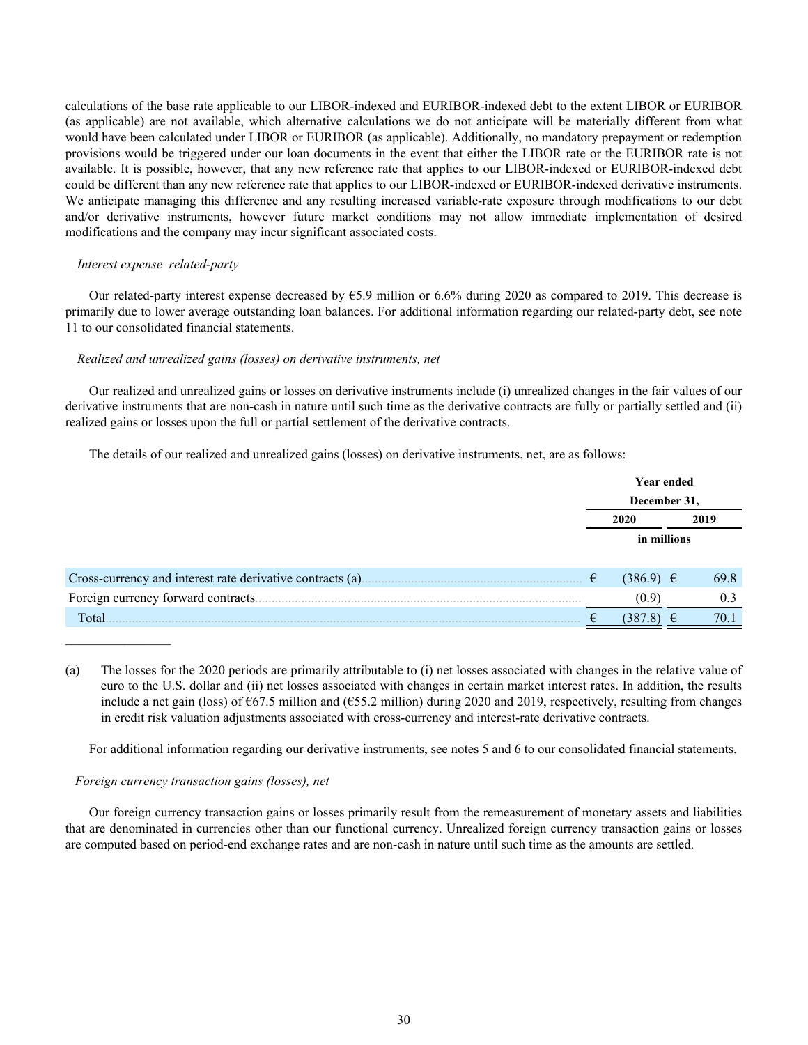calculations of the base rate applicable to our LIBOR-indexed and EURIBOR-indexed debt to the extent LIBOR or EURIBOR (as applicable) are not available, which alternative calculations we do not anticipate will be materially different from what would have been calculated under LIBOR or EURIBOR (as applicable). Additionally, no mandatory prepayment or redemption provisions would be triggered under our loan documents in the event that either the LIBOR rate or the EURIBOR rate is not available. It is possible, however, that any new reference rate that applies to our LIBOR-indexed or EURIBOR-indexed debt could be different than any new reference rate that applies to our LIBOR-indexed or EURIBOR-indexed derivative instruments. We anticipate managing this difference and any resulting increased variable-rate exposure through modifications to our debt and/or derivative instruments, however future market conditions may not allow immediate implementation of desired modifications and the company may incur significant associated costs.

*Interest expense–related-party*

Our related-party interest expense decreased by €5.9 million or 6.6% during 2020 as compared to 2019. This decrease is primarily due to lower average outstanding loan balances. For additional information regarding our related-party debt, see note 11 to our consolidated financial statements.

*Realized and unrealized gains (losses) on derivative instruments, net*

Our realized and unrealized gains or losses on derivative instruments include (i) unrealized changes in the fair values of our derivative instruments that are non-cash in nature until such time as the derivative contracts are fully or partially settled and (ii) realized gains or losses upon the full or partial settlement of the derivative contracts.

The details of our realized and unrealized gains (losses) on derivative instruments, net, are as follows:

| | Year ended December 31, | |
|---|---|---|
| | 2020 | 2019 |
| | in millions | |
| Cross-currency and interest rate derivative contracts (a) | € (386.9) | € 69.8 |
| Foreign currency forward contracts | (0.9) | 0.3 |
| Total | € (387.8) | € 70.1 |

(a) The losses for the 2020 periods are primarily attributable to (i) net losses associated with changes in the relative value of euro to the U.S. dollar and (ii) net losses associated with changes in certain market interest rates. In addition, the results include a net gain (loss) of €67.5 million and (€55.2 million) during 2020 and 2019, respectively, resulting from changes in credit risk valuation adjustments associated with cross-currency and interest-rate derivative contracts.

For additional information regarding our derivative instruments, see notes 5 and 6 to our consolidated financial statements.

*Foreign currency transaction gains (losses), net*

Our foreign currency transaction gains or losses primarily result from the remeasurement of monetary assets and liabilities that are denominated in currencies other than our functional currency. Unrealized foreign currency transaction gains or losses are computed based on period-end exchange rates and are non-cash in nature until such time as the amounts are settled.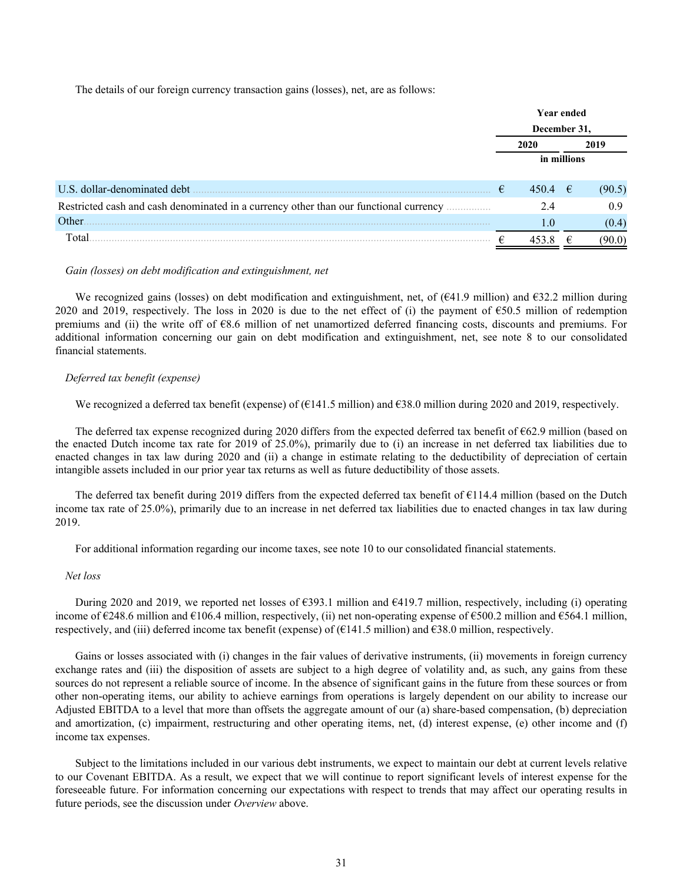The details of our foreign currency transaction gains (losses), net, are as follows:

| | Year ended December 31, | |
|---|---|---|
| | 2020 | 2019 |
| | in millions | |
| U.S. dollar-denominated debt | € 450.4 | € (90.5) |
| Restricted cash and cash denominated in a currency other than our functional currency | 2.4 | 0.9 |
| Other | 1.0 | (0.4) |
| Total | € 453.8 | € (90.0) |

*Gain (losses) on debt modification and extinguishment, net*

We recognized gains (losses) on debt modification and extinguishment, net, of (€41.9 million) and €32.2 million during 2020 and 2019, respectively. The loss in 2020 is due to the net effect of (i) the payment of €50.5 million of redemption premiums and (ii) the write off of €8.6 million of net unamortized deferred financing costs, discounts and premiums. For additional information concerning our gain on debt modification and extinguishment, net, see note 8 to our consolidated financial statements.

*Deferred tax benefit (expense)*

We recognized a deferred tax benefit (expense) of (€141.5 million) and €38.0 million during 2020 and 2019, respectively.

The deferred tax expense recognized during 2020 differs from the expected deferred tax benefit of €62.9 million (based on the enacted Dutch income tax rate for 2019 of 25.0%), primarily due to (i) an increase in net deferred tax liabilities due to enacted changes in tax law during 2020 and (ii) a change in estimate relating to the deductibility of depreciation of certain intangible assets included in our prior year tax returns as well as future deductibility of those assets.

The deferred tax benefit during 2019 differs from the expected deferred tax benefit of €114.4 million (based on the Dutch income tax rate of 25.0%), primarily due to an increase in net deferred tax liabilities due to enacted changes in tax law during 2019.

For additional information regarding our income taxes, see note 10 to our consolidated financial statements.

*Net loss*

During 2020 and 2019, we reported net losses of €393.1 million and €419.7 million, respectively, including (i) operating income of €248.6 million and €106.4 million, respectively, (ii) net non-operating expense of €500.2 million and €564.1 million, respectively, and (iii) deferred income tax benefit (expense) of (€141.5 million) and €38.0 million, respectively.

Gains or losses associated with (i) changes in the fair values of derivative instruments, (ii) movements in foreign currency exchange rates and (iii) the disposition of assets are subject to a high degree of volatility and, as such, any gains from these sources do not represent a reliable source of income. In the absence of significant gains in the future from these sources or from other non-operating items, our ability to achieve earnings from operations is largely dependent on our ability to increase our Adjusted EBITDA to a level that more than offsets the aggregate amount of our (a) share-based compensation, (b) depreciation and amortization, (c) impairment, restructuring and other operating items, net, (d) interest expense, (e) other income and (f) income tax expenses.

Subject to the limitations included in our various debt instruments, we expect to maintain our debt at current levels relative to our Covenant EBITDA. As a result, we expect that we will continue to report significant levels of interest expense for the foreseeable future. For information concerning our expectations with respect to trends that may affect our operating results in future periods, see the discussion under *Overview* above.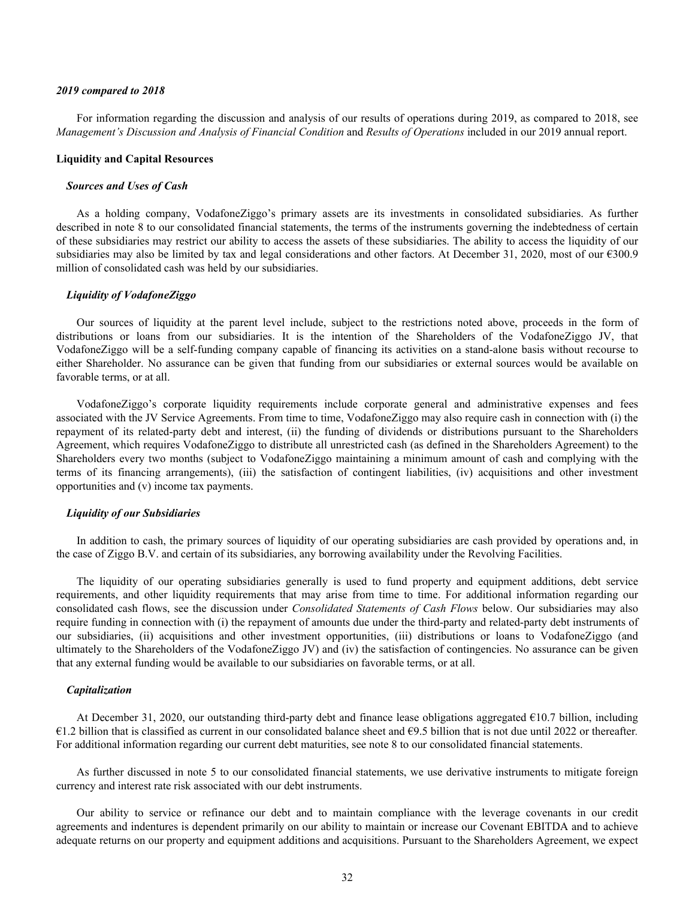*2019 compared to 2018*

For information regarding the discussion and analysis of our results of operations during 2019, as compared to 2018, see *Management's Discussion and Analysis of Financial Condition* and *Results of Operations* included in our 2019 annual report.

**Liquidity and Capital Resources**

***Sources and Uses of Cash***

As a holding company, VodafoneZiggo's primary assets are its investments in consolidated subsidiaries. As further described in note 8 to our consolidated financial statements, the terms of the instruments governing the indebtedness of certain of these subsidiaries may restrict our ability to access the assets of these subsidiaries. The ability to access the liquidity of our subsidiaries may also be limited by tax and legal considerations and other factors. At December 31, 2020, most of our €300.9 million of consolidated cash was held by our subsidiaries.

***Liquidity of VodafoneZiggo***

Our sources of liquidity at the parent level include, subject to the restrictions noted above, proceeds in the form of distributions or loans from our subsidiaries. It is the intention of the Shareholders of the VodafoneZiggo JV, that VodafoneZiggo will be a self-funding company capable of financing its activities on a stand-alone basis without recourse to either Shareholder. No assurance can be given that funding from our subsidiaries or external sources would be available on favorable terms, or at all.

VodafoneZiggo's corporate liquidity requirements include corporate general and administrative expenses and fees associated with the JV Service Agreements. From time to time, VodafoneZiggo may also require cash in connection with (i) the repayment of its related-party debt and interest, (ii) the funding of dividends or distributions pursuant to the Shareholders Agreement, which requires VodafoneZiggo to distribute all unrestricted cash (as defined in the Shareholders Agreement) to the Shareholders every two months (subject to VodafoneZiggo maintaining a minimum amount of cash and complying with the terms of its financing arrangements), (iii) the satisfaction of contingent liabilities, (iv) acquisitions and other investment opportunities and (v) income tax payments.

***Liquidity of our Subsidiaries***

In addition to cash, the primary sources of liquidity of our operating subsidiaries are cash provided by operations and, in the case of Ziggo B.V. and certain of its subsidiaries, any borrowing availability under the Revolving Facilities.

The liquidity of our operating subsidiaries generally is used to fund property and equipment additions, debt service requirements, and other liquidity requirements that may arise from time to time. For additional information regarding our consolidated cash flows, see the discussion under *Consolidated Statements of Cash Flows* below. Our subsidiaries may also require funding in connection with (i) the repayment of amounts due under the third-party and related-party debt instruments of our subsidiaries, (ii) acquisitions and other investment opportunities, (iii) distributions or loans to VodafoneZiggo (and ultimately to the Shareholders of the VodafoneZiggo JV) and (iv) the satisfaction of contingencies. No assurance can be given that any external funding would be available to our subsidiaries on favorable terms, or at all.

***Capitalization***

At December 31, 2020, our outstanding third-party debt and finance lease obligations aggregated €10.7 billion, including €1.2 billion that is classified as current in our consolidated balance sheet and €9.5 billion that is not due until 2022 or thereafter. For additional information regarding our current debt maturities, see note 8 to our consolidated financial statements.

As further discussed in note 5 to our consolidated financial statements, we use derivative instruments to mitigate foreign currency and interest rate risk associated with our debt instruments.

Our ability to service or refinance our debt and to maintain compliance with the leverage covenants in our credit agreements and indentures is dependent primarily on our ability to maintain or increase our Covenant EBITDA and to achieve adequate returns on our property and equipment additions and acquisitions. Pursuant to the Shareholders Agreement, we expect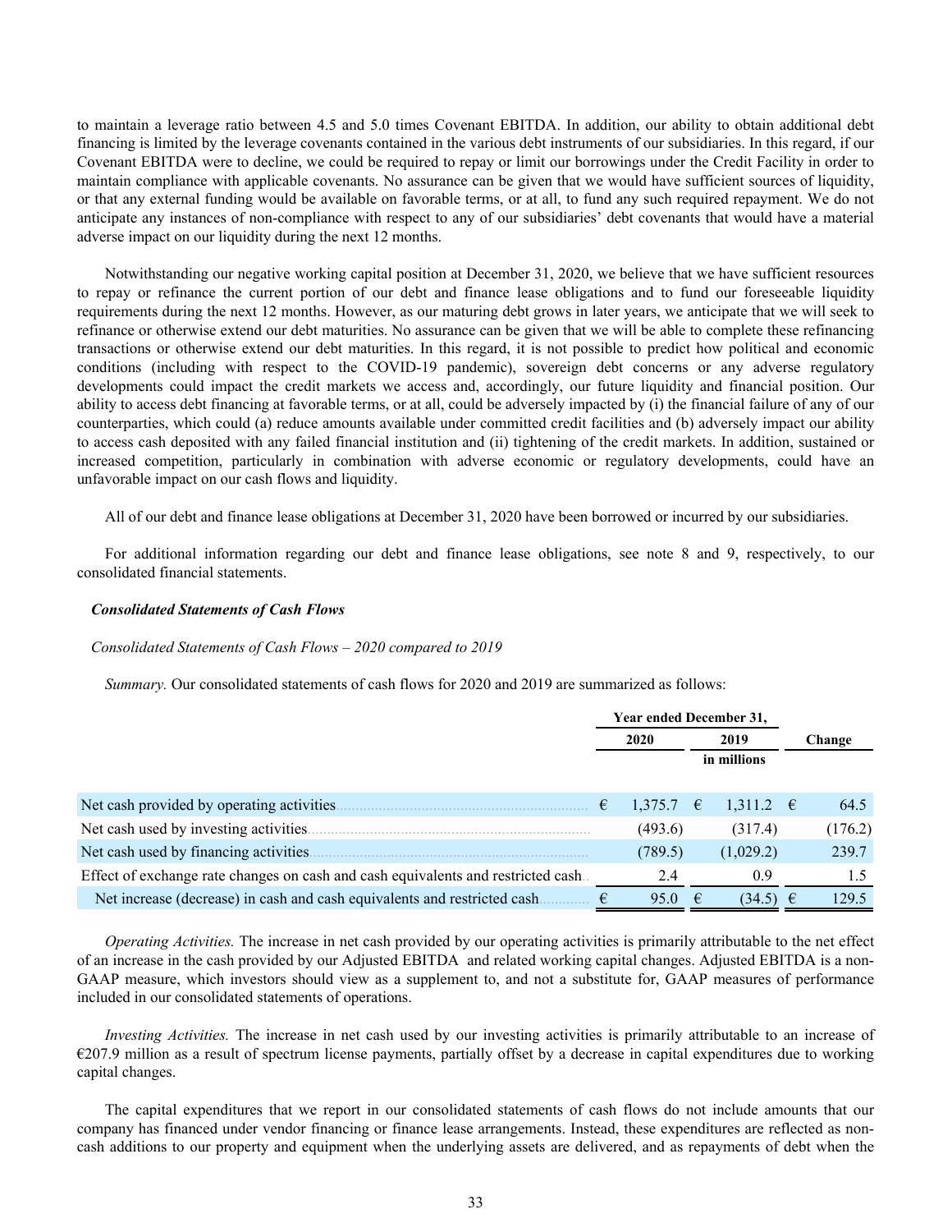to maintain a leverage ratio between 4.5 and 5.0 times Covenant EBITDA. In addition, our ability to obtain additional debt financing is limited by the leverage covenants contained in the various debt instruments of our subsidiaries. In this regard, if our Covenant EBITDA were to decline, we could be required to repay or limit our borrowings under the Credit Facility in order to maintain compliance with applicable covenants. No assurance can be given that we would have sufficient sources of liquidity, or that any external funding would be available on favorable terms, or at all, to fund any such required repayment. We do not anticipate any instances of non-compliance with respect to any of our subsidiaries' debt covenants that would have a material adverse impact on our liquidity during the next 12 months.

Notwithstanding our negative working capital position at December 31, 2020, we believe that we have sufficient resources to repay or refinance the current portion of our debt and finance lease obligations and to fund our foreseeable liquidity requirements during the next 12 months. However, as our maturing debt grows in later years, we anticipate that we will seek to refinance or otherwise extend our debt maturities. No assurance can be given that we will be able to complete these refinancing transactions or otherwise extend our debt maturities. In this regard, it is not possible to predict how political and economic conditions (including with respect to the COVID-19 pandemic), sovereign debt concerns or any adverse regulatory developments could impact the credit markets we access and, accordingly, our future liquidity and financial position. Our ability to access debt financing at favorable terms, or at all, could be adversely impacted by (i) the financial failure of any of our counterparties, which could (a) reduce amounts available under committed credit facilities and (b) adversely impact our ability to access cash deposited with any failed financial institution and (ii) tightening of the credit markets. In addition, sustained or increased competition, particularly in combination with adverse economic or regulatory developments, could have an unfavorable impact on our cash flows and liquidity.

All of our debt and finance lease obligations at December 31, 2020 have been borrowed or incurred by our subsidiaries.

For additional information regarding our debt and finance lease obligations, see note 8 and 9, respectively, to our consolidated financial statements.

***Consolidated Statements of Cash Flows***

*Consolidated Statements of Cash Flows – 2020 compared to 2019*

*Summary.* Our consolidated statements of cash flows for 2020 and 2019 are summarized as follows:

| | Year ended December 31, | | |
|---|---|---|---|
| | 2020 | 2019 | Change |
| | | in millions | |
| Net cash provided by operating activities | € 1,375.7 | € 1,311.2 | € 64.5 |
| Net cash used by investing activities | (493.6) | (317.4) | (176.2) |
| Net cash used by financing activities | (789.5) | (1,029.2) | 239.7 |
| Effect of exchange rate changes on cash and cash equivalents and restricted cash | 2.4 | 0.9 | 1.5 |
| Net increase (decrease) in cash and cash equivalents and restricted cash | € 95.0 | € (34.5) | € 129.5 |

*Operating Activities.* The increase in net cash provided by our operating activities is primarily attributable to the net effect of an increase in the cash provided by our Adjusted EBITDA and related working capital changes. Adjusted EBITDA is a non-GAAP measure, which investors should view as a supplement to, and not a substitute for, GAAP measures of performance included in our consolidated statements of operations.

*Investing Activities.* The increase in net cash used by our investing activities is primarily attributable to an increase of €207.9 million as a result of spectrum license payments, partially offset by a decrease in capital expenditures due to working capital changes.

The capital expenditures that we report in our consolidated statements of cash flows do not include amounts that our company has financed under vendor financing or finance lease arrangements. Instead, these expenditures are reflected as non-cash additions to our property and equipment when the underlying assets are delivered, and as repayments of debt when the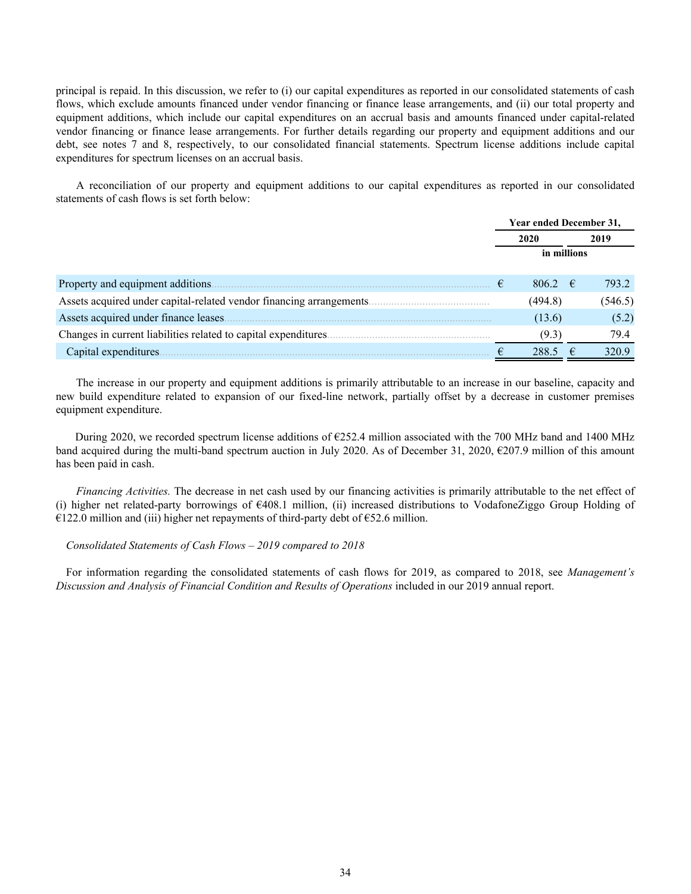principal is repaid. In this discussion, we refer to (i) our capital expenditures as reported in our consolidated statements of cash flows, which exclude amounts financed under vendor financing or finance lease arrangements, and (ii) our total property and equipment additions, which include our capital expenditures on an accrual basis and amounts financed under capital-related vendor financing or finance lease arrangements. For further details regarding our property and equipment additions and our debt, see notes 7 and 8, respectively, to our consolidated financial statements. Spectrum license additions include capital expenditures for spectrum licenses on an accrual basis.

A reconciliation of our property and equipment additions to our capital expenditures as reported in our consolidated statements of cash flows is set forth below:

| | Year ended December 31, | |
|---|---|---|
| | 2020 | 2019 |
| | in millions | |
| Property and equipment additions | € 806.2 | € 793.2 |
| Assets acquired under capital-related vendor financing arrangements | (494.8) | (546.5) |
| Assets acquired under finance leases | (13.6) | (5.2) |
| Changes in current liabilities related to capital expenditures | (9.3) | 79.4 |
| Capital expenditures | € 288.5 | € 320.9 |

The increase in our property and equipment additions is primarily attributable to an increase in our baseline, capacity and new build expenditure related to expansion of our fixed-line network, partially offset by a decrease in customer premises equipment expenditure.

During 2020, we recorded spectrum license additions of €252.4 million associated with the 700 MHz band and 1400 MHz band acquired during the multi-band spectrum auction in July 2020. As of December 31, 2020, €207.9 million of this amount has been paid in cash.

*Financing Activities.* The decrease in net cash used by our financing activities is primarily attributable to the net effect of (i) higher net related-party borrowings of €408.1 million, (ii) increased distributions to VodafoneZiggo Group Holding of €122.0 million and (iii) higher net repayments of third-party debt of €52.6 million.

*Consolidated Statements of Cash Flows – 2019 compared to 2018*

For information regarding the consolidated statements of cash flows for 2019, as compared to 2018, see *Management's Discussion and Analysis of Financial Condition and Results of Operations* included in our 2019 annual report.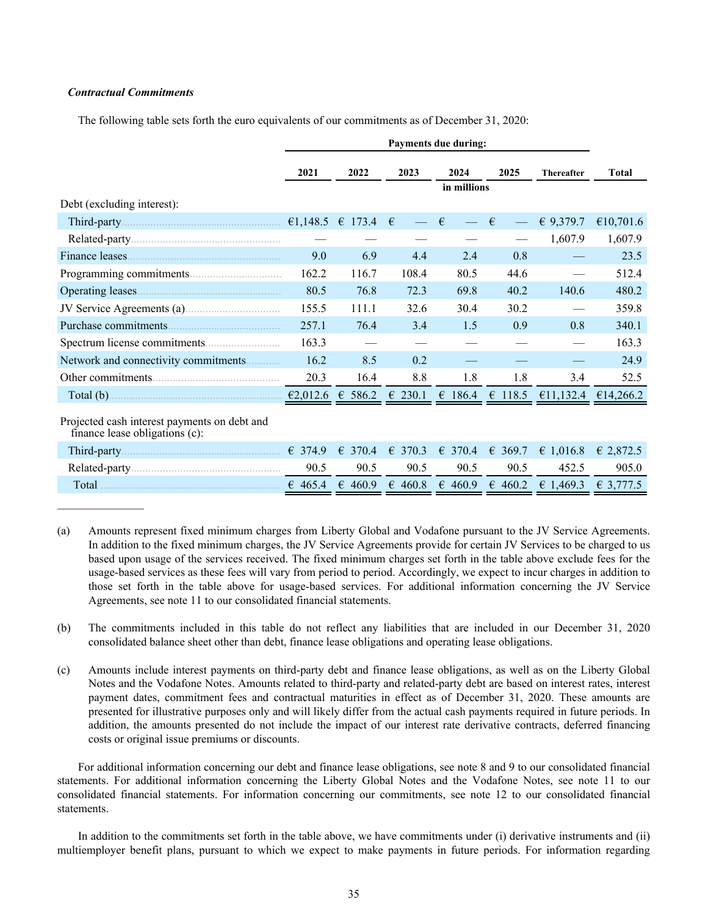***Contractual Commitments***

The following table sets forth the euro equivalents of our commitments as of December 31, 2020:

| | Payments due during: | | | | | | |
|---|---|---|---|---|---|---|---|
| | 2021 | 2022 | 2023 | 2024 | 2025 | Thereafter | Total |
| | | | | in millions | | | |
| Debt (excluding interest): | | | | | | | |
| Third-party | €1,148.5 | € 173.4 | € — | € — | € — | € 9,379.7 | €10,701.6 |
| Related-party | — | — | — | — | — | 1,607.9 | 1,607.9 |
| Finance leases | 9.0 | 6.9 | 4.4 | 2.4 | 0.8 | — | 23.5 |
| Programming commitments | 162.2 | 116.7 | 108.4 | 80.5 | 44.6 | — | 512.4 |
| Operating leases | 80.5 | 76.8 | 72.3 | 69.8 | 40.2 | 140.6 | 480.2 |
| JV Service Agreements (a) | 155.5 | 111.1 | 32.6 | 30.4 | 30.2 | — | 359.8 |
| Purchase commitments | 257.1 | 76.4 | 3.4 | 1.5 | 0.9 | 0.8 | 340.1 |
| Spectrum license commitments | 163.3 | — | — | — | — | — | 163.3 |
| Network and connectivity commitments | 16.2 | 8.5 | 0.2 | — | — | — | 24.9 |
| Other commitments | 20.3 | 16.4 | 8.8 | 1.8 | 1.8 | 3.4 | 52.5 |
| Total (b) | €2,012.6 | € 586.2 | € 230.1 | € 186.4 | € 118.5 | €11,132.4 | €14,266.2 |
| Projected cash interest payments on debt and finance lease obligations (c): | | | | | | | |
| Third-party | € 374.9 | € 370.4 | € 370.3 | € 370.4 | € 369.7 | € 1,016.8 | € 2,872.5 |
| Related-party | 90.5 | 90.5 | 90.5 | 90.5 | 90.5 | 452.5 | 905.0 |
| Total | € 465.4 | € 460.9 | € 460.8 | € 460.9 | € 460.2 | € 1,469.3 | € 3,777.5 |

_______________

(a) Amounts represent fixed minimum charges from Liberty Global and Vodafone pursuant to the JV Service Agreements. In addition to the fixed minimum charges, the JV Service Agreements provide for certain JV Services to be charged to us based upon usage of the services received. The fixed minimum charges set forth in the table above exclude fees for the usage-based services as these fees will vary from period to period. Accordingly, we expect to incur charges in addition to those set forth in the table above for usage-based services. For additional information concerning the JV Service Agreements, see note 11 to our consolidated financial statements.

(b) The commitments included in this table do not reflect any liabilities that are included in our December 31, 2020 consolidated balance sheet other than debt, finance lease obligations and operating lease obligations.

(c) Amounts include interest payments on third-party debt and finance lease obligations, as well as on the Liberty Global Notes and the Vodafone Notes. Amounts related to third-party and related-party debt are based on interest rates, interest payment dates, commitment fees and contractual maturities in effect as of December 31, 2020. These amounts are presented for illustrative purposes only and will likely differ from the actual cash payments required in future periods. In addition, the amounts presented do not include the impact of our interest rate derivative contracts, deferred financing costs or original issue premiums or discounts.

For additional information concerning our debt and finance lease obligations, see note 8 and 9 to our consolidated financial statements. For additional information concerning the Liberty Global Notes and the Vodafone Notes, see note 11 to our consolidated financial statements. For information concerning our commitments, see note 12 to our consolidated financial statements.

In addition to the commitments set forth in the table above, we have commitments under (i) derivative instruments and (ii) multiemployer benefit plans, pursuant to which we expect to make payments in future periods. For information regarding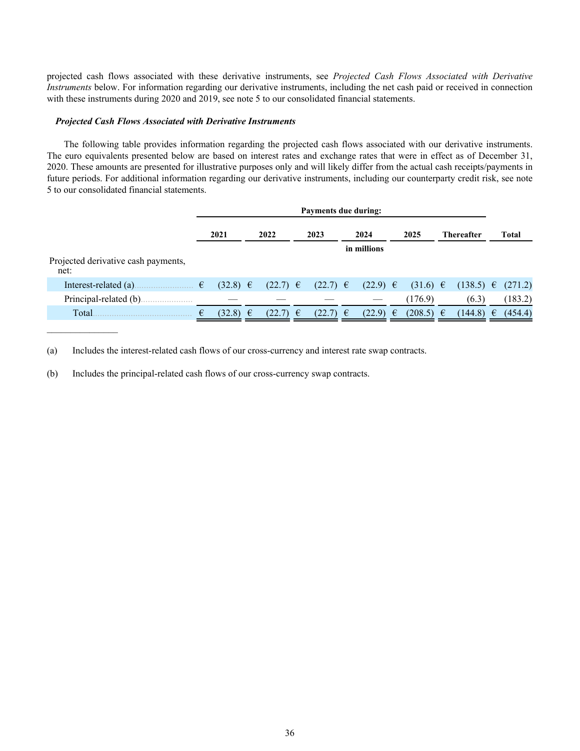projected cash flows associated with these derivative instruments, see *Projected Cash Flows Associated with Derivative Instruments* below. For information regarding our derivative instruments, including the net cash paid or received in connection with these instruments during 2020 and 2019, see note 5 to our consolidated financial statements.

***Projected Cash Flows Associated with Derivative Instruments***

The following table provides information regarding the projected cash flows associated with our derivative instruments. The euro equivalents presented below are based on interest rates and exchange rates that were in effect as of December 31, 2020. These amounts are presented for illustrative purposes only and will likely differ from the actual cash receipts/payments in future periods. For additional information regarding our derivative instruments, including our counterparty credit risk, see note 5 to our consolidated financial statements.

| | Payments due during: | | | | | | |
|---|---|---|---|---|---|---|---|
| | 2021 | 2022 | 2023 | 2024 | 2025 | Thereafter | Total |
| | | | | in millions | | | |
| Projected derivative cash payments, net: | | | | | | | |
| Interest-related (a) | € (32.8) | € (22.7) | € (22.7) | € (22.9) | € (31.6) | € (138.5) | € (271.2) |
| Principal-related (b) | — | — | — | — | (176.9) | (6.3) | (183.2) |
| Total | € (32.8) | € (22.7) | € (22.7) | € (22.9) | € (208.5) | € (144.8) | € (454.4) |

(a) Includes the interest-related cash flows of our cross-currency and interest rate swap contracts.

(b) Includes the principal-related cash flows of our cross-currency swap contracts.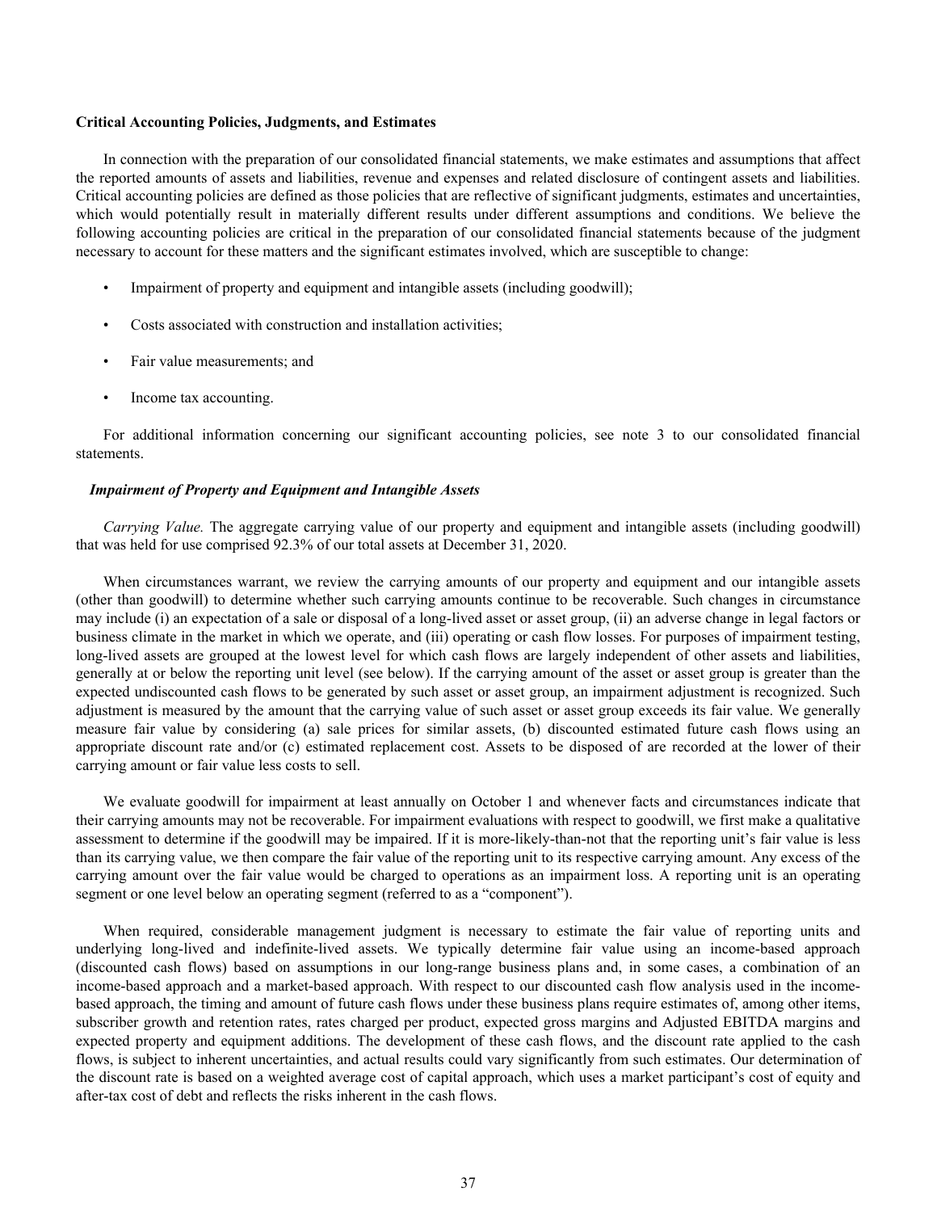## Critical Accounting Policies, Judgments, and Estimates

In connection with the preparation of our consolidated financial statements, we make estimates and assumptions that affect the reported amounts of assets and liabilities, revenue and expenses and related disclosure of contingent assets and liabilities. Critical accounting policies are defined as those policies that are reflective of significant judgments, estimates and uncertainties, which would potentially result in materially different results under different assumptions and conditions. We believe the following accounting policies are critical in the preparation of our consolidated financial statements because of the judgment necessary to account for these matters and the significant estimates involved, which are susceptible to change:

- Impairment of property and equipment and intangible assets (including goodwill);
- Costs associated with construction and installation activities;
- Fair value measurements; and
- Income tax accounting.

For additional information concerning our significant accounting policies, see note 3 to our consolidated financial statements.

### *Impairment of Property and Equipment and Intangible Assets*

*Carrying Value.* The aggregate carrying value of our property and equipment and intangible assets (including goodwill) that was held for use comprised 92.3% of our total assets at December 31, 2020.

When circumstances warrant, we review the carrying amounts of our property and equipment and our intangible assets (other than goodwill) to determine whether such carrying amounts continue to be recoverable. Such changes in circumstance may include (i) an expectation of a sale or disposal of a long-lived asset or asset group, (ii) an adverse change in legal factors or business climate in the market in which we operate, and (iii) operating or cash flow losses. For purposes of impairment testing, long-lived assets are grouped at the lowest level for which cash flows are largely independent of other assets and liabilities, generally at or below the reporting unit level (see below). If the carrying amount of the asset or asset group is greater than the expected undiscounted cash flows to be generated by such asset or asset group, an impairment adjustment is recognized. Such adjustment is measured by the amount that the carrying value of such asset or asset group exceeds its fair value. We generally measure fair value by considering (a) sale prices for similar assets, (b) discounted estimated future cash flows using an appropriate discount rate and/or (c) estimated replacement cost. Assets to be disposed of are recorded at the lower of their carrying amount or fair value less costs to sell.

We evaluate goodwill for impairment at least annually on October 1 and whenever facts and circumstances indicate that their carrying amounts may not be recoverable. For impairment evaluations with respect to goodwill, we first make a qualitative assessment to determine if the goodwill may be impaired. If it is more-likely-than-not that the reporting unit's fair value is less than its carrying value, we then compare the fair value of the reporting unit to its respective carrying amount. Any excess of the carrying amount over the fair value would be charged to operations as an impairment loss. A reporting unit is an operating segment or one level below an operating segment (referred to as a "component").

When required, considerable management judgment is necessary to estimate the fair value of reporting units and underlying long-lived and indefinite-lived assets. We typically determine fair value using an income-based approach (discounted cash flows) based on assumptions in our long-range business plans and, in some cases, a combination of an income-based approach and a market-based approach. With respect to our discounted cash flow analysis used in the income-based approach, the timing and amount of future cash flows under these business plans require estimates of, among other items, subscriber growth and retention rates, rates charged per product, expected gross margins and Adjusted EBITDA margins and expected property and equipment additions. The development of these cash flows, and the discount rate applied to the cash flows, is subject to inherent uncertainties, and actual results could vary significantly from such estimates. Our determination of the discount rate is based on a weighted average cost of capital approach, which uses a market participant's cost of equity and after-tax cost of debt and reflects the risks inherent in the cash flows.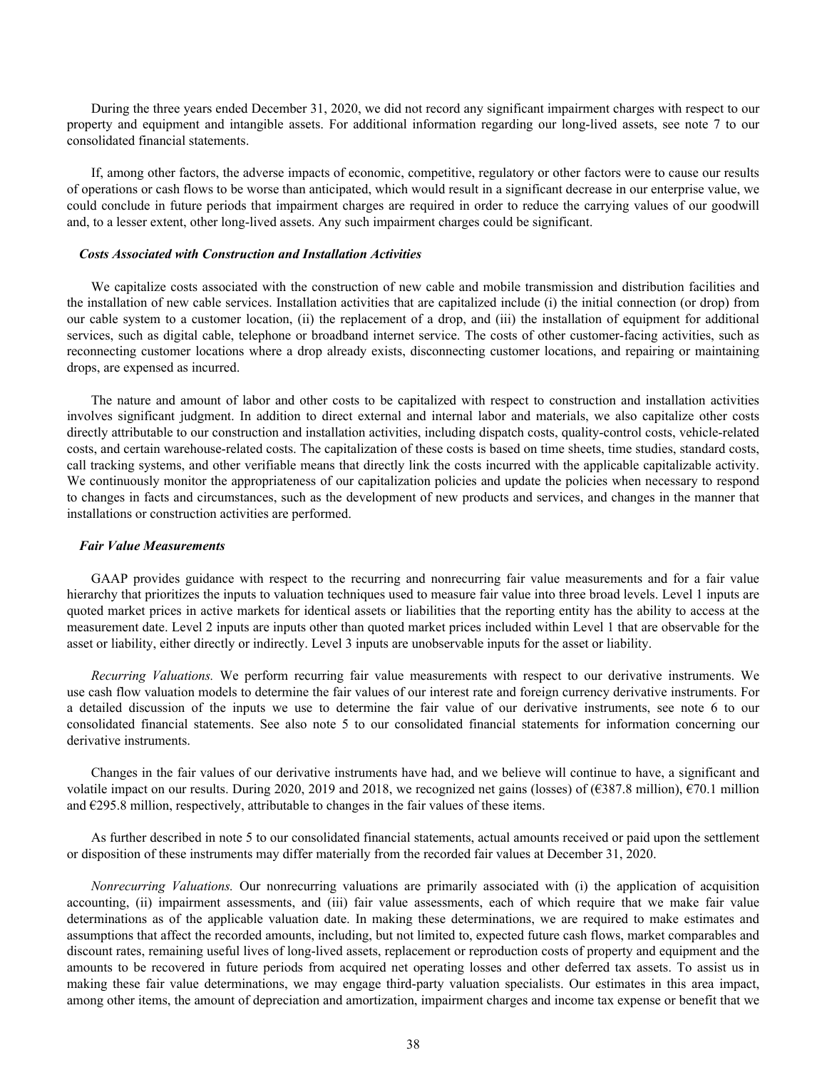During the three years ended December 31, 2020, we did not record any significant impairment charges with respect to our property and equipment and intangible assets. For additional information regarding our long-lived assets, see note 7 to our consolidated financial statements.

If, among other factors, the adverse impacts of economic, competitive, regulatory or other factors were to cause our results of operations or cash flows to be worse than anticipated, which would result in a significant decrease in our enterprise value, we could conclude in future periods that impairment charges are required in order to reduce the carrying values of our goodwill and, to a lesser extent, other long-lived assets. Any such impairment charges could be significant.

***Costs Associated with Construction and Installation Activities***

We capitalize costs associated with the construction of new cable and mobile transmission and distribution facilities and the installation of new cable services. Installation activities that are capitalized include (i) the initial connection (or drop) from our cable system to a customer location, (ii) the replacement of a drop, and (iii) the installation of equipment for additional services, such as digital cable, telephone or broadband internet service. The costs of other customer-facing activities, such as reconnecting customer locations where a drop already exists, disconnecting customer locations, and repairing or maintaining drops, are expensed as incurred.

The nature and amount of labor and other costs to be capitalized with respect to construction and installation activities involves significant judgment. In addition to direct external and internal labor and materials, we also capitalize other costs directly attributable to our construction and installation activities, including dispatch costs, quality-control costs, vehicle-related costs, and certain warehouse-related costs. The capitalization of these costs is based on time sheets, time studies, standard costs, call tracking systems, and other verifiable means that directly link the costs incurred with the applicable capitalizable activity. We continuously monitor the appropriateness of our capitalization policies and update the policies when necessary to respond to changes in facts and circumstances, such as the development of new products and services, and changes in the manner that installations or construction activities are performed.

***Fair Value Measurements***

GAAP provides guidance with respect to the recurring and nonrecurring fair value measurements and for a fair value hierarchy that prioritizes the inputs to valuation techniques used to measure fair value into three broad levels. Level 1 inputs are quoted market prices in active markets for identical assets or liabilities that the reporting entity has the ability to access at the measurement date. Level 2 inputs are inputs other than quoted market prices included within Level 1 that are observable for the asset or liability, either directly or indirectly. Level 3 inputs are unobservable inputs for the asset or liability.

*Recurring Valuations.* We perform recurring fair value measurements with respect to our derivative instruments. We use cash flow valuation models to determine the fair values of our interest rate and foreign currency derivative instruments. For a detailed discussion of the inputs we use to determine the fair value of our derivative instruments, see note 6 to our consolidated financial statements. See also note 5 to our consolidated financial statements for information concerning our derivative instruments.

Changes in the fair values of our derivative instruments have had, and we believe will continue to have, a significant and volatile impact on our results. During 2020, 2019 and 2018, we recognized net gains (losses) of (€387.8 million), €70.1 million and €295.8 million, respectively, attributable to changes in the fair values of these items.

As further described in note 5 to our consolidated financial statements, actual amounts received or paid upon the settlement or disposition of these instruments may differ materially from the recorded fair values at December 31, 2020.

*Nonrecurring Valuations.* Our nonrecurring valuations are primarily associated with (i) the application of acquisition accounting, (ii) impairment assessments, and (iii) fair value assessments, each of which require that we make fair value determinations as of the applicable valuation date. In making these determinations, we are required to make estimates and assumptions that affect the recorded amounts, including, but not limited to, expected future cash flows, market comparables and discount rates, remaining useful lives of long-lived assets, replacement or reproduction costs of property and equipment and the amounts to be recovered in future periods from acquired net operating losses and other deferred tax assets. To assist us in making these fair value determinations, we may engage third-party valuation specialists. Our estimates in this area impact, among other items, the amount of depreciation and amortization, impairment charges and income tax expense or benefit that we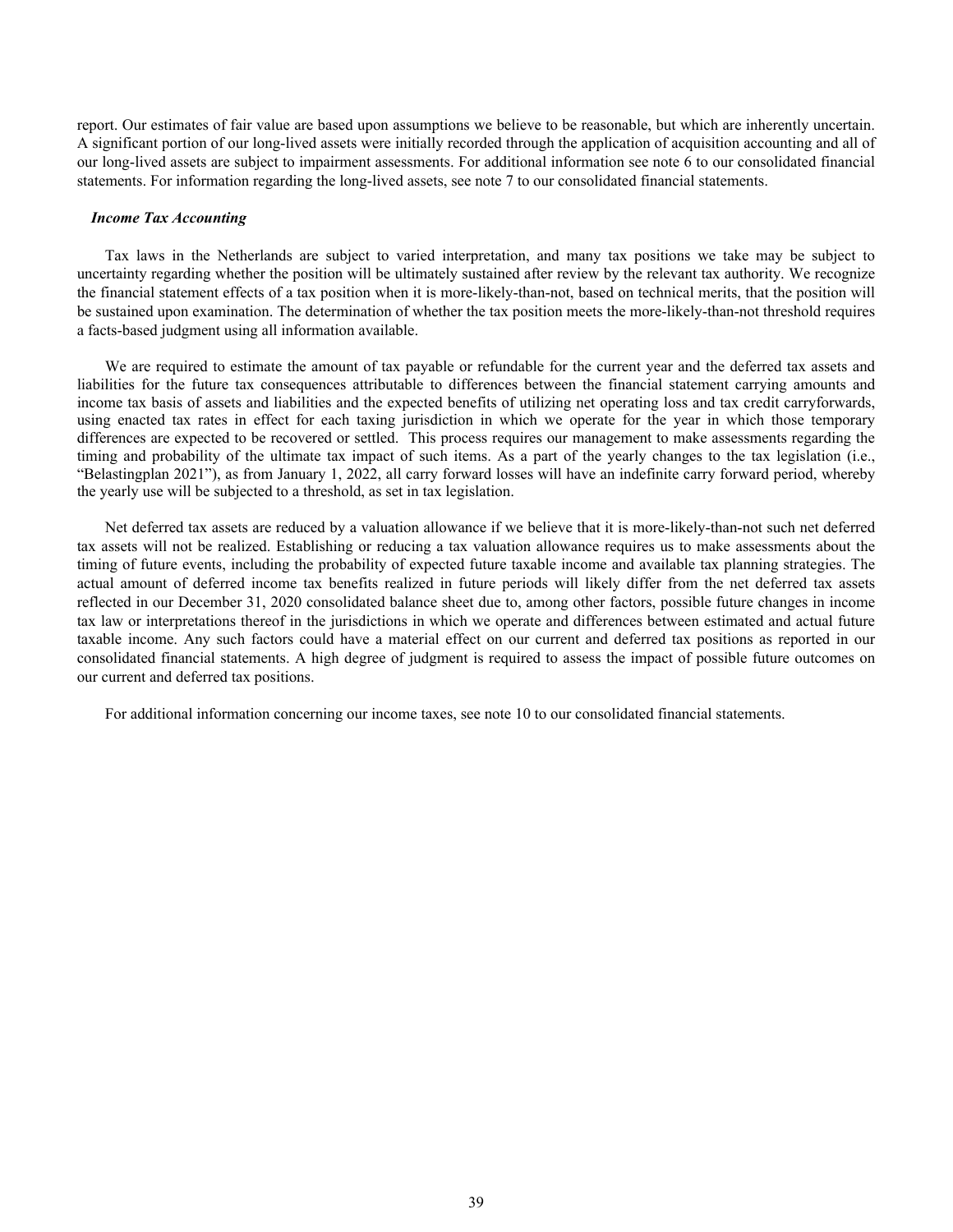report. Our estimates of fair value are based upon assumptions we believe to be reasonable, but which are inherently uncertain. A significant portion of our long-lived assets were initially recorded through the application of acquisition accounting and all of our long-lived assets are subject to impairment assessments. For additional information see note 6 to our consolidated financial statements. For information regarding the long-lived assets, see note 7 to our consolidated financial statements.

***Income Tax Accounting***

Tax laws in the Netherlands are subject to varied interpretation, and many tax positions we take may be subject to uncertainty regarding whether the position will be ultimately sustained after review by the relevant tax authority. We recognize the financial statement effects of a tax position when it is more-likely-than-not, based on technical merits, that the position will be sustained upon examination. The determination of whether the tax position meets the more-likely-than-not threshold requires a facts-based judgment using all information available.

We are required to estimate the amount of tax payable or refundable for the current year and the deferred tax assets and liabilities for the future tax consequences attributable to differences between the financial statement carrying amounts and income tax basis of assets and liabilities and the expected benefits of utilizing net operating loss and tax credit carryforwards, using enacted tax rates in effect for each taxing jurisdiction in which we operate for the year in which those temporary differences are expected to be recovered or settled. This process requires our management to make assessments regarding the timing and probability of the ultimate tax impact of such items. As a part of the yearly changes to the tax legislation (i.e., "Belastingplan 2021"), as from January 1, 2022, all carry forward losses will have an indefinite carry forward period, whereby the yearly use will be subjected to a threshold, as set in tax legislation.

Net deferred tax assets are reduced by a valuation allowance if we believe that it is more-likely-than-not such net deferred tax assets will not be realized. Establishing or reducing a tax valuation allowance requires us to make assessments about the timing of future events, including the probability of expected future taxable income and available tax planning strategies. The actual amount of deferred income tax benefits realized in future periods will likely differ from the net deferred tax assets reflected in our December 31, 2020 consolidated balance sheet due to, among other factors, possible future changes in income tax law or interpretations thereof in the jurisdictions in which we operate and differences between estimated and actual future taxable income. Any such factors could have a material effect on our current and deferred tax positions as reported in our consolidated financial statements. A high degree of judgment is required to assess the impact of possible future outcomes on our current and deferred tax positions.

For additional information concerning our income taxes, see note 10 to our consolidated financial statements.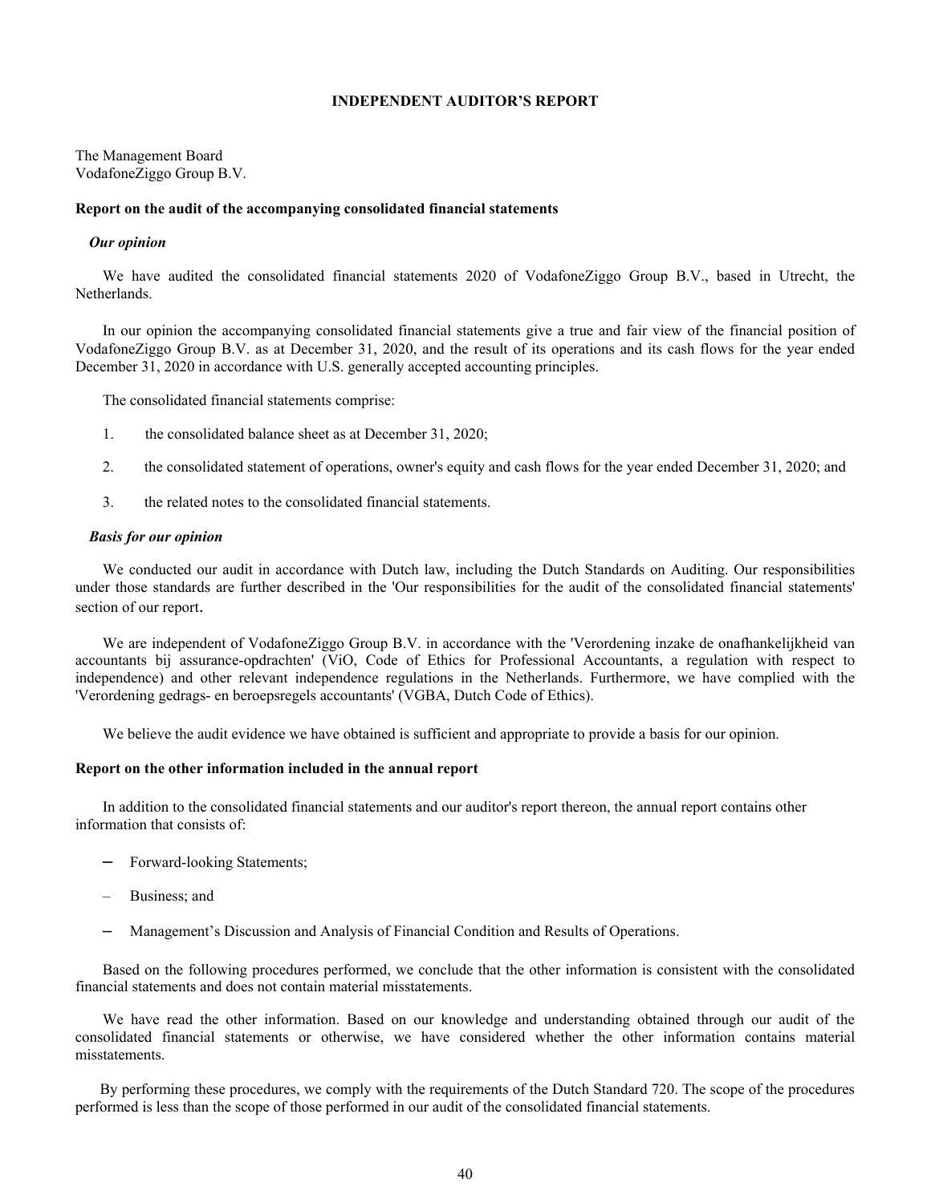# INDEPENDENT AUDITOR'S REPORT

The Management Board
VodafoneZiggo Group B.V.

## Report on the audit of the accompanying consolidated financial statements

### *Our opinion*

We have audited the consolidated financial statements 2020 of VodafoneZiggo Group B.V., based in Utrecht, the Netherlands.

In our opinion the accompanying consolidated financial statements give a true and fair view of the financial position of VodafoneZiggo Group B.V. as at December 31, 2020, and the result of its operations and its cash flows for the year ended December 31, 2020 in accordance with U.S. generally accepted accounting principles.

The consolidated financial statements comprise:

1. the consolidated balance sheet as at December 31, 2020;
2. the consolidated statement of operations, owner's equity and cash flows for the year ended December 31, 2020; and
3. the related notes to the consolidated financial statements.

### *Basis for our opinion*

We conducted our audit in accordance with Dutch law, including the Dutch Standards on Auditing. Our responsibilities under those standards are further described in the 'Our responsibilities for the audit of the consolidated financial statements' section of our report.

We are independent of VodafoneZiggo Group B.V. in accordance with the 'Verordening inzake de onafhankelijkheid van accountants bij assurance-opdrachten' (ViO, Code of Ethics for Professional Accountants, a regulation with respect to independence) and other relevant independence regulations in the Netherlands. Furthermore, we have complied with the 'Verordening gedrags- en beroepsregels accountants' (VGBA, Dutch Code of Ethics).

We believe the audit evidence we have obtained is sufficient and appropriate to provide a basis for our opinion.

## Report on the other information included in the annual report

In addition to the consolidated financial statements and our auditor's report thereon, the annual report contains other information that consists of:

- Forward-looking Statements;
- Business; and
- Management's Discussion and Analysis of Financial Condition and Results of Operations.

Based on the following procedures performed, we conclude that the other information is consistent with the consolidated financial statements and does not contain material misstatements.

We have read the other information. Based on our knowledge and understanding obtained through our audit of the consolidated financial statements or otherwise, we have considered whether the other information contains material misstatements.

By performing these procedures, we comply with the requirements of the Dutch Standard 720. The scope of the procedures performed is less than the scope of those performed in our audit of the consolidated financial statements.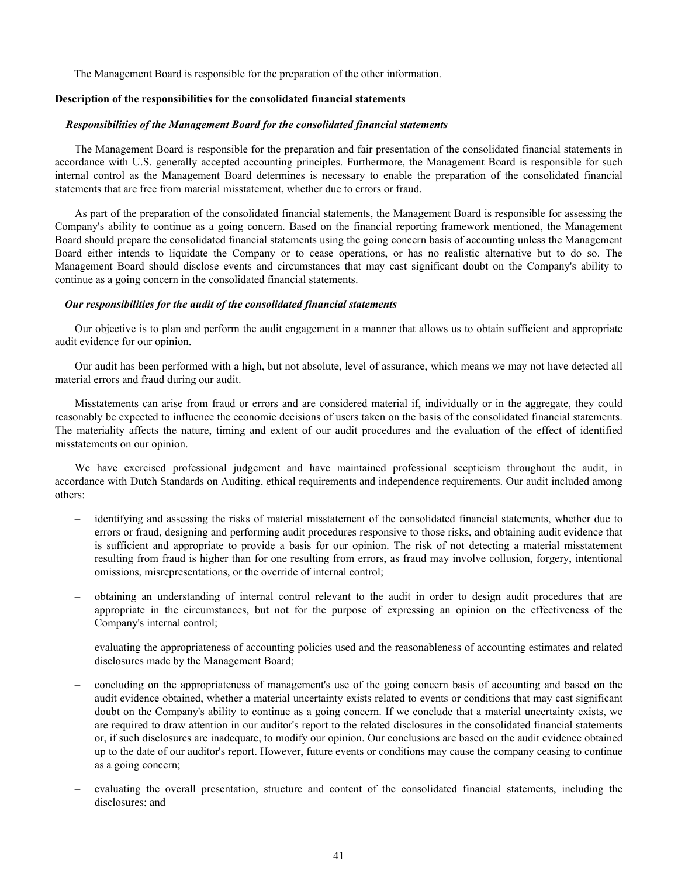The Management Board is responsible for the preparation of the other information.

**Description of the responsibilities for the consolidated financial statements**

***Responsibilities of the Management Board for the consolidated financial statements***

The Management Board is responsible for the preparation and fair presentation of the consolidated financial statements in accordance with U.S. generally accepted accounting principles. Furthermore, the Management Board is responsible for such internal control as the Management Board determines is necessary to enable the preparation of the consolidated financial statements that are free from material misstatement, whether due to errors or fraud.

As part of the preparation of the consolidated financial statements, the Management Board is responsible for assessing the Company's ability to continue as a going concern. Based on the financial reporting framework mentioned, the Management Board should prepare the consolidated financial statements using the going concern basis of accounting unless the Management Board either intends to liquidate the Company or to cease operations, or has no realistic alternative but to do so. The Management Board should disclose events and circumstances that may cast significant doubt on the Company's ability to continue as a going concern in the consolidated financial statements.

***Our responsibilities for the audit of the consolidated financial statements***

Our objective is to plan and perform the audit engagement in a manner that allows us to obtain sufficient and appropriate audit evidence for our opinion.

Our audit has been performed with a high, but not absolute, level of assurance, which means we may not have detected all material errors and fraud during our audit.

Misstatements can arise from fraud or errors and are considered material if, individually or in the aggregate, they could reasonably be expected to influence the economic decisions of users taken on the basis of the consolidated financial statements. The materiality affects the nature, timing and extent of our audit procedures and the evaluation of the effect of identified misstatements on our opinion.

We have exercised professional judgement and have maintained professional scepticism throughout the audit, in accordance with Dutch Standards on Auditing, ethical requirements and independence requirements. Our audit included among others:

- identifying and assessing the risks of material misstatement of the consolidated financial statements, whether due to errors or fraud, designing and performing audit procedures responsive to those risks, and obtaining audit evidence that is sufficient and appropriate to provide a basis for our opinion. The risk of not detecting a material misstatement resulting from fraud is higher than for one resulting from errors, as fraud may involve collusion, forgery, intentional omissions, misrepresentations, or the override of internal control;
- obtaining an understanding of internal control relevant to the audit in order to design audit procedures that are appropriate in the circumstances, but not for the purpose of expressing an opinion on the effectiveness of the Company's internal control;
- evaluating the appropriateness of accounting policies used and the reasonableness of accounting estimates and related disclosures made by the Management Board;
- concluding on the appropriateness of management's use of the going concern basis of accounting and based on the audit evidence obtained, whether a material uncertainty exists related to events or conditions that may cast significant doubt on the Company's ability to continue as a going concern. If we conclude that a material uncertainty exists, we are required to draw attention in our auditor's report to the related disclosures in the consolidated financial statements or, if such disclosures are inadequate, to modify our opinion. Our conclusions are based on the audit evidence obtained up to the date of our auditor's report. However, future events or conditions may cause the company ceasing to continue as a going concern;
- evaluating the overall presentation, structure and content of the consolidated financial statements, including the disclosures; and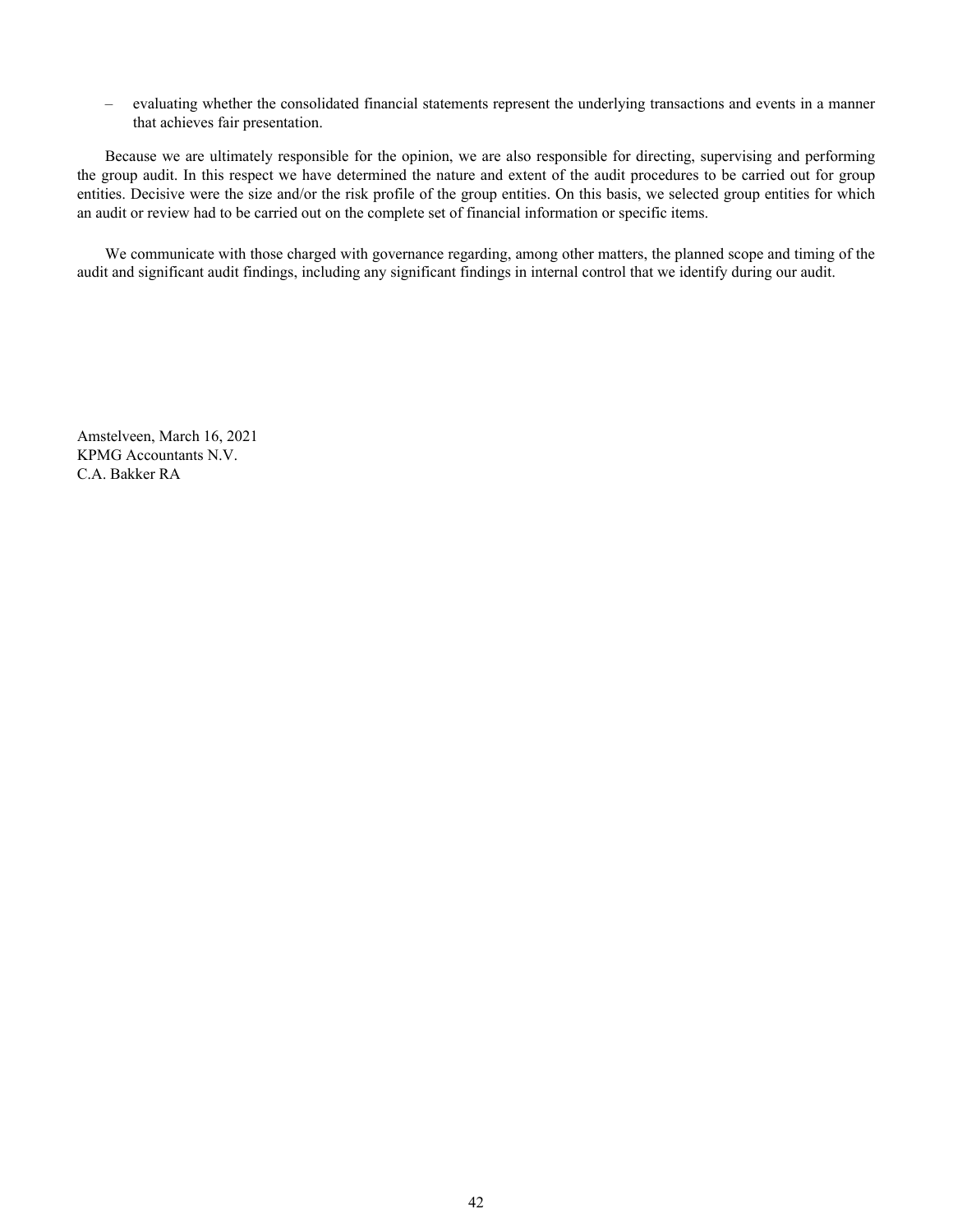– evaluating whether the consolidated financial statements represent the underlying transactions and events in a manner that achieves fair presentation.

Because we are ultimately responsible for the opinion, we are also responsible for directing, supervising and performing the group audit. In this respect we have determined the nature and extent of the audit procedures to be carried out for group entities. Decisive were the size and/or the risk profile of the group entities. On this basis, we selected group entities for which an audit or review had to be carried out on the complete set of financial information or specific items.

We communicate with those charged with governance regarding, among other matters, the planned scope and timing of the audit and significant audit findings, including any significant findings in internal control that we identify during our audit.

Amstelveen, March 16, 2021
KPMG Accountants N.V.
C.A. Bakker RA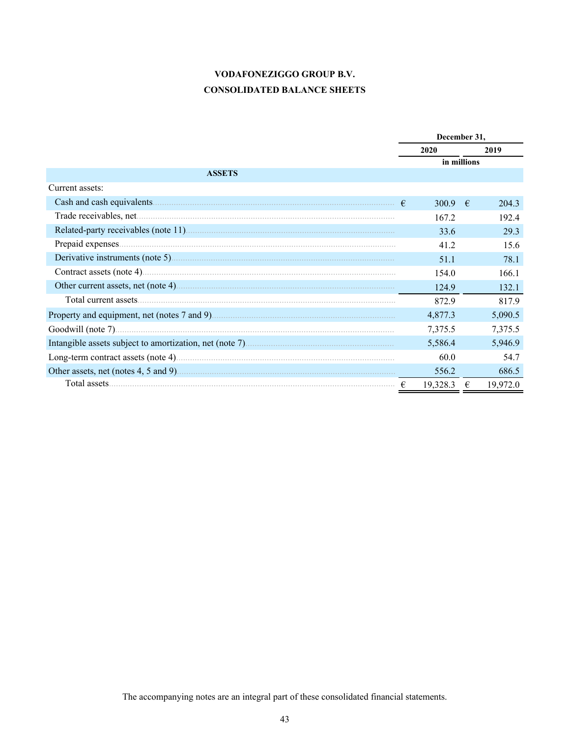**VODAFONEZIGGO GROUP B.V.**

**CONSOLIDATED BALANCE SHEETS**

| | December 31, | |
|---|---|---|
| | 2020 | 2019 |
| | in millions | |
| **ASSETS** | | |
| Current assets: | | |
| Cash and cash equivalents | € 300.9 | € 204.3 |
| Trade receivables, net | 167.2 | 192.4 |
| Related-party receivables (note 11) | 33.6 | 29.3 |
| Prepaid expenses | 41.2 | 15.6 |
| Derivative instruments (note 5) | 51.1 | 78.1 |
| Contract assets (note 4) | 154.0 | 166.1 |
| Other current assets, net (note 4) | 124.9 | 132.1 |
| Total current assets | 872.9 | 817.9 |
| Property and equipment, net (notes 7 and 9) | 4,877.3 | 5,090.5 |
| Goodwill (note 7) | 7,375.5 | 7,375.5 |
| Intangible assets subject to amortization, net (note 7) | 5,586.4 | 5,946.9 |
| Long-term contract assets (note 4) | 60.0 | 54.7 |
| Other assets, net (notes 4, 5 and 9) | 556.2 | 686.5 |
| Total assets | € 19,328.3 | € 19,972.0 |

The accompanying notes are an integral part of these consolidated financial statements.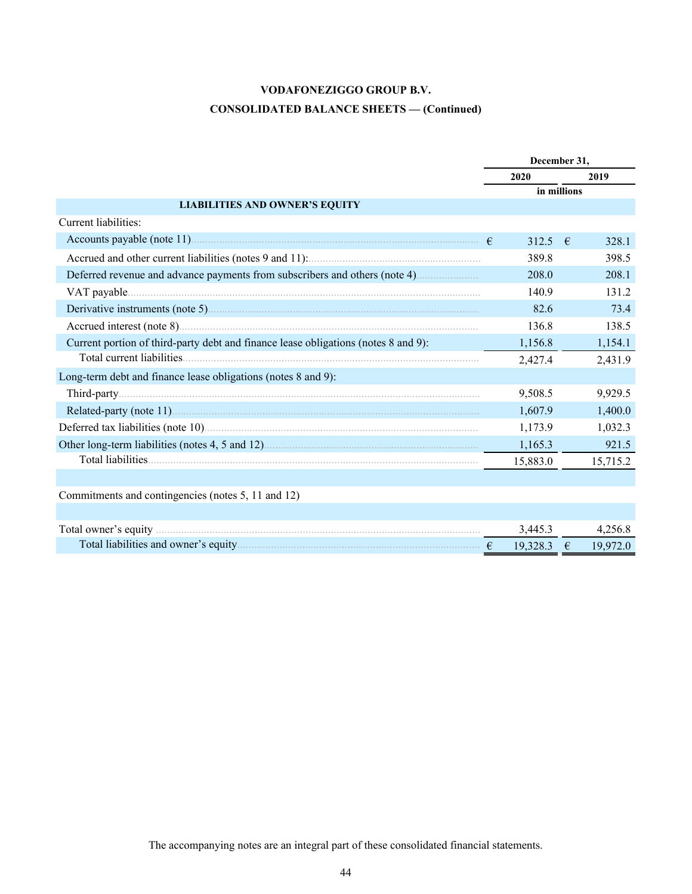**VODAFONEZIGGO GROUP B.V.**

**CONSOLIDATED BALANCE SHEETS — (Continued)**

| | December 31, | |
|---|---|---|
| | 2020 | 2019 |
| | in millions | |
| **LIABILITIES AND OWNER'S EQUITY** | | |
| Current liabilities: | | |
| Accounts payable (note 11) | € 312.5 | € 328.1 |
| Accrued and other current liabilities (notes 9 and 11): | 389.8 | 398.5 |
| Deferred revenue and advance payments from subscribers and others (note 4) | 208.0 | 208.1 |
| VAT payable | 140.9 | 131.2 |
| Derivative instruments (note 5) | 82.6 | 73.4 |
| Accrued interest (note 8) | 136.8 | 138.5 |
| Current portion of third-party debt and finance lease obligations (notes 8 and 9): | 1,156.8 | 1,154.1 |
| Total current liabilities | 2,427.4 | 2,431.9 |
| Long-term debt and finance lease obligations (notes 8 and 9): | | |
| Third-party | 9,508.5 | 9,929.5 |
| Related-party (note 11) | 1,607.9 | 1,400.0 |
| Deferred tax liabilities (note 10) | 1,173.9 | 1,032.3 |
| Other long-term liabilities (notes 4, 5 and 12) | 1,165.3 | 921.5 |
| Total liabilities | 15,883.0 | 15,715.2 |
| | | |
| Commitments and contingencies (notes 5, 11 and 12) | | |
| | | |
| Total owner's equity | 3,445.3 | 4,256.8 |
| Total liabilities and owner's equity | € 19,328.3 | € 19,972.0 |

The accompanying notes are an integral part of these consolidated financial statements.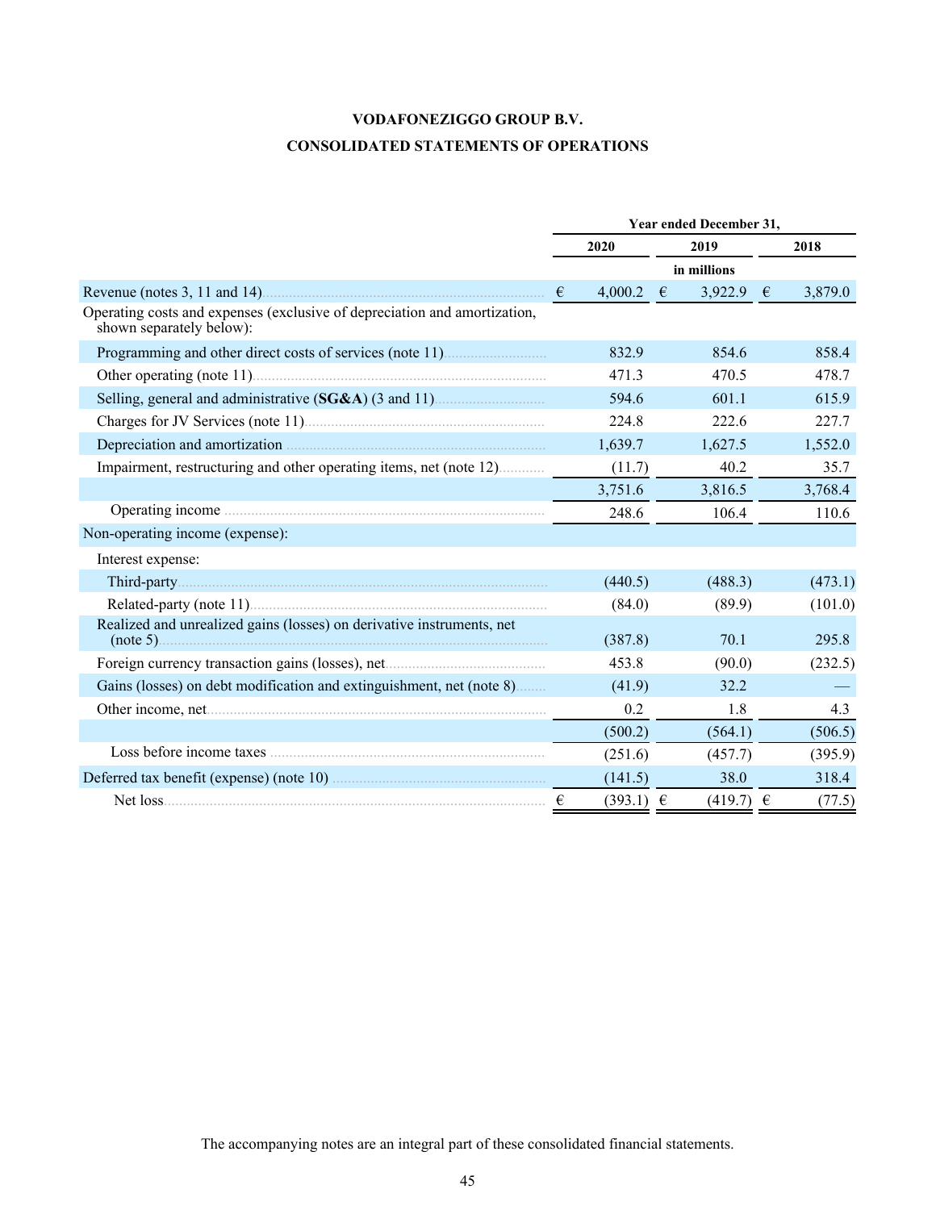# VODAFONEZIGGO GROUP B.V.

## CONSOLIDATED STATEMENTS OF OPERATIONS

| | Year ended December 31, | | |
|---|---|---|---|
| | 2020 | 2019 | 2018 |
| | | in millions | |
| Revenue (notes 3, 11 and 14) | € 4,000.2 | € 3,922.9 | € 3,879.0 |
| Operating costs and expenses (exclusive of depreciation and amortization, shown separately below): | | | |
| Programming and other direct costs of services (note 11) | 832.9 | 854.6 | 858.4 |
| Other operating (note 11) | 471.3 | 470.5 | 478.7 |
| Selling, general and administrative (**SG&A**) (3 and 11) | 594.6 | 601.1 | 615.9 |
| Charges for JV Services (note 11) | 224.8 | 222.6 | 227.7 |
| Depreciation and amortization | 1,639.7 | 1,627.5 | 1,552.0 |
| Impairment, restructuring and other operating items, net (note 12) | (11.7) | 40.2 | 35.7 |
| | 3,751.6 | 3,816.5 | 3,768.4 |
| Operating income | 248.6 | 106.4 | 110.6 |
| Non-operating income (expense): | | | |
| Interest expense: | | | |
| Third-party | (440.5) | (488.3) | (473.1) |
| Related-party (note 11) | (84.0) | (89.9) | (101.0) |
| Realized and unrealized gains (losses) on derivative instruments, net (note 5) | (387.8) | 70.1 | 295.8 |
| Foreign currency transaction gains (losses), net | 453.8 | (90.0) | (232.5) |
| Gains (losses) on debt modification and extinguishment, net (note 8) | (41.9) | 32.2 | — |
| Other income, net | 0.2 | 1.8 | 4.3 |
| | (500.2) | (564.1) | (506.5) |
| Loss before income taxes | (251.6) | (457.7) | (395.9) |
| Deferred tax benefit (expense) (note 10) | (141.5) | 38.0 | 318.4 |
| Net loss | € (393.1) | € (419.7) | € (77.5) |

The accompanying notes are an integral part of these consolidated financial statements.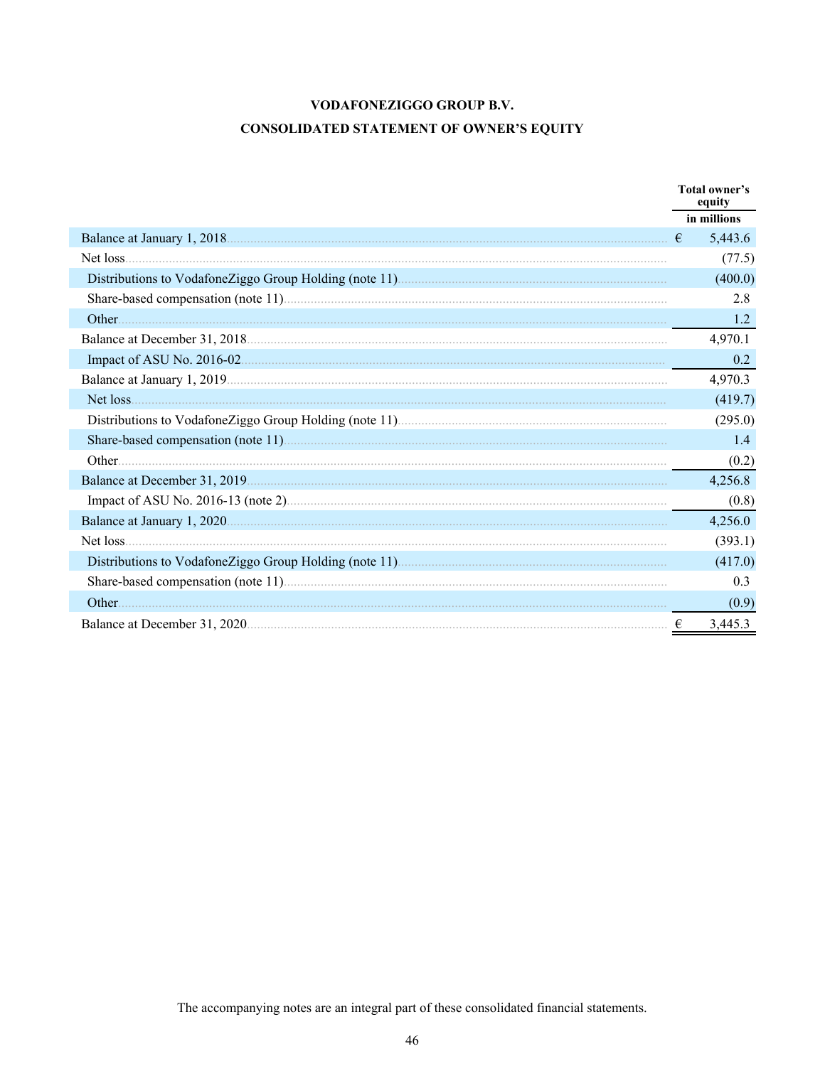# VODAFONEZIGGO GROUP B.V.

## CONSOLIDATED STATEMENT OF OWNER'S EQUITY

| | Total owner's equity |
|---|---|
| | in millions |
| Balance at January 1, 2018 | € 5,443.6 |
| Net loss | (77.5) |
| Distributions to VodafoneZiggo Group Holding (note 11) | (400.0) |
| Share-based compensation (note 11) | 2.8 |
| Other | 1.2 |
| Balance at December 31, 2018 | 4,970.1 |
| Impact of ASU No. 2016-02 | 0.2 |
| Balance at January 1, 2019 | 4,970.3 |
| Net loss | (419.7) |
| Distributions to VodafoneZiggo Group Holding (note 11) | (295.0) |
| Share-based compensation (note 11) | 1.4 |
| Other | (0.2) |
| Balance at December 31, 2019 | 4,256.8 |
| Impact of ASU No. 2016-13 (note 2) | (0.8) |
| Balance at January 1, 2020 | 4,256.0 |
| Net loss | (393.1) |
| Distributions to VodafoneZiggo Group Holding (note 11) | (417.0) |
| Share-based compensation (note 11) | 0.3 |
| Other | (0.9) |
| Balance at December 31, 2020 | € 3,445.3 |

The accompanying notes are an integral part of these consolidated financial statements.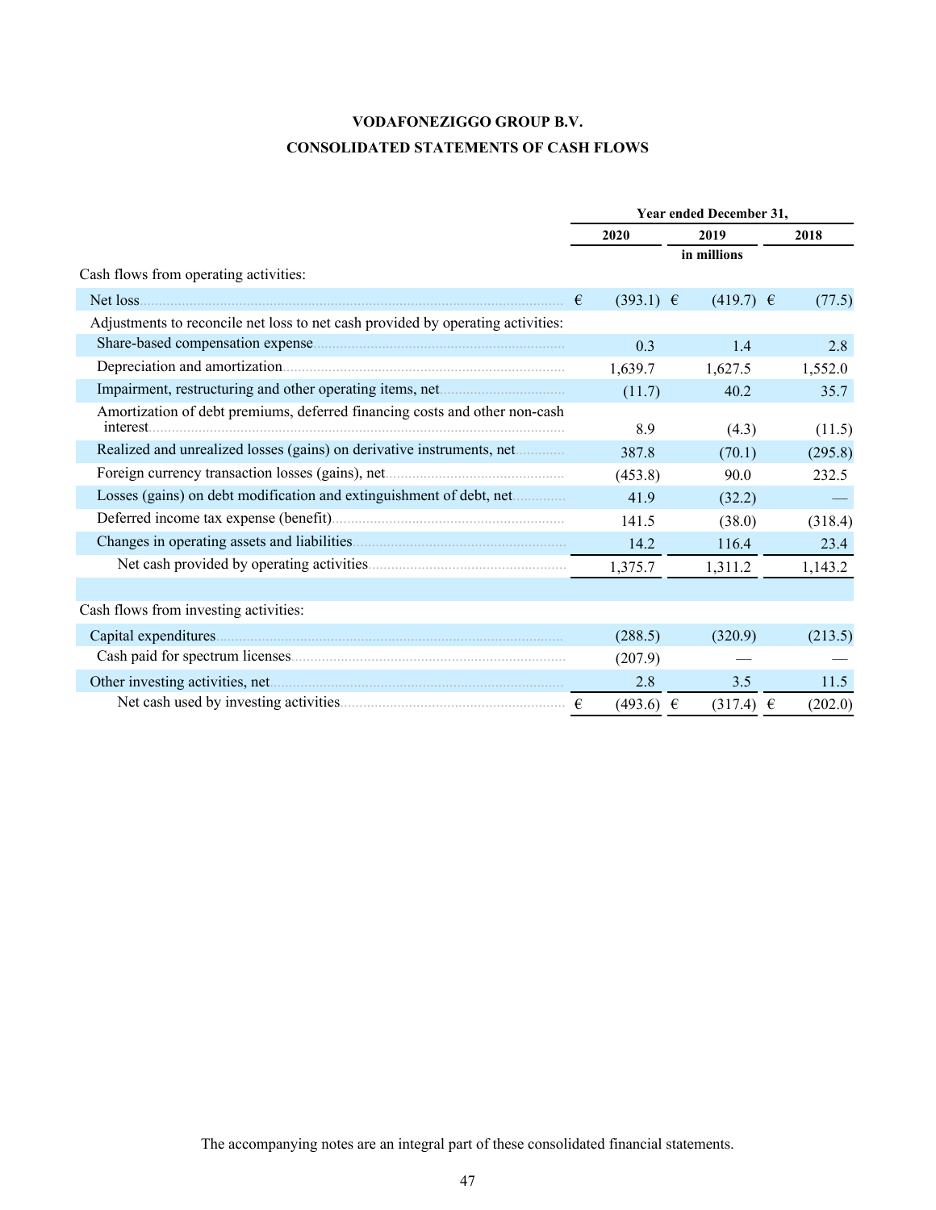# VODAFONEZIGGO GROUP B.V.

## CONSOLIDATED STATEMENTS OF CASH FLOWS

| | Year ended December 31, | | |
|---|---|---|---|
| | 2020 | 2019 | 2018 |
| | | in millions | |
| Cash flows from operating activities: | | | |
| Net loss | € (393.1) | € (419.7) | € (77.5) |
| Adjustments to reconcile net loss to net cash provided by operating activities: | | | |
| Share-based compensation expense | 0.3 | 1.4 | 2.8 |
| Depreciation and amortization | 1,639.7 | 1,627.5 | 1,552.0 |
| Impairment, restructuring and other operating items, net | (11.7) | 40.2 | 35.7 |
| Amortization of debt premiums, deferred financing costs and other non-cash interest | 8.9 | (4.3) | (11.5) |
| Realized and unrealized losses (gains) on derivative instruments, net | 387.8 | (70.1) | (295.8) |
| Foreign currency transaction losses (gains), net | (453.8) | 90.0 | 232.5 |
| Losses (gains) on debt modification and extinguishment of debt, net | 41.9 | (32.2) | — |
| Deferred income tax expense (benefit) | 141.5 | (38.0) | (318.4) |
| Changes in operating assets and liabilities | 14.2 | 116.4 | 23.4 |
| Net cash provided by operating activities | 1,375.7 | 1,311.2 | 1,143.2 |
| | | | |
| Cash flows from investing activities: | | | |
| Capital expenditures | (288.5) | (320.9) | (213.5) |
| Cash paid for spectrum licenses | (207.9) | — | — |
| Other investing activities, net | 2.8 | 3.5 | 11.5 |
| Net cash used by investing activities | € (493.6) | € (317.4) | € (202.0) |

The accompanying notes are an integral part of these consolidated financial statements.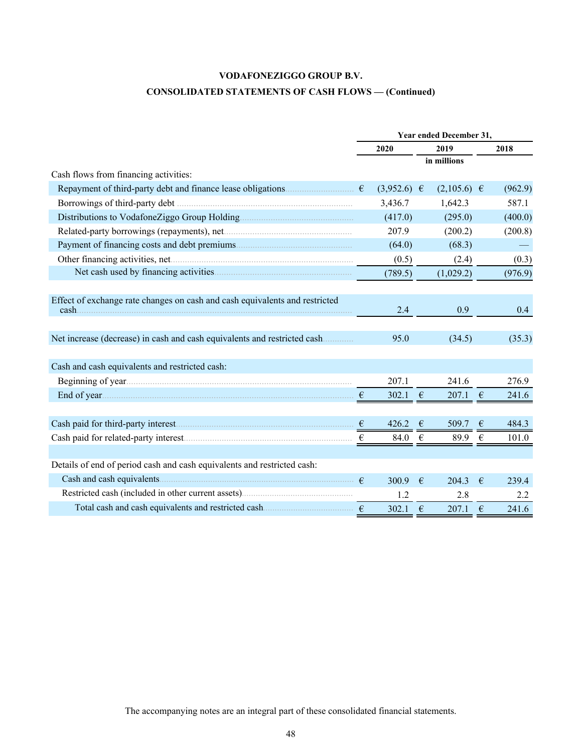# VODAFONEZIGGO GROUP B.V.

## CONSOLIDATED STATEMENTS OF CASH FLOWS — (Continued)

| | Year ended December 31, | | |
|---|---|---|---|
| | 2020 | 2019 | 2018 |
| | | in millions | |
| Cash flows from financing activities: | | | |
| Repayment of third-party debt and finance lease obligations | € (3,952.6) | € (2,105.6) | € (962.9) |
| Borrowings of third-party debt | 3,436.7 | 1,642.3 | 587.1 |
| Distributions to VodafoneZiggo Group Holding | (417.0) | (295.0) | (400.0) |
| Related-party borrowings (repayments), net | 207.9 | (200.2) | (200.8) |
| Payment of financing costs and debt premiums | (64.0) | (68.3) | — |
| Other financing activities, net | (0.5) | (2.4) | (0.3) |
| Net cash used by financing activities | (789.5) | (1,029.2) | (976.9) |
| Effect of exchange rate changes on cash and cash equivalents and restricted cash | 2.4 | 0.9 | 0.4 |
| Net increase (decrease) in cash and cash equivalents and restricted cash | 95.0 | (34.5) | (35.3) |
| Cash and cash equivalents and restricted cash: | | | |
| Beginning of year | 207.1 | 241.6 | 276.9 |
| End of year | € 302.1 | € 207.1 | € 241.6 |
| Cash paid for third-party interest | € 426.2 | € 509.7 | € 484.3 |
| Cash paid for related-party interest | € 84.0 | € 89.9 | € 101.0 |
| Details of end of period cash and cash equivalents and restricted cash: | | | |
| Cash and cash equivalents | € 300.9 | € 204.3 | € 239.4 |
| Restricted cash (included in other current assets) | 1.2 | 2.8 | 2.2 |
| Total cash and cash equivalents and restricted cash | € 302.1 | € 207.1 | € 241.6 |

The accompanying notes are an integral part of these consolidated financial statements.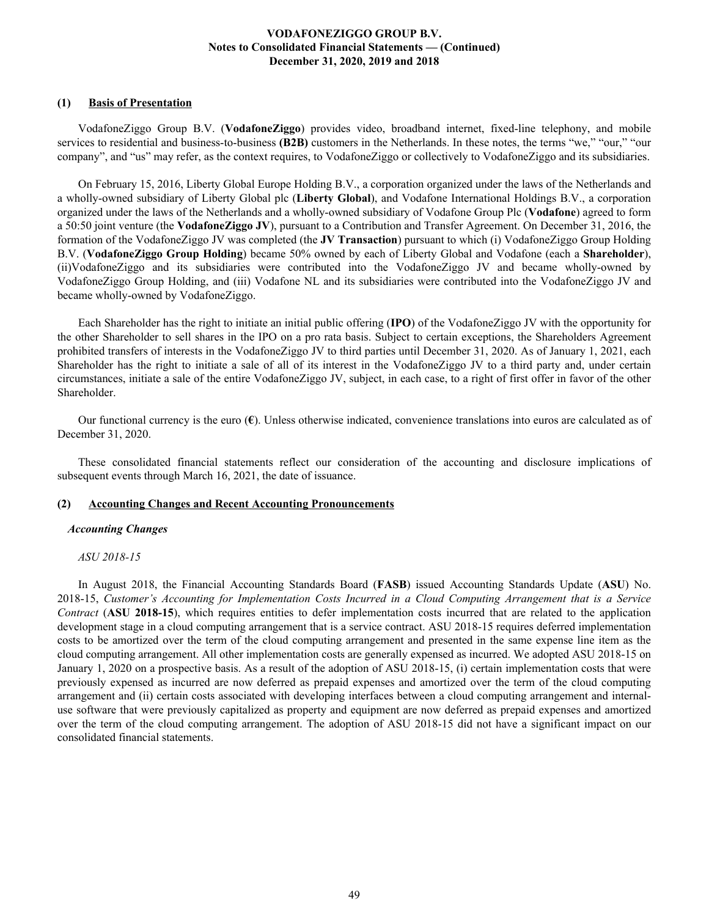## (1) Basis of Presentation

VodafoneZiggo Group B.V. (**VodafoneZiggo**) provides video, broadband internet, fixed-line telephony, and mobile services to residential and business-to-business **(B2B)** customers in the Netherlands. In these notes, the terms "we," "our," "our company", and "us" may refer, as the context requires, to VodafoneZiggo or collectively to VodafoneZiggo and its subsidiaries.

On February 15, 2016, Liberty Global Europe Holding B.V., a corporation organized under the laws of the Netherlands and a wholly-owned subsidiary of Liberty Global plc (**Liberty Global**), and Vodafone International Holdings B.V., a corporation organized under the laws of the Netherlands and a wholly-owned subsidiary of Vodafone Group Plc (**Vodafone**) agreed to form a 50:50 joint venture (the **VodafoneZiggo JV**), pursuant to a Contribution and Transfer Agreement. On December 31, 2016, the formation of the VodafoneZiggo JV was completed (the **JV Transaction**) pursuant to which (i) VodafoneZiggo Group Holding B.V. (**VodafoneZiggo Group Holding**) became 50% owned by each of Liberty Global and Vodafone (each a **Shareholder**), (ii)VodafoneZiggo and its subsidiaries were contributed into the VodafoneZiggo JV and became wholly-owned by VodafoneZiggo Group Holding, and (iii) Vodafone NL and its subsidiaries were contributed into the VodafoneZiggo JV and became wholly-owned by VodafoneZiggo.

Each Shareholder has the right to initiate an initial public offering (**IPO**) of the VodafoneZiggo JV with the opportunity for the other Shareholder to sell shares in the IPO on a pro rata basis. Subject to certain exceptions, the Shareholders Agreement prohibited transfers of interests in the VodafoneZiggo JV to third parties until December 31, 2020. As of January 1, 2021, each Shareholder has the right to initiate a sale of all of its interest in the VodafoneZiggo JV to a third party and, under certain circumstances, initiate a sale of the entire VodafoneZiggo JV, subject, in each case, to a right of first offer in favor of the other Shareholder.

Our functional currency is the euro (**€**). Unless otherwise indicated, convenience translations into euros are calculated as of December 31, 2020.

These consolidated financial statements reflect our consideration of the accounting and disclosure implications of subsequent events through March 16, 2021, the date of issuance.

## (2) Accounting Changes and Recent Accounting Pronouncements

### *Accounting Changes*

*ASU 2018-15*

In August 2018, the Financial Accounting Standards Board (**FASB**) issued Accounting Standards Update (**ASU**) No. 2018-15, *Customer's Accounting for Implementation Costs Incurred in a Cloud Computing Arrangement that is a Service Contract* (**ASU 2018-15**), which requires entities to defer implementation costs incurred that are related to the application development stage in a cloud computing arrangement that is a service contract. ASU 2018-15 requires deferred implementation costs to be amortized over the term of the cloud computing arrangement and presented in the same expense line item as the cloud computing arrangement. All other implementation costs are generally expensed as incurred. We adopted ASU 2018-15 on January 1, 2020 on a prospective basis. As a result of the adoption of ASU 2018-15, (i) certain implementation costs that were previously expensed as incurred are now deferred as prepaid expenses and amortized over the term of the cloud computing arrangement and (ii) certain costs associated with developing interfaces between a cloud computing arrangement and internal-use software that were previously capitalized as property and equipment are now deferred as prepaid expenses and amortized over the term of the cloud computing arrangement. The adoption of ASU 2018-15 did not have a significant impact on our consolidated financial statements.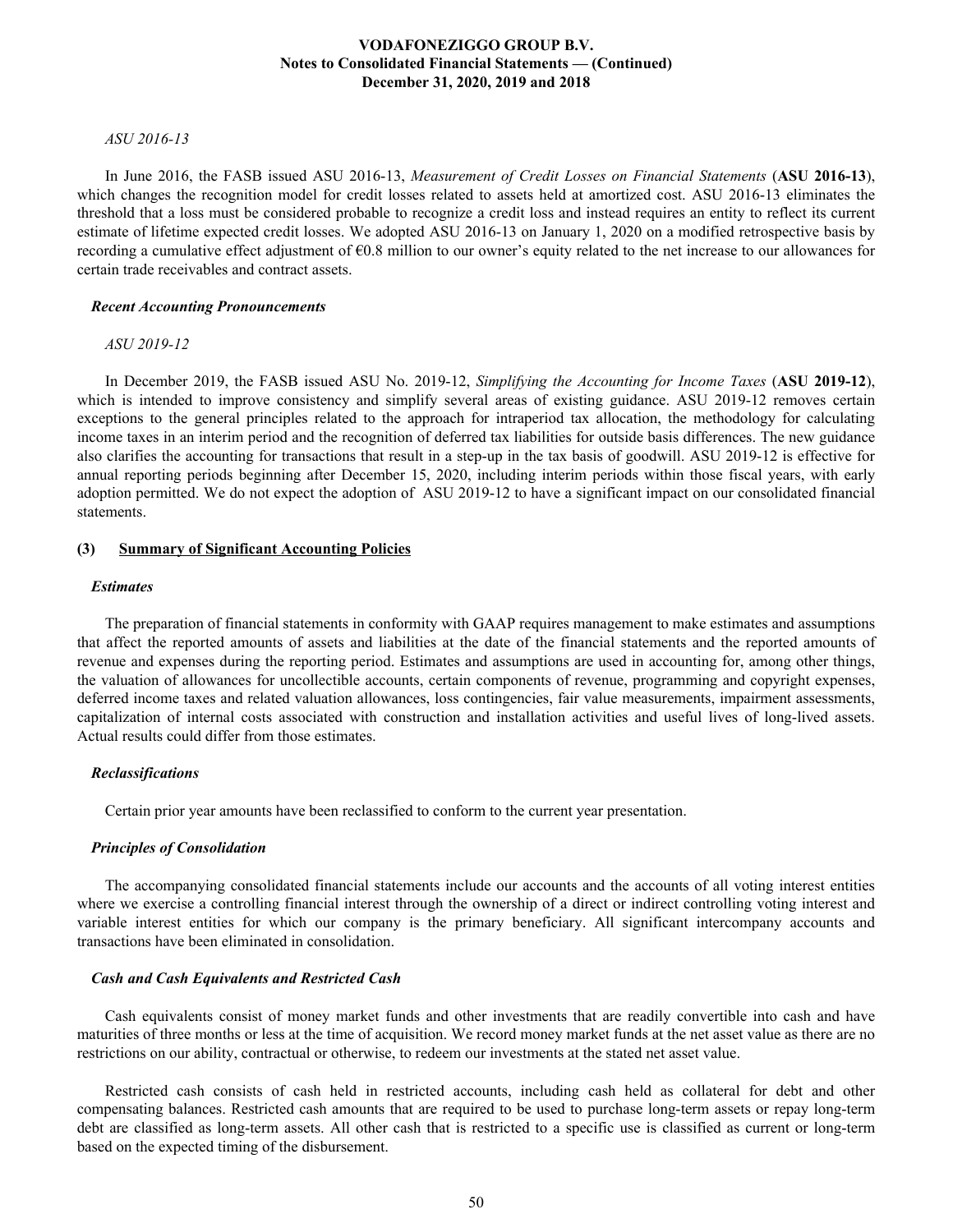*ASU 2016-13*

In June 2016, the FASB issued ASU 2016-13, *Measurement of Credit Losses on Financial Statements* (**ASU 2016-13**), which changes the recognition model for credit losses related to assets held at amortized cost. ASU 2016-13 eliminates the threshold that a loss must be considered probable to recognize a credit loss and instead requires an entity to reflect its current estimate of lifetime expected credit losses. We adopted ASU 2016-13 on January 1, 2020 on a modified retrospective basis by recording a cumulative effect adjustment of €0.8 million to our owner's equity related to the net increase to our allowances for certain trade receivables and contract assets.

***Recent Accounting Pronouncements***

*ASU 2019-12*

In December 2019, the FASB issued ASU No. 2019-12, *Simplifying the Accounting for Income Taxes* (**ASU 2019-12**), which is intended to improve consistency and simplify several areas of existing guidance. ASU 2019-12 removes certain exceptions to the general principles related to the approach for intraperiod tax allocation, the methodology for calculating income taxes in an interim period and the recognition of deferred tax liabilities for outside basis differences. The new guidance also clarifies the accounting for transactions that result in a step-up in the tax basis of goodwill. ASU 2019-12 is effective for annual reporting periods beginning after December 15, 2020, including interim periods within those fiscal years, with early adoption permitted. We do not expect the adoption of ASU 2019-12 to have a significant impact on our consolidated financial statements.

## (3) Summary of Significant Accounting Policies

***Estimates***

The preparation of financial statements in conformity with GAAP requires management to make estimates and assumptions that affect the reported amounts of assets and liabilities at the date of the financial statements and the reported amounts of revenue and expenses during the reporting period. Estimates and assumptions are used in accounting for, among other things, the valuation of allowances for uncollectible accounts, certain components of revenue, programming and copyright expenses, deferred income taxes and related valuation allowances, loss contingencies, fair value measurements, impairment assessments, capitalization of internal costs associated with construction and installation activities and useful lives of long-lived assets. Actual results could differ from those estimates.

***Reclassifications***

Certain prior year amounts have been reclassified to conform to the current year presentation.

***Principles of Consolidation***

The accompanying consolidated financial statements include our accounts and the accounts of all voting interest entities where we exercise a controlling financial interest through the ownership of a direct or indirect controlling voting interest and variable interest entities for which our company is the primary beneficiary. All significant intercompany accounts and transactions have been eliminated in consolidation.

***Cash and Cash Equivalents and Restricted Cash***

Cash equivalents consist of money market funds and other investments that are readily convertible into cash and have maturities of three months or less at the time of acquisition. We record money market funds at the net asset value as there are no restrictions on our ability, contractual or otherwise, to redeem our investments at the stated net asset value.

Restricted cash consists of cash held in restricted accounts, including cash held as collateral for debt and other compensating balances. Restricted cash amounts that are required to be used to purchase long-term assets or repay long-term debt are classified as long-term assets. All other cash that is restricted to a specific use is classified as current or long-term based on the expected timing of the disbursement.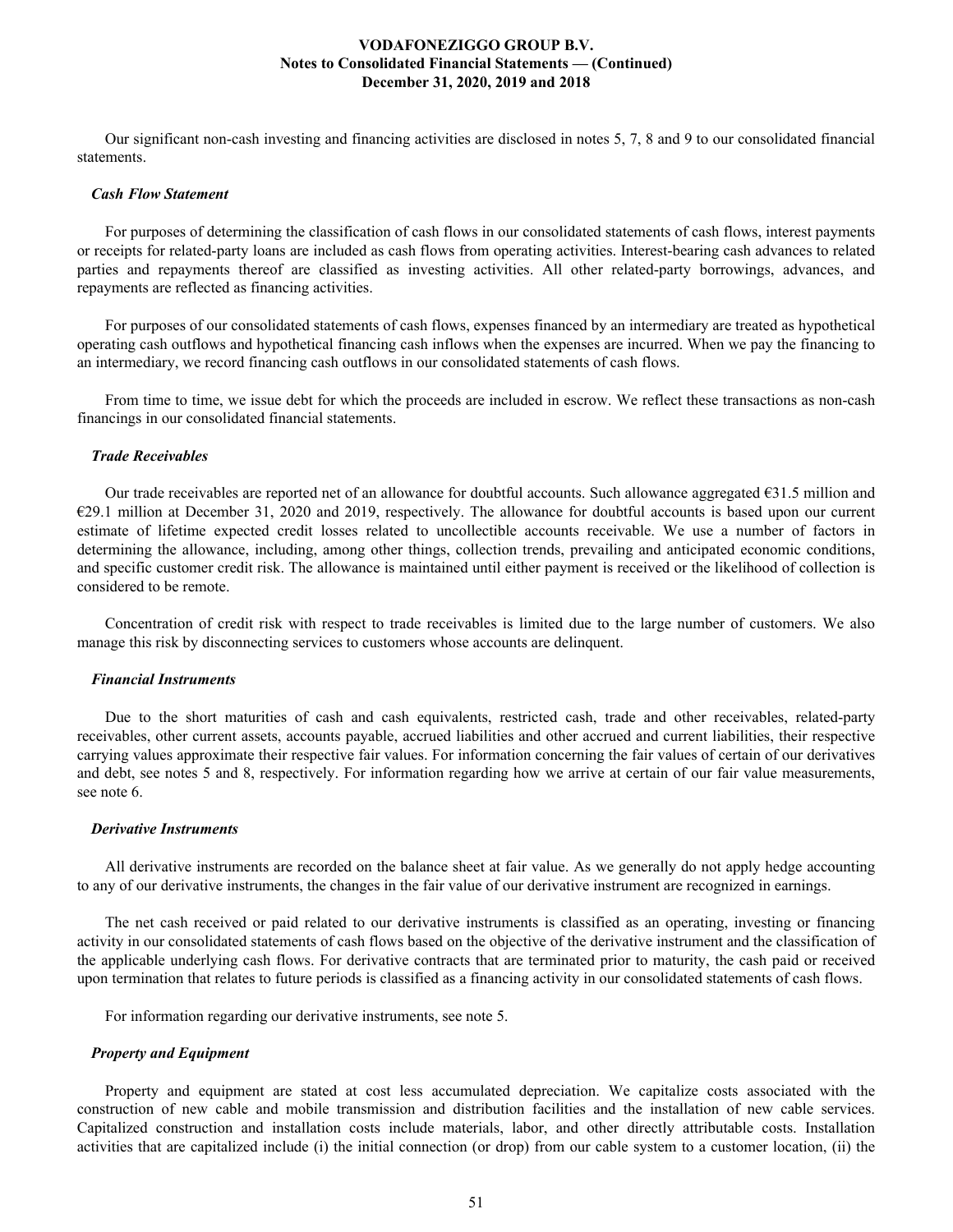Our significant non-cash investing and financing activities are disclosed in notes 5, 7, 8 and 9 to our consolidated financial statements.

***Cash Flow Statement***

For purposes of determining the classification of cash flows in our consolidated statements of cash flows, interest payments or receipts for related-party loans are included as cash flows from operating activities. Interest-bearing cash advances to related parties and repayments thereof are classified as investing activities. All other related-party borrowings, advances, and repayments are reflected as financing activities.

For purposes of our consolidated statements of cash flows, expenses financed by an intermediary are treated as hypothetical operating cash outflows and hypothetical financing cash inflows when the expenses are incurred. When we pay the financing to an intermediary, we record financing cash outflows in our consolidated statements of cash flows.

From time to time, we issue debt for which the proceeds are included in escrow. We reflect these transactions as non-cash financings in our consolidated financial statements.

***Trade Receivables***

Our trade receivables are reported net of an allowance for doubtful accounts. Such allowance aggregated €31.5 million and €29.1 million at December 31, 2020 and 2019, respectively. The allowance for doubtful accounts is based upon our current estimate of lifetime expected credit losses related to uncollectible accounts receivable. We use a number of factors in determining the allowance, including, among other things, collection trends, prevailing and anticipated economic conditions, and specific customer credit risk. The allowance is maintained until either payment is received or the likelihood of collection is considered to be remote.

Concentration of credit risk with respect to trade receivables is limited due to the large number of customers. We also manage this risk by disconnecting services to customers whose accounts are delinquent.

***Financial Instruments***

Due to the short maturities of cash and cash equivalents, restricted cash, trade and other receivables, related-party receivables, other current assets, accounts payable, accrued liabilities and other accrued and current liabilities, their respective carrying values approximate their respective fair values. For information concerning the fair values of certain of our derivatives and debt, see notes 5 and 8, respectively. For information regarding how we arrive at certain of our fair value measurements, see note 6.

***Derivative Instruments***

All derivative instruments are recorded on the balance sheet at fair value. As we generally do not apply hedge accounting to any of our derivative instruments, the changes in the fair value of our derivative instrument are recognized in earnings.

The net cash received or paid related to our derivative instruments is classified as an operating, investing or financing activity in our consolidated statements of cash flows based on the objective of the derivative instrument and the classification of the applicable underlying cash flows. For derivative contracts that are terminated prior to maturity, the cash paid or received upon termination that relates to future periods is classified as a financing activity in our consolidated statements of cash flows.

For information regarding our derivative instruments, see note 5.

***Property and Equipment***

Property and equipment are stated at cost less accumulated depreciation. We capitalize costs associated with the construction of new cable and mobile transmission and distribution facilities and the installation of new cable services. Capitalized construction and installation costs include materials, labor, and other directly attributable costs. Installation activities that are capitalized include (i) the initial connection (or drop) from our cable system to a customer location, (ii) the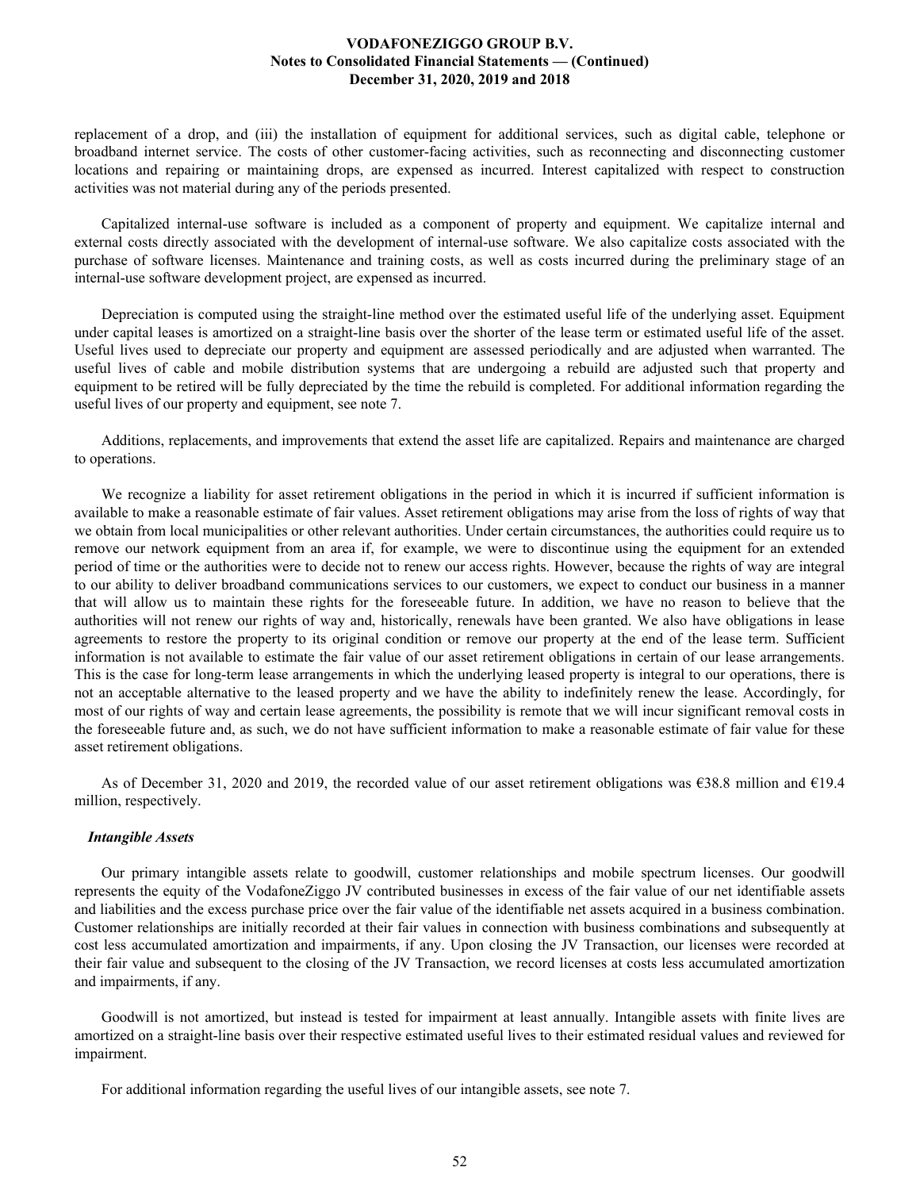replacement of a drop, and (iii) the installation of equipment for additional services, such as digital cable, telephone or broadband internet service. The costs of other customer-facing activities, such as reconnecting and disconnecting customer locations and repairing or maintaining drops, are expensed as incurred. Interest capitalized with respect to construction activities was not material during any of the periods presented.

Capitalized internal-use software is included as a component of property and equipment. We capitalize internal and external costs directly associated with the development of internal-use software. We also capitalize costs associated with the purchase of software licenses. Maintenance and training costs, as well as costs incurred during the preliminary stage of an internal-use software development project, are expensed as incurred.

Depreciation is computed using the straight-line method over the estimated useful life of the underlying asset. Equipment under capital leases is amortized on a straight-line basis over the shorter of the lease term or estimated useful life of the asset. Useful lives used to depreciate our property and equipment are assessed periodically and are adjusted when warranted. The useful lives of cable and mobile distribution systems that are undergoing a rebuild are adjusted such that property and equipment to be retired will be fully depreciated by the time the rebuild is completed. For additional information regarding the useful lives of our property and equipment, see note 7.

Additions, replacements, and improvements that extend the asset life are capitalized. Repairs and maintenance are charged to operations.

We recognize a liability for asset retirement obligations in the period in which it is incurred if sufficient information is available to make a reasonable estimate of fair values. Asset retirement obligations may arise from the loss of rights of way that we obtain from local municipalities or other relevant authorities. Under certain circumstances, the authorities could require us to remove our network equipment from an area if, for example, we were to discontinue using the equipment for an extended period of time or the authorities were to decide not to renew our access rights. However, because the rights of way are integral to our ability to deliver broadband communications services to our customers, we expect to conduct our business in a manner that will allow us to maintain these rights for the foreseeable future. In addition, we have no reason to believe that the authorities will not renew our rights of way and, historically, renewals have been granted. We also have obligations in lease agreements to restore the property to its original condition or remove our property at the end of the lease term. Sufficient information is not available to estimate the fair value of our asset retirement obligations in certain of our lease arrangements. This is the case for long-term lease arrangements in which the underlying leased property is integral to our operations, there is not an acceptable alternative to the leased property and we have the ability to indefinitely renew the lease. Accordingly, for most of our rights of way and certain lease agreements, the possibility is remote that we will incur significant removal costs in the foreseeable future and, as such, we do not have sufficient information to make a reasonable estimate of fair value for these asset retirement obligations.

As of December 31, 2020 and 2019, the recorded value of our asset retirement obligations was €38.8 million and €19.4 million, respectively.

***Intangible Assets***

Our primary intangible assets relate to goodwill, customer relationships and mobile spectrum licenses. Our goodwill represents the equity of the VodafoneZiggo JV contributed businesses in excess of the fair value of our net identifiable assets and liabilities and the excess purchase price over the fair value of the identifiable net assets acquired in a business combination. Customer relationships are initially recorded at their fair values in connection with business combinations and subsequently at cost less accumulated amortization and impairments, if any. Upon closing the JV Transaction, our licenses were recorded at their fair value and subsequent to the closing of the JV Transaction, we record licenses at costs less accumulated amortization and impairments, if any.

Goodwill is not amortized, but instead is tested for impairment at least annually. Intangible assets with finite lives are amortized on a straight-line basis over their respective estimated useful lives to their estimated residual values and reviewed for impairment.

For additional information regarding the useful lives of our intangible assets, see note 7.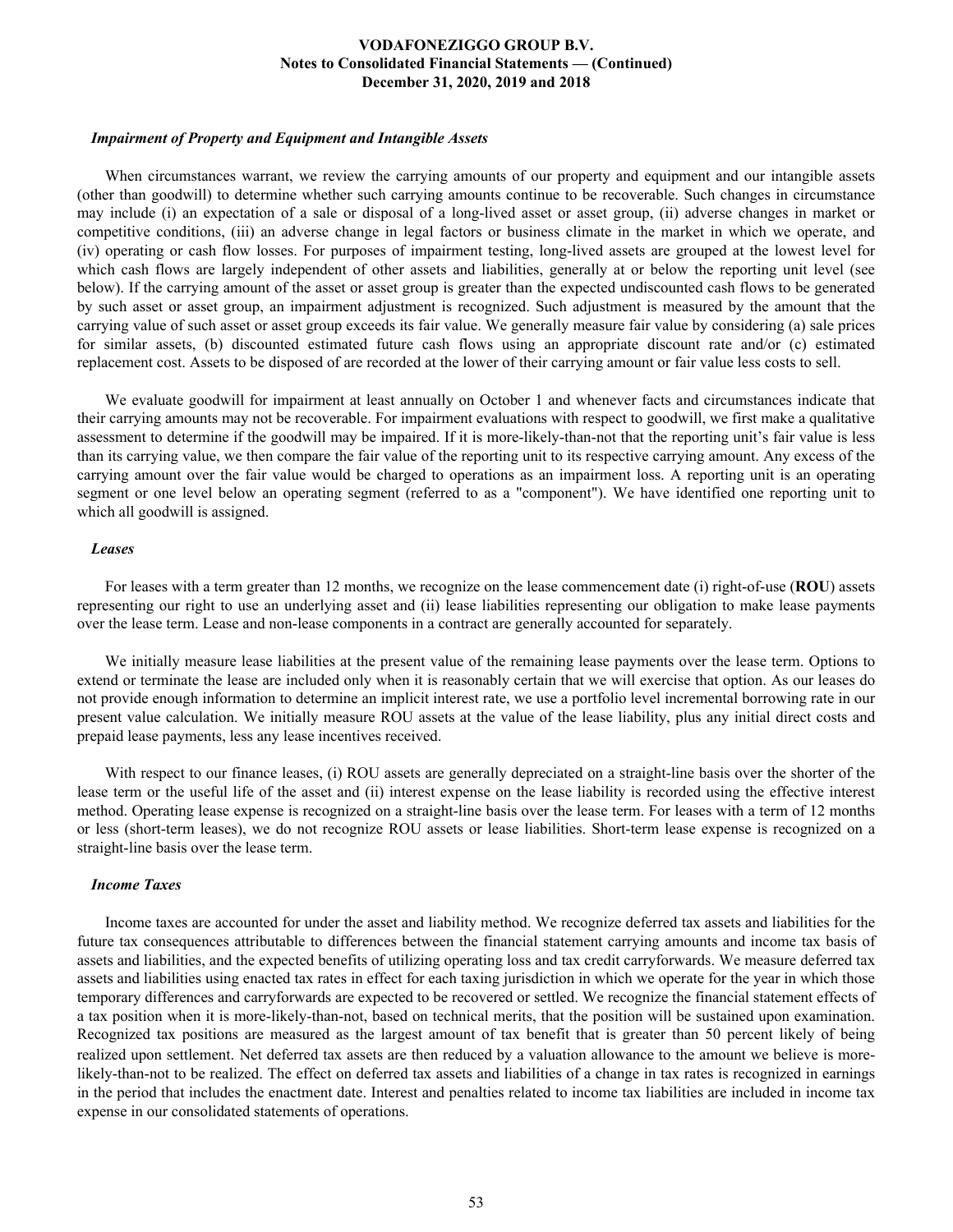### *Impairment of Property and Equipment and Intangible Assets*

When circumstances warrant, we review the carrying amounts of our property and equipment and our intangible assets (other than goodwill) to determine whether such carrying amounts continue to be recoverable. Such changes in circumstance may include (i) an expectation of a sale or disposal of a long-lived asset or asset group, (ii) adverse changes in market or competitive conditions, (iii) an adverse change in legal factors or business climate in the market in which we operate, and (iv) operating or cash flow losses. For purposes of impairment testing, long-lived assets are grouped at the lowest level for which cash flows are largely independent of other assets and liabilities, generally at or below the reporting unit level (see below). If the carrying amount of the asset or asset group is greater than the expected undiscounted cash flows to be generated by such asset or asset group, an impairment adjustment is recognized. Such adjustment is measured by the amount that the carrying value of such asset or asset group exceeds its fair value. We generally measure fair value by considering (a) sale prices for similar assets, (b) discounted estimated future cash flows using an appropriate discount rate and/or (c) estimated replacement cost. Assets to be disposed of are recorded at the lower of their carrying amount or fair value less costs to sell.

We evaluate goodwill for impairment at least annually on October 1 and whenever facts and circumstances indicate that their carrying amounts may not be recoverable. For impairment evaluations with respect to goodwill, we first make a qualitative assessment to determine if the goodwill may be impaired. If it is more-likely-than-not that the reporting unit's fair value is less than its carrying value, we then compare the fair value of the reporting unit to its respective carrying amount. Any excess of the carrying amount over the fair value would be charged to operations as an impairment loss. A reporting unit is an operating segment or one level below an operating segment (referred to as a "component"). We have identified one reporting unit to which all goodwill is assigned.

### *Leases*

For leases with a term greater than 12 months, we recognize on the lease commencement date (i) right-of-use (**ROU**) assets representing our right to use an underlying asset and (ii) lease liabilities representing our obligation to make lease payments over the lease term. Lease and non-lease components in a contract are generally accounted for separately.

We initially measure lease liabilities at the present value of the remaining lease payments over the lease term. Options to extend or terminate the lease are included only when it is reasonably certain that we will exercise that option. As our leases do not provide enough information to determine an implicit interest rate, we use a portfolio level incremental borrowing rate in our present value calculation. We initially measure ROU assets at the value of the lease liability, plus any initial direct costs and prepaid lease payments, less any lease incentives received.

With respect to our finance leases, (i) ROU assets are generally depreciated on a straight-line basis over the shorter of the lease term or the useful life of the asset and (ii) interest expense on the lease liability is recorded using the effective interest method. Operating lease expense is recognized on a straight-line basis over the lease term. For leases with a term of 12 months or less (short-term leases), we do not recognize ROU assets or lease liabilities. Short-term lease expense is recognized on a straight-line basis over the lease term.

### *Income Taxes*

Income taxes are accounted for under the asset and liability method. We recognize deferred tax assets and liabilities for the future tax consequences attributable to differences between the financial statement carrying amounts and income tax basis of assets and liabilities, and the expected benefits of utilizing operating loss and tax credit carryforwards. We measure deferred tax assets and liabilities using enacted tax rates in effect for each taxing jurisdiction in which we operate for the year in which those temporary differences and carryforwards are expected to be recovered or settled. We recognize the financial statement effects of a tax position when it is more-likely-than-not, based on technical merits, that the position will be sustained upon examination. Recognized tax positions are measured as the largest amount of tax benefit that is greater than 50 percent likely of being realized upon settlement. Net deferred tax assets are then reduced by a valuation allowance to the amount we believe is more-likely-than-not to be realized. The effect on deferred tax assets and liabilities of a change in tax rates is recognized in earnings in the period that includes the enactment date. Interest and penalties related to income tax liabilities are included in income tax expense in our consolidated statements of operations.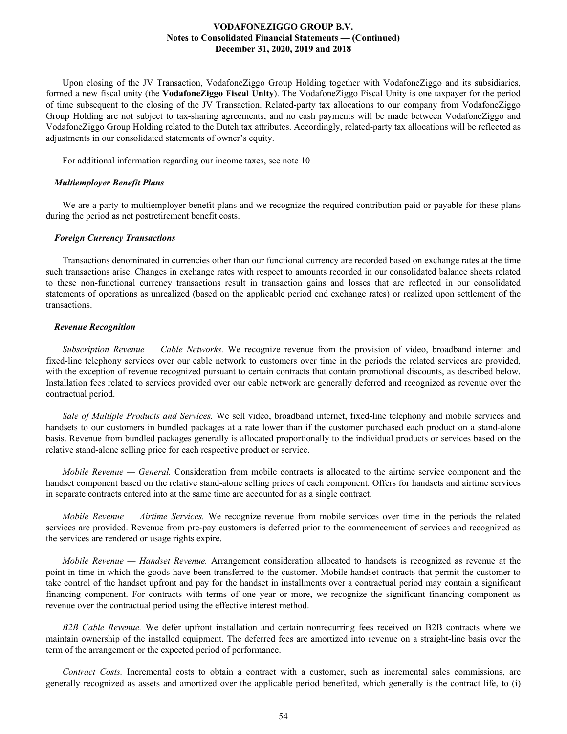Upon closing of the JV Transaction, VodafoneZiggo Group Holding together with VodafoneZiggo and its subsidiaries, formed a new fiscal unity (the **VodafoneZiggo Fiscal Unity**). The VodafoneZiggo Fiscal Unity is one taxpayer for the period of time subsequent to the closing of the JV Transaction. Related-party tax allocations to our company from VodafoneZiggo Group Holding are not subject to tax-sharing agreements, and no cash payments will be made between VodafoneZiggo and VodafoneZiggo Group Holding related to the Dutch tax attributes. Accordingly, related-party tax allocations will be reflected as adjustments in our consolidated statements of owner's equity.

For additional information regarding our income taxes, see note 10

### *Multiemployer Benefit Plans*

We are a party to multiemployer benefit plans and we recognize the required contribution paid or payable for these plans during the period as net postretirement benefit costs.

### *Foreign Currency Transactions*

Transactions denominated in currencies other than our functional currency are recorded based on exchange rates at the time such transactions arise. Changes in exchange rates with respect to amounts recorded in our consolidated balance sheets related to these non-functional currency transactions result in transaction gains and losses that are reflected in our consolidated statements of operations as unrealized (based on the applicable period end exchange rates) or realized upon settlement of the transactions.

### *Revenue Recognition*

*Subscription Revenue — Cable Networks.* We recognize revenue from the provision of video, broadband internet and fixed-line telephony services over our cable network to customers over time in the periods the related services are provided, with the exception of revenue recognized pursuant to certain contracts that contain promotional discounts, as described below. Installation fees related to services provided over our cable network are generally deferred and recognized as revenue over the contractual period.

*Sale of Multiple Products and Services.* We sell video, broadband internet, fixed-line telephony and mobile services and handsets to our customers in bundled packages at a rate lower than if the customer purchased each product on a stand-alone basis. Revenue from bundled packages generally is allocated proportionally to the individual products or services based on the relative stand-alone selling price for each respective product or service.

*Mobile Revenue — General.* Consideration from mobile contracts is allocated to the airtime service component and the handset component based on the relative stand-alone selling prices of each component. Offers for handsets and airtime services in separate contracts entered into at the same time are accounted for as a single contract.

*Mobile Revenue — Airtime Services.* We recognize revenue from mobile services over time in the periods the related services are provided. Revenue from pre-pay customers is deferred prior to the commencement of services and recognized as the services are rendered or usage rights expire.

*Mobile Revenue — Handset Revenue.* Arrangement consideration allocated to handsets is recognized as revenue at the point in time in which the goods have been transferred to the customer. Mobile handset contracts that permit the customer to take control of the handset upfront and pay for the handset in installments over a contractual period may contain a significant financing component. For contracts with terms of one year or more, we recognize the significant financing component as revenue over the contractual period using the effective interest method.

*B2B Cable Revenue.* We defer upfront installation and certain nonrecurring fees received on B2B contracts where we maintain ownership of the installed equipment. The deferred fees are amortized into revenue on a straight-line basis over the term of the arrangement or the expected period of performance.

*Contract Costs.* Incremental costs to obtain a contract with a customer, such as incremental sales commissions, are generally recognized as assets and amortized over the applicable period benefited, which generally is the contract life, to (i)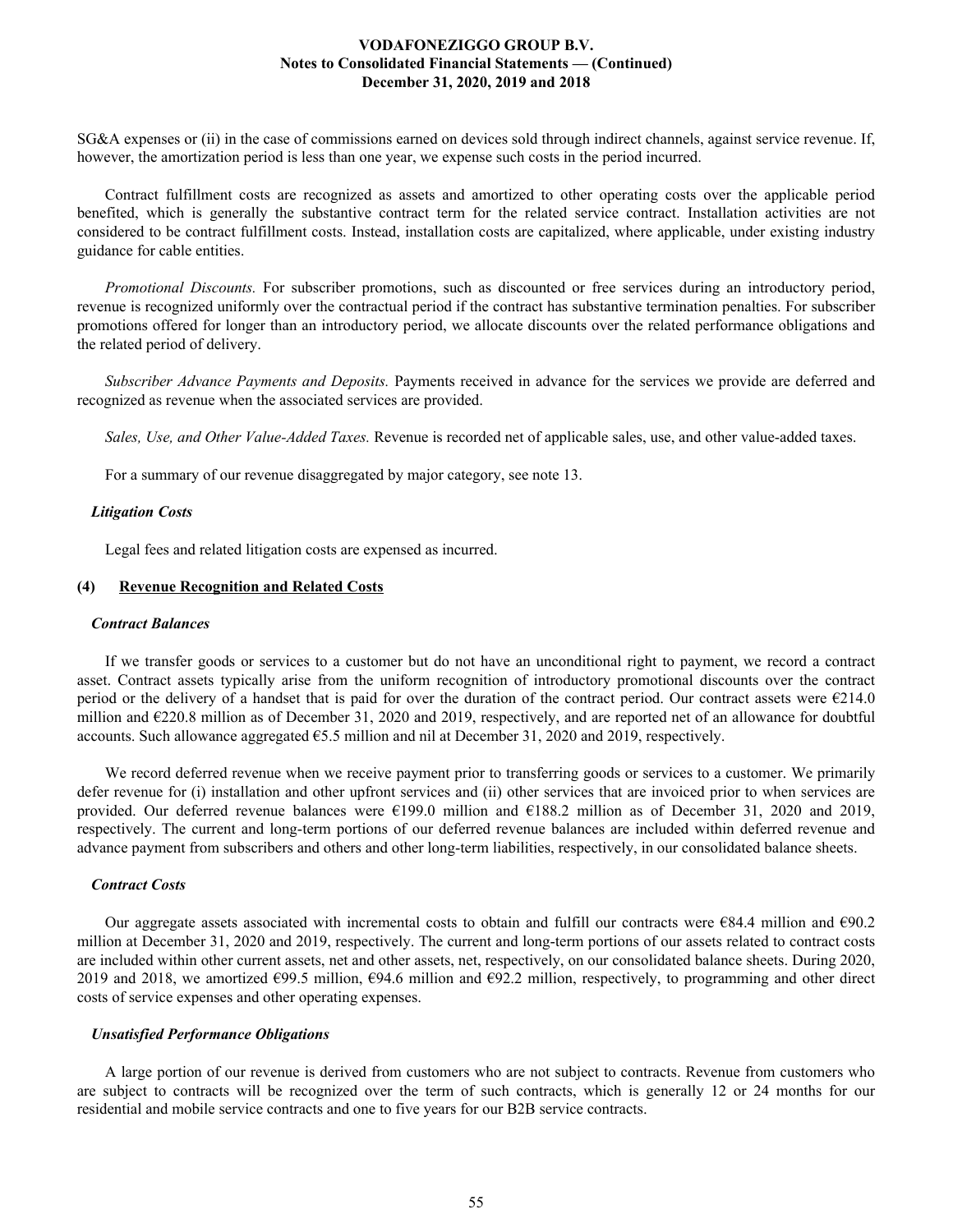SG&A expenses or (ii) in the case of commissions earned on devices sold through indirect channels, against service revenue. If, however, the amortization period is less than one year, we expense such costs in the period incurred.

Contract fulfillment costs are recognized as assets and amortized to other operating costs over the applicable period benefited, which is generally the substantive contract term for the related service contract. Installation activities are not considered to be contract fulfillment costs. Instead, installation costs are capitalized, where applicable, under existing industry guidance for cable entities.

*Promotional Discounts.* For subscriber promotions, such as discounted or free services during an introductory period, revenue is recognized uniformly over the contractual period if the contract has substantive termination penalties. For subscriber promotions offered for longer than an introductory period, we allocate discounts over the related performance obligations and the related period of delivery.

*Subscriber Advance Payments and Deposits.* Payments received in advance for the services we provide are deferred and recognized as revenue when the associated services are provided.

*Sales, Use, and Other Value-Added Taxes.* Revenue is recorded net of applicable sales, use, and other value-added taxes.

For a summary of our revenue disaggregated by major category, see note 13.

### *Litigation Costs*

Legal fees and related litigation costs are expensed as incurred.

## (4) Revenue Recognition and Related Costs

### *Contract Balances*

If we transfer goods or services to a customer but do not have an unconditional right to payment, we record a contract asset. Contract assets typically arise from the uniform recognition of introductory promotional discounts over the contract period or the delivery of a handset that is paid for over the duration of the contract period. Our contract assets were €214.0 million and €220.8 million as of December 31, 2020 and 2019, respectively, and are reported net of an allowance for doubtful accounts. Such allowance aggregated €5.5 million and nil at December 31, 2020 and 2019, respectively.

We record deferred revenue when we receive payment prior to transferring goods or services to a customer. We primarily defer revenue for (i) installation and other upfront services and (ii) other services that are invoiced prior to when services are provided. Our deferred revenue balances were €199.0 million and €188.2 million as of December 31, 2020 and 2019, respectively. The current and long-term portions of our deferred revenue balances are included within deferred revenue and advance payment from subscribers and others and other long-term liabilities, respectively, in our consolidated balance sheets.

### *Contract Costs*

Our aggregate assets associated with incremental costs to obtain and fulfill our contracts were €84.4 million and €90.2 million at December 31, 2020 and 2019, respectively. The current and long-term portions of our assets related to contract costs are included within other current assets, net and other assets, net, respectively, on our consolidated balance sheets. During 2020, 2019 and 2018, we amortized €99.5 million, €94.6 million and €92.2 million, respectively, to programming and other direct costs of service expenses and other operating expenses.

### *Unsatisfied Performance Obligations*

A large portion of our revenue is derived from customers who are not subject to contracts. Revenue from customers who are subject to contracts will be recognized over the term of such contracts, which is generally 12 or 24 months for our residential and mobile service contracts and one to five years for our B2B service contracts.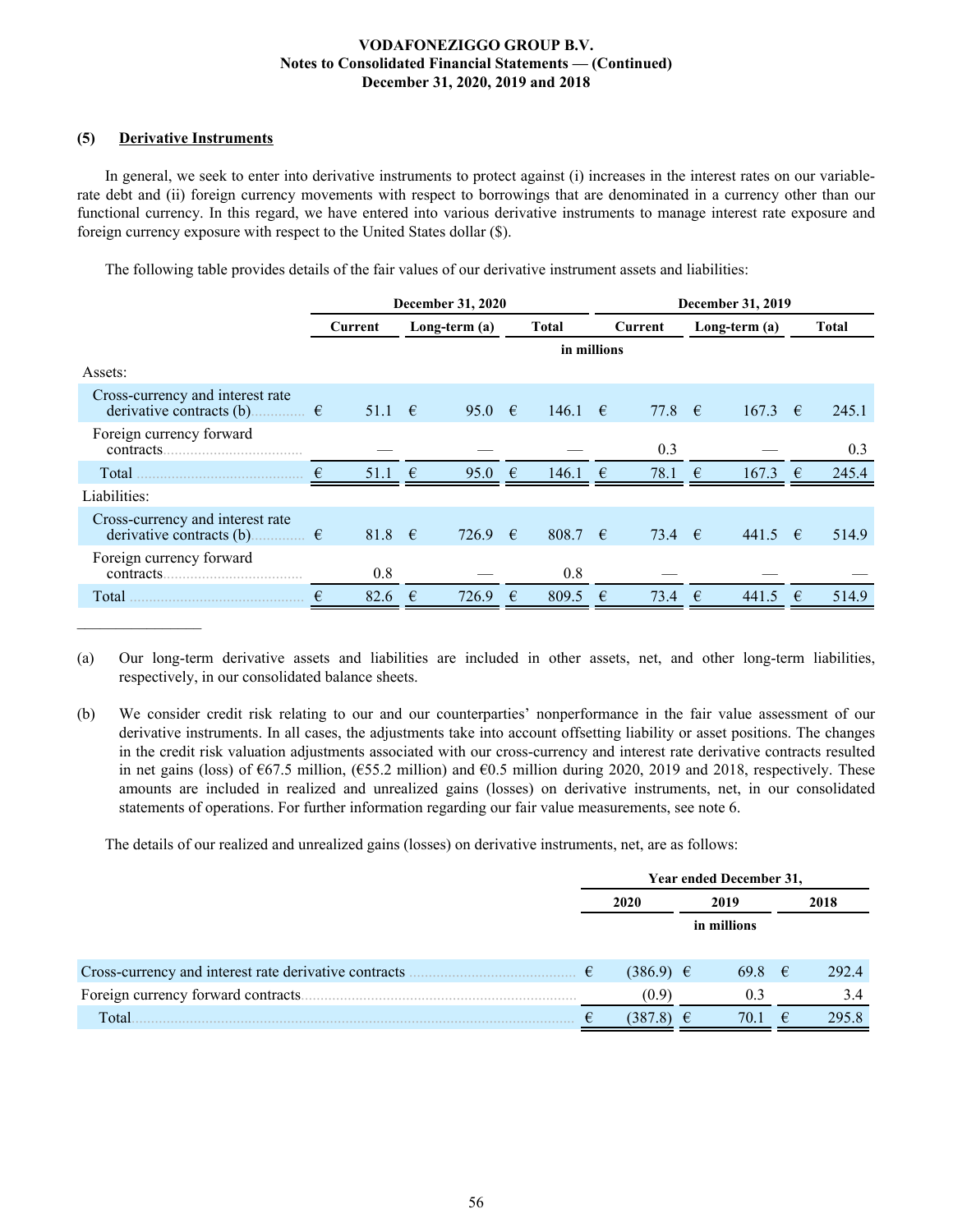### (5) Derivative Instruments

In general, we seek to enter into derivative instruments to protect against (i) increases in the interest rates on our variable-rate debt and (ii) foreign currency movements with respect to borrowings that are denominated in a currency other than our functional currency. In this regard, we have entered into various derivative instruments to manage interest rate exposure and foreign currency exposure with respect to the United States dollar ($).

The following table provides details of the fair values of our derivative instrument assets and liabilities:

| | December 31, 2020 | | | December 31, 2019 | | |
|---|---|---|---|---|---|---|
| | Current | Long-term (a) | Total | Current | Long-term (a) | Total |
| | in millions | | | | | |
| Assets: | | | | | | |
| Cross-currency and interest rate derivative contracts (b) | € 51.1 | € 95.0 | € 146.1 | € 77.8 | € 167.3 | € 245.1 |
| Foreign currency forward contracts | — | — | — | 0.3 | — | 0.3 |
| Total | € 51.1 | € 95.0 | € 146.1 | € 78.1 | € 167.3 | € 245.4 |
| Liabilities: | | | | | | |
| Cross-currency and interest rate derivative contracts (b) | € 81.8 | € 726.9 | € 808.7 | € 73.4 | € 441.5 | € 514.9 |
| Foreign currency forward contracts | 0.8 | — | 0.8 | — | — | — |
| Total | € 82.6 | € 726.9 | € 809.5 | € 73.4 | € 441.5 | € 514.9 |

(a) Our long-term derivative assets and liabilities are included in other assets, net, and other long-term liabilities, respectively, in our consolidated balance sheets.

(b) We consider credit risk relating to our and our counterparties' nonperformance in the fair value assessment of our derivative instruments. In all cases, the adjustments take into account offsetting liability or asset positions. The changes in the credit risk valuation adjustments associated with our cross-currency and interest rate derivative contracts resulted in net gains (loss) of €67.5 million, (€55.2 million) and €0.5 million during 2020, 2019 and 2018, respectively. These amounts are included in realized and unrealized gains (losses) on derivative instruments, net, in our consolidated statements of operations. For further information regarding our fair value measurements, see note 6.

The details of our realized and unrealized gains (losses) on derivative instruments, net, are as follows:

| | Year ended December 31, | | |
|---|---|---|---|
| | 2020 | 2019 | 2018 |
| | in millions | | |
| Cross-currency and interest rate derivative contracts | € (386.9) | € 69.8 | € 292.4 |
| Foreign currency forward contracts | (0.9) | 0.3 | 3.4 |
| Total | € (387.8) | € 70.1 | € 295.8 |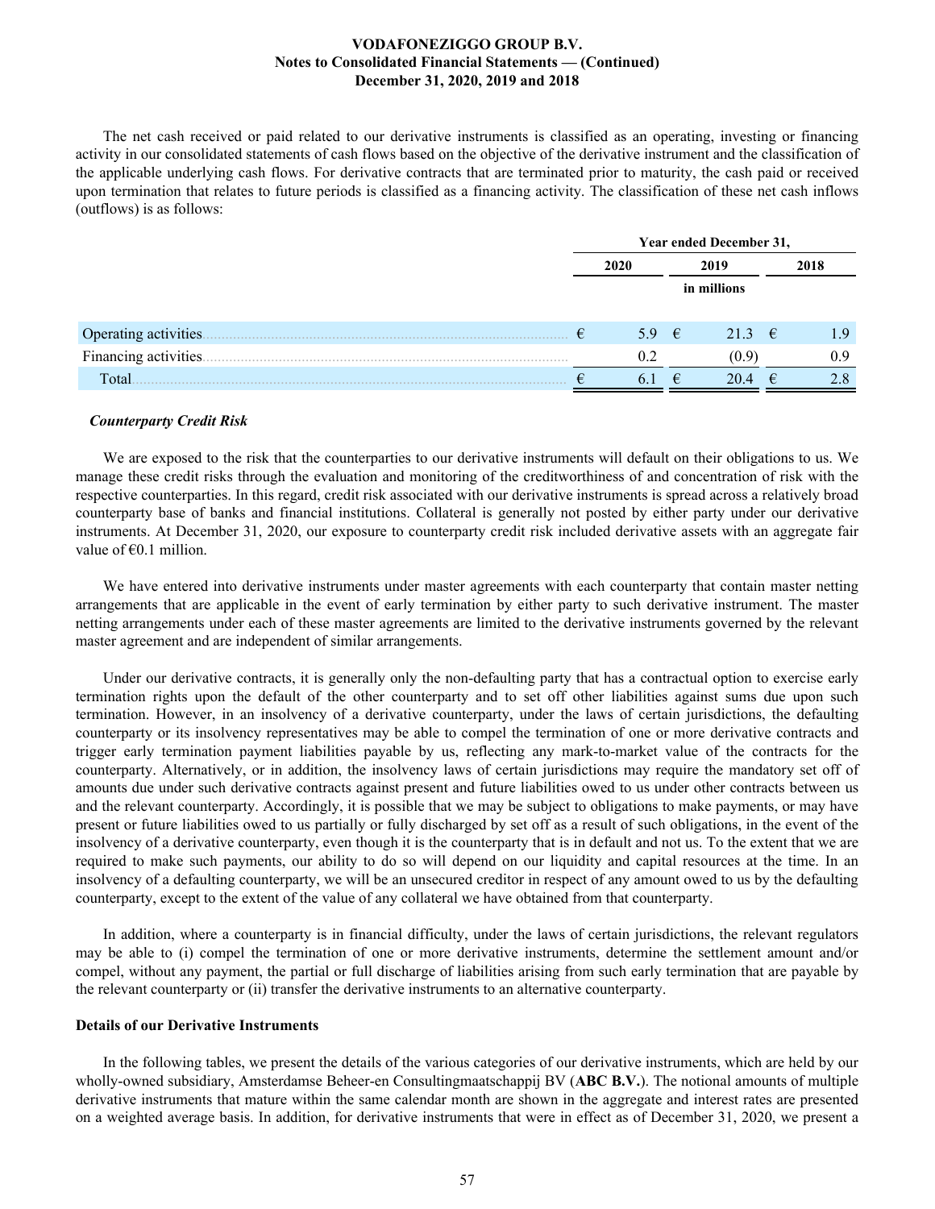The net cash received or paid related to our derivative instruments is classified as an operating, investing or financing activity in our consolidated statements of cash flows based on the objective of the derivative instrument and the classification of the applicable underlying cash flows. For derivative contracts that are terminated prior to maturity, the cash paid or received upon termination that relates to future periods is classified as a financing activity. The classification of these net cash inflows (outflows) is as follows:

| | Year ended December 31, | | |
|---|---|---|---|
| | 2020 | 2019 | 2018 |
| | | in millions | |
| Operating activities | € 5.9 | € 21.3 | € 1.9 |
| Financing activities | 0.2 | (0.9) | 0.9 |
| Total | € 6.1 | € 20.4 | € 2.8 |

### *Counterparty Credit Risk*

We are exposed to the risk that the counterparties to our derivative instruments will default on their obligations to us. We manage these credit risks through the evaluation and monitoring of the creditworthiness of and concentration of risk with the respective counterparties. In this regard, credit risk associated with our derivative instruments is spread across a relatively broad counterparty base of banks and financial institutions. Collateral is generally not posted by either party under our derivative instruments. At December 31, 2020, our exposure to counterparty credit risk included derivative assets with an aggregate fair value of €0.1 million.

We have entered into derivative instruments under master agreements with each counterparty that contain master netting arrangements that are applicable in the event of early termination by either party to such derivative instrument. The master netting arrangements under each of these master agreements are limited to the derivative instruments governed by the relevant master agreement and are independent of similar arrangements.

Under our derivative contracts, it is generally only the non-defaulting party that has a contractual option to exercise early termination rights upon the default of the other counterparty and to set off other liabilities against sums due upon such termination. However, in an insolvency of a derivative counterparty, under the laws of certain jurisdictions, the defaulting counterparty or its insolvency representatives may be able to compel the termination of one or more derivative contracts and trigger early termination payment liabilities payable by us, reflecting any mark-to-market value of the contracts for the counterparty. Alternatively, or in addition, the insolvency laws of certain jurisdictions may require the mandatory set off of amounts due under such derivative contracts against present and future liabilities owed to us under other contracts between us and the relevant counterparty. Accordingly, it is possible that we may be subject to obligations to make payments, or may have present or future liabilities owed to us partially or fully discharged by set off as a result of such obligations, in the event of the insolvency of a derivative counterparty, even though it is the counterparty that is in default and not us. To the extent that we are required to make such payments, our ability to do so will depend on our liquidity and capital resources at the time. In an insolvency of a defaulting counterparty, we will be an unsecured creditor in respect of any amount owed to us by the defaulting counterparty, except to the extent of the value of any collateral we have obtained from that counterparty.

In addition, where a counterparty is in financial difficulty, under the laws of certain jurisdictions, the relevant regulators may be able to (i) compel the termination of one or more derivative instruments, determine the settlement amount and/or compel, without any payment, the partial or full discharge of liabilities arising from such early termination that are payable by the relevant counterparty or (ii) transfer the derivative instruments to an alternative counterparty.

### Details of our Derivative Instruments

In the following tables, we present the details of the various categories of our derivative instruments, which are held by our wholly-owned subsidiary, Amsterdamse Beheer-en Consultingmaatschappij BV (**ABC B.V.**). The notional amounts of multiple derivative instruments that mature within the same calendar month are shown in the aggregate and interest rates are presented on a weighted average basis. In addition, for derivative instruments that were in effect as of December 31, 2020, we present a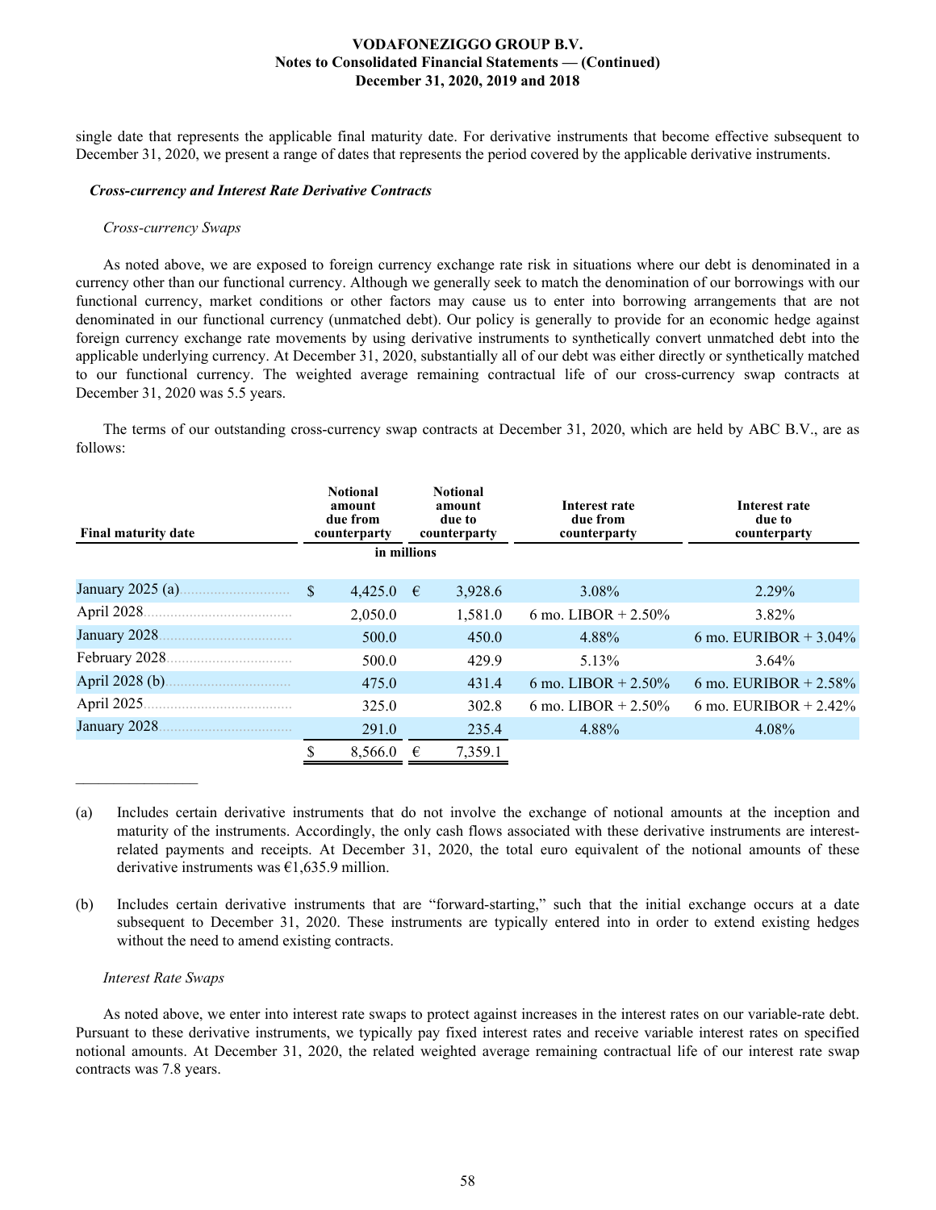single date that represents the applicable final maturity date. For derivative instruments that become effective subsequent to December 31, 2020, we present a range of dates that represents the period covered by the applicable derivative instruments.

***Cross-currency and Interest Rate Derivative Contracts***

*Cross-currency Swaps*

As noted above, we are exposed to foreign currency exchange rate risk in situations where our debt is denominated in a currency other than our functional currency. Although we generally seek to match the denomination of our borrowings with our functional currency, market conditions or other factors may cause us to enter into borrowing arrangements that are not denominated in our functional currency (unmatched debt). Our policy is generally to provide for an economic hedge against foreign currency exchange rate movements by using derivative instruments to synthetically convert unmatched debt into the applicable underlying currency. At December 31, 2020, substantially all of our debt was either directly or synthetically matched to our functional currency. The weighted average remaining contractual life of our cross-currency swap contracts at December 31, 2020 was 5.5 years.

The terms of our outstanding cross-currency swap contracts at December 31, 2020, which are held by ABC B.V., are as follows:

| Final maturity date | Notional amount due from counterparty | Notional amount due to counterparty | Interest rate due from counterparty | Interest rate due to counterparty |
|---|---|---|---|---|
| | in millions | | | |
| January 2025 (a) | $ 4,425.0 | € 3,928.6 | 3.08% | 2.29% |
| April 2028 | 2,050.0 | 1,581.0 | 6 mo. LIBOR + 2.50% | 3.82% |
| January 2028 | 500.0 | 450.0 | 4.88% | 6 mo. EURIBOR + 3.04% |
| February 2028 | 500.0 | 429.9 | 5.13% | 3.64% |
| April 2028 (b) | 475.0 | 431.4 | 6 mo. LIBOR + 2.50% | 6 mo. EURIBOR + 2.58% |
| April 2025 | 325.0 | 302.8 | 6 mo. LIBOR + 2.50% | 6 mo. EURIBOR + 2.42% |
| January 2028 | 291.0 | 235.4 | 4.88% | 4.08% |
| | $ 8,566.0 | € 7,359.1 | | |

(a) Includes certain derivative instruments that do not involve the exchange of notional amounts at the inception and maturity of the instruments. Accordingly, the only cash flows associated with these derivative instruments are interest-related payments and receipts. At December 31, 2020, the total euro equivalent of the notional amounts of these derivative instruments was €1,635.9 million.

(b) Includes certain derivative instruments that are "forward-starting," such that the initial exchange occurs at a date subsequent to December 31, 2020. These instruments are typically entered into in order to extend existing hedges without the need to amend existing contracts.

*Interest Rate Swaps*

As noted above, we enter into interest rate swaps to protect against increases in the interest rates on our variable-rate debt. Pursuant to these derivative instruments, we typically pay fixed interest rates and receive variable interest rates on specified notional amounts. At December 31, 2020, the related weighted average remaining contractual life of our interest rate swap contracts was 7.8 years.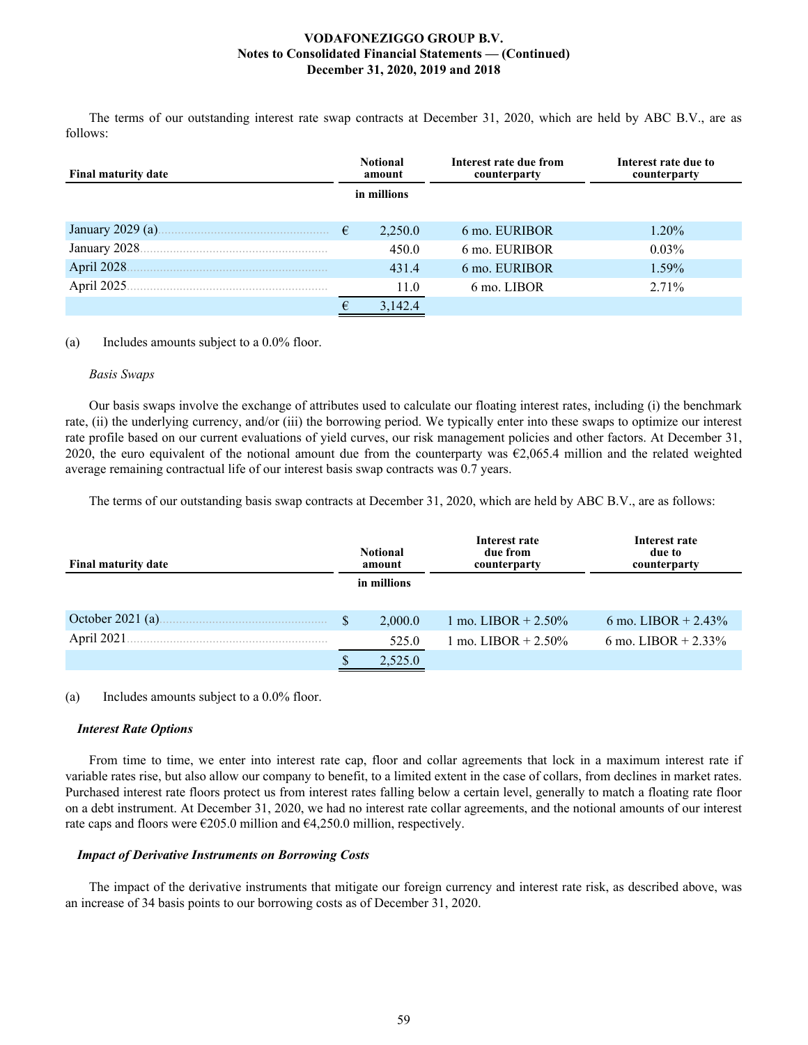The terms of our outstanding interest rate swap contracts at December 31, 2020, which are held by ABC B.V., are as follows:

| Final maturity date | Notional amount | Interest rate due from counterparty | Interest rate due to counterparty |
|---|---|---|---|
| | in millions | | |
| January 2029 (a) | € 2,250.0 | 6 mo. EURIBOR | 1.20% |
| January 2028 | 450.0 | 6 mo. EURIBOR | 0.03% |
| April 2028 | 431.4 | 6 mo. EURIBOR | 1.59% |
| April 2025 | 11.0 | 6 mo. LIBOR | 2.71% |
| | € 3,142.4 | | |

(a) Includes amounts subject to a 0.0% floor.

*Basis Swaps*

Our basis swaps involve the exchange of attributes used to calculate our floating interest rates, including (i) the benchmark rate, (ii) the underlying currency, and/or (iii) the borrowing period. We typically enter into these swaps to optimize our interest rate profile based on our current evaluations of yield curves, our risk management policies and other factors. At December 31, 2020, the euro equivalent of the notional amount due from the counterparty was €2,065.4 million and the related weighted average remaining contractual life of our interest basis swap contracts was 0.7 years.

The terms of our outstanding basis swap contracts at December 31, 2020, which are held by ABC B.V., are as follows:

| Final maturity date | Notional amount | Interest rate due from counterparty | Interest rate due to counterparty |
|---|---|---|---|
| | in millions | | |
| October 2021 (a) | $ 2,000.0 | 1 mo. LIBOR + 2.50% | 6 mo. LIBOR + 2.43% |
| April 2021 | 525.0 | 1 mo. LIBOR + 2.50% | 6 mo. LIBOR + 2.33% |
| | $ 2,525.0 | | |

(a) Includes amounts subject to a 0.0% floor.

***Interest Rate Options***

From time to time, we enter into interest rate cap, floor and collar agreements that lock in a maximum interest rate if variable rates rise, but also allow our company to benefit, to a limited extent in the case of collars, from declines in market rates. Purchased interest rate floors protect us from interest rates falling below a certain level, generally to match a floating rate floor on a debt instrument. At December 31, 2020, we had no interest rate collar agreements, and the notional amounts of our interest rate caps and floors were €205.0 million and €4,250.0 million, respectively.

***Impact of Derivative Instruments on Borrowing Costs***

The impact of the derivative instruments that mitigate our foreign currency and interest rate risk, as described above, was an increase of 34 basis points to our borrowing costs as of December 31, 2020.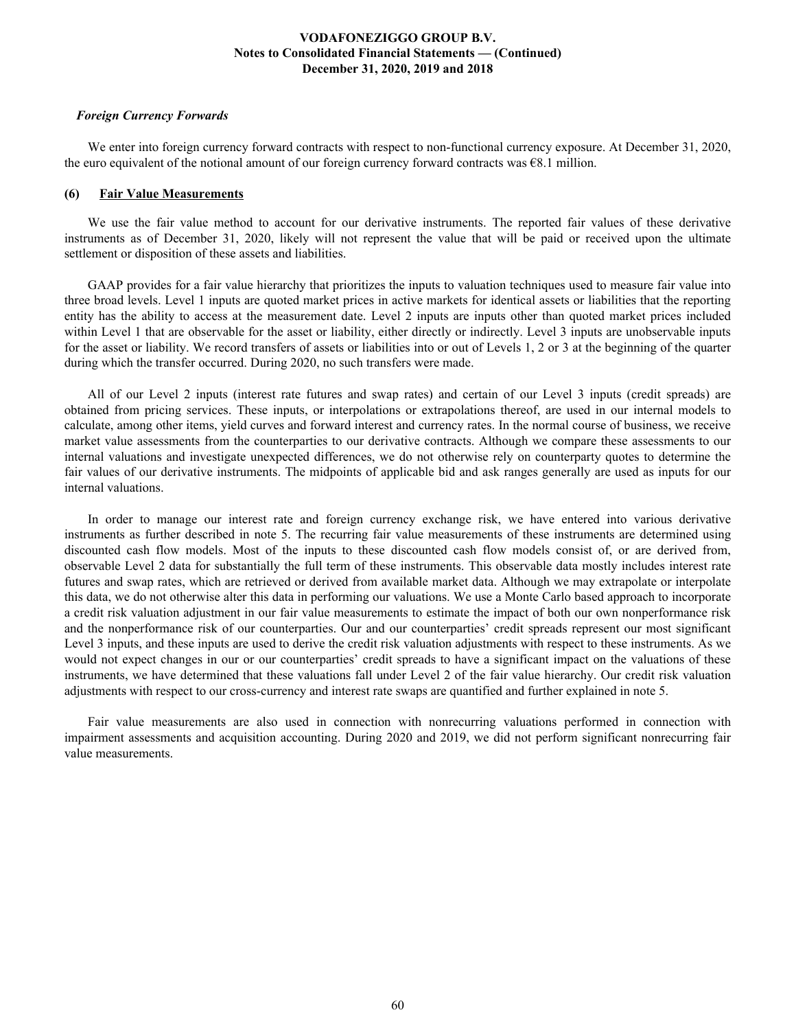*Foreign Currency Forwards*

We enter into foreign currency forward contracts with respect to non-functional currency exposure. At December 31, 2020, the euro equivalent of the notional amount of our foreign currency forward contracts was €8.1 million.

## (6) Fair Value Measurements

We use the fair value method to account for our derivative instruments. The reported fair values of these derivative instruments as of December 31, 2020, likely will not represent the value that will be paid or received upon the ultimate settlement or disposition of these assets and liabilities.

GAAP provides for a fair value hierarchy that prioritizes the inputs to valuation techniques used to measure fair value into three broad levels. Level 1 inputs are quoted market prices in active markets for identical assets or liabilities that the reporting entity has the ability to access at the measurement date. Level 2 inputs are inputs other than quoted market prices included within Level 1 that are observable for the asset or liability, either directly or indirectly. Level 3 inputs are unobservable inputs for the asset or liability. We record transfers of assets or liabilities into or out of Levels 1, 2 or 3 at the beginning of the quarter during which the transfer occurred. During 2020, no such transfers were made.

All of our Level 2 inputs (interest rate futures and swap rates) and certain of our Level 3 inputs (credit spreads) are obtained from pricing services. These inputs, or interpolations or extrapolations thereof, are used in our internal models to calculate, among other items, yield curves and forward interest and currency rates. In the normal course of business, we receive market value assessments from the counterparties to our derivative contracts. Although we compare these assessments to our internal valuations and investigate unexpected differences, we do not otherwise rely on counterparty quotes to determine the fair values of our derivative instruments. The midpoints of applicable bid and ask ranges generally are used as inputs for our internal valuations.

In order to manage our interest rate and foreign currency exchange risk, we have entered into various derivative instruments as further described in note 5. The recurring fair value measurements of these instruments are determined using discounted cash flow models. Most of the inputs to these discounted cash flow models consist of, or are derived from, observable Level 2 data for substantially the full term of these instruments. This observable data mostly includes interest rate futures and swap rates, which are retrieved or derived from available market data. Although we may extrapolate or interpolate this data, we do not otherwise alter this data in performing our valuations. We use a Monte Carlo based approach to incorporate a credit risk valuation adjustment in our fair value measurements to estimate the impact of both our own nonperformance risk and the nonperformance risk of our counterparties. Our and our counterparties' credit spreads represent our most significant Level 3 inputs, and these inputs are used to derive the credit risk valuation adjustments with respect to these instruments. As we would not expect changes in our or our counterparties' credit spreads to have a significant impact on the valuations of these instruments, we have determined that these valuations fall under Level 2 of the fair value hierarchy. Our credit risk valuation adjustments with respect to our cross-currency and interest rate swaps are quantified and further explained in note 5.

Fair value measurements are also used in connection with nonrecurring valuations performed in connection with impairment assessments and acquisition accounting. During 2020 and 2019, we did not perform significant nonrecurring fair value measurements.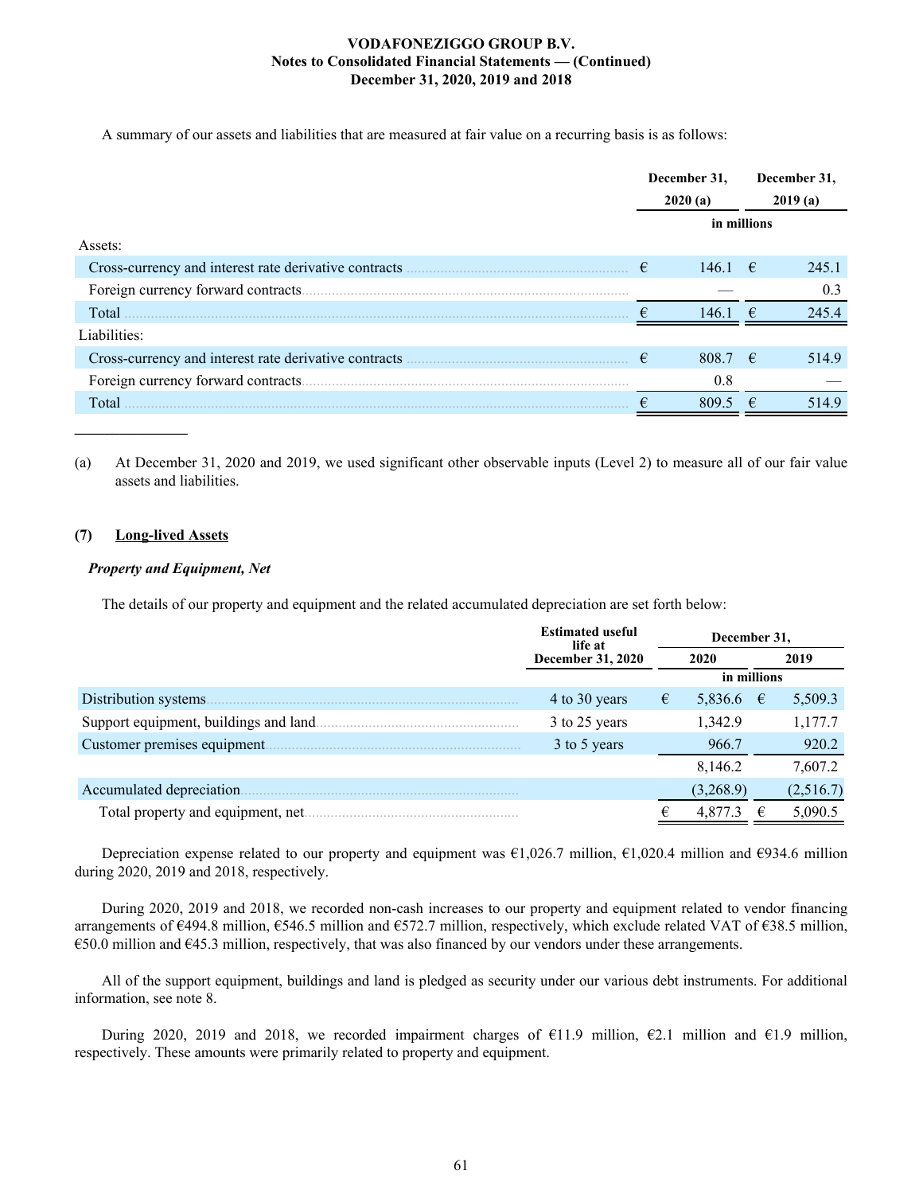A summary of our assets and liabilities that are measured at fair value on a recurring basis is as follows:

| | December 31, 2020 (a) | December 31, 2019 (a) |
|---|---|---|
| | in millions | |
| Assets: | | |
| Cross-currency and interest rate derivative contracts | € 146.1 | € 245.1 |
| Foreign currency forward contracts | — | 0.3 |
| Total | € 146.1 | € 245.4 |
| Liabilities: | | |
| Cross-currency and interest rate derivative contracts | € 808.7 | € 514.9 |
| Foreign currency forward contracts | 0.8 | — |
| Total | € 809.5 | € 514.9 |

(a) At December 31, 2020 and 2019, we used significant other observable inputs (Level 2) to measure all of our fair value assets and liabilities.

## (7) Long-lived Assets

### *Property and Equipment, Net*

The details of our property and equipment and the related accumulated depreciation are set forth below:

| | Estimated useful life at December 31, 2020 | December 31, 2020 | December 31, 2019 |
|---|---|---|---|
| | | in millions | |
| Distribution systems | 4 to 30 years | € 5,836.6 | € 5,509.3 |
| Support equipment, buildings and land | 3 to 25 years | 1,342.9 | 1,177.7 |
| Customer premises equipment | 3 to 5 years | 966.7 | 920.2 |
| | | 8,146.2 | 7,607.2 |
| Accumulated depreciation | | (3,268.9) | (2,516.7) |
| Total property and equipment, net | | € 4,877.3 | € 5,090.5 |

Depreciation expense related to our property and equipment was €1,026.7 million, €1,020.4 million and €934.6 million during 2020, 2019 and 2018, respectively.

During 2020, 2019 and 2018, we recorded non-cash increases to our property and equipment related to vendor financing arrangements of €494.8 million, €546.5 million and €572.7 million, respectively, which exclude related VAT of €38.5 million, €50.0 million and €45.3 million, respectively, that was also financed by our vendors under these arrangements.

All of the support equipment, buildings and land is pledged as security under our various debt instruments. For additional information, see note 8.

During 2020, 2019 and 2018, we recorded impairment charges of €11.9 million, €2.1 million and €1.9 million, respectively. These amounts were primarily related to property and equipment.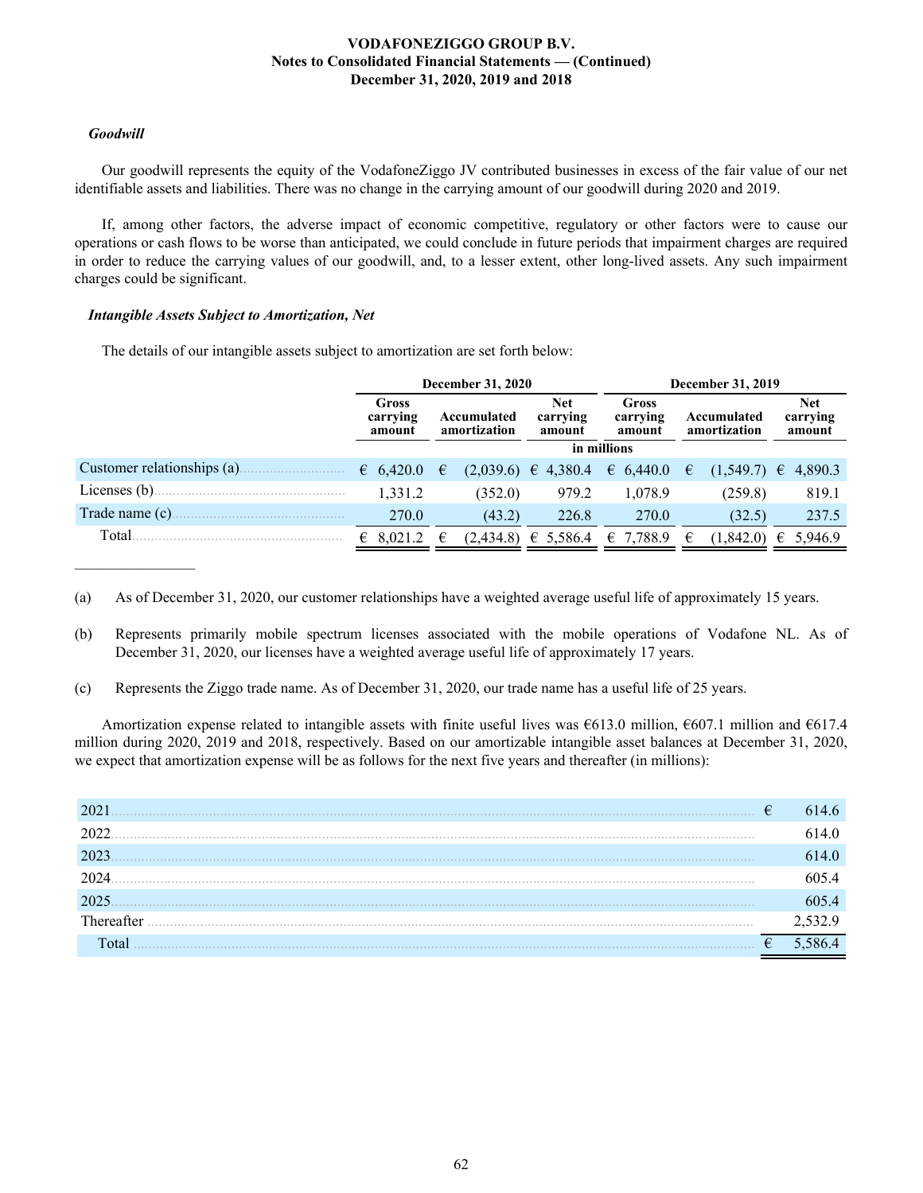### *Goodwill*

Our goodwill represents the equity of the VodafoneZiggo JV contributed businesses in excess of the fair value of our net identifiable assets and liabilities. There was no change in the carrying amount of our goodwill during 2020 and 2019.

If, among other factors, the adverse impact of economic competitive, regulatory or other factors were to cause our operations or cash flows to be worse than anticipated, we could conclude in future periods that impairment charges are required in order to reduce the carrying values of our goodwill, and, to a lesser extent, other long-lived assets. Any such impairment charges could be significant.

### *Intangible Assets Subject to Amortization, Net*

The details of our intangible assets subject to amortization are set forth below:

| | December 31, 2020 | | | December 31, 2019 | | |
|---|---|---|---|---|---|---|
| | Gross carrying amount | Accumulated amortization | Net carrying amount | Gross carrying amount | Accumulated amortization | Net carrying amount |
| | in millions | | | | | |
| Customer relationships (a) | € 6,420.0 | € (2,039.6) | € 4,380.4 | € 6,440.0 | € (1,549.7) | € 4,890.3 |
| Licenses (b) | 1,331.2 | (352.0) | 979.2 | 1,078.9 | (259.8) | 819.1 |
| Trade name (c) | 270.0 | (43.2) | 226.8 | 270.0 | (32.5) | 237.5 |
| Total | € 8,021.2 | € (2,434.8) | € 5,586.4 | € 7,788.9 | € (1,842.0) | € 5,946.9 |

(a) As of December 31, 2020, our customer relationships have a weighted average useful life of approximately 15 years.

(b) Represents primarily mobile spectrum licenses associated with the mobile operations of Vodafone NL. As of December 31, 2020, our licenses have a weighted average useful life of approximately 17 years.

(c) Represents the Ziggo trade name. As of December 31, 2020, our trade name has a useful life of 25 years.

Amortization expense related to intangible assets with finite useful lives was €613.0 million, €607.1 million and €617.4 million during 2020, 2019 and 2018, respectively. Based on our amortizable intangible asset balances at December 31, 2020, we expect that amortization expense will be as follows for the next five years and thereafter (in millions):

| | |
|---|---|
| 2021 | € 614.6 |
| 2022 | 614.0 |
| 2023 | 614.0 |
| 2024 | 605.4 |
| 2025 | 605.4 |
| Thereafter | 2,532.9 |
| Total | € 5,586.4 |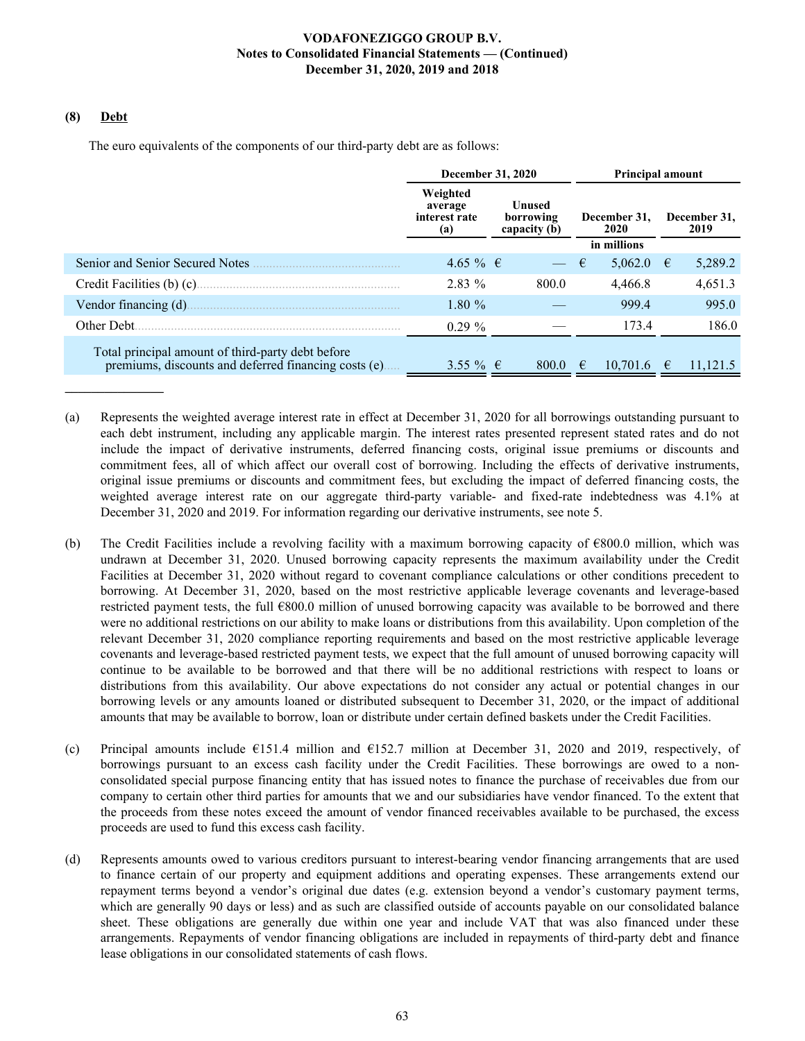## (8) Debt

The euro equivalents of the components of our third-party debt are as follows:

| | December 31, 2020 | | Principal amount | |
|---|---|---|---|---|
| | Weighted average interest rate (a) | Unused borrowing capacity (b) | December 31, 2020 | December 31, 2019 |
| | | | in millions | |
| Senior and Senior Secured Notes | 4.65 % | € — | € 5,062.0 | € 5,289.2 |
| Credit Facilities (b) (c) | 2.83 % | 800.0 | 4,466.8 | 4,651.3 |
| Vendor financing (d) | 1.80 % | — | 999.4 | 995.0 |
| Other Debt | 0.29 % | — | 173.4 | 186.0 |
| Total principal amount of third-party debt before premiums, discounts and deferred financing costs (e) | 3.55 % | € 800.0 | € 10,701.6 | € 11,121.5 |

---

(a) Represents the weighted average interest rate in effect at December 31, 2020 for all borrowings outstanding pursuant to each debt instrument, including any applicable margin. The interest rates presented represent stated rates and do not include the impact of derivative instruments, deferred financing costs, original issue premiums or discounts and commitment fees, all of which affect our overall cost of borrowing. Including the effects of derivative instruments, original issue premiums or discounts and commitment fees, but excluding the impact of deferred financing costs, the weighted average interest rate on our aggregate third-party variable- and fixed-rate indebtedness was 4.1% at December 31, 2020 and 2019. For information regarding our derivative instruments, see note 5.

(b) The Credit Facilities include a revolving facility with a maximum borrowing capacity of €800.0 million, which was undrawn at December 31, 2020. Unused borrowing capacity represents the maximum availability under the Credit Facilities at December 31, 2020 without regard to covenant compliance calculations or other conditions precedent to borrowing. At December 31, 2020, based on the most restrictive applicable leverage covenants and leverage-based restricted payment tests, the full €800.0 million of unused borrowing capacity was available to be borrowed and there were no additional restrictions on our ability to make loans or distributions from this availability. Upon completion of the relevant December 31, 2020 compliance reporting requirements and based on the most restrictive applicable leverage covenants and leverage-based restricted payment tests, we expect that the full amount of unused borrowing capacity will continue to be available to be borrowed and that there will be no additional restrictions with respect to loans or distributions from this availability. Our above expectations do not consider any actual or potential changes in our borrowing levels or any amounts loaned or distributed subsequent to December 31, 2020, or the impact of additional amounts that may be available to borrow, loan or distribute under certain defined baskets under the Credit Facilities.

(c) Principal amounts include €151.4 million and €152.7 million at December 31, 2020 and 2019, respectively, of borrowings pursuant to an excess cash facility under the Credit Facilities. These borrowings are owed to a non-consolidated special purpose financing entity that has issued notes to finance the purchase of receivables due from our company to certain other third parties for amounts that we and our subsidiaries have vendor financed. To the extent that the proceeds from these notes exceed the amount of vendor financed receivables available to be purchased, the excess proceeds are used to fund this excess cash facility.

(d) Represents amounts owed to various creditors pursuant to interest-bearing vendor financing arrangements that are used to finance certain of our property and equipment additions and operating expenses. These arrangements extend our repayment terms beyond a vendor's original due dates (e.g. extension beyond a vendor's customary payment terms, which are generally 90 days or less) and as such are classified outside of accounts payable on our consolidated balance sheet. These obligations are generally due within one year and include VAT that was also financed under these arrangements. Repayments of vendor financing obligations are included in repayments of third-party debt and finance lease obligations in our consolidated statements of cash flows.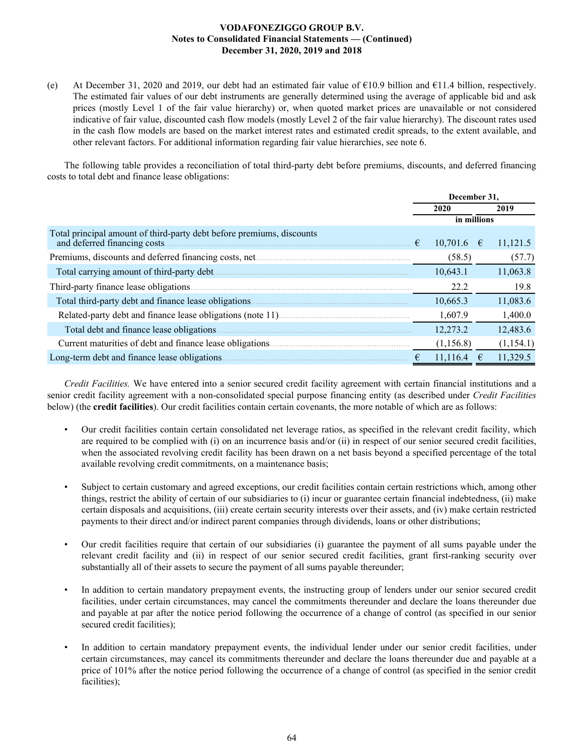(e) At December 31, 2020 and 2019, our debt had an estimated fair value of €10.9 billion and €11.4 billion, respectively. The estimated fair values of our debt instruments are generally determined using the average of applicable bid and ask prices (mostly Level 1 of the fair value hierarchy) or, when quoted market prices are unavailable or not considered indicative of fair value, discounted cash flow models (mostly Level 2 of the fair value hierarchy). The discount rates used in the cash flow models are based on the market interest rates and estimated credit spreads, to the extent available, and other relevant factors. For additional information regarding fair value hierarchies, see note 6.

The following table provides a reconciliation of total third-party debt before premiums, discounts, and deferred financing costs to total debt and finance lease obligations:

| | December 31, | |
|---|---|---|
| | 2020 | 2019 |
| | in millions | |
| Total principal amount of third-party debt before premiums, discounts and deferred financing costs | € 10,701.6 | € 11,121.5 |
| Premiums, discounts and deferred financing costs, net | (58.5) | (57.7) |
| Total carrying amount of third-party debt | 10,643.1 | 11,063.8 |
| Third-party finance lease obligations | 22.2 | 19.8 |
| Total third-party debt and finance lease obligations | 10,665.3 | 11,083.6 |
| Related-party debt and finance lease obligations (note 11) | 1,607.9 | 1,400.0 |
| Total debt and finance lease obligations | 12,273.2 | 12,483.6 |
| Current maturities of debt and finance lease obligations | (1,156.8) | (1,154.1) |
| Long-term debt and finance lease obligations | € 11,116.4 | € 11,329.5 |

*Credit Facilities.* We have entered into a senior secured credit facility agreement with certain financial institutions and a senior credit facility agreement with a non-consolidated special purpose financing entity (as described under *Credit Facilities* below) (the **credit facilities**). Our credit facilities contain certain covenants, the more notable of which are as follows:

- Our credit facilities contain certain consolidated net leverage ratios, as specified in the relevant credit facility, which are required to be complied with (i) on an incurrence basis and/or (ii) in respect of our senior secured credit facilities, when the associated revolving credit facility has been drawn on a net basis beyond a specified percentage of the total available revolving credit commitments, on a maintenance basis;

- Subject to certain customary and agreed exceptions, our credit facilities contain certain restrictions which, among other things, restrict the ability of certain of our subsidiaries to (i) incur or guarantee certain financial indebtedness, (ii) make certain disposals and acquisitions, (iii) create certain security interests over their assets, and (iv) make certain restricted payments to their direct and/or indirect parent companies through dividends, loans or other distributions;

- Our credit facilities require that certain of our subsidiaries (i) guarantee the payment of all sums payable under the relevant credit facility and (ii) in respect of our senior secured credit facilities, grant first-ranking security over substantially all of their assets to secure the payment of all sums payable thereunder;

- In addition to certain mandatory prepayment events, the instructing group of lenders under our senior secured credit facilities, under certain circumstances, may cancel the commitments thereunder and declare the loans thereunder due and payable at par after the notice period following the occurrence of a change of control (as specified in our senior secured credit facilities);

- In addition to certain mandatory prepayment events, the individual lender under our senior credit facilities, under certain circumstances, may cancel its commitments thereunder and declare the loans thereunder due and payable at a price of 101% after the notice period following the occurrence of a change of control (as specified in the senior credit facilities);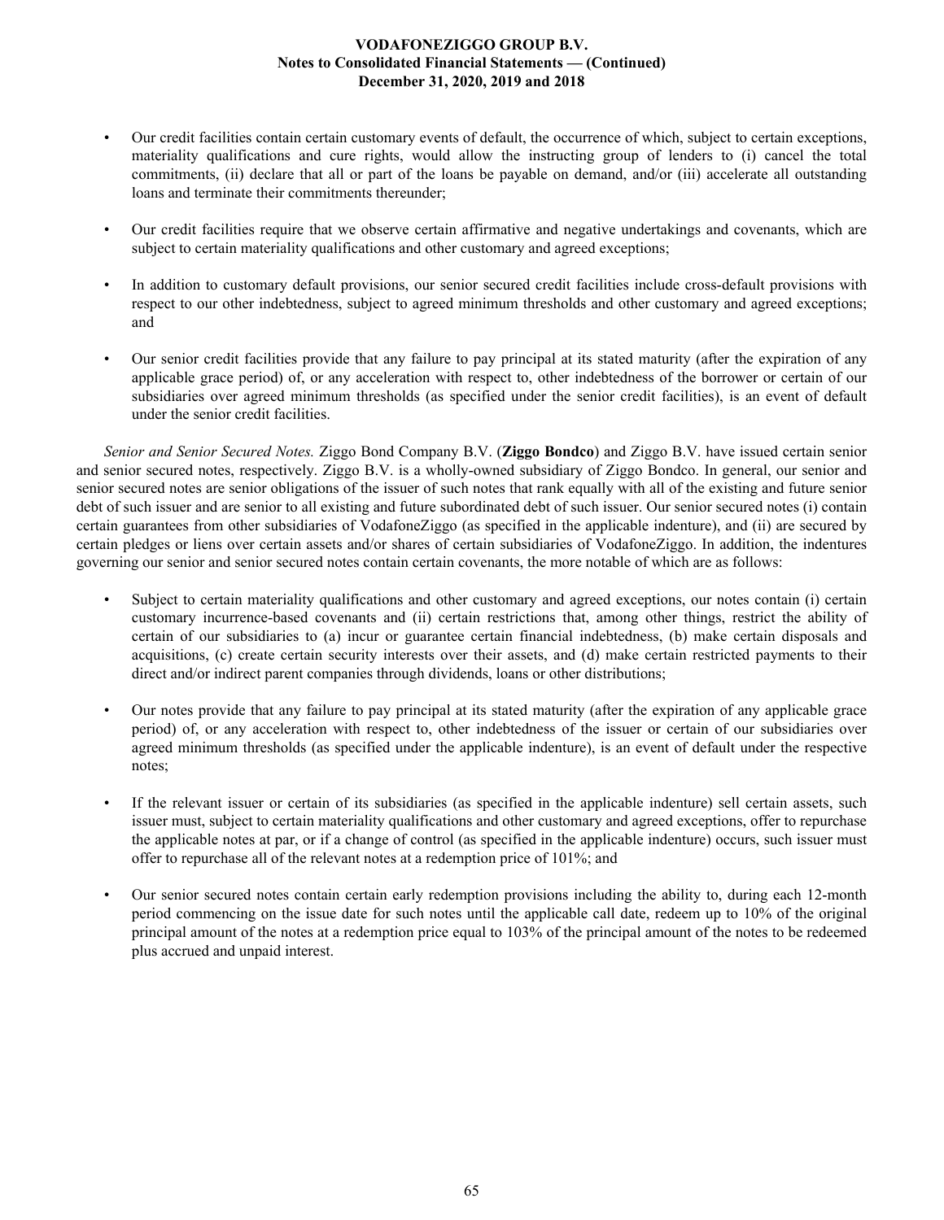- Our credit facilities contain certain customary events of default, the occurrence of which, subject to certain exceptions, materiality qualifications and cure rights, would allow the instructing group of lenders to (i) cancel the total commitments, (ii) declare that all or part of the loans be payable on demand, and/or (iii) accelerate all outstanding loans and terminate their commitments thereunder;

- Our credit facilities require that we observe certain affirmative and negative undertakings and covenants, which are subject to certain materiality qualifications and other customary and agreed exceptions;

- In addition to customary default provisions, our senior secured credit facilities include cross-default provisions with respect to our other indebtedness, subject to agreed minimum thresholds and other customary and agreed exceptions; and

- Our senior credit facilities provide that any failure to pay principal at its stated maturity (after the expiration of any applicable grace period) of, or any acceleration with respect to, other indebtedness of the borrower or certain of our subsidiaries over agreed minimum thresholds (as specified under the senior credit facilities), is an event of default under the senior credit facilities.

*Senior and Senior Secured Notes.* Ziggo Bond Company B.V. (**Ziggo Bondco**) and Ziggo B.V. have issued certain senior and senior secured notes, respectively. Ziggo B.V. is a wholly-owned subsidiary of Ziggo Bondco. In general, our senior and senior secured notes are senior obligations of the issuer of such notes that rank equally with all of the existing and future senior debt of such issuer and are senior to all existing and future subordinated debt of such issuer. Our senior secured notes (i) contain certain guarantees from other subsidiaries of VodafoneZiggo (as specified in the applicable indenture), and (ii) are secured by certain pledges or liens over certain assets and/or shares of certain subsidiaries of VodafoneZiggo. In addition, the indentures governing our senior and senior secured notes contain certain covenants, the more notable of which are as follows:

- Subject to certain materiality qualifications and other customary and agreed exceptions, our notes contain (i) certain customary incurrence-based covenants and (ii) certain restrictions that, among other things, restrict the ability of certain of our subsidiaries to (a) incur or guarantee certain financial indebtedness, (b) make certain disposals and acquisitions, (c) create certain security interests over their assets, and (d) make certain restricted payments to their direct and/or indirect parent companies through dividends, loans or other distributions;

- Our notes provide that any failure to pay principal at its stated maturity (after the expiration of any applicable grace period) of, or any acceleration with respect to, other indebtedness of the issuer or certain of our subsidiaries over agreed minimum thresholds (as specified under the applicable indenture), is an event of default under the respective notes;

- If the relevant issuer or certain of its subsidiaries (as specified in the applicable indenture) sell certain assets, such issuer must, subject to certain materiality qualifications and other customary and agreed exceptions, offer to repurchase the applicable notes at par, or if a change of control (as specified in the applicable indenture) occurs, such issuer must offer to repurchase all of the relevant notes at a redemption price of 101%; and

- Our senior secured notes contain certain early redemption provisions including the ability to, during each 12-month period commencing on the issue date for such notes until the applicable call date, redeem up to 10% of the original principal amount of the notes at a redemption price equal to 103% of the principal amount of the notes to be redeemed plus accrued and unpaid interest.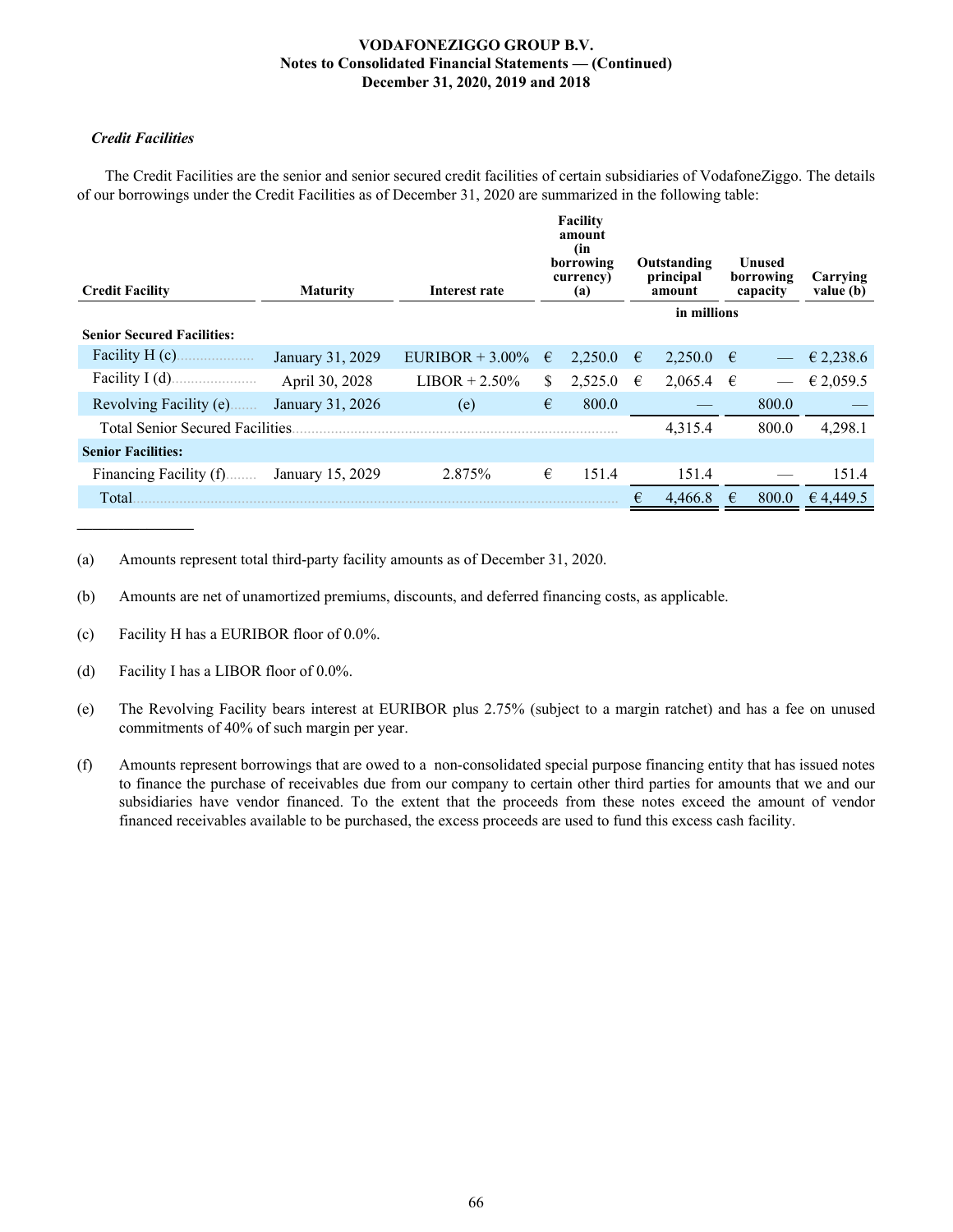### *Credit Facilities*

The Credit Facilities are the senior and senior secured credit facilities of certain subsidiaries of VodafoneZiggo. The details of our borrowings under the Credit Facilities as of December 31, 2020 are summarized in the following table:

| Credit Facility | Maturity | Interest rate | Facility amount (in borrowing currency) (a) | Outstanding principal amount | Unused borrowing capacity | Carrying value (b) |
|---|---|---|---|---|---|---|
| | | | | in millions | | |
| **Senior Secured Facilities:** | | | | | | |
| Facility H (c) | January 31, 2029 | EURIBOR + 3.00% | € 2,250.0 | € 2,250.0 | € — | € 2,238.6 |
| Facility I (d) | April 30, 2028 | LIBOR + 2.50% | $ 2,525.0 | € 2,065.4 | € — | € 2,059.5 |
| Revolving Facility (e) | January 31, 2026 | (e) | € 800.0 | — | 800.0 | — |
| Total Senior Secured Facilities | | | | 4,315.4 | 800.0 | 4,298.1 |
| **Senior Facilities:** | | | | | | |
| Financing Facility (f) | January 15, 2029 | 2.875% | € 151.4 | 151.4 | — | 151.4 |
| Total | | | | € 4,466.8 | € 800.0 | € 4,449.5 |

(a) Amounts represent total third-party facility amounts as of December 31, 2020.

(b) Amounts are net of unamortized premiums, discounts, and deferred financing costs, as applicable.

(c) Facility H has a EURIBOR floor of 0.0%.

(d) Facility I has a LIBOR floor of 0.0%.

(e) The Revolving Facility bears interest at EURIBOR plus 2.75% (subject to a margin ratchet) and has a fee on unused commitments of 40% of such margin per year.

(f) Amounts represent borrowings that are owed to a non-consolidated special purpose financing entity that has issued notes to finance the purchase of receivables due from our company to certain other third parties for amounts that we and our subsidiaries have vendor financed. To the extent that the proceeds from these notes exceed the amount of vendor financed receivables available to be purchased, the excess proceeds are used to fund this excess cash facility.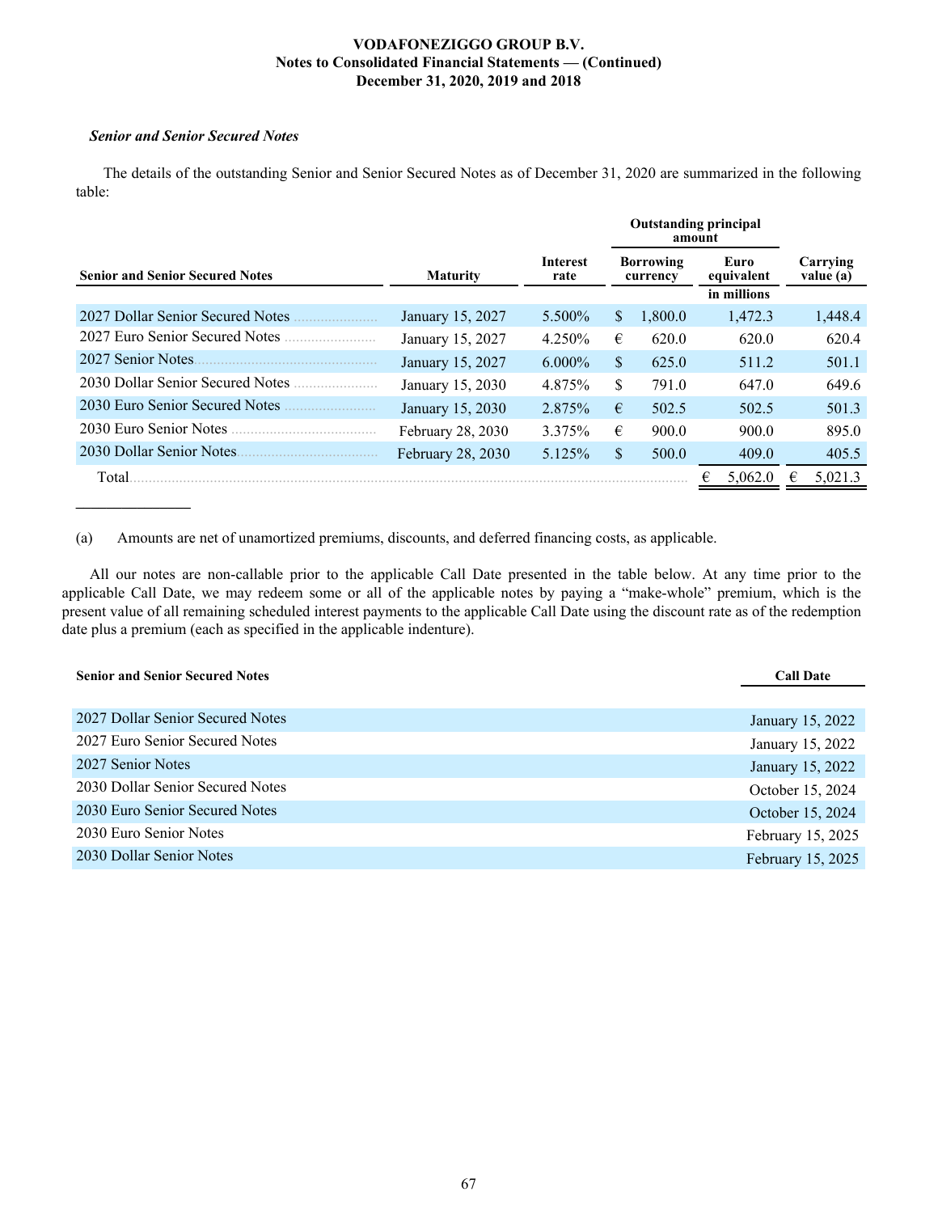### *Senior and Senior Secured Notes*

The details of the outstanding Senior and Senior Secured Notes as of December 31, 2020 are summarized in the following table:

| Senior and Senior Secured Notes | Maturity | Interest rate | Outstanding principal amount | | Carrying value (a) |
|---|---|---|---|---|---|
| | | | Borrowing currency | Euro equivalent | |
| | | | | in millions | |
| 2027 Dollar Senior Secured Notes | January 15, 2027 | 5.500% | $ 1,800.0 | 1,472.3 | 1,448.4 |
| 2027 Euro Senior Secured Notes | January 15, 2027 | 4.250% | € 620.0 | 620.0 | 620.4 |
| 2027 Senior Notes | January 15, 2027 | 6.000% | $ 625.0 | 511.2 | 501.1 |
| 2030 Dollar Senior Secured Notes | January 15, 2030 | 4.875% | $ 791.0 | 647.0 | 649.6 |
| 2030 Euro Senior Secured Notes | January 15, 2030 | 2.875% | € 502.5 | 502.5 | 501.3 |
| 2030 Euro Senior Notes | February 28, 2030 | 3.375% | € 900.0 | 900.0 | 895.0 |
| 2030 Dollar Senior Notes | February 28, 2030 | 5.125% | $ 500.0 | 409.0 | 405.5 |
| Total | | | | € 5,062.0 | € 5,021.3 |

(a) Amounts are net of unamortized premiums, discounts, and deferred financing costs, as applicable.

All our notes are non-callable prior to the applicable Call Date presented in the table below. At any time prior to the applicable Call Date, we may redeem some or all of the applicable notes by paying a "make-whole" premium, which is the present value of all remaining scheduled interest payments to the applicable Call Date using the discount rate as of the redemption date plus a premium (each as specified in the applicable indenture).

| Senior and Senior Secured Notes | Call Date |
|---|---|
| 2027 Dollar Senior Secured Notes | January 15, 2022 |
| 2027 Euro Senior Secured Notes | January 15, 2022 |
| 2027 Senior Notes | January 15, 2022 |
| 2030 Dollar Senior Secured Notes | October 15, 2024 |
| 2030 Euro Senior Secured Notes | October 15, 2024 |
| 2030 Euro Senior Notes | February 15, 2025 |
| 2030 Dollar Senior Notes | February 15, 2025 |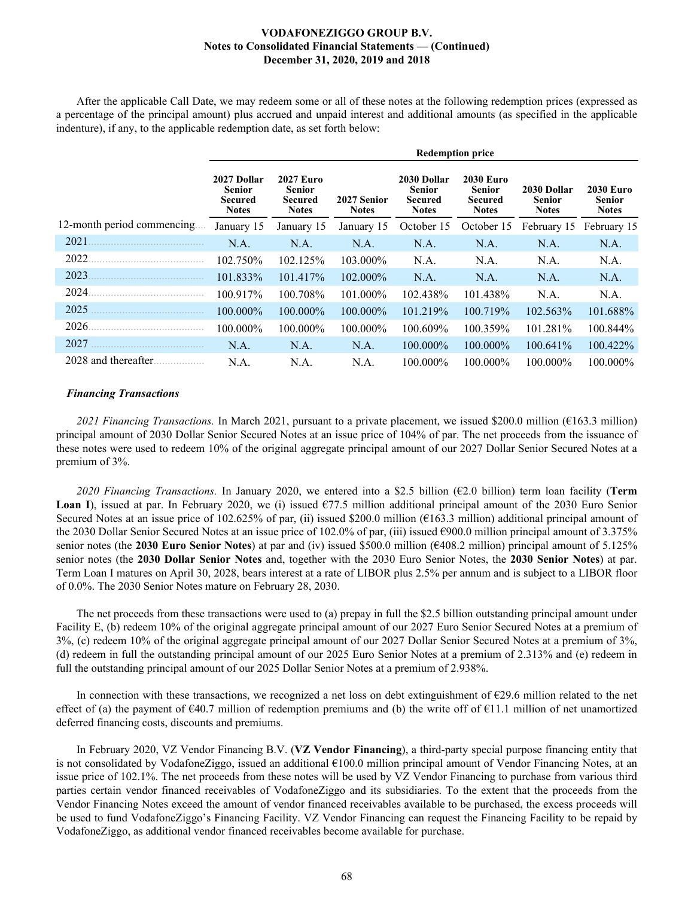After the applicable Call Date, we may redeem some or all of these notes at the following redemption prices (expressed as a percentage of the principal amount) plus accrued and unpaid interest and additional amounts (as specified in the applicable indenture), if any, to the applicable redemption date, as set forth below:

| | Redemption price | | | | | | |
|---|---|---|---|---|---|---|---|
| | **2027 Dollar Senior Secured Notes** | **2027 Euro Senior Secured Notes** | **2027 Senior Notes** | **2030 Dollar Senior Secured Notes** | **2030 Euro Senior Secured Notes** | **2030 Dollar Senior Notes** | **2030 Euro Senior Notes** |
| 12-month period commencing | January 15 | January 15 | January 15 | October 15 | October 15 | February 15 | February 15 |
| 2021 | N.A. | N.A. | N.A. | N.A. | N.A. | N.A. | N.A. |
| 2022 | 102.750% | 102.125% | 103.000% | N.A. | N.A. | N.A. | N.A. |
| 2023 | 101.833% | 101.417% | 102.000% | N.A. | N.A. | N.A. | N.A. |
| 2024 | 100.917% | 100.708% | 101.000% | 102.438% | 101.438% | N.A. | N.A. |
| 2025 | 100.000% | 100.000% | 100.000% | 101.219% | 100.719% | 102.563% | 101.688% |
| 2026 | 100.000% | 100.000% | 100.000% | 100.609% | 100.359% | 101.281% | 100.844% |
| 2027 | N.A. | N.A. | N.A. | 100.000% | 100.000% | 100.641% | 100.422% |
| 2028 and thereafter | N.A. | N.A. | N.A. | 100.000% | 100.000% | 100.000% | 100.000% |

### *Financing Transactions*

*2021 Financing Transactions.* In March 2021, pursuant to a private placement, we issued $200.0 million (€163.3 million) principal amount of 2030 Dollar Senior Secured Notes at an issue price of 104% of par. The net proceeds from the issuance of these notes were used to redeem 10% of the original aggregate principal amount of our 2027 Dollar Senior Secured Notes at a premium of 3%.

*2020 Financing Transactions.* In January 2020, we entered into a $2.5 billion (€2.0 billion) term loan facility (**Term Loan I**), issued at par. In February 2020, we (i) issued €77.5 million additional principal amount of the 2030 Euro Senior Secured Notes at an issue price of 102.625% of par, (ii) issued $200.0 million (€163.3 million) additional principal amount of the 2030 Dollar Senior Secured Notes at an issue price of 102.0% of par, (iii) issued €900.0 million principal amount of 3.375% senior notes (the **2030 Euro Senior Notes**) at par and (iv) issued $500.0 million (€408.2 million) principal amount of 5.125% senior notes (the **2030 Dollar Senior Notes** and, together with the 2030 Euro Senior Notes, the **2030 Senior Notes**) at par. Term Loan I matures on April 30, 2028, bears interest at a rate of LIBOR plus 2.5% per annum and is subject to a LIBOR floor of 0.0%. The 2030 Senior Notes mature on February 28, 2030.

The net proceeds from these transactions were used to (a) prepay in full the $2.5 billion outstanding principal amount under Facility E, (b) redeem 10% of the original aggregate principal amount of our 2027 Euro Senior Secured Notes at a premium of 3%, (c) redeem 10% of the original aggregate principal amount of our 2027 Dollar Senior Secured Notes at a premium of 3%, (d) redeem in full the outstanding principal amount of our 2025 Euro Senior Notes at a premium of 2.313% and (e) redeem in full the outstanding principal amount of our 2025 Dollar Senior Notes at a premium of 2.938%.

In connection with these transactions, we recognized a net loss on debt extinguishment of €29.6 million related to the net effect of (a) the payment of €40.7 million of redemption premiums and (b) the write off of €11.1 million of net unamortized deferred financing costs, discounts and premiums.

In February 2020, VZ Vendor Financing B.V. (**VZ Vendor Financing**), a third-party special purpose financing entity that is not consolidated by VodafoneZiggo, issued an additional €100.0 million principal amount of Vendor Financing Notes, at an issue price of 102.1%. The net proceeds from these notes will be used by VZ Vendor Financing to purchase from various third parties certain vendor financed receivables of VodafoneZiggo and its subsidiaries. To the extent that the proceeds from the Vendor Financing Notes exceed the amount of vendor financed receivables available to be purchased, the excess proceeds will be used to fund VodafoneZiggo's Financing Facility. VZ Vendor Financing can request the Financing Facility to be repaid by VodafoneZiggo, as additional vendor financed receivables become available for purchase.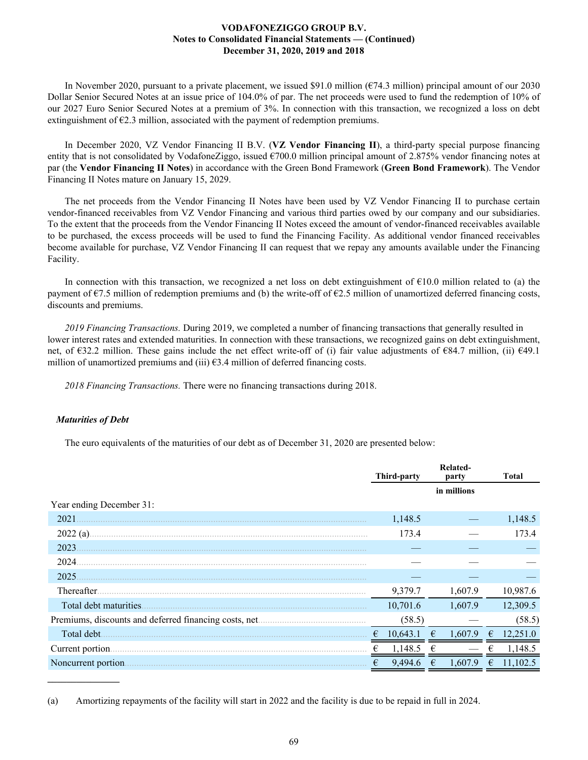In November 2020, pursuant to a private placement, we issued $91.0 million (€74.3 million) principal amount of our 2030 Dollar Senior Secured Notes at an issue price of 104.0% of par. The net proceeds were used to fund the redemption of 10% of our 2027 Euro Senior Secured Notes at a premium of 3%. In connection with this transaction, we recognized a loss on debt extinguishment of €2.3 million, associated with the payment of redemption premiums.

In December 2020, VZ Vendor Financing II B.V. (**VZ Vendor Financing II**), a third-party special purpose financing entity that is not consolidated by VodafoneZiggo, issued €700.0 million principal amount of 2.875% vendor financing notes at par (the **Vendor Financing II Notes**) in accordance with the Green Bond Framework (**Green Bond Framework**). The Vendor Financing II Notes mature on January 15, 2029.

The net proceeds from the Vendor Financing II Notes have been used by VZ Vendor Financing II to purchase certain vendor-financed receivables from VZ Vendor Financing and various third parties owed by our company and our subsidiaries. To the extent that the proceeds from the Vendor Financing II Notes exceed the amount of vendor-financed receivables available to be purchased, the excess proceeds will be used to fund the Financing Facility. As additional vendor financed receivables become available for purchase, VZ Vendor Financing II can request that we repay any amounts available under the Financing Facility.

In connection with this transaction, we recognized a net loss on debt extinguishment of €10.0 million related to (a) the payment of €7.5 million of redemption premiums and (b) the write-off of €2.5 million of unamortized deferred financing costs, discounts and premiums.

*2019 Financing Transactions.* During 2019, we completed a number of financing transactions that generally resulted in lower interest rates and extended maturities. In connection with these transactions, we recognized gains on debt extinguishment, net, of €32.2 million. These gains include the net effect write-off of (i) fair value adjustments of €84.7 million, (ii) €49.1 million of unamortized premiums and (iii) €3.4 million of deferred financing costs.

*2018 Financing Transactions.* There were no financing transactions during 2018.

***Maturities of Debt***

The euro equivalents of the maturities of our debt as of December 31, 2020 are presented below:

| | Third-party | Related-party | Total |
|---|---|---|---|
| | | in millions | |
| Year ending December 31: | | | |
| 2021 | 1,148.5 | — | 1,148.5 |
| 2022 (a) | 173.4 | — | 173.4 |
| 2023 | — | — | — |
| 2024 | — | — | — |
| 2025 | — | — | — |
| Thereafter | 9,379.7 | 1,607.9 | 10,987.6 |
| Total debt maturities | 10,701.6 | 1,607.9 | 12,309.5 |
| Premiums, discounts and deferred financing costs, net | (58.5) | — | (58.5) |
| Total debt | € 10,643.1 | € 1,607.9 | € 12,251.0 |
| Current portion | € 1,148.5 | € — | € 1,148.5 |
| Noncurrent portion | € 9,494.6 | € 1,607.9 | € 11,102.5 |

(a) Amortizing repayments of the facility will start in 2022 and the facility is due to be repaid in full in 2024.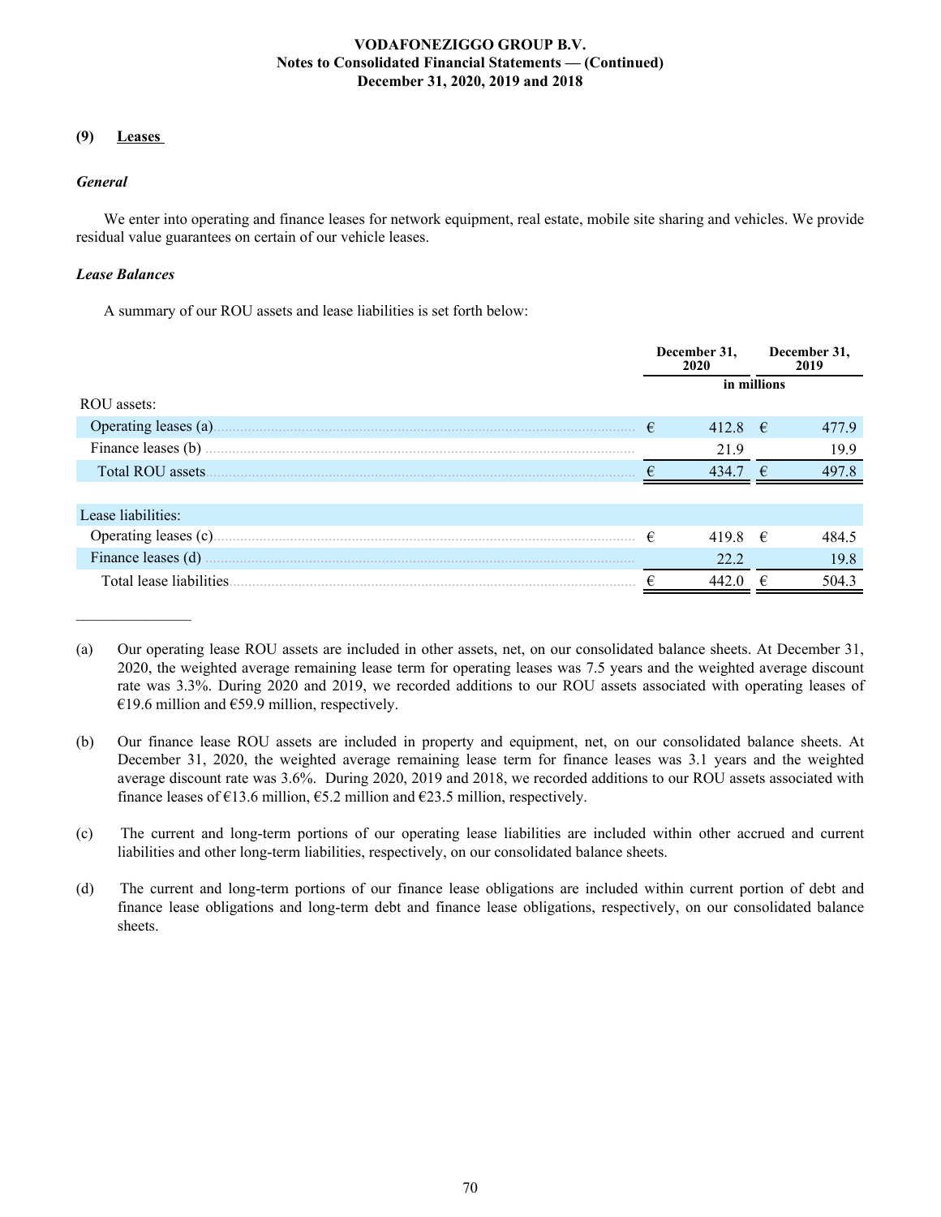## (9) Leases

### *General*

We enter into operating and finance leases for network equipment, real estate, mobile site sharing and vehicles. We provide residual value guarantees on certain of our vehicle leases.

### *Lease Balances*

A summary of our ROU assets and lease liabilities is set forth below:

| | December 31, 2020 | December 31, 2019 |
|---|---|---|
| | in millions | |
| ROU assets: | | |
| Operating leases (a) | € 412.8 | € 477.9 |
| Finance leases (b) | 21.9 | 19.9 |
| Total ROU assets | € 434.7 | € 497.8 |
| | | |
| Lease liabilities: | | |
| Operating leases (c) | € 419.8 | € 484.5 |
| Finance leases (d) | 22.2 | 19.8 |
| Total lease liabilities | € 442.0 | € 504.3 |

_______________

(a) Our operating lease ROU assets are included in other assets, net, on our consolidated balance sheets. At December 31, 2020, the weighted average remaining lease term for operating leases was 7.5 years and the weighted average discount rate was 3.3%. During 2020 and 2019, we recorded additions to our ROU assets associated with operating leases of €19.6 million and €59.9 million, respectively.

(b) Our finance lease ROU assets are included in property and equipment, net, on our consolidated balance sheets. At December 31, 2020, the weighted average remaining lease term for finance leases was 3.1 years and the weighted average discount rate was 3.6%. During 2020, 2019 and 2018, we recorded additions to our ROU assets associated with finance leases of €13.6 million, €5.2 million and €23.5 million, respectively.

(c) The current and long-term portions of our operating lease liabilities are included within other accrued and current liabilities and other long-term liabilities, respectively, on our consolidated balance sheets.

(d) The current and long-term portions of our finance lease obligations are included within current portion of debt and finance lease obligations and long-term debt and finance lease obligations, respectively, on our consolidated balance sheets.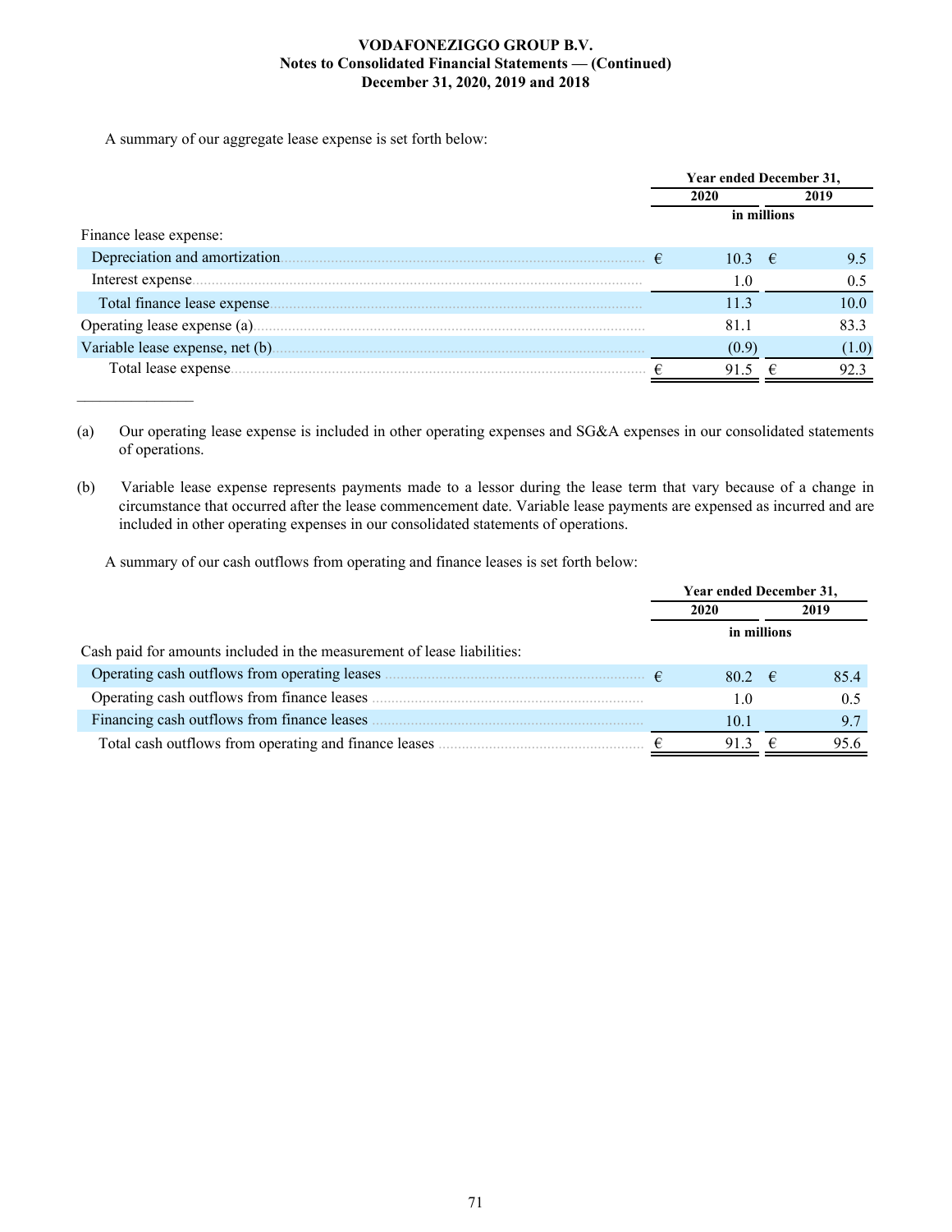A summary of our aggregate lease expense is set forth below:

| | Year ended December 31, | |
|---|---|---|
| | 2020 | 2019 |
| | in millions | |
| Finance lease expense: | | |
| Depreciation and amortization | € 10.3 | € 9.5 |
| Interest expense | 1.0 | 0.5 |
| Total finance lease expense | 11.3 | 10.0 |
| Operating lease expense (a) | 81.1 | 83.3 |
| Variable lease expense, net (b) | (0.9) | (1.0) |
| Total lease expense | € 91.5 | € 92.3 |

_______________

(a) Our operating lease expense is included in other operating expenses and SG&A expenses in our consolidated statements of operations.

(b) Variable lease expense represents payments made to a lessor during the lease term that vary because of a change in circumstance that occurred after the lease commencement date. Variable lease payments are expensed as incurred and are included in other operating expenses in our consolidated statements of operations.

A summary of our cash outflows from operating and finance leases is set forth below:

| | Year ended December 31, | |
|---|---|---|
| | 2020 | 2019 |
| | in millions | |
| Cash paid for amounts included in the measurement of lease liabilities: | | |
| Operating cash outflows from operating leases | € 80.2 | € 85.4 |
| Operating cash outflows from finance leases | 1.0 | 0.5 |
| Financing cash outflows from finance leases | 10.1 | 9.7 |
| Total cash outflows from operating and finance leases | € 91.3 | € 95.6 |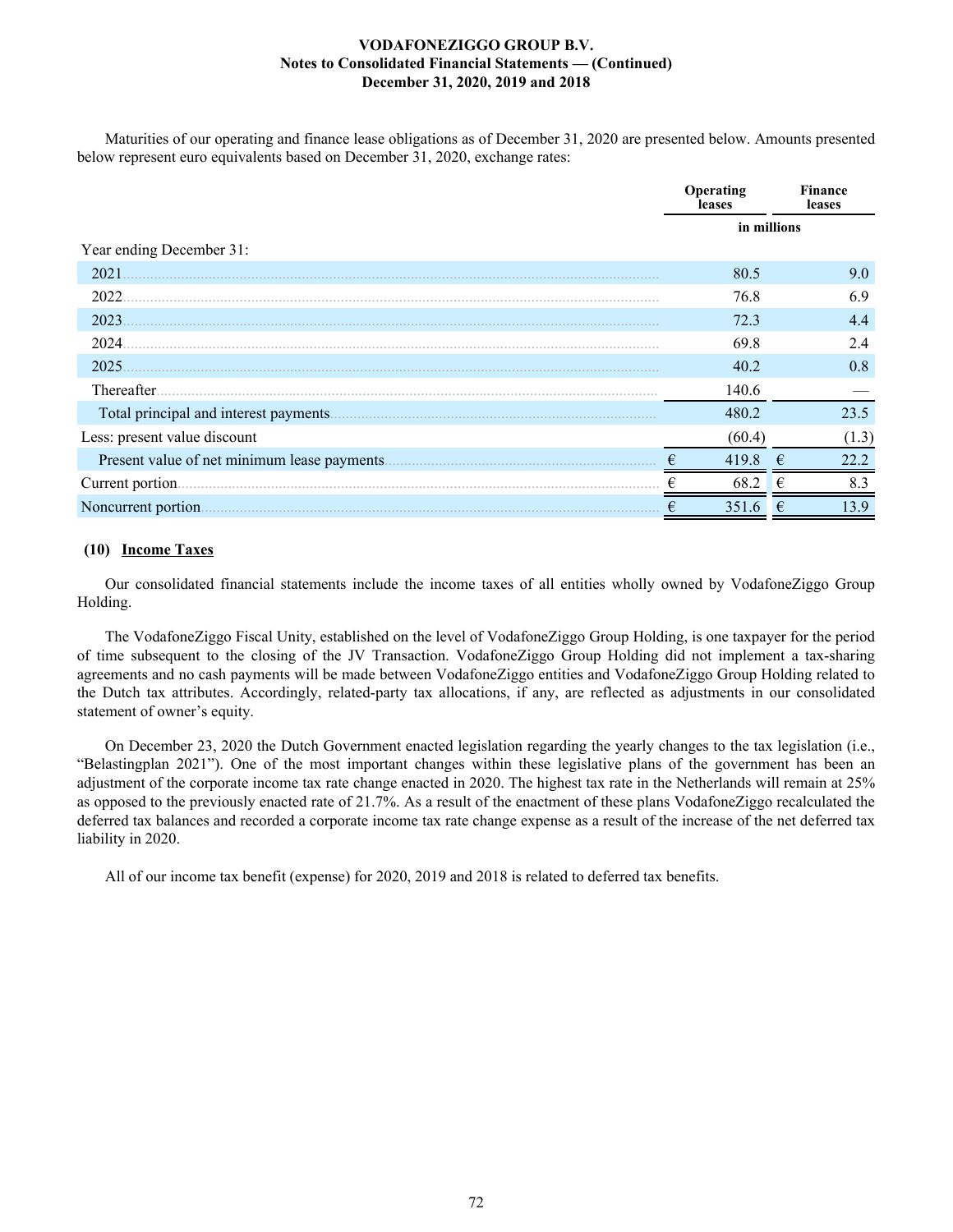Maturities of our operating and finance lease obligations as of December 31, 2020 are presented below. Amounts presented below represent euro equivalents based on December 31, 2020, exchange rates:

| | Operating leases | Finance leases |
|---|---|---|
| | in millions | |
| Year ending December 31: | | |
| 2021 | 80.5 | 9.0 |
| 2022 | 76.8 | 6.9 |
| 2023 | 72.3 | 4.4 |
| 2024 | 69.8 | 2.4 |
| 2025 | 40.2 | 0.8 |
| Thereafter | 140.6 | — |
| Total principal and interest payments | 480.2 | 23.5 |
| Less: present value discount | (60.4) | (1.3) |
| Present value of net minimum lease payments | € 419.8 | € 22.2 |
| Current portion | € 68.2 | € 8.3 |
| Noncurrent portion | € 351.6 | € 13.9 |

## (10) Income Taxes

Our consolidated financial statements include the income taxes of all entities wholly owned by VodafoneZiggo Group Holding.

The VodafoneZiggo Fiscal Unity, established on the level of VodafoneZiggo Group Holding, is one taxpayer for the period of time subsequent to the closing of the JV Transaction. VodafoneZiggo Group Holding did not implement a tax-sharing agreements and no cash payments will be made between VodafoneZiggo entities and VodafoneZiggo Group Holding related to the Dutch tax attributes. Accordingly, related-party tax allocations, if any, are reflected as adjustments in our consolidated statement of owner's equity.

On December 23, 2020 the Dutch Government enacted legislation regarding the yearly changes to the tax legislation (i.e., "Belastingplan 2021"). One of the most important changes within these legislative plans of the government has been an adjustment of the corporate income tax rate change enacted in 2020. The highest tax rate in the Netherlands will remain at 25% as opposed to the previously enacted rate of 21.7%. As a result of the enactment of these plans VodafoneZiggo recalculated the deferred tax balances and recorded a corporate income tax rate change expense as a result of the increase of the net deferred tax liability in 2020.

All of our income tax benefit (expense) for 2020, 2019 and 2018 is related to deferred tax benefits.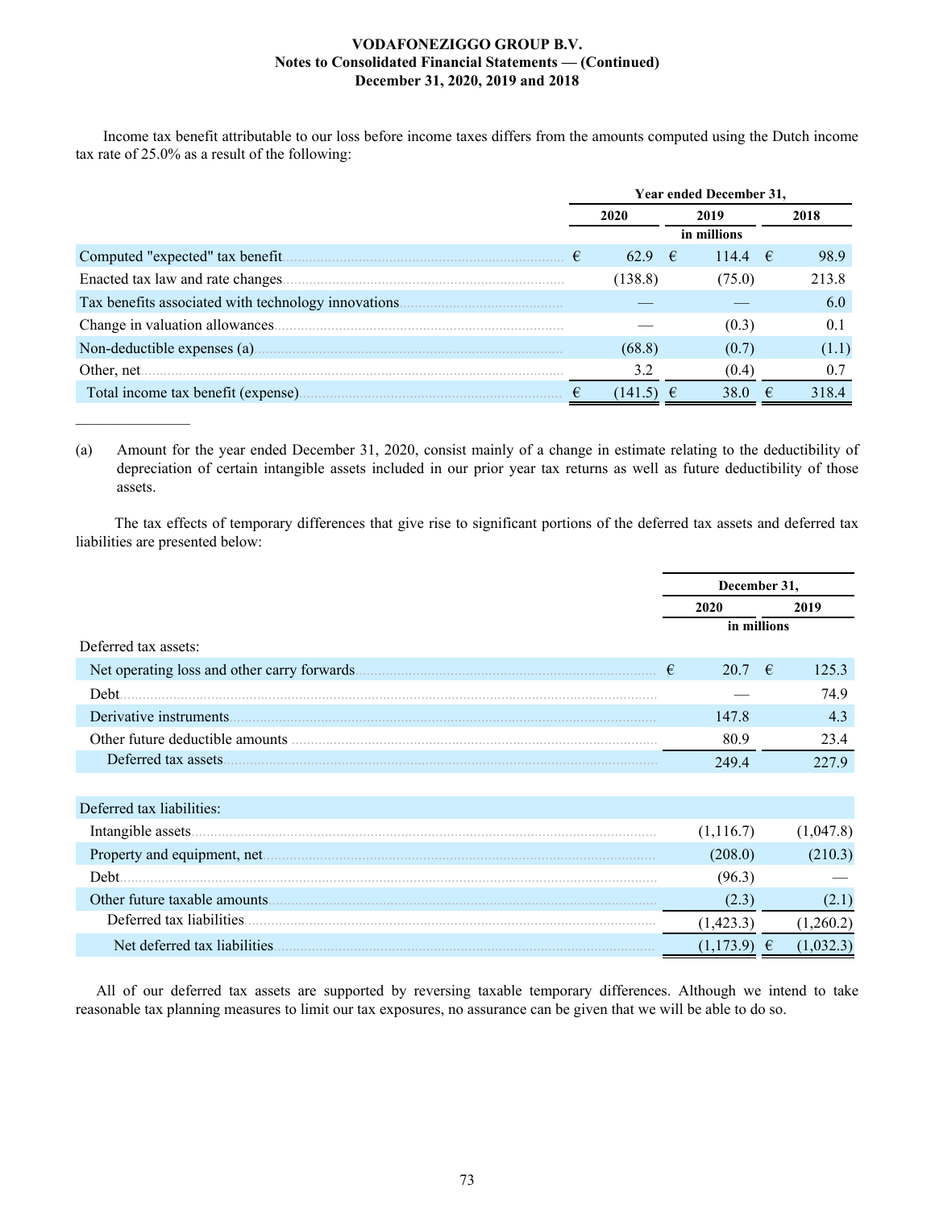Income tax benefit attributable to our loss before income taxes differs from the amounts computed using the Dutch income tax rate of 25.0% as a result of the following:

| | Year ended December 31, | | |
|---|---|---|---|
| | 2020 | 2019 | 2018 |
| | | in millions | |
| Computed "expected" tax benefit | € 62.9 | € 114.4 | € 98.9 |
| Enacted tax law and rate changes | (138.8) | (75.0) | 213.8 |
| Tax benefits associated with technology innovations | — | — | 6.0 |
| Change in valuation allowances | — | (0.3) | 0.1 |
| Non-deductible expenses (a) | (68.8) | (0.7) | (1.1) |
| Other, net | 3.2 | (0.4) | 0.7 |
| Total income tax benefit (expense) | € (141.5) | € 38.0 | € 318.4 |

(a) Amount for the year ended December 31, 2020, consist mainly of a change in estimate relating to the deductibility of depreciation of certain intangible assets included in our prior year tax returns as well as future deductibility of those assets.

The tax effects of temporary differences that give rise to significant portions of the deferred tax assets and deferred tax liabilities are presented below:

| | December 31, | |
|---|---|---|
| | 2020 | 2019 |
| | in millions | |
| Deferred tax assets: | | |
| Net operating loss and other carry forwards | € 20.7 | € 125.3 |
| Debt | — | 74.9 |
| Derivative instruments | 147.8 | 4.3 |
| Other future deductible amounts | 80.9 | 23.4 |
| Deferred tax assets | 249.4 | 227.9 |
| | | |
| Deferred tax liabilities: | | |
| Intangible assets | (1,116.7) | (1,047.8) |
| Property and equipment, net | (208.0) | (210.3) |
| Debt | (96.3) | — |
| Other future taxable amounts | (2.3) | (2.1) |
| Deferred tax liabilities | (1,423.3) | (1,260.2) |
| Net deferred tax liabilities | (1,173.9) | € (1,032.3) |

All of our deferred tax assets are supported by reversing taxable temporary differences. Although we intend to take reasonable tax planning measures to limit our tax exposures, no assurance can be given that we will be able to do so.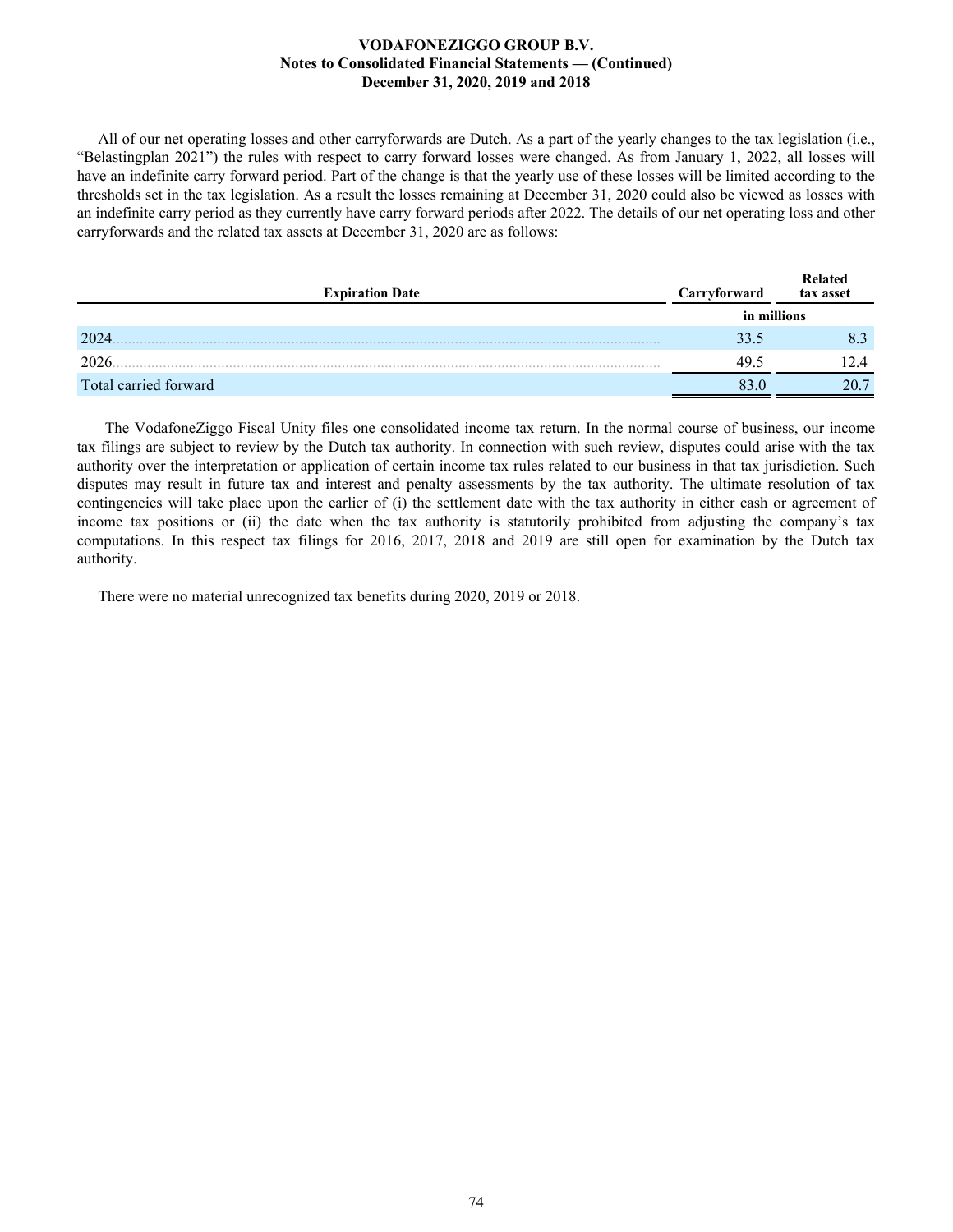All of our net operating losses and other carryforwards are Dutch. As a part of the yearly changes to the tax legislation (i.e., "Belastingplan 2021") the rules with respect to carry forward losses were changed. As from January 1, 2022, all losses will have an indefinite carry forward period. Part of the change is that the yearly use of these losses will be limited according to the thresholds set in the tax legislation. As a result the losses remaining at December 31, 2020 could also be viewed as losses with an indefinite carry period as they currently have carry forward periods after 2022. The details of our net operating loss and other carryforwards and the related tax assets at December 31, 2020 are as follows:

| Expiration Date | Carryforward | Related tax asset |
|---|---|---|
| | in millions | |
| 2024 | 33.5 | 8.3 |
| 2026 | 49.5 | 12.4 |
| Total carried forward | 83.0 | 20.7 |

The VodafoneZiggo Fiscal Unity files one consolidated income tax return. In the normal course of business, our income tax filings are subject to review by the Dutch tax authority. In connection with such review, disputes could arise with the tax authority over the interpretation or application of certain income tax rules related to our business in that tax jurisdiction. Such disputes may result in future tax and interest and penalty assessments by the tax authority. The ultimate resolution of tax contingencies will take place upon the earlier of (i) the settlement date with the tax authority in either cash or agreement of income tax positions or (ii) the date when the tax authority is statutorily prohibited from adjusting the company's tax computations. In this respect tax filings for 2016, 2017, 2018 and 2019 are still open for examination by the Dutch tax authority.

There were no material unrecognized tax benefits during 2020, 2019 or 2018.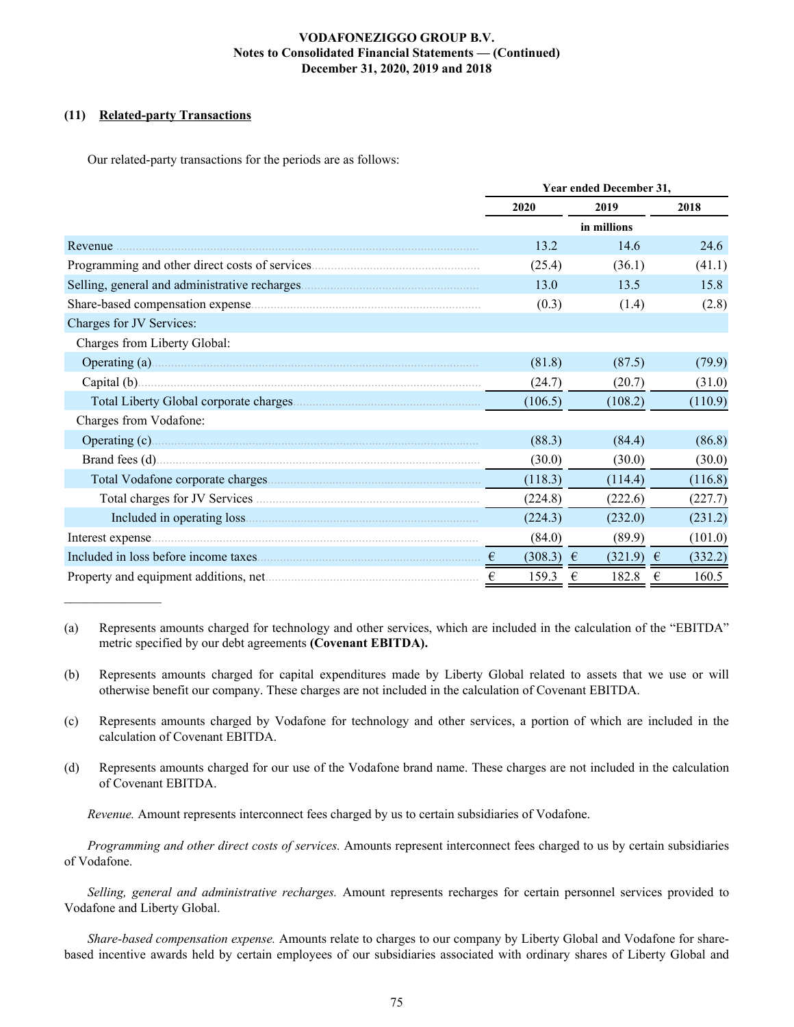### (11) Related-party Transactions

Our related-party transactions for the periods are as follows:

| | Year ended December 31, | | |
|---|---|---|---|
| | 2020 | 2019 | 2018 |
| | in millions | | |
| Revenue | 13.2 | 14.6 | 24.6 |
| Programming and other direct costs of services | (25.4) | (36.1) | (41.1) |
| Selling, general and administrative recharges | 13.0 | 13.5 | 15.8 |
| Share-based compensation expense | (0.3) | (1.4) | (2.8) |
| Charges for JV Services: | | | |
| Charges from Liberty Global: | | | |
| Operating (a) | (81.8) | (87.5) | (79.9) |
| Capital (b) | (24.7) | (20.7) | (31.0) |
| Total Liberty Global corporate charges | (106.5) | (108.2) | (110.9) |
| Charges from Vodafone: | | | |
| Operating (c) | (88.3) | (84.4) | (86.8) |
| Brand fees (d) | (30.0) | (30.0) | (30.0) |
| Total Vodafone corporate charges | (118.3) | (114.4) | (116.8) |
| Total charges for JV Services | (224.8) | (222.6) | (227.7) |
| Included in operating loss | (224.3) | (232.0) | (231.2) |
| Interest expense | (84.0) | (89.9) | (101.0) |
| Included in loss before income taxes | € (308.3) | € (321.9) | € (332.2) |
| Property and equipment additions, net | € 159.3 | € 182.8 | € 160.5 |

_______________

(a) Represents amounts charged for technology and other services, which are included in the calculation of the "EBITDA" metric specified by our debt agreements **(Covenant EBITDA).**

(b) Represents amounts charged for capital expenditures made by Liberty Global related to assets that we use or will otherwise benefit our company. These charges are not included in the calculation of Covenant EBITDA.

(c) Represents amounts charged by Vodafone for technology and other services, a portion of which are included in the calculation of Covenant EBITDA.

(d) Represents amounts charged for our use of the Vodafone brand name. These charges are not included in the calculation of Covenant EBITDA.

*Revenue.* Amount represents interconnect fees charged by us to certain subsidiaries of Vodafone.

*Programming and other direct costs of services.* Amounts represent interconnect fees charged to us by certain subsidiaries of Vodafone.

*Selling, general and administrative recharges.* Amount represents recharges for certain personnel services provided to Vodafone and Liberty Global.

*Share-based compensation expense.* Amounts relate to charges to our company by Liberty Global and Vodafone for share-based incentive awards held by certain employees of our subsidiaries associated with ordinary shares of Liberty Global and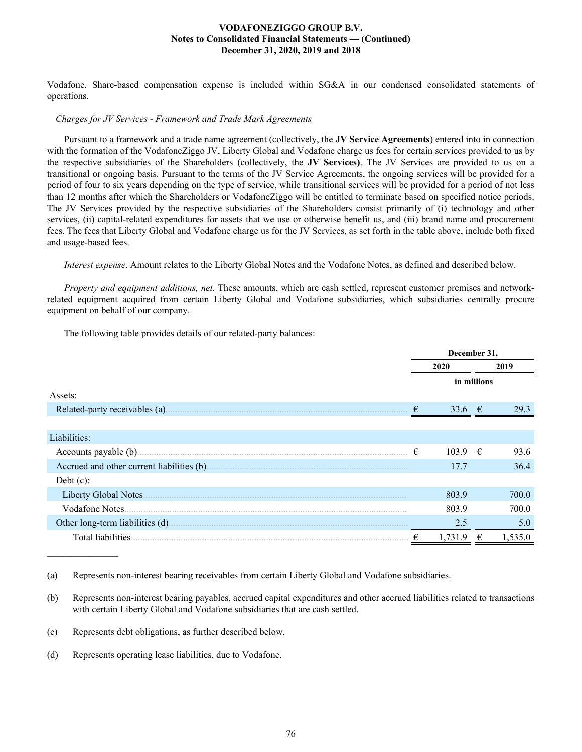Vodafone. Share-based compensation expense is included within SG&A in our condensed consolidated statements of operations.

*Charges for JV Services - Framework and Trade Mark Agreements*

Pursuant to a framework and a trade name agreement (collectively, the **JV Service Agreements**) entered into in connection with the formation of the VodafoneZiggo JV, Liberty Global and Vodafone charge us fees for certain services provided to us by the respective subsidiaries of the Shareholders (collectively, the **JV Services)**. The JV Services are provided to us on a transitional or ongoing basis. Pursuant to the terms of the JV Service Agreements, the ongoing services will be provided for a period of four to six years depending on the type of service, while transitional services will be provided for a period of not less than 12 months after which the Shareholders or VodafoneZiggo will be entitled to terminate based on specified notice periods. The JV Services provided by the respective subsidiaries of the Shareholders consist primarily of (i) technology and other services, (ii) capital-related expenditures for assets that we use or otherwise benefit us, and (iii) brand name and procurement fees. The fees that Liberty Global and Vodafone charge us for the JV Services, as set forth in the table above, include both fixed and usage-based fees.

*Interest expense*. Amount relates to the Liberty Global Notes and the Vodafone Notes, as defined and described below.

*Property and equipment additions, net.* These amounts, which are cash settled, represent customer premises and network-related equipment acquired from certain Liberty Global and Vodafone subsidiaries, which subsidiaries centrally procure equipment on behalf of our company.

The following table provides details of our related-party balances:

| | December 31, | |
|---|---|---|
| | 2020 | 2019 |
| | in millions | |
| Assets: | | |
| Related-party receivables (a) | € 33.6 | € 29.3 |
| Liabilities: | | |
| Accounts payable (b) | € 103.9 | € 93.6 |
| Accrued and other current liabilities (b) | 17.7 | 36.4 |
| Debt (c): | | |
| Liberty Global Notes | 803.9 | 700.0 |
| Vodafone Notes | 803.9 | 700.0 |
| Other long-term liabilities (d) | 2.5 | 5.0 |
| Total liabilities | € 1,731.9 | € 1,535.0 |

(a) Represents non-interest bearing receivables from certain Liberty Global and Vodafone subsidiaries.

(b) Represents non-interest bearing payables, accrued capital expenditures and other accrued liabilities related to transactions with certain Liberty Global and Vodafone subsidiaries that are cash settled.

(c) Represents debt obligations, as further described below.

(d) Represents operating lease liabilities, due to Vodafone.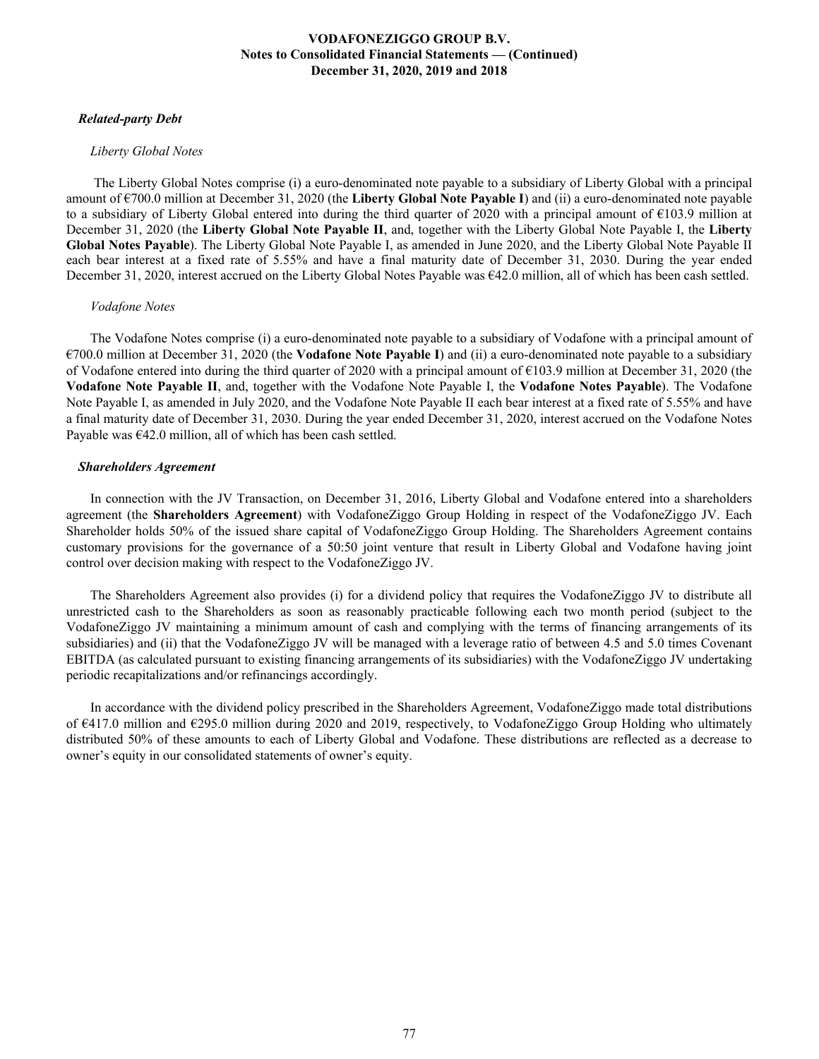### *Related-party Debt*

*Liberty Global Notes*

The Liberty Global Notes comprise (i) a euro-denominated note payable to a subsidiary of Liberty Global with a principal amount of €700.0 million at December 31, 2020 (the **Liberty Global Note Payable I**) and (ii) a euro-denominated note payable to a subsidiary of Liberty Global entered into during the third quarter of 2020 with a principal amount of €103.9 million at December 31, 2020 (the **Liberty Global Note Payable II**, and, together with the Liberty Global Note Payable I, the **Liberty Global Notes Payable**). The Liberty Global Note Payable I, as amended in June 2020, and the Liberty Global Note Payable II each bear interest at a fixed rate of 5.55% and have a final maturity date of December 31, 2030. During the year ended December 31, 2020, interest accrued on the Liberty Global Notes Payable was €42.0 million, all of which has been cash settled.

*Vodafone Notes*

The Vodafone Notes comprise (i) a euro-denominated note payable to a subsidiary of Vodafone with a principal amount of €700.0 million at December 31, 2020 (the **Vodafone Note Payable I**) and (ii) a euro-denominated note payable to a subsidiary of Vodafone entered into during the third quarter of 2020 with a principal amount of €103.9 million at December 31, 2020 (the **Vodafone Note Payable II**, and, together with the Vodafone Note Payable I, the **Vodafone Notes Payable**). The Vodafone Note Payable I, as amended in July 2020, and the Vodafone Note Payable II each bear interest at a fixed rate of 5.55% and have a final maturity date of December 31, 2030. During the year ended December 31, 2020, interest accrued on the Vodafone Notes Payable was €42.0 million, all of which has been cash settled.

### *Shareholders Agreement*

In connection with the JV Transaction, on December 31, 2016, Liberty Global and Vodafone entered into a shareholders agreement (the **Shareholders Agreement**) with VodafoneZiggo Group Holding in respect of the VodafoneZiggo JV. Each Shareholder holds 50% of the issued share capital of VodafoneZiggo Group Holding. The Shareholders Agreement contains customary provisions for the governance of a 50:50 joint venture that result in Liberty Global and Vodafone having joint control over decision making with respect to the VodafoneZiggo JV.

The Shareholders Agreement also provides (i) for a dividend policy that requires the VodafoneZiggo JV to distribute all unrestricted cash to the Shareholders as soon as reasonably practicable following each two month period (subject to the VodafoneZiggo JV maintaining a minimum amount of cash and complying with the terms of financing arrangements of its subsidiaries) and (ii) that the VodafoneZiggo JV will be managed with a leverage ratio of between 4.5 and 5.0 times Covenant EBITDA (as calculated pursuant to existing financing arrangements of its subsidiaries) with the VodafoneZiggo JV undertaking periodic recapitalizations and/or refinancings accordingly.

In accordance with the dividend policy prescribed in the Shareholders Agreement, VodafoneZiggo made total distributions of €417.0 million and €295.0 million during 2020 and 2019, respectively, to VodafoneZiggo Group Holding who ultimately distributed 50% of these amounts to each of Liberty Global and Vodafone. These distributions are reflected as a decrease to owner's equity in our consolidated statements of owner's equity.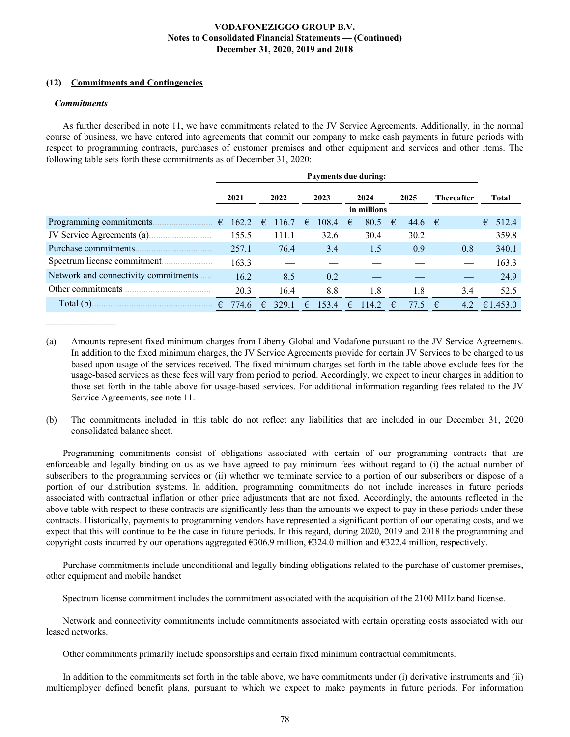#### (12) Commitments and Contingencies

***Commitments***

As further described in note 11, we have commitments related to the JV Service Agreements. Additionally, in the normal course of business, we have entered into agreements that commit our company to make cash payments in future periods with respect to programming contracts, purchases of customer premises and other equipment and services and other items. The following table sets forth these commitments as of December 31, 2020:

| | Payments due during: | | | | | | |
|---|---|---|---|---|---|---|---|
| | 2021 | 2022 | 2023 | 2024 | 2025 | Thereafter | Total |
| | in millions | | | | | | |
| Programming commitments | € 162.2 | € 116.7 | € 108.4 | € 80.5 | € 44.6 | € — | € 512.4 |
| JV Service Agreements (a) | 155.5 | 111.1 | 32.6 | 30.4 | 30.2 | — | 359.8 |
| Purchase commitments | 257.1 | 76.4 | 3.4 | 1.5 | 0.9 | 0.8 | 340.1 |
| Spectrum license commitment | 163.3 | — | — | — | — | — | 163.3 |
| Network and connectivity commitments | 16.2 | 8.5 | 0.2 | — | — | — | 24.9 |
| Other commitments | 20.3 | 16.4 | 8.8 | 1.8 | 1.8 | 3.4 | 52.5 |
| Total (b) | € 774.6 | € 329.1 | € 153.4 | € 114.2 | € 77.5 | € 4.2 | € 1,453.0 |

_______________

(a) Amounts represent fixed minimum charges from Liberty Global and Vodafone pursuant to the JV Service Agreements. In addition to the fixed minimum charges, the JV Service Agreements provide for certain JV Services to be charged to us based upon usage of the services received. The fixed minimum charges set forth in the table above exclude fees for the usage-based services as these fees will vary from period to period. Accordingly, we expect to incur charges in addition to those set forth in the table above for usage-based services. For additional information regarding fees related to the JV Service Agreements, see note 11.

(b) The commitments included in this table do not reflect any liabilities that are included in our December 31, 2020 consolidated balance sheet.

Programming commitments consist of obligations associated with certain of our programming contracts that are enforceable and legally binding on us as we have agreed to pay minimum fees without regard to (i) the actual number of subscribers to the programming services or (ii) whether we terminate service to a portion of our subscribers or dispose of a portion of our distribution systems. In addition, programming commitments do not include increases in future periods associated with contractual inflation or other price adjustments that are not fixed. Accordingly, the amounts reflected in the above table with respect to these contracts are significantly less than the amounts we expect to pay in these periods under these contracts. Historically, payments to programming vendors have represented a significant portion of our operating costs, and we expect that this will continue to be the case in future periods. In this regard, during 2020, 2019 and 2018 the programming and copyright costs incurred by our operations aggregated €306.9 million, €324.0 million and €322.4 million, respectively.

Purchase commitments include unconditional and legally binding obligations related to the purchase of customer premises, other equipment and mobile handset

Spectrum license commitment includes the commitment associated with the acquisition of the 2100 MHz band license.

Network and connectivity commitments include commitments associated with certain operating costs associated with our leased networks.

Other commitments primarily include sponsorships and certain fixed minimum contractual commitments.

In addition to the commitments set forth in the table above, we have commitments under (i) derivative instruments and (ii) multiemployer defined benefit plans, pursuant to which we expect to make payments in future periods. For information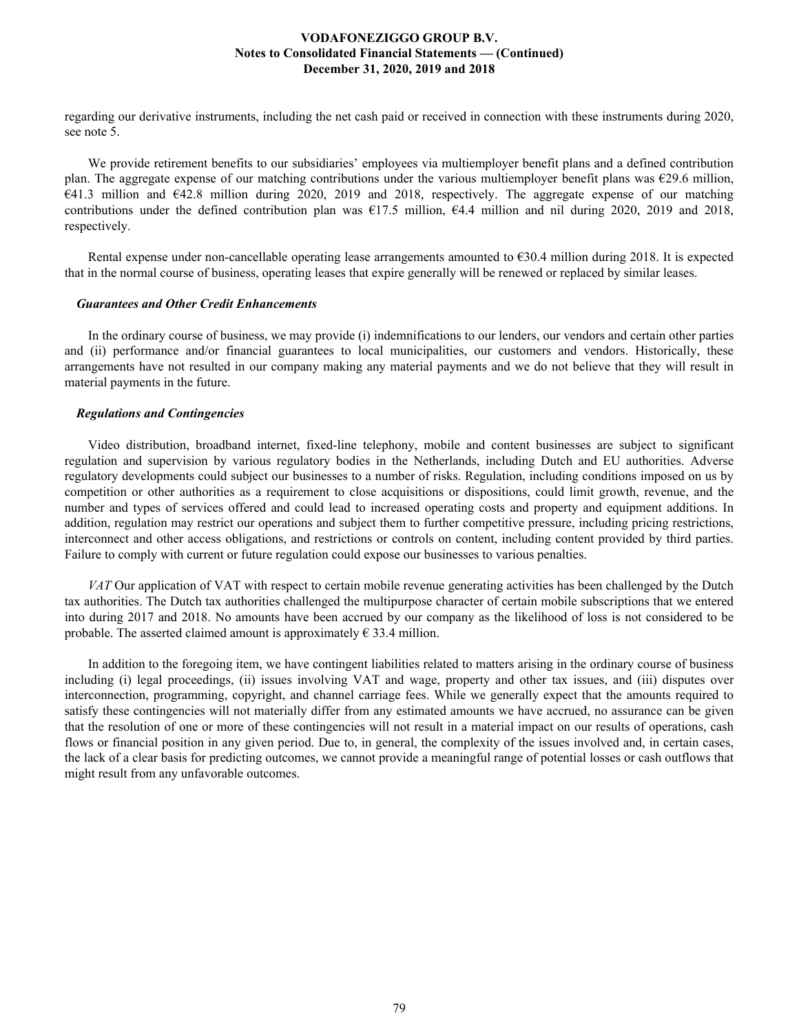regarding our derivative instruments, including the net cash paid or received in connection with these instruments during 2020, see note 5.

We provide retirement benefits to our subsidiaries' employees via multiemployer benefit plans and a defined contribution plan. The aggregate expense of our matching contributions under the various multiemployer benefit plans was €29.6 million, €41.3 million and €42.8 million during 2020, 2019 and 2018, respectively. The aggregate expense of our matching contributions under the defined contribution plan was €17.5 million, €4.4 million and nil during 2020, 2019 and 2018, respectively.

Rental expense under non-cancellable operating lease arrangements amounted to €30.4 million during 2018. It is expected that in the normal course of business, operating leases that expire generally will be renewed or replaced by similar leases.

### *Guarantees and Other Credit Enhancements*

In the ordinary course of business, we may provide (i) indemnifications to our lenders, our vendors and certain other parties and (ii) performance and/or financial guarantees to local municipalities, our customers and vendors. Historically, these arrangements have not resulted in our company making any material payments and we do not believe that they will result in material payments in the future.

### *Regulations and Contingencies*

Video distribution, broadband internet, fixed-line telephony, mobile and content businesses are subject to significant regulation and supervision by various regulatory bodies in the Netherlands, including Dutch and EU authorities. Adverse regulatory developments could subject our businesses to a number of risks. Regulation, including conditions imposed on us by competition or other authorities as a requirement to close acquisitions or dispositions, could limit growth, revenue, and the number and types of services offered and could lead to increased operating costs and property and equipment additions. In addition, regulation may restrict our operations and subject them to further competitive pressure, including pricing restrictions, interconnect and other access obligations, and restrictions or controls on content, including content provided by third parties. Failure to comply with current or future regulation could expose our businesses to various penalties.

*VAT* Our application of VAT with respect to certain mobile revenue generating activities has been challenged by the Dutch tax authorities. The Dutch tax authorities challenged the multipurpose character of certain mobile subscriptions that we entered into during 2017 and 2018. No amounts have been accrued by our company as the likelihood of loss is not considered to be probable. The asserted claimed amount is approximately € 33.4 million.

In addition to the foregoing item, we have contingent liabilities related to matters arising in the ordinary course of business including (i) legal proceedings, (ii) issues involving VAT and wage, property and other tax issues, and (iii) disputes over interconnection, programming, copyright, and channel carriage fees. While we generally expect that the amounts required to satisfy these contingencies will not materially differ from any estimated amounts we have accrued, no assurance can be given that the resolution of one or more of these contingencies will not result in a material impact on our results of operations, cash flows or financial position in any given period. Due to, in general, the complexity of the issues involved and, in certain cases, the lack of a clear basis for predicting outcomes, we cannot provide a meaningful range of potential losses or cash outflows that might result from any unfavorable outcomes.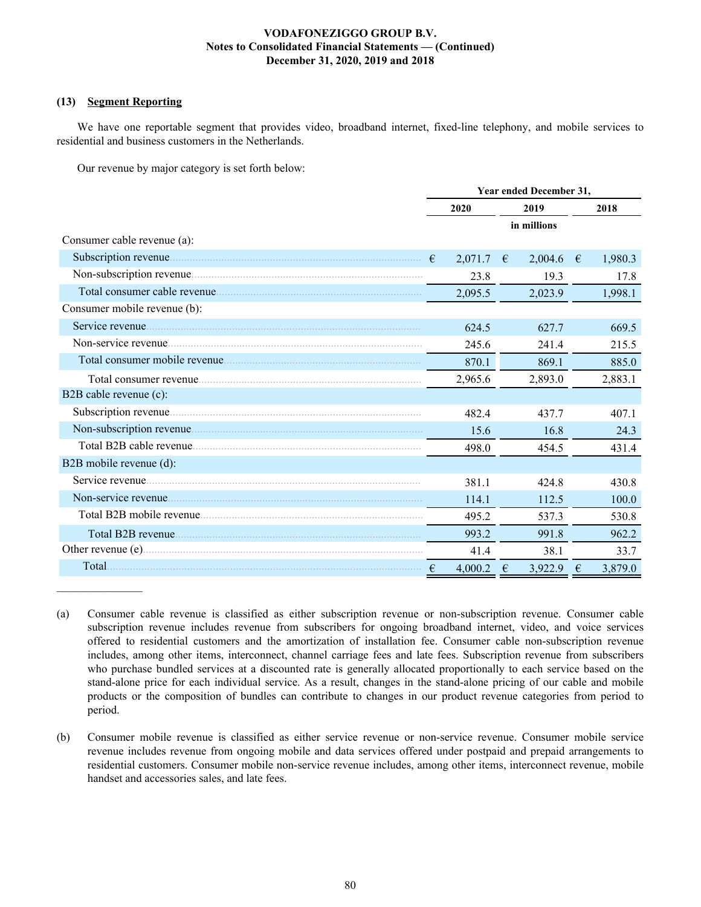### (13) Segment Reporting

We have one reportable segment that provides video, broadband internet, fixed-line telephony, and mobile services to residential and business customers in the Netherlands.

Our revenue by major category is set forth below:

| | Year ended December 31, | | |
|---|---|---|---|
| | 2020 | 2019 | 2018 |
| | | in millions | |
| Consumer cable revenue (a): | | | |
| Subscription revenue | € 2,071.7 | € 2,004.6 | € 1,980.3 |
| Non-subscription revenue | 23.8 | 19.3 | 17.8 |
| Total consumer cable revenue | 2,095.5 | 2,023.9 | 1,998.1 |
| Consumer mobile revenue (b): | | | |
| Service revenue | 624.5 | 627.7 | 669.5 |
| Non-service revenue | 245.6 | 241.4 | 215.5 |
| Total consumer mobile revenue | 870.1 | 869.1 | 885.0 |
| Total consumer revenue | 2,965.6 | 2,893.0 | 2,883.1 |
| B2B cable revenue (c): | | | |
| Subscription revenue | 482.4 | 437.7 | 407.1 |
| Non-subscription revenue | 15.6 | 16.8 | 24.3 |
| Total B2B cable revenue | 498.0 | 454.5 | 431.4 |
| B2B mobile revenue (d): | | | |
| Service revenue | 381.1 | 424.8 | 430.8 |
| Non-service revenue | 114.1 | 112.5 | 100.0 |
| Total B2B mobile revenue | 495.2 | 537.3 | 530.8 |
| Total B2B revenue | 993.2 | 991.8 | 962.2 |
| Other revenue (e) | 41.4 | 38.1 | 33.7 |
| Total | € 4,000.2 | € 3,922.9 | € 3,879.0 |

---

(a) Consumer cable revenue is classified as either subscription revenue or non-subscription revenue. Consumer cable subscription revenue includes revenue from subscribers for ongoing broadband internet, video, and voice services offered to residential customers and the amortization of installation fee. Consumer cable non-subscription revenue includes, among other items, interconnect, channel carriage fees and late fees. Subscription revenue from subscribers who purchase bundled services at a discounted rate is generally allocated proportionally to each service based on the stand-alone price for each individual service. As a result, changes in the stand-alone pricing of our cable and mobile products or the composition of bundles can contribute to changes in our product revenue categories from period to period.

(b) Consumer mobile revenue is classified as either service revenue or non-service revenue. Consumer mobile service revenue includes revenue from ongoing mobile and data services offered under postpaid and prepaid arrangements to residential customers. Consumer mobile non-service revenue includes, among other items, interconnect revenue, mobile handset and accessories sales, and late fees.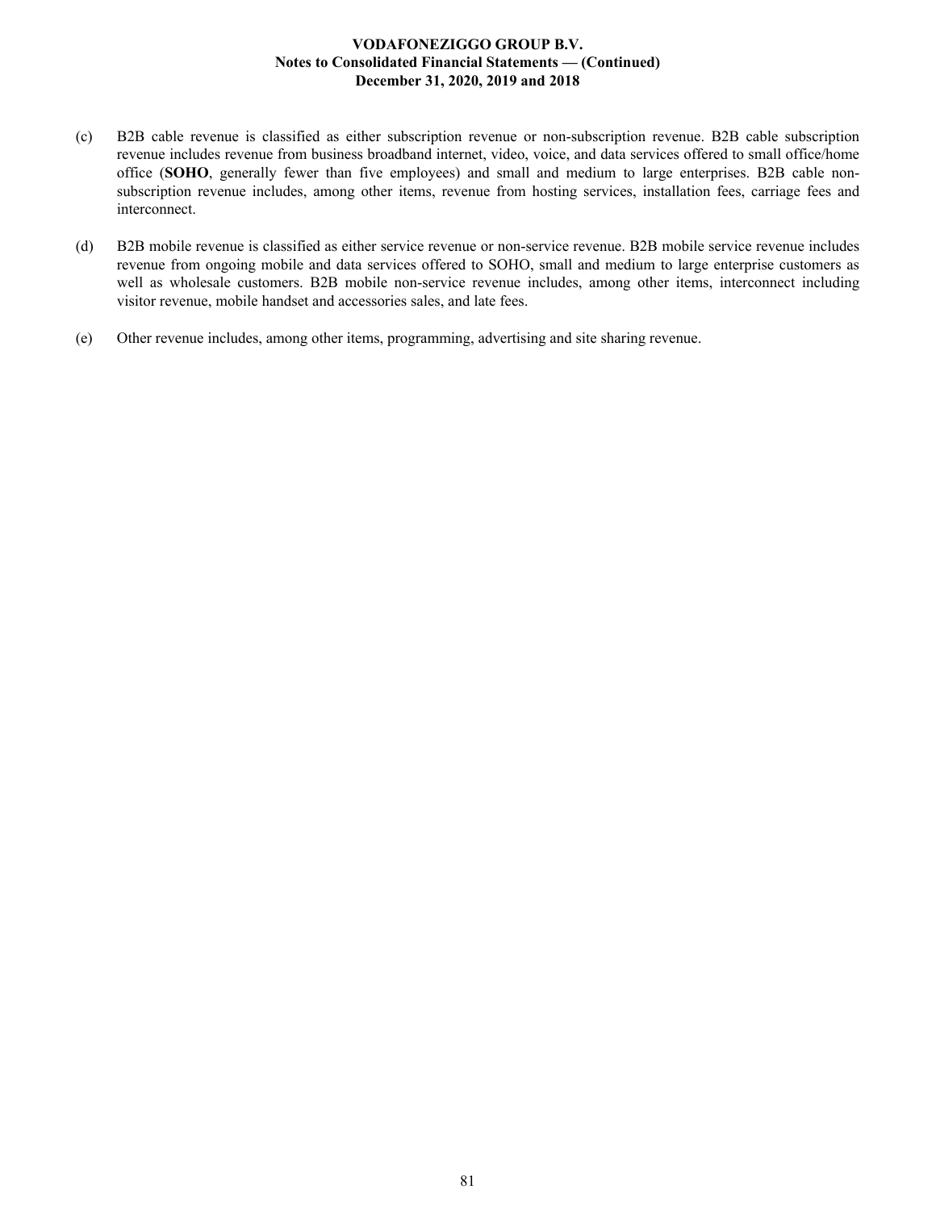(c) B2B cable revenue is classified as either subscription revenue or non-subscription revenue. B2B cable subscription revenue includes revenue from business broadband internet, video, voice, and data services offered to small office/home office (**SOHO**, generally fewer than five employees) and small and medium to large enterprises. B2B cable non-subscription revenue includes, among other items, revenue from hosting services, installation fees, carriage fees and interconnect.

(d) B2B mobile revenue is classified as either service revenue or non-service revenue. B2B mobile service revenue includes revenue from ongoing mobile and data services offered to SOHO, small and medium to large enterprise customers as well as wholesale customers. B2B mobile non-service revenue includes, among other items, interconnect including visitor revenue, mobile handset and accessories sales, and late fees.

(e) Other revenue includes, among other items, programming, advertising and site sharing revenue.